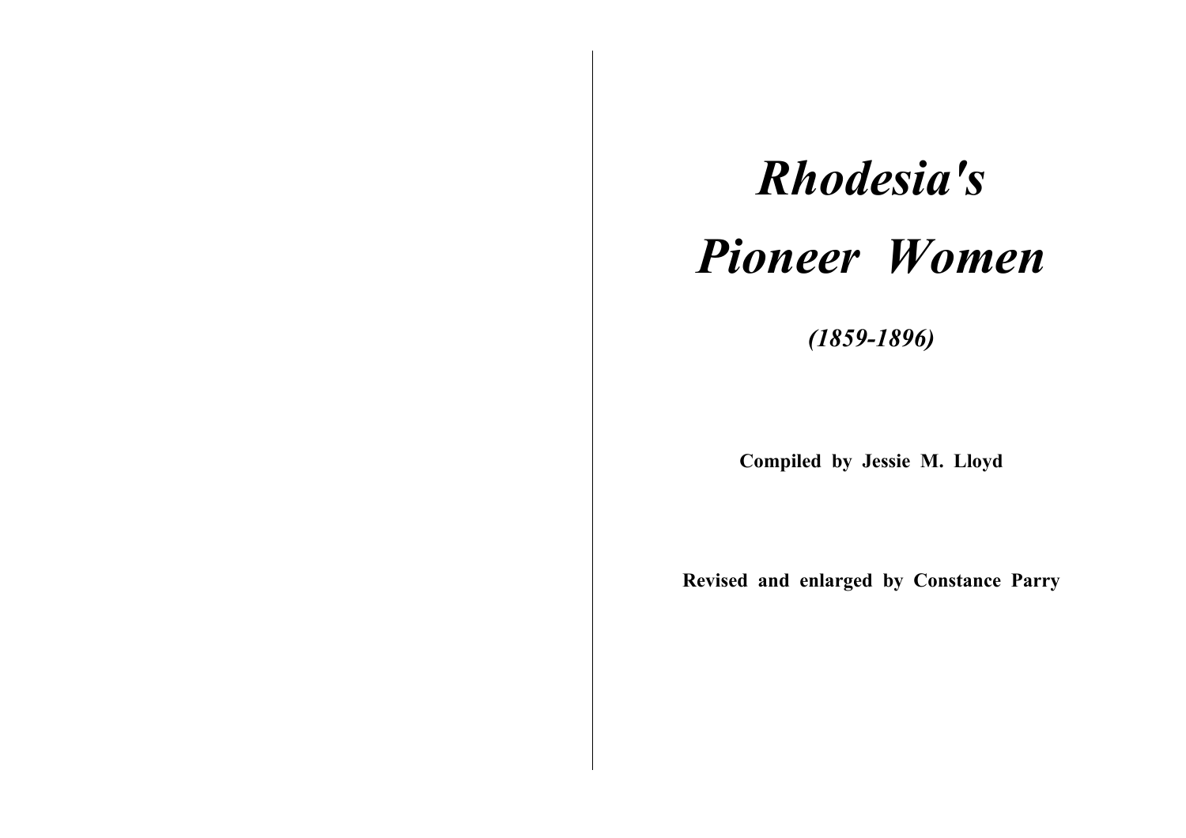# *Rhodesia's Pioneer Women*

***(1859-1896)***

**Compiled by Jessie M. Lloyd**

**Revised and enlarged by Constance Parry**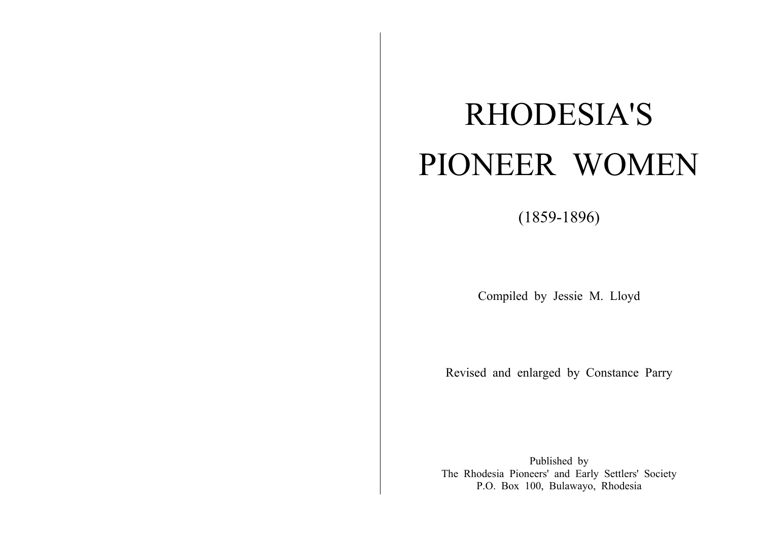# RHODESIA'S PIONEER WOMEN

(1859-1896)

Compiled by Jessie M. Lloyd

Revised and enlarged by Constance Parry

Published by
The Rhodesia Pioneers' and Early Settlers' Society
P.O. Box 100, Bulawayo, Rhodesia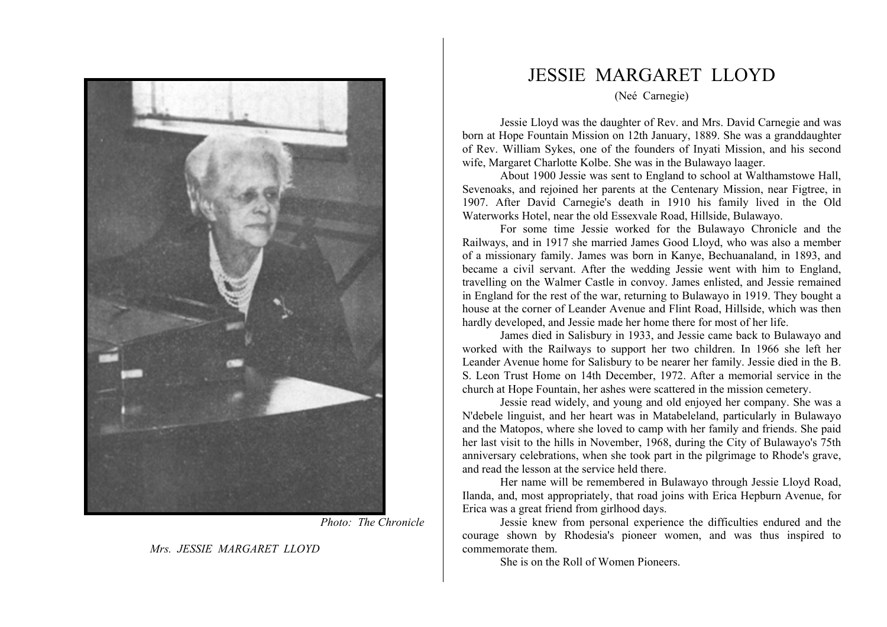Photo: *The Chronicle*

*Mrs. JESSIE MARGARET LLOYD*

# JESSIE MARGARET LLOYD

(Neé Carnegie)

Jessie Lloyd was the daughter of Rev. and Mrs. David Carnegie and was born at Hope Fountain Mission on 12th January, 1889. She was a granddaughter of Rev. William Sykes, one of the founders of Inyati Mission, and his second wife, Margaret Charlotte Kolbe. She was in the Bulawayo laager.

About 1900 Jessie was sent to England to school at Walthamstowe Hall, Sevenoaks, and rejoined her parents at the Centenary Mission, near Figtree, in 1907. After David Carnegie's death in 1910 his family lived in the Old Waterworks Hotel, near the old Essexvale Road, Hillside, Bulawayo.

For some time Jessie worked for the Bulawayo Chronicle and the Railways, and in 1917 she married James Good Lloyd, who was also a member of a missionary family. James was born in Kanye, Bechuanaland, in 1893, and became a civil servant. After the wedding Jessie went with him to England, travelling on the Walmer Castle in convoy. James enlisted, and Jessie remained in England for the rest of the war, returning to Bulawayo in 1919. They bought a house at the corner of Leander Avenue and Flint Road, Hillside, which was then hardly developed, and Jessie made her home there for most of her life.

James died in Salisbury in 1933, and Jessie came back to Bulawayo and worked with the Railways to support her two children. In 1966 she left her Leander Avenue home for Salisbury to be nearer her family. Jessie died in the B. S. Leon Trust Home on 14th December, 1972. After a memorial service in the church at Hope Fountain, her ashes were scattered in the mission cemetery.

Jessie read widely, and young and old enjoyed her company. She was a N'debele linguist, and her heart was in Matabeleland, particularly in Bulawayo and the Matopos, where she loved to camp with her family and friends. She paid her last visit to the hills in November, 1968, during the City of Bulawayo's 75th anniversary celebrations, when she took part in the pilgrimage to Rhode's grave, and read the lesson at the service held there.

Her name will be remembered in Bulawayo through Jessie Lloyd Road, Ilanda, and, most appropriately, that road joins with Erica Hepburn Avenue, for Erica was a great friend from girlhood days.

Jessie knew from personal experience the difficulties endured and the courage shown by Rhodesia's pioneer women, and was thus inspired to commemorate them.

She is on the Roll of Women Pioneers.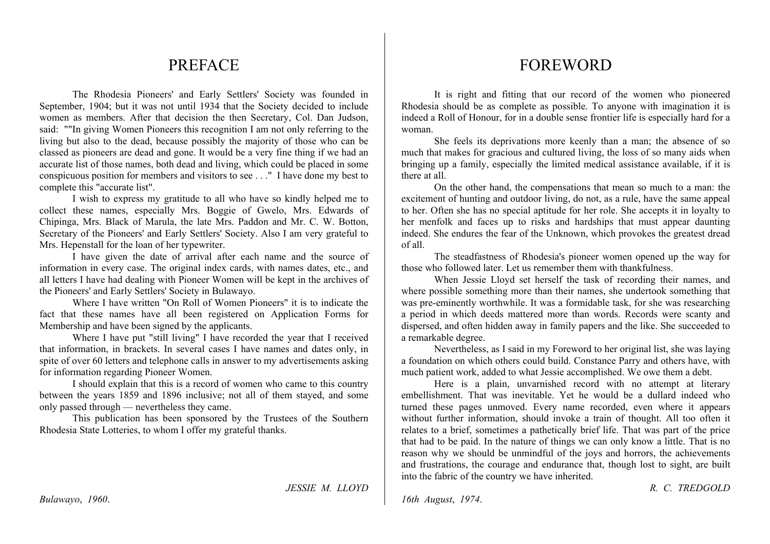# PREFACE

The Rhodesia Pioneers' and Early Settlers' Society was founded in September, 1904; but it was not until 1934 that the Society decided to include women as members. After that decision the then Secretary, Col. Dan Judson, said: ""In giving Women Pioneers this recognition I am not only referring to the living but also to the dead, because possibly the majority of those who can be classed as pioneers are dead and gone. It would be a very fine thing if we had an accurate list of those names, both dead and living, which could be placed in some conspicuous position for members and visitors to see . . ." I have done my best to complete this "accurate list".

I wish to express my gratitude to all who have so kindly helped me to collect these names, especially Mrs. Boggie of Gwelo, Mrs. Edwards of Chipinga, Mrs. Black of Marula, the late Mrs. Paddon and Mr. C. W. Botton, Secretary of the Pioneers' and Early Settlers' Society. Also I am very grateful to Mrs. Hepenstall for the loan of her typewriter.

I have given the date of arrival after each name and the source of information in every case. The original index cards, with names dates, etc., and all letters I have had dealing with Pioneer Women will be kept in the archives of the Pioneers' and Early Settlers' Society in Bulawayo.

Where I have written "On Roll of Women Pioneers" it is to indicate the fact that these names have all been registered on Application Forms for Membership and have been signed by the applicants.

Where I have put "still living" I have recorded the year that I received that information, in brackets. In several cases I have names and dates only, in spite of over 60 letters and telephone calls in answer to my advertisements asking for information regarding Pioneer Women.

I should explain that this is a record of women who came to this country between the years 1859 and 1896 inclusive; not all of them stayed, and some only passed through — nevertheless they came.

This publication has been sponsored by the Trustees of the Southern Rhodesia State Lotteries, to whom I offer my grateful thanks.

*JESSIE M. LLOYD*

*Bulawayo, 1960.*

# FOREWORD

It is right and fitting that our record of the women who pioneered Rhodesia should be as complete as possible. To anyone with imagination it is indeed a Roll of Honour, for in a double sense frontier life is especially hard for a woman.

She feels its deprivations more keenly than a man; the absence of so much that makes for gracious and cultured living, the loss of so many aids when bringing up a family, especially the limited medical assistance available, if it is there at all.

On the other hand, the compensations that mean so much to a man: the excitement of hunting and outdoor living, do not, as a rule, have the same appeal to her. Often she has no special aptitude for her role. She accepts it in loyalty to her menfolk and faces up to risks and hardships that must appear daunting indeed. She endures the fear of the Unknown, which provokes the greatest dread of all.

The steadfastness of Rhodesia's pioneer women opened up the way for those who followed later. Let us remember them with thankfulness.

When Jessie Lloyd set herself the task of recording their names, and where possible something more than their names, she undertook something that was pre-eminently worthwhile. It was a formidable task, for she was researching a period in which deeds mattered more than words. Records were scanty and dispersed, and often hidden away in family papers and the like. She succeeded to a remarkable degree.

Nevertheless, as I said in my Foreword to her original list, she was laying a foundation on which others could build. Constance Parry and others have, with much patient work, added to what Jessie accomplished. We owe them a debt.

Here is a plain, unvarnished record with no attempt at literary embellishment. That was inevitable. Yet he would be a dullard indeed who turned these pages unmoved. Every name recorded, even where it appears without further information, should invoke a train of thought. All too often it relates to a brief, sometimes a pathetically brief life. That was part of the price that had to be paid. In the nature of things we can only know a little. That is no reason why we should be unmindful of the joys and horrors, the achievements and frustrations, the courage and endurance that, though lost to sight, are built into the fabric of the country we have inherited.

*R. C. TREDGOLD*

*16th August, 1974.*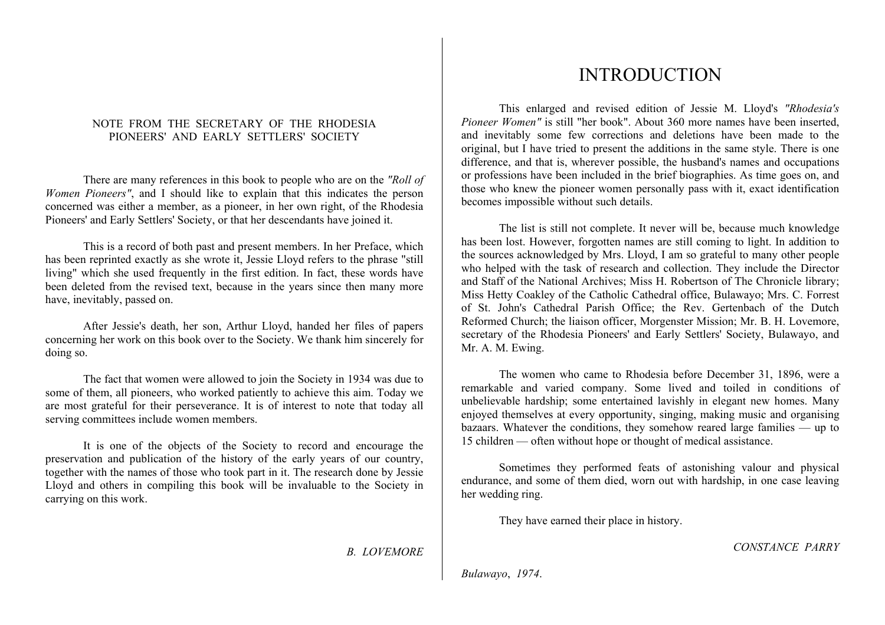NOTE FROM THE SECRETARY OF THE RHODESIA PIONEERS' AND EARLY SETTLERS' SOCIETY

There are many references in this book to people who are on the *"Roll of Women Pioneers"*, and I should like to explain that this indicates the person concerned was either a member, as a pioneer, in her own right, of the Rhodesia Pioneers' and Early Settlers' Society, or that her descendants have joined it.

This is a record of both past and present members. In her Preface, which has been reprinted exactly as she wrote it, Jessie Lloyd refers to the phrase "still living" which she used frequently in the first edition. In fact, these words have been deleted from the revised text, because in the years since then many more have, inevitably, passed on.

After Jessie's death, her son, Arthur Lloyd, handed her files of papers concerning her work on this book over to the Society. We thank him sincerely for doing so.

The fact that women were allowed to join the Society in 1934 was due to some of them, all pioneers, who worked patiently to achieve this aim. Today we are most grateful for their perseverance. It is of interest to note that today all serving committees include women members.

It is one of the objects of the Society to record and encourage the preservation and publication of the history of the early years of our country, together with the names of those who took part in it. The research done by Jessie Lloyd and others in compiling this book will be invaluable to the Society in carrying on this work.

*B. LOVEMORE*

# INTRODUCTION

This enlarged and revised edition of Jessie M. Lloyd's *"Rhodesia's Pioneer Women"* is still "her book". About 360 more names have been inserted, and inevitably some few corrections and deletions have been made to the original, but I have tried to present the additions in the same style. There is one difference, and that is, wherever possible, the husband's names and occupations or professions have been included in the brief biographies. As time goes on, and those who knew the pioneer women personally pass with it, exact identification becomes impossible without such details.

The list is still not complete. It never will be, because much knowledge has been lost. However, forgotten names are still coming to light. In addition to the sources acknowledged by Mrs. Lloyd, I am so grateful to many other people who helped with the task of research and collection. They include the Director and Staff of the National Archives; Miss H. Robertson of The Chronicle library; Miss Hetty Coakley of the Catholic Cathedral office, Bulawayo; Mrs. C. Forrest of St. John's Cathedral Parish Office; the Rev. Gertenbach of the Dutch Reformed Church; the liaison officer, Morgenster Mission; Mr. B. H. Lovemore, secretary of the Rhodesia Pioneers' and Early Settlers' Society, Bulawayo, and Mr. A. M. Ewing.

The women who came to Rhodesia before December 31, 1896, were a remarkable and varied company. Some lived and toiled in conditions of unbelievable hardship; some entertained lavishly in elegant new homes. Many enjoyed themselves at every opportunity, singing, making music and organising bazaars. Whatever the conditions, they somehow reared large families — up to 15 children — often without hope or thought of medical assistance.

Sometimes they performed feats of astonishing valour and physical endurance, and some of them died, worn out with hardship, in one case leaving her wedding ring.

They have earned their place in history.

*CONSTANCE PARRY*

*Bulawayo*, *1974*.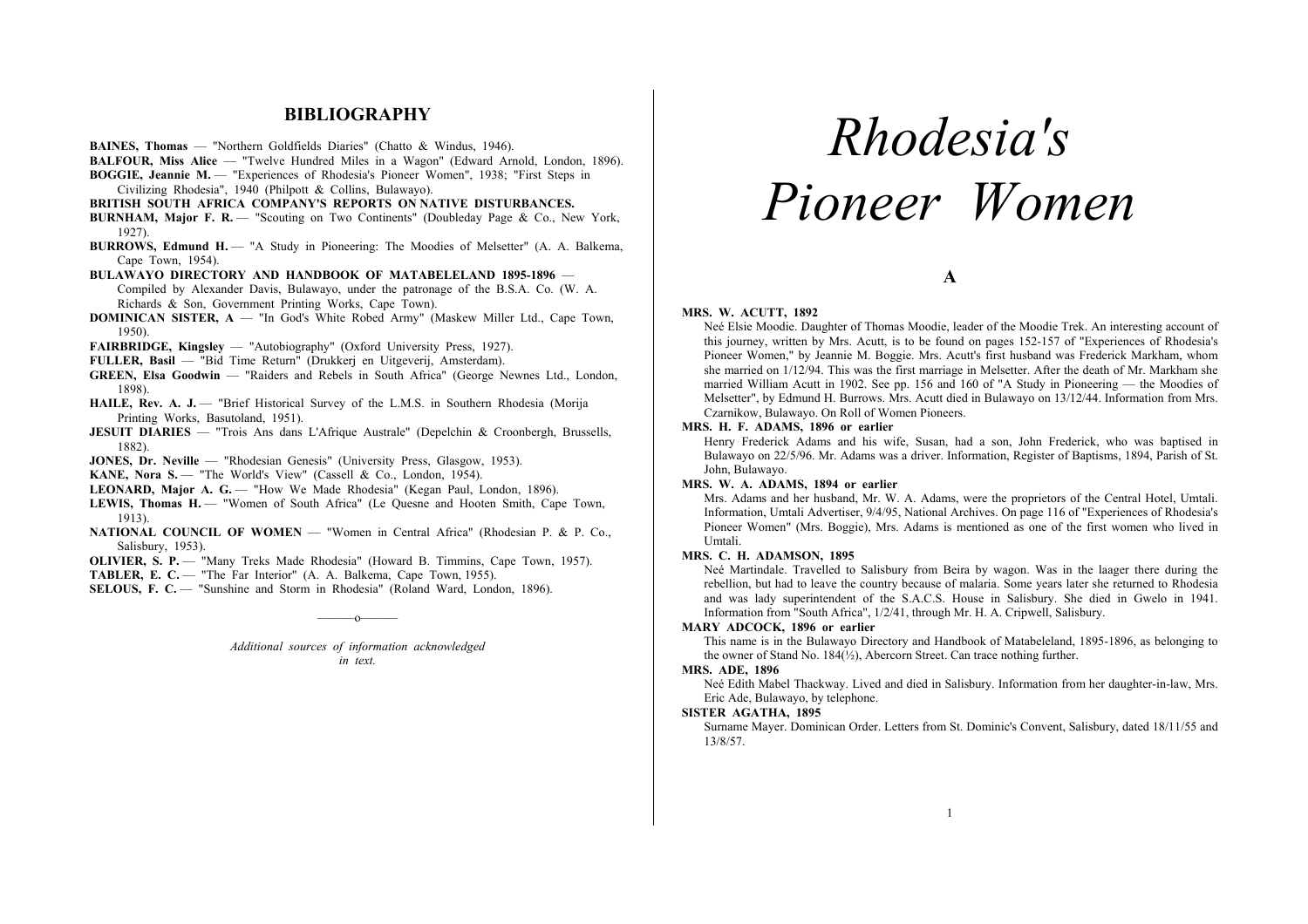## BIBLIOGRAPHY

**BAINES, Thomas** — "Northern Goldfields Diaries" (Chatto & Windus, 1946).

**BALFOUR, Miss Alice** — "Twelve Hundred Miles in a Wagon" (Edward Arnold, London, 1896).

**BOGGIE, Jeannie M.** — "Experiences of Rhodesia's Pioneer Women", 1938; "First Steps in Civilizing Rhodesia", 1940 (Philpott & Collins, Bulawayo).

**BRITISH SOUTH AFRICA COMPANY'S REPORTS ON NATIVE DISTURBANCES.**

**BURNHAM, Major F. R.** — "Scouting on Two Continents" (Doubleday Page & Co., New York, 1927).

**BURROWS, Edmund H.** — "A Study in Pioneering: The Moodies of Melsetter" (A. A. Balkema, Cape Town, 1954).

**BULAWAYO DIRECTORY AND HANDBOOK OF MATABELELAND 1895-1896** — Compiled by Alexander Davis, Bulawayo, under the patronage of the B.S.A. Co. (W. A. Richards & Son, Government Printing Works, Cape Town).

**DOMINICAN SISTER, A** — "In God's White Robed Army" (Maskew Miller Ltd., Cape Town, 1950).

**FAIRBRIDGE, Kingsley** — "Autobiography" (Oxford University Press, 1927).

**FULLER, Basil** — "Bid Time Return" (Drukkerj en Uitgeverij, Amsterdam).

**GREEN, Elsa Goodwin** — "Raiders and Rebels in South Africa" (George Newnes Ltd., London, 1898).

**HAILE, Rev. A. J.** — "Brief Historical Survey of the L.M.S. in Southern Rhodesia (Morija Printing Works, Basutoland, 1951).

**JESUIT DIARIES** — "Trois Ans dans L'Afrique Australe" (Depelchin & Croonbergh, Brussells, 1882).

**JONES, Dr. Neville** — "Rhodesian Genesis" (University Press, Glasgow, 1953).

**KANE, Nora S.** — "The World's View" (Cassell & Co., London, 1954).

**LEONARD, Major A. G.** — "How We Made Rhodesia" (Kegan Paul, London, 1896).

**LEWIS, Thomas H.** — "Women of South Africa" (Le Quesne and Hooten Smith, Cape Town, 1913).

**NATIONAL COUNCIL OF WOMEN** — "Women in Central Africa" (Rhodesian P. & P. Co., Salisbury, 1953).

**OLIVIER, S. P.** — "Many Treks Made Rhodesia" (Howard B. Timmins, Cape Town, 1957).

**TABLER, E. C.** — "The Far Interior" (A. A. Balkema, Cape Town, 1955).

**SELOUS, F. C.** — "Sunshine and Storm in Rhodesia" (Roland Ward, London, 1896).

———o———

*Additional sources of information acknowledged in text.*

# *Rhodesia's Pioneer Women*

## A

**MRS. W. ACUTT, 1892**

Neé Elsie Moodie. Daughter of Thomas Moodie, leader of the Moodie Trek. An interesting account of this journey, written by Mrs. Acutt, is to be found on pages 152-157 of "Experiences of Rhodesia's Pioneer Women," by Jeannie M. Boggie. Mrs. Acutt's first husband was Frederick Markham, whom she married on 1/12/94. This was the first marriage in Melsetter. After the death of Mr. Markham she married William Acutt in 1902. See pp. 156 and 160 of "A Study in Pioneering — the Moodies of Melsetter", by Edmund H. Burrows. Mrs. Acutt died in Bulawayo on 13/12/44. Information from Mrs. Czarnikow, Bulawayo. On Roll of Women Pioneers.

**MRS. H. F. ADAMS, 1896 or earlier**

Henry Frederick Adams and his wife, Susan, had a son, John Frederick, who was baptised in Bulawayo on 22/5/96. Mr. Adams was a driver. Information, Register of Baptisms, 1894, Parish of St. John, Bulawayo.

**MRS. W. A. ADAMS, 1894 or earlier**

Mrs. Adams and her husband, Mr. W. A. Adams, were the proprietors of the Central Hotel, Umtali. Information, Umtali Advertiser, 9/4/95, National Archives. On page 116 of "Experiences of Rhodesia's Pioneer Women" (Mrs. Boggie), Mrs. Adams is mentioned as one of the first women who lived in Umtali.

**MRS. C. H. ADAMSON, 1895**

Neé Martindale. Travelled to Salisbury from Beira by wagon. Was in the laager there during the rebellion, but had to leave the country because of malaria. Some years later she returned to Rhodesia and was lady superintendent of the S.A.C.S. House in Salisbury. She died in Gwelo in 1941. Information from "South Africa", 1/2/41, through Mr. H. A. Cripwell, Salisbury.

**MARY ADCOCK, 1896 or earlier**

This name is in the Bulawayo Directory and Handbook of Matabeleland, 1895-1896, as belonging to the owner of Stand No. 184(½), Abercorn Street. Can trace nothing further.

**MRS. ADE, 1896**

Neé Edith Mabel Thackway. Lived and died in Salisbury. Information from her daughter-in-law, Mrs. Eric Ade, Bulawayo, by telephone.

**SISTER AGATHA, 1895**

Surname Mayer. Dominican Order. Letters from St. Dominic's Convent, Salisbury, dated 18/11/55 and 13/8/57.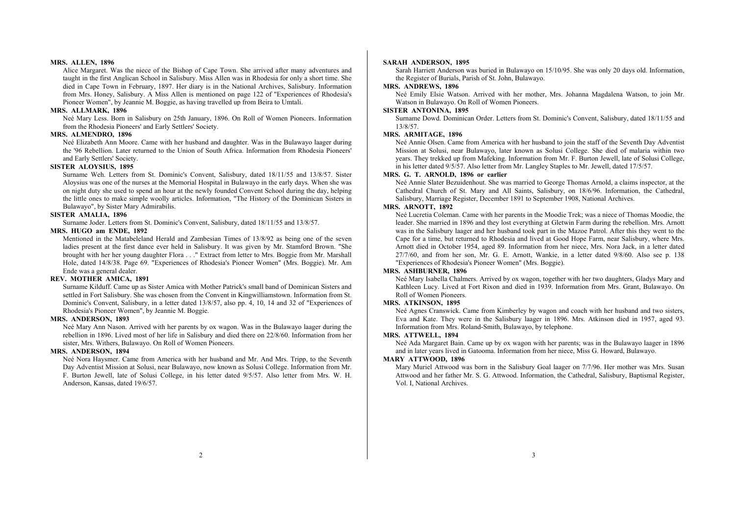**MRS. ALLEN, 1896**

Alice Margaret. Was the niece of the Bishop of Cape Town. She arrived after many adventures and taught in the first Anglican School in Salisbury. Miss Allen was in Rhodesia for only a short time. She died in Cape Town in February, 1897. Her diary is in the National Archives, Salisbury. Information from Mrs. Honey, Salisbury. A Miss Allen is mentioned on page 122 of "Experiences of Rhodesia's Pioneer Women", by Jeannie M. Boggie, as having travelled up from Beira to Umtali.

**MRS. ALLMARK, 1896**

Neé Mary Less. Born in Salisbury on 25th January, 1896. On Roll of Women Pioneers. Information from the Rhodesia Pioneers' and Early Settlers' Society.

**MRS. ALMENDRO, 1896**

Neé Elizabeth Ann Moore. Came with her husband and daughter. Was in the Bulawayo laager during the '96 Rebellion. Later returned to the Union of South Africa. Information from Rhodesia Pioneers' and Early Settlers' Society.

**SISTER ALOYSIUS, 1895**

Surname Weh. Letters from St. Dominic's Convent, Salisbury, dated 18/11/55 and 13/8/57. Sister Aloysius was one of the nurses at the Memorial Hospital in Bulawayo in the early days. When she was on night duty she used to spend an hour at the newly founded Convent School during the day, helping the little ones to make simple woolly articles. Information, "The History of the Dominican Sisters in Bulawayo", by Sister Mary Admirabilis.

**SISTER AMALIA, 1896**

Surname Joder. Letters from St. Dominic's Convent, Salisbury, dated 18/11/55 and 13/8/57.

**MRS. HUGO am ENDE, 1892**

Mentioned in the Matabeleland Herald and Zambesian Times of 13/8/92 as being one of the seven ladies present at the first dance ever held in Salisbury. It was given by Mr. Stamford Brown. "She brought with her her young daughter Flora . . ." Extract from letter to Mrs. Boggie from Mr. Marshall Hole, dated 14/8/38. Page 69. "Experiences of Rhodesia's Pioneer Women" (Mrs. Boggie). Mr. Am Ende was a general dealer.

**REV. MOTHER AMICA, 1891**

Surname Kilduff. Came up as Sister Amica with Mother Patrick's small band of Dominican Sisters and settled in Fort Salisbury. She was chosen from the Convent in Kingwilliamstown. Information from St. Dominic's Convent, Salisbury, in a letter dated 13/8/57, also pp. 4, 10, 14 and 32 of "Experiences of Rhodesia's Pioneer Women", by Jeannie M. Boggie.

**MRS. ANDERSON, 1893**

Neé Mary Ann Nason. Arrived with her parents by ox wagon. Was in the Bulawayo laager during the rebellion in 1896. Lived most of her life in Salisbury and died there on 22/8/60. Information from her sister, Mrs. Withers, Bulawayo. On Roll of Women Pioneers.

**MRS. ANDERSON, 1894**

Neé Nora Haysmer. Came from America with her husband and Mr. And Mrs. Tripp, to the Seventh Day Adventist Mission at Solusi, near Bulawayo, now known as Solusi College. Information from Mr. F. Burton Jewell, late of Solusi College, in his letter dated 9/5/57. Also letter from Mrs. W. H. Anderson, Kansas, dated 19/6/57.

**SARAH ANDERSON, 1895**

Sarah Harriett Anderson was buried in Bulawayo on 15/10/95. She was only 20 days old. Information, the Register of Burials, Parish of St. John, Bulawayo.

**MRS. ANDREWS, 1896**

Neé Emily Elsie Watson. Arrived with her mother, Mrs. Johanna Magdalena Watson, to join Mr. Watson in Bulawayo. On Roll of Women Pioneers.

**SISTER ANTONINA, 1895**

Surname Dowd. Dominican Order. Letters from St. Dominic's Convent, Salisbury, dated 18/11/55 and 13/8/57.

**MRS. ARMITAGE, 1896**

Neé Annie Olsen. Came from America with her husband to join the staff of the Seventh Day Adventist Mission at Solusi, near Bulawayo, later known as Solusi College. She died of malaria within two years. They trekked up from Mafeking. Information from Mr. F. Burton Jewell, late of Solusi College, in his letter dated 9/5/57. Also letter from Mr. Langley Staples to Mr. Jewell, dated 17/5/57.

**MRS. G. T. ARNOLD, 1896 or earlier**

Neé Annie Slater Bezuidenhout. She was married to George Thomas Arnold, a claims inspector, at the Cathedral Church of St. Mary and All Saints, Salisbury, on 18/6/96. Information, the Cathedral, Salisbury, Marriage Register, December 1891 to September 1908, National Archives.

**MRS. ARNOTT, 1892**

Neé Lucretia Coleman. Came with her parents in the Moodie Trek; was a niece of Thomas Moodie, the leader. She married in 1896 and they lost everything at Gletwin Farm during the rebellion. Mrs. Arnott was in the Salisbury laager and her husband took part in the Mazoe Patrol. After this they went to the Cape for a time, but returned to Rhodesia and lived at Good Hope Farm, near Salisbury, where Mrs. Arnott died in October 1954, aged 89. Information from her niece, Mrs. Nora Jack, in a letter dated 27/7/60, and from her son, Mr. G. E. Arnott, Wankie, in a letter dated 9/8/60. Also see p. 138 "Experiences of Rhodesia's Pioneer Women" (Mrs. Boggie).

**MRS. ASHBURNER, 1896**

Neé Mary Isabella Chalmers. Arrived by ox wagon, together with her two daughters, Gladys Mary and Kathleen Lucy. Lived at Fort Rixon and died in 1939. Information from Mrs. Grant, Bulawayo. On Roll of Women Pioneers.

**MRS. ATKINSON, 1895**

Neé Agnes Cranswick. Came from Kimberley by wagon and coach with her husband and two sisters, Eva and Kate. They were in the Salisbury laager in 1896. Mrs. Atkinson died in 1957, aged 93. Information from Mrs. Roland-Smith, Bulawayo, by telephone.

**MRS. ATTWELL, 1894**

Neé Ada Margaret Bain. Came up by ox wagon with her parents; was in the Bulawayo laager in 1896 and in later years lived in Gatooma. Information from her niece, Miss G. Howard, Bulawayo.

**MARY ATTWOOD, 1896**

Mary Muriel Attwood was born in the Salisbury Goal laager on 7/7/96. Her mother was Mrs. Susan Attwood and her father Mr. S. G. Attwood. Information, the Cathedral, Salisbury, Baptismal Register, Vol. I, National Archives.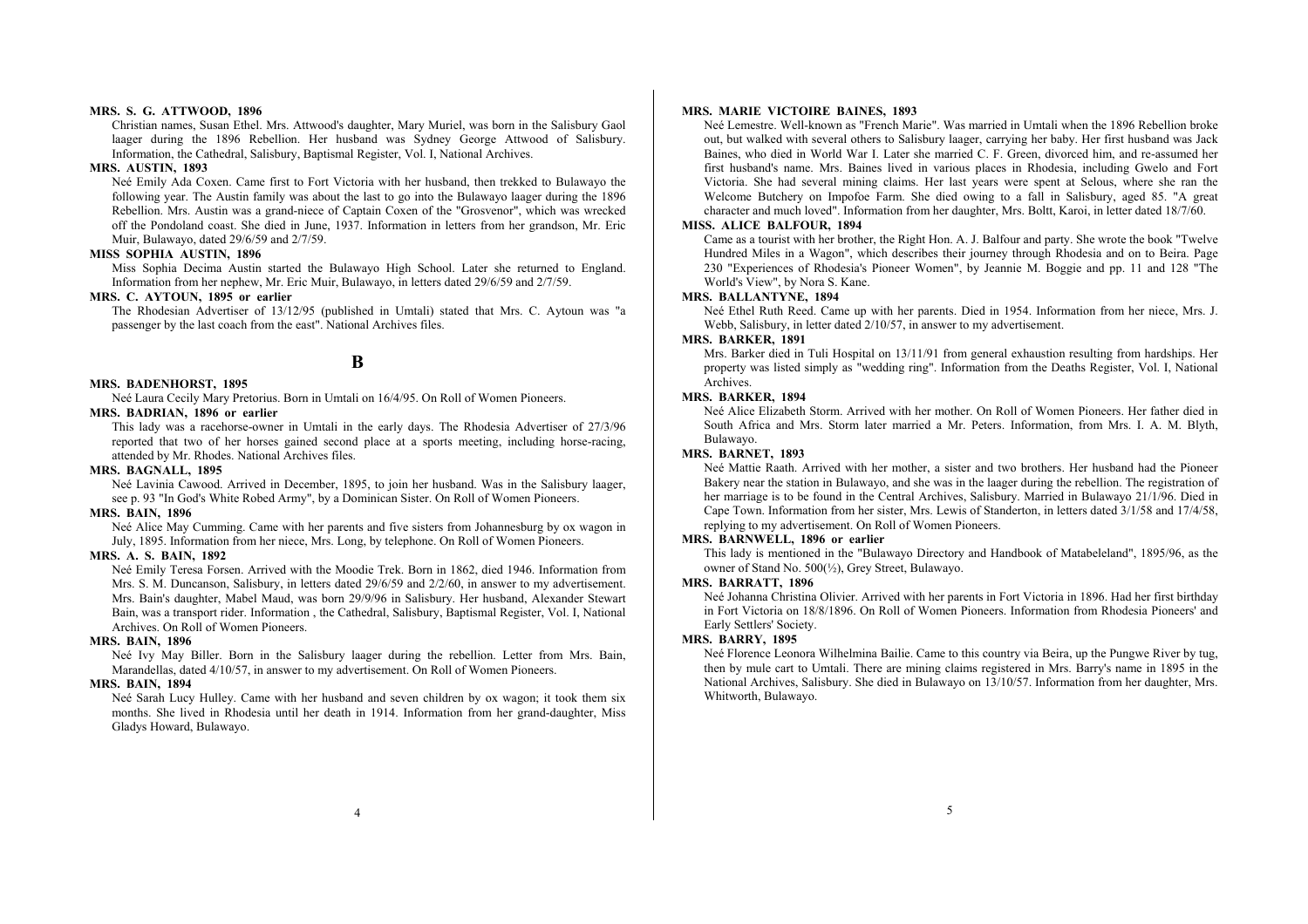**MRS. S. G. ATTWOOD, 1896**

Christian names, Susan Ethel. Mrs. Attwood's daughter, Mary Muriel, was born in the Salisbury Gaol laager during the 1896 Rebellion. Her husband was Sydney George Attwood of Salisbury. Information, the Cathedral, Salisbury, Baptismal Register, Vol. I, National Archives.

**MRS. AUSTIN, 1893**

Neé Emily Ada Coxen. Came first to Fort Victoria with her husband, then trekked to Bulawayo the following year. The Austin family was about the last to go into the Bulawayo laager during the 1896 Rebellion. Mrs. Austin was a grand-niece of Captain Coxen of the "Grosvenor", which was wrecked off the Pondoland coast. She died in June, 1937. Information in letters from her grandson, Mr. Eric Muir, Bulawayo, dated 29/6/59 and 2/7/59.

**MISS SOPHIA AUSTIN, 1896**

Miss Sophia Decima Austin started the Bulawayo High School. Later she returned to England. Information from her nephew, Mr. Eric Muir, Bulawayo, in letters dated 29/6/59 and 2/7/59.

**MRS. C. AYTOUN, 1895 or earlier**

The Rhodesian Advertiser of 13/12/95 (published in Umtali) stated that Mrs. C. Aytoun was "a passenger by the last coach from the east". National Archives files.

## B

**MRS. BADENHORST, 1895**

Neé Laura Cecily Mary Pretorius. Born in Umtali on 16/4/95. On Roll of Women Pioneers.

**MRS. BADRIAN, 1896 or earlier**

This lady was a racehorse-owner in Umtali in the early days. The Rhodesia Advertiser of 27/3/96 reported that two of her horses gained second place at a sports meeting, including horse-racing, attended by Mr. Rhodes. National Archives files.

**MRS. BAGNALL, 1895**

Neé Lavinia Cawood. Arrived in December, 1895, to join her husband. Was in the Salisbury laager, see p. 93 "In God's White Robed Army", by a Dominican Sister. On Roll of Women Pioneers.

**MRS. BAIN, 1896**

Neé Alice May Cumming. Came with her parents and five sisters from Johannesburg by ox wagon in July, 1895. Information from her niece, Mrs. Long, by telephone. On Roll of Women Pioneers.

**MRS. A. S. BAIN, 1892**

Neé Emily Teresa Forsen. Arrived with the Moodie Trek. Born in 1862, died 1946. Information from Mrs. S. M. Duncanson, Salisbury, in letters dated 29/6/59 and 2/2/60, in answer to my advertisement. Mrs. Bain's daughter, Mabel Maud, was born 29/9/96 in Salisbury. Her husband, Alexander Stewart Bain, was a transport rider. Information , the Cathedral, Salisbury, Baptismal Register, Vol. I, National Archives. On Roll of Women Pioneers.

**MRS. BAIN, 1896**

Neé Ivy May Biller. Born in the Salisbury laager during the rebellion. Letter from Mrs. Bain, Marandellas, dated 4/10/57, in answer to my advertisement. On Roll of Women Pioneers.

**MRS. BAIN, 1894**

Neé Sarah Lucy Hulley. Came with her husband and seven children by ox wagon; it took them six months. She lived in Rhodesia until her death in 1914. Information from her grand-daughter, Miss Gladys Howard, Bulawayo.

**MRS. MARIE VICTOIRE BAINES, 1893**

Neé Lemestre. Well-known as "French Marie". Was married in Umtali when the 1896 Rebellion broke out, but walked with several others to Salisbury laager, carrying her baby. Her first husband was Jack Baines, who died in World War I. Later she married C. F. Green, divorced him, and re-assumed her first husband's name. Mrs. Baines lived in various places in Rhodesia, including Gwelo and Fort Victoria. She had several mining claims. Her last years were spent at Selous, where she ran the Welcome Butchery on Impofoe Farm. She died owing to a fall in Salisbury, aged 85. "A great character and much loved". Information from her daughter, Mrs. Boltt, Karoi, in letter dated 18/7/60.

**MISS. ALICE BALFOUR, 1894**

Came as a tourist with her brother, the Right Hon. A. J. Balfour and party. She wrote the book "Twelve Hundred Miles in a Wagon", which describes their journey through Rhodesia and on to Beira. Page 230 "Experiences of Rhodesia's Pioneer Women", by Jeannie M. Boggie and pp. 11 and 128 "The World's View", by Nora S. Kane.

**MRS. BALLANTYNE, 1894**

Neé Ethel Ruth Reed. Came up with her parents. Died in 1954. Information from her niece, Mrs. J. Webb, Salisbury, in letter dated 2/10/57, in answer to my advertisement.

**MRS. BARKER, 1891**

Mrs. Barker died in Tuli Hospital on 13/11/91 from general exhaustion resulting from hardships. Her property was listed simply as "wedding ring". Information from the Deaths Register, Vol. I, National Archives.

**MRS. BARKER, 1894**

Neé Alice Elizabeth Storm. Arrived with her mother. On Roll of Women Pioneers. Her father died in South Africa and Mrs. Storm later married a Mr. Peters. Information, from Mrs. I. A. M. Blyth, Bulawayo.

**MRS. BARNET, 1893**

Neé Mattie Raath. Arrived with her mother, a sister and two brothers. Her husband had the Pioneer Bakery near the station in Bulawayo, and she was in the laager during the rebellion. The registration of her marriage is to be found in the Central Archives, Salisbury. Married in Bulawayo 21/1/96. Died in Cape Town. Information from her sister, Mrs. Lewis of Standerton, in letters dated 3/1/58 and 17/4/58, replying to my advertisement. On Roll of Women Pioneers.

**MRS. BARNWELL, 1896 or earlier**

This lady is mentioned in the "Bulawayo Directory and Handbook of Matabeleland", 1895/96, as the owner of Stand No. 500(½), Grey Street, Bulawayo.

**MRS. BARRATT, 1896**

Neé Johanna Christina Olivier. Arrived with her parents in Fort Victoria in 1896. Had her first birthday in Fort Victoria on 18/8/1896. On Roll of Women Pioneers. Information from Rhodesia Pioneers' and Early Settlers' Society.

**MRS. BARRY, 1895**

Neé Florence Leonora Wilhelmina Bailie. Came to this country via Beira, up the Pungwe River by tug, then by mule cart to Umtali. There are mining claims registered in Mrs. Barry's name in 1895 in the National Archives, Salisbury. She died in Bulawayo on 13/10/57. Information from her daughter, Mrs. Whitworth, Bulawayo.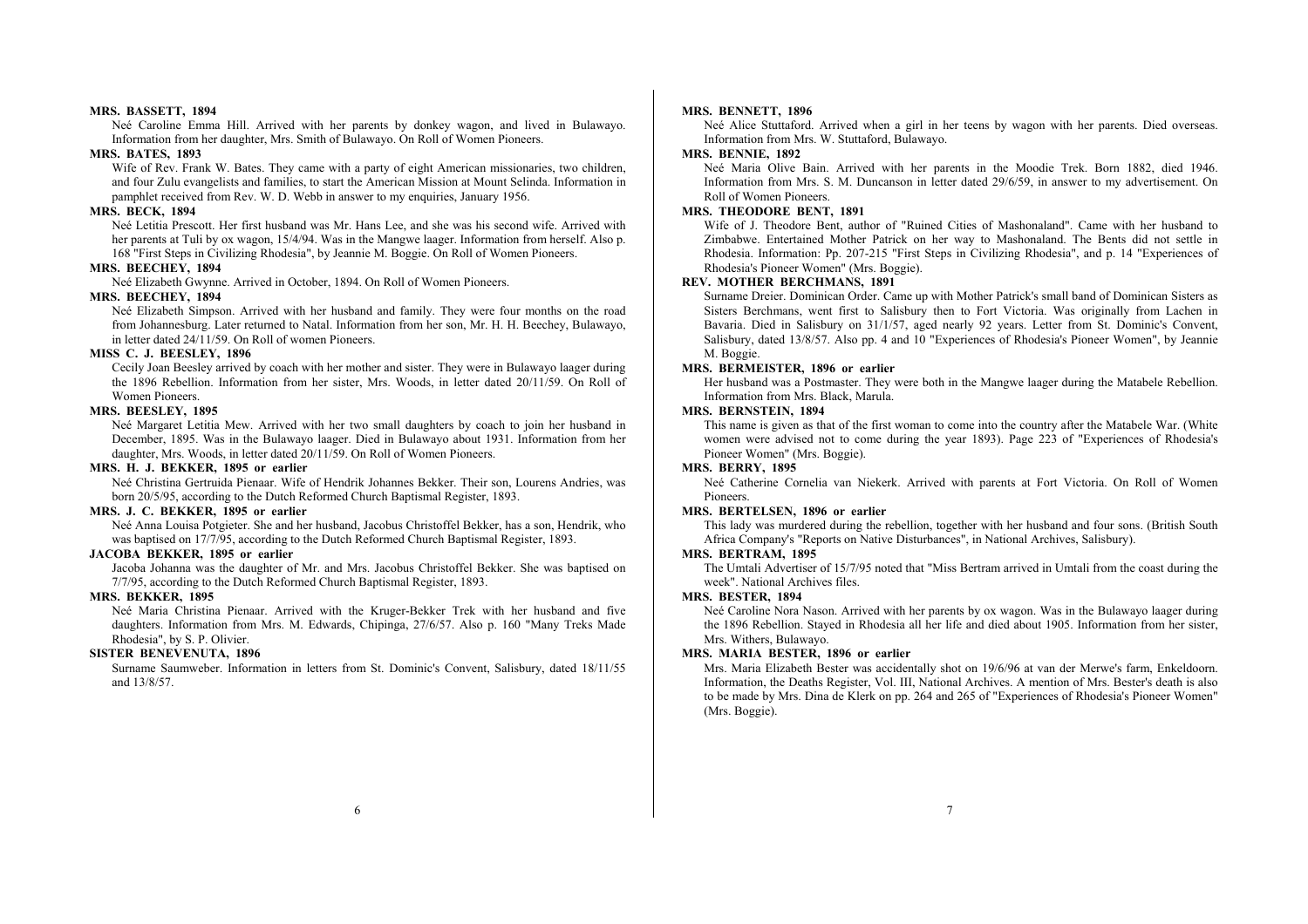**MRS. BASSETT, 1894**

Neé Caroline Emma Hill. Arrived with her parents by donkey wagon, and lived in Bulawayo. Information from her daughter, Mrs. Smith of Bulawayo. On Roll of Women Pioneers.

**MRS. BATES, 1893**

Wife of Rev. Frank W. Bates. They came with a party of eight American missionaries, two children, and four Zulu evangelists and families, to start the American Mission at Mount Selinda. Information in pamphlet received from Rev. W. D. Webb in answer to my enquiries, January 1956.

**MRS. BECK, 1894**

Neé Letitia Prescott. Her first husband was Mr. Hans Lee, and she was his second wife. Arrived with her parents at Tuli by ox wagon, 15/4/94. Was in the Mangwe laager. Information from herself. Also p. 168 "First Steps in Civilizing Rhodesia", by Jeannie M. Boggie. On Roll of Women Pioneers.

**MRS. BEECHEY, 1894**

Neé Elizabeth Gwynne. Arrived in October, 1894. On Roll of Women Pioneers.

**MRS. BEECHEY, 1894**

Neé Elizabeth Simpson. Arrived with her husband and family. They were four months on the road from Johannesburg. Later returned to Natal. Information from her son, Mr. H. H. Beechey, Bulawayo, in letter dated 24/11/59. On Roll of women Pioneers.

**MISS C. J. BEESLEY, 1896**

Cecily Joan Beesley arrived by coach with her mother and sister. They were in Bulawayo laager during the 1896 Rebellion. Information from her sister, Mrs. Woods, in letter dated 20/11/59. On Roll of Women Pioneers.

**MRS. BEESLEY, 1895**

Neé Margaret Letitia Mew. Arrived with her two small daughters by coach to join her husband in December, 1895. Was in the Bulawayo laager. Died in Bulawayo about 1931. Information from her daughter, Mrs. Woods, in letter dated 20/11/59. On Roll of Women Pioneers.

**MRS. H. J. BEKKER, 1895 or earlier**

Neé Christina Gertruida Pienaar. Wife of Hendrik Johannes Bekker. Their son, Lourens Andries, was born 20/5/95, according to the Dutch Reformed Church Baptismal Register, 1893.

**MRS. J. C. BEKKER, 1895 or earlier**

Neé Anna Louisa Potgieter. She and her husband, Jacobus Christoffel Bekker, has a son, Hendrik, who was baptised on 17/7/95, according to the Dutch Reformed Church Baptismal Register, 1893.

**JACOBA BEKKER, 1895 or earlier**

Jacoba Johanna was the daughter of Mr. and Mrs. Jacobus Christoffel Bekker. She was baptised on 7/7/95, according to the Dutch Reformed Church Baptismal Register, 1893.

**MRS. BEKKER, 1895**

Neé Maria Christina Pienaar. Arrived with the Kruger-Bekker Trek with her husband and five daughters. Information from Mrs. M. Edwards, Chipinga, 27/6/57. Also p. 160 "Many Treks Made Rhodesia", by S. P. Olivier.

**SISTER BENEVENUTA, 1896**

Surname Saumweber. Information in letters from St. Dominic's Convent, Salisbury, dated 18/11/55 and 13/8/57.

**MRS. BENNETT, 1896**

Neé Alice Stuttaford. Arrived when a girl in her teens by wagon with her parents. Died overseas. Information from Mrs. W. Stuttaford, Bulawayo.

**MRS. BENNIE, 1892**

Neé Maria Olive Bain. Arrived with her parents in the Moodie Trek. Born 1882, died 1946. Information from Mrs. S. M. Duncanson in letter dated 29/6/59, in answer to my advertisement. On Roll of Women Pioneers.

**MRS. THEODORE BENT, 1891**

Wife of J. Theodore Bent, author of "Ruined Cities of Mashonaland". Came with her husband to Zimbabwe. Entertained Mother Patrick on her way to Mashonaland. The Bents did not settle in Rhodesia. Information: Pp. 207-215 "First Steps in Civilizing Rhodesia", and p. 14 "Experiences of Rhodesia's Pioneer Women" (Mrs. Boggie).

**REV. MOTHER BERCHMANS, 1891**

Surname Dreier. Dominican Order. Came up with Mother Patrick's small band of Dominican Sisters as Sisters Berchmans, went first to Salisbury then to Fort Victoria. Was originally from Lachen in Bavaria. Died in Salisbury on 31/1/57, aged nearly 92 years. Letter from St. Dominic's Convent, Salisbury, dated 13/8/57. Also pp. 4 and 10 "Experiences of Rhodesia's Pioneer Women", by Jeannie M. Boggie.

**MRS. BERMEISTER, 1896 or earlier**

Her husband was a Postmaster. They were both in the Mangwe laager during the Matabele Rebellion. Information from Mrs. Black, Marula.

**MRS. BERNSTEIN, 1894**

This name is given as that of the first woman to come into the country after the Matabele War. (White women were advised not to come during the year 1893). Page 223 of "Experiences of Rhodesia's Pioneer Women" (Mrs. Boggie).

**MRS. BERRY, 1895**

Neé Catherine Cornelia van Niekerk. Arrived with parents at Fort Victoria. On Roll of Women Pioneers.

**MRS. BERTELSEN, 1896 or earlier**

This lady was murdered during the rebellion, together with her husband and four sons. (British South Africa Company's "Reports on Native Disturbances", in National Archives, Salisbury).

**MRS. BERTRAM, 1895**

The Umtali Advertiser of 15/7/95 noted that "Miss Bertram arrived in Umtali from the coast during the week". National Archives files.

**MRS. BESTER, 1894**

Neé Caroline Nora Nason. Arrived with her parents by ox wagon. Was in the Bulawayo laager during the 1896 Rebellion. Stayed in Rhodesia all her life and died about 1905. Information from her sister, Mrs. Withers, Bulawayo.

**MRS. MARIA BESTER, 1896 or earlier**

Mrs. Maria Elizabeth Bester was accidentally shot on 19/6/96 at van der Merwe's farm, Enkeldoorn. Information, the Deaths Register, Vol. III, National Archives. A mention of Mrs. Bester's death is also to be made by Mrs. Dina de Klerk on pp. 264 and 265 of "Experiences of Rhodesia's Pioneer Women" (Mrs. Boggie).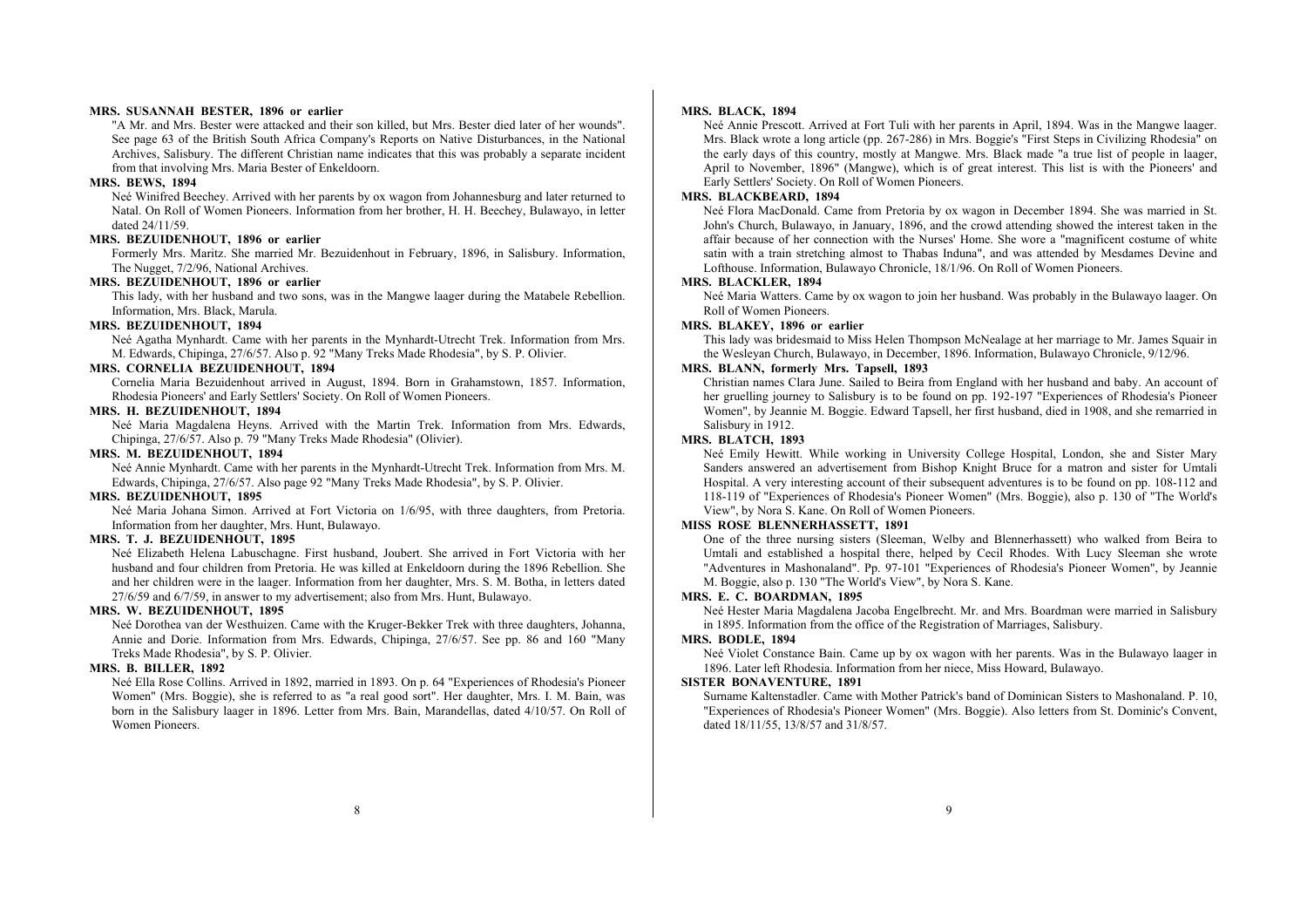**MRS. SUSANNAH BESTER, 1896 or earlier**

"A Mr. and Mrs. Bester were attacked and their son killed, but Mrs. Bester died later of her wounds". See page 63 of the British South Africa Company's Reports on Native Disturbances, in the National Archives, Salisbury. The different Christian name indicates that this was probably a separate incident from that involving Mrs. Maria Bester of Enkeldoorn.

**MRS. BEWS, 1894**

Neé Winifred Beechey. Arrived with her parents by ox wagon from Johannesburg and later returned to Natal. On Roll of Women Pioneers. Information from her brother, H. H. Beechey, Bulawayo, in letter dated 24/11/59.

**MRS. BEZUIDENHOUT, 1896 or earlier**

Formerly Mrs. Maritz. She married Mr. Bezuidenhout in February, 1896, in Salisbury. Information, The Nugget, 7/2/96, National Archives.

**MRS. BEZUIDENHOUT, 1896 or earlier**

This lady, with her husband and two sons, was in the Mangwe laager during the Matabele Rebellion. Information, Mrs. Black, Marula.

**MRS. BEZUIDENHOUT, 1894**

Neé Agatha Mynhardt. Came with her parents in the Mynhardt-Utrecht Trek. Information from Mrs. M. Edwards, Chipinga, 27/6/57. Also p. 92 "Many Treks Made Rhodesia", by S. P. Olivier.

**MRS. CORNELIA BEZUIDENHOUT, 1894**

Cornelia Maria Bezuidenhout arrived in August, 1894. Born in Grahamstown, 1857. Information, Rhodesia Pioneers' and Early Settlers' Society. On Roll of Women Pioneers.

**MRS. H. BEZUIDENHOUT, 1894**

Neé Maria Magdalena Heyns. Arrived with the Martin Trek. Information from Mrs. Edwards, Chipinga, 27/6/57. Also p. 79 "Many Treks Made Rhodesia" (Olivier).

**MRS. M. BEZUIDENHOUT, 1894**

Neé Annie Mynhardt. Came with her parents in the Mynhardt-Utrecht Trek. Information from Mrs. M. Edwards, Chipinga, 27/6/57. Also page 92 "Many Treks Made Rhodesia", by S. P. Olivier.

**MRS. BEZUIDENHOUT, 1895**

Neé Maria Johana Simon. Arrived at Fort Victoria on 1/6/95, with three daughters, from Pretoria. Information from her daughter, Mrs. Hunt, Bulawayo.

**MRS. T. J. BEZUIDENHOUT, 1895**

Neé Elizabeth Helena Labuschagne. First husband, Joubert. She arrived in Fort Victoria with her husband and four children from Pretoria. He was killed at Enkeldoorn during the 1896 Rebellion. She and her children were in the laager. Information from her daughter, Mrs. S. M. Botha, in letters dated 27/6/59 and 6/7/59, in answer to my advertisement; also from Mrs. Hunt, Bulawayo.

**MRS. W. BEZUIDENHOUT, 1895**

Neé Dorothea van der Westhuizen. Came with the Kruger-Bekker Trek with three daughters, Johanna, Annie and Dorie. Information from Mrs. Edwards, Chipinga, 27/6/57. See pp. 86 and 160 "Many Treks Made Rhodesia", by S. P. Olivier.

**MRS. B. BILLER, 1892**

Neé Ella Rose Collins. Arrived in 1892, married in 1893. On p. 64 "Experiences of Rhodesia's Pioneer Women" (Mrs. Boggie), she is referred to as "a real good sort". Her daughter, Mrs. I. M. Bain, was born in the Salisbury laager in 1896. Letter from Mrs. Bain, Marandellas, dated 4/10/57. On Roll of Women Pioneers.

**MRS. BLACK, 1894**

Neé Annie Prescott. Arrived at Fort Tuli with her parents in April, 1894. Was in the Mangwe laager. Mrs. Black wrote a long article (pp. 267-286) in Mrs. Boggie's "First Steps in Civilizing Rhodesia" on the early days of this country, mostly at Mangwe. Mrs. Black made "a true list of people in laager, April to November, 1896" (Mangwe), which is of great interest. This list is with the Pioneers' and Early Settlers' Society. On Roll of Women Pioneers.

**MRS. BLACKBEARD, 1894**

Neé Flora MacDonald. Came from Pretoria by ox wagon in December 1894. She was married in St. John's Church, Bulawayo, in January, 1896, and the crowd attending showed the interest taken in the affair because of her connection with the Nurses' Home. She wore a "magnificent costume of white satin with a train stretching almost to Thabas Induna", and was attended by Mesdames Devine and Lofthouse. Information, Bulawayo Chronicle, 18/1/96. On Roll of Women Pioneers.

**MRS. BLACKLER, 1894**

Neé Maria Watters. Came by ox wagon to join her husband. Was probably in the Bulawayo laager. On Roll of Women Pioneers.

**MRS. BLAKEY, 1896 or earlier**

This lady was bridesmaid to Miss Helen Thompson McNealage at her marriage to Mr. James Squair in the Wesleyan Church, Bulawayo, in December, 1896. Information, Bulawayo Chronicle, 9/12/96.

**MRS. BLANN, formerly Mrs. Tapsell, 1893**

Christian names Clara June. Sailed to Beira from England with her husband and baby. An account of her gruelling journey to Salisbury is to be found on pp. 192-197 "Experiences of Rhodesia's Pioneer Women", by Jeannie M. Boggie. Edward Tapsell, her first husband, died in 1908, and she remarried in Salisbury in 1912.

**MRS. BLATCH, 1893**

Neé Emily Hewitt. While working in University College Hospital, London, she and Sister Mary Sanders answered an advertisement from Bishop Knight Bruce for a matron and sister for Umtali Hospital. A very interesting account of their subsequent adventures is to be found on pp. 108-112 and 118-119 of "Experiences of Rhodesia's Pioneer Women" (Mrs. Boggie), also p. 130 of "The World's View", by Nora S. Kane. On Roll of Women Pioneers.

**MISS ROSE BLENNERHASSETT, 1891**

One of the three nursing sisters (Sleeman, Welby and Blennerhassett) who walked from Beira to Umtali and established a hospital there, helped by Cecil Rhodes. With Lucy Sleeman she wrote "Adventures in Mashonaland". Pp. 97-101 "Experiences of Rhodesia's Pioneer Women", by Jeannie M. Boggie, also p. 130 "The World's View", by Nora S. Kane.

**MRS. E. C. BOARDMAN, 1895**

Neé Hester Maria Magdalena Jacoba Engelbrecht. Mr. and Mrs. Boardman were married in Salisbury in 1895. Information from the office of the Registration of Marriages, Salisbury.

**MRS. BODLE, 1894**

Neé Violet Constance Bain. Came up by ox wagon with her parents. Was in the Bulawayo laager in 1896. Later left Rhodesia. Information from her niece, Miss Howard, Bulawayo.

**SISTER BONAVENTURE, 1891**

Surname Kaltenstadler. Came with Mother Patrick's band of Dominican Sisters to Mashonaland. P. 10, "Experiences of Rhodesia's Pioneer Women" (Mrs. Boggie). Also letters from St. Dominic's Convent, dated 18/11/55, 13/8/57 and 31/8/57.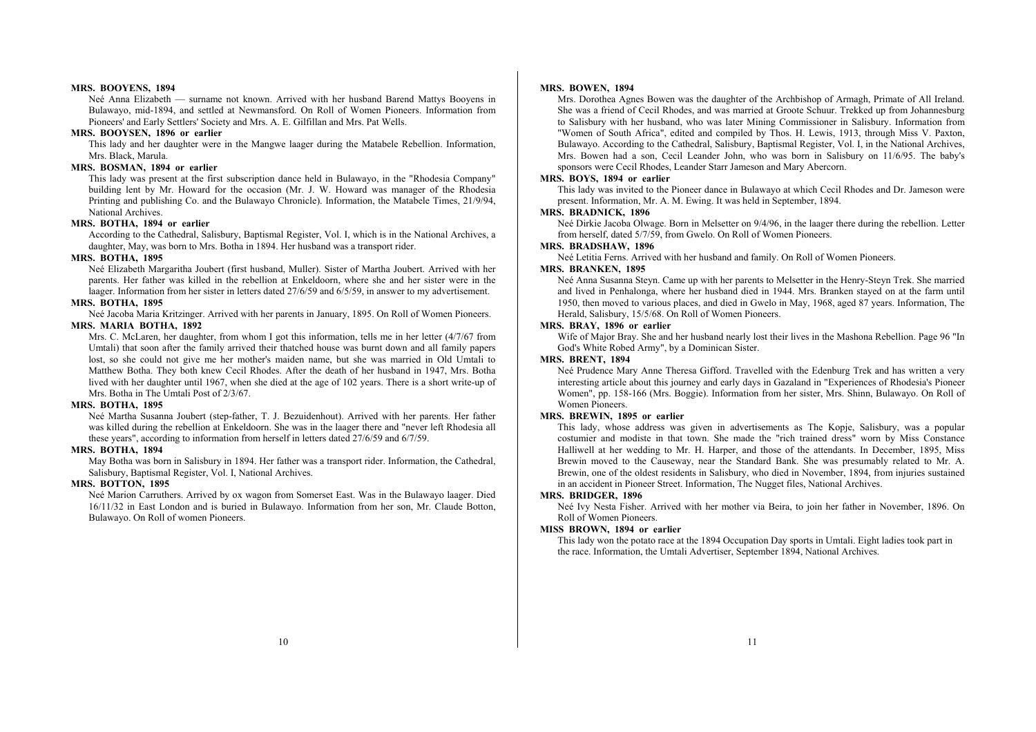**MRS. BOOYENS, 1894**

Neé Anna Elizabeth — surname not known. Arrived with her husband Barend Mattys Booyens in Bulawayo, mid-1894, and settled at Newmansford. On Roll of Women Pioneers. Information from Pioneers' and Early Settlers' Society and Mrs. A. E. Gilfillan and Mrs. Pat Wells.

**MRS. BOOYSEN, 1896 or earlier**

This lady and her daughter were in the Mangwe laager during the Matabele Rebellion. Information, Mrs. Black, Marula.

**MRS. BOSMAN, 1894 or earlier**

This lady was present at the first subscription dance held in Bulawayo, in the "Rhodesia Company" building lent by Mr. Howard for the occasion (Mr. J. W. Howard was manager of the Rhodesia Printing and publishing Co. and the Bulawayo Chronicle). Information, the Matabele Times, 21/9/94, National Archives.

**MRS. BOTHA, 1894 or earlier**

According to the Cathedral, Salisbury, Baptismal Register, Vol. I, which is in the National Archives, a daughter, May, was born to Mrs. Botha in 1894. Her husband was a transport rider.

**MRS. BOTHA, 1895**

Neé Elizabeth Margaritha Joubert (first husband, Muller). Sister of Martha Joubert. Arrived with her parents. Her father was killed in the rebellion at Enkeldoorn, where she and her sister were in the laager. Information from her sister in letters dated 27/6/59 and 6/5/59, in answer to my advertisement.

**MRS. BOTHA, 1895**

Neé Jacoba Maria Kritzinger. Arrived with her parents in January, 1895. On Roll of Women Pioneers.

**MRS. MARIA BOTHA, 1892**

Mrs. C. McLaren, her daughter, from whom I got this information, tells me in her letter (4/7/67 from Umtali) that soon after the family arrived their thatched house was burnt down and all family papers lost, so she could not give me her mother's maiden name, but she was married in Old Umtali to Matthew Botha. They both knew Cecil Rhodes. After the death of her husband in 1947, Mrs. Botha lived with her daughter until 1967, when she died at the age of 102 years. There is a short write-up of Mrs. Botha in The Umtali Post of 2/3/67.

**MRS. BOTHA, 1895**

Neé Martha Susanna Joubert (step-father, T. J. Bezuidenhout). Arrived with her parents. Her father was killed during the rebellion at Enkeldoorn. She was in the laager there and "never left Rhodesia all these years", according to information from herself in letters dated 27/6/59 and 6/7/59.

**MRS. BOTHA, 1894**

May Botha was born in Salisbury in 1894. Her father was a transport rider. Information, the Cathedral, Salisbury, Baptismal Register, Vol. I, National Archives.

**MRS. BOTTON, 1895**

Neé Marion Carruthers. Arrived by ox wagon from Somerset East. Was in the Bulawayo laager. Died 16/11/32 in East London and is buried in Bulawayo. Information from her son, Mr. Claude Botton, Bulawayo. On Roll of women Pioneers.

**MRS. BOWEN, 1894**

Mrs. Dorothea Agnes Bowen was the daughter of the Archbishop of Armagh, Primate of All Ireland. She was a friend of Cecil Rhodes, and was married at Groote Schuur. Trekked up from Johannesburg to Salisbury with her husband, who was later Mining Commissioner in Salisbury. Information from "Women of South Africa", edited and compiled by Thos. H. Lewis, 1913, through Miss V. Paxton, Bulawayo. According to the Cathedral, Salisbury, Baptismal Register, Vol. I, in the National Archives, Mrs. Bowen had a son, Cecil Leander John, who was born in Salisbury on 11/6/95. The baby's sponsors were Cecil Rhodes, Leander Starr Jameson and Mary Abercorn.

**MRS. BOYS, 1894 or earlier**

This lady was invited to the Pioneer dance in Bulawayo at which Cecil Rhodes and Dr. Jameson were present. Information, Mr. A. M. Ewing. It was held in September, 1894.

**MRS. BRADNICK, 1896**

Neé Dirkie Jacoba Olwage. Born in Melsetter on 9/4/96, in the laager there during the rebellion. Letter from herself, dated 5/7/59, from Gwelo. On Roll of Women Pioneers.

**MRS. BRADSHAW, 1896**

Neé Letitia Ferns. Arrived with her husband and family. On Roll of Women Pioneers.

**MRS. BRANKEN, 1895**

Neé Anna Susanna Steyn. Came up with her parents to Melsetter in the Henry-Steyn Trek. She married and lived in Penhalonga, where her husband died in 1944. Mrs. Branken stayed on at the farm until 1950, then moved to various places, and died in Gwelo in May, 1968, aged 87 years. Information, The Herald, Salisbury, 15/5/68. On Roll of Women Pioneers.

**MRS. BRAY, 1896 or earlier**

Wife of Major Bray. She and her husband nearly lost their lives in the Mashona Rebellion. Page 96 "In God's White Robed Army", by a Dominican Sister.

**MRS. BRENT, 1894**

Neé Prudence Mary Anne Theresa Gifford. Travelled with the Edenburg Trek and has written a very interesting article about this journey and early days in Gazaland in "Experiences of Rhodesia's Pioneer Women", pp. 158-166 (Mrs. Boggie). Information from her sister, Mrs. Shinn, Bulawayo. On Roll of Women Pioneers.

**MRS. BREWIN, 1895 or earlier**

This lady, whose address was given in advertisements as The Kopje, Salisbury, was a popular costumier and modiste in that town. She made the "rich trained dress" worn by Miss Constance Halliwell at her wedding to Mr. H. Harper, and those of the attendants. In December, 1895, Miss Brewin moved to the Causeway, near the Standard Bank. She was presumably related to Mr. A. Brewin, one of the oldest residents in Salisbury, who died in November, 1894, from injuries sustained in an accident in Pioneer Street. Information, The Nugget files, National Archives.

**MRS. BRIDGER, 1896**

Neé Ivy Nesta Fisher. Arrived with her mother via Beira, to join her father in November, 1896. On Roll of Women Pioneers.

**MISS BROWN, 1894 or earlier**

This lady won the potato race at the 1894 Occupation Day sports in Umtali. Eight ladies took part in the race. Information, the Umtali Advertiser, September 1894, National Archives.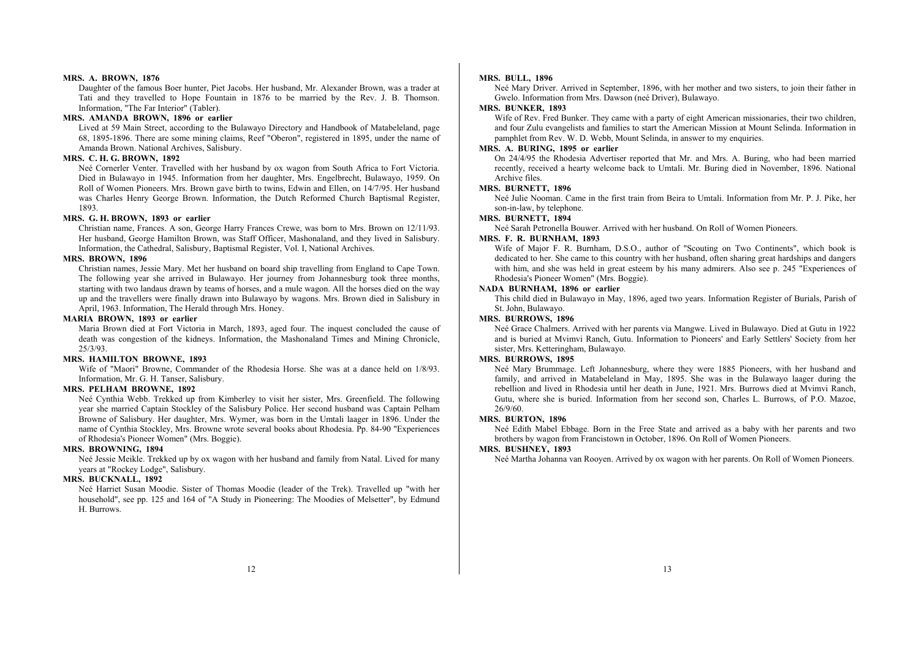**MRS. A. BROWN, 1876**

Daughter of the famous Boer hunter, Piet Jacobs. Her husband, Mr. Alexander Brown, was a trader at Tati and they travelled to Hope Fountain in 1876 to be married by the Rev. J. B. Thomson. Information, "The Far Interior" (Tabler).

**MRS. AMANDA BROWN, 1896 or earlier**

Lived at 59 Main Street, according to the Bulawayo Directory and Handbook of Matabeleland, page 68, 1895-1896. There are some mining claims, Reef "Oberon", registered in 1895, under the name of Amanda Brown. National Archives, Salisbury.

**MRS. C. H. G. BROWN, 1892**

Neé Cornerler Venter. Travelled with her husband by ox wagon from South Africa to Fort Victoria. Died in Bulawayo in 1945. Information from her daughter, Mrs. Engelbrecht, Bulawayo, 1959. On Roll of Women Pioneers. Mrs. Brown gave birth to twins, Edwin and Ellen, on 14/7/95. Her husband was Charles Henry George Brown. Information, the Dutch Reformed Church Baptismal Register, 1893.

**MRS. G. H. BROWN, 1893 or earlier**

Christian name, Frances. A son, George Harry Frances Crewe, was born to Mrs. Brown on 12/11/93. Her husband, George Hamilton Brown, was Staff Officer, Mashonaland, and they lived in Salisbury. Information, the Cathedral, Salisbury, Baptismal Register, Vol. I, National Archives.

**MRS. BROWN, 1896**

Christian names, Jessie Mary. Met her husband on board ship travelling from England to Cape Town. The following year she arrived in Bulawayo. Her journey from Johannesburg took three months, starting with two landaus drawn by teams of horses, and a mule wagon. All the horses died on the way up and the travellers were finally drawn into Bulawayo by wagons. Mrs. Brown died in Salisbury in April, 1963. Information, The Herald through Mrs. Honey.

**MARIA BROWN, 1893 or earlier**

Maria Brown died at Fort Victoria in March, 1893, aged four. The inquest concluded the cause of death was congestion of the kidneys. Information, the Mashonaland Times and Mining Chronicle, 25/3/93.

**MRS. HAMILTON BROWNE, 1893**

Wife of "Maori" Browne, Commander of the Rhodesia Horse. She was at a dance held on 1/8/93. Information, Mr. G. H. Tanser, Salisbury.

**MRS. PELHAM BROWNE, 1892**

Neé Cynthia Webb. Trekked up from Kimberley to visit her sister, Mrs. Greenfield. The following year she married Captain Stockley of the Salisbury Police. Her second husband was Captain Pelham Browne of Salisbury. Her daughter, Mrs. Wymer, was born in the Umtali laager in 1896. Under the name of Cynthia Stockley, Mrs. Browne wrote several books about Rhodesia. Pp. 84-90 "Experiences of Rhodesia's Pioneer Women" (Mrs. Boggie).

**MRS. BROWNING, 1894**

Neé Jessie Meikle. Trekked up by ox wagon with her husband and family from Natal. Lived for many years at "Rockey Lodge", Salisbury.

**MRS. BUCKNALL, 1892**

Neé Harriet Susan Moodie. Sister of Thomas Moodie (leader of the Trek). Travelled up "with her household", see pp. 125 and 164 of "A Study in Pioneering: The Moodies of Melsetter", by Edmund H. Burrows.

**MRS. BULL, 1896**

Neé Mary Driver. Arrived in September, 1896, with her mother and two sisters, to join their father in Gwelo. Information from Mrs. Dawson (neé Driver), Bulawayo.

**MRS. BUNKER, 1893**

Wife of Rev. Fred Bunker. They came with a party of eight American missionaries, their two children, and four Zulu evangelists and families to start the American Mission at Mount Selinda. Information in pamphlet from Rev. W. D. Webb, Mount Selinda, in answer to my enquiries.

**MRS. A. BURING, 1895 or earlier**

On 24/4/95 the Rhodesia Advertiser reported that Mr. and Mrs. A. Buring, who had been married recently, received a hearty welcome back to Umtali. Mr. Buring died in November, 1896. National Archive files.

**MRS. BURNETT, 1896**

Neé Julie Nooman. Came in the first train from Beira to Umtali. Information from Mr. P. J. Pike, her son-in-law, by telephone.

**MRS. BURNETT, 1894**

Neé Sarah Petronella Bouwer. Arrived with her husband. On Roll of Women Pioneers.

**MRS. F. R. BURNHAM, 1893**

Wife of Major F. R. Burnham, D.S.O., author of "Scouting on Two Continents", which book is dedicated to her. She came to this country with her husband, often sharing great hardships and dangers with him, and she was held in great esteem by his many admirers. Also see p. 245 "Experiences of Rhodesia's Pioneer Women" (Mrs. Boggie).

**NADA BURNHAM, 1896 or earlier**

This child died in Bulawayo in May, 1896, aged two years. Information Register of Burials, Parish of St. John, Bulawayo.

**MRS. BURROWS, 1896**

Neé Grace Chalmers. Arrived with her parents via Mangwe. Lived in Bulawayo. Died at Gutu in 1922 and is buried at Mvimvi Ranch, Gutu. Information to Pioneers' and Early Settlers' Society from her sister, Mrs. Ketteringham, Bulawayo.

**MRS. BURROWS, 1895**

Neé Mary Brummage. Left Johannesburg, where they were 1885 Pioneers, with her husband and family, and arrived in Matabeleland in May, 1895. She was in the Bulawayo laager during the rebellion and lived in Rhodesia until her death in June, 1921. Mrs. Burrows died at Mvimvi Ranch, Gutu, where she is buried. Information from her second son, Charles L. Burrows, of P.O. Mazoe, 26/9/60.

**MRS. BURTON, 1896**

Neé Edith Mabel Ebbage. Born in the Free State and arrived as a baby with her parents and two brothers by wagon from Francistown in October, 1896. On Roll of Women Pioneers.

**MRS. BUSHNEY, 1893**

Neé Martha Johanna van Rooyen. Arrived by ox wagon with her parents. On Roll of Women Pioneers.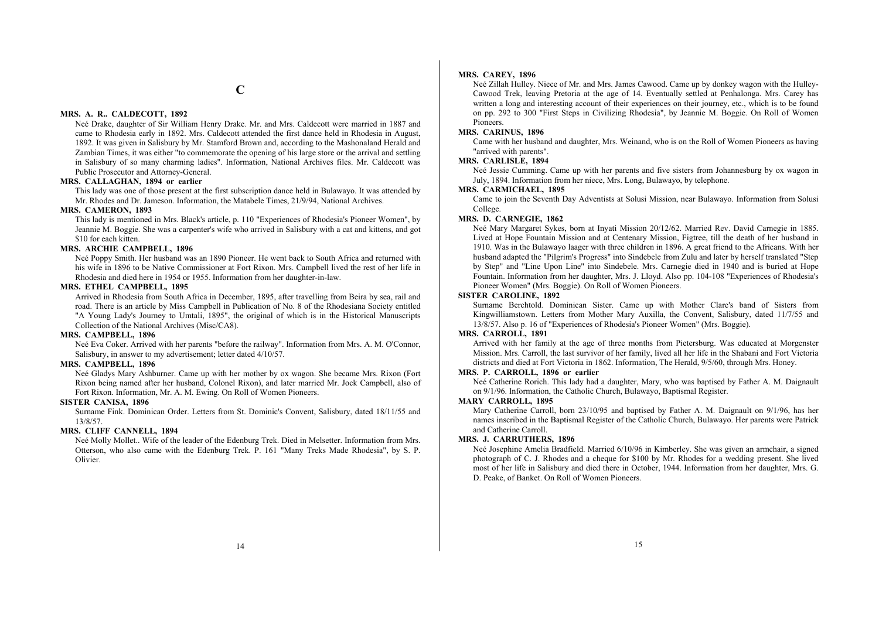# C

**MRS. A. R.. CALDECOTT, 1892**

Neé Drake, daughter of Sir William Henry Drake. Mr. and Mrs. Caldecott were married in 1887 and came to Rhodesia early in 1892. Mrs. Caldecott attended the first dance held in Rhodesia in August, 1892. It was given in Salisbury by Mr. Stamford Brown and, according to the Mashonaland Herald and Zambian Times, it was either "to commemorate the opening of his large store or the arrival and settling in Salisbury of so many charming ladies". Information, National Archives files. Mr. Caldecott was Public Prosecutor and Attorney-General.

**MRS. CALLAGHAN, 1894 or earlier**

This lady was one of those present at the first subscription dance held in Bulawayo. It was attended by Mr. Rhodes and Dr. Jameson. Information, the Matabele Times, 21/9/94, National Archives.

**MRS. CAMERON, 1893**

This lady is mentioned in Mrs. Black's article, p. 110 "Experiences of Rhodesia's Pioneer Women", by Jeannie M. Boggie. She was a carpenter's wife who arrived in Salisbury with a cat and kittens, and got \$10 for each kitten.

**MRS. ARCHIE CAMPBELL, 1896**

Neé Poppy Smith. Her husband was an 1890 Pioneer. He went back to South Africa and returned with his wife in 1896 to be Native Commissioner at Fort Rixon. Mrs. Campbell lived the rest of her life in Rhodesia and died here in 1954 or 1955. Information from her daughter-in-law.

**MRS. ETHEL CAMPBELL, 1895**

Arrived in Rhodesia from South Africa in December, 1895, after travelling from Beira by sea, rail and road. There is an article by Miss Campbell in Publication of No. 8 of the Rhodesiana Society entitled "A Young Lady's Journey to Umtali, 1895", the original of which is in the Historical Manuscripts Collection of the National Archives (Misc/CA8).

**MRS. CAMPBELL, 1896**

Neé Eva Coker. Arrived with her parents "before the railway". Information from Mrs. A. M. O'Connor, Salisbury, in answer to my advertisement; letter dated 4/10/57.

**MRS. CAMPBELL, 1896**

Neé Gladys Mary Ashburner. Came up with her mother by ox wagon. She became Mrs. Rixon (Fort Rixon being named after her husband, Colonel Rixon), and later married Mr. Jock Campbell, also of Fort Rixon. Information, Mr. A. M. Ewing. On Roll of Women Pioneers.

**SISTER CANISA, 1896**

Surname Fink. Dominican Order. Letters from St. Dominic's Convent, Salisbury, dated 18/11/55 and 13/8/57.

**MRS. CLIFF CANNELL, 1894**

Neé Molly Mollet.. Wife of the leader of the Edenburg Trek. Died in Melsetter. Information from Mrs. Otterson, who also came with the Edenburg Trek. P. 161 "Many Treks Made Rhodesia", by S. P. Olivier.

**MRS. CAREY, 1896**

Neé Zillah Hulley. Niece of Mr. and Mrs. James Cawood. Came up by donkey wagon with the Hulley-Cawood Trek, leaving Pretoria at the age of 14. Eventually settled at Penhalonga. Mrs. Carey has written a long and interesting account of their experiences on their journey, etc., which is to be found on pp. 292 to 300 "First Steps in Civilizing Rhodesia", by Jeannie M. Boggie. On Roll of Women Pioneers.

**MRS. CARINUS, 1896**

Came with her husband and daughter, Mrs. Weinand, who is on the Roll of Women Pioneers as having "arrived with parents".

**MRS. CARLISLE, 1894**

Neé Jessie Cumming. Came up with her parents and five sisters from Johannesburg by ox wagon in July, 1894. Information from her niece, Mrs. Long, Bulawayo, by telephone.

**MRS. CARMICHAEL, 1895**

Came to join the Seventh Day Adventists at Solusi Mission, near Bulawayo. Information from Solusi College.

**MRS. D. CARNEGIE, 1862**

Neé Mary Margaret Sykes, born at Inyati Mission 20/12/62. Married Rev. David Carnegie in 1885. Lived at Hope Fountain Mission and at Centenary Mission, Figtree, till the death of her husband in 1910. Was in the Bulawayo laager with three children in 1896. A great friend to the Africans. With her husband adapted the "Pilgrim's Progress" into Sindebele from Zulu and later by herself translated "Step by Step" and "Line Upon Line" into Sindebele. Mrs. Carnegie died in 1940 and is buried at Hope Fountain. Information from her daughter, Mrs. J. Lloyd. Also pp. 104-108 "Experiences of Rhodesia's Pioneer Women" (Mrs. Boggie). On Roll of Women Pioneers.

**SISTER CAROLINE, 1892**

Surname Berchtold. Dominican Sister. Came up with Mother Clare's band of Sisters from Kingwilliamstown. Letters from Mother Mary Auxilla, the Convent, Salisbury, dated 11/7/55 and 13/8/57. Also p. 16 of "Experiences of Rhodesia's Pioneer Women" (Mrs. Boggie).

**MRS. CARROLL, 1891**

Arrived with her family at the age of three months from Pietersburg. Was educated at Morgenster Mission. Mrs. Carroll, the last survivor of her family, lived all her life in the Shabani and Fort Victoria districts and died at Fort Victoria in 1862. Information, The Herald, 9/5/60, through Mrs. Honey.

**MRS. P. CARROLL, 1896 or earlier**

Neé Catherine Rorich. This lady had a daughter, Mary, who was baptised by Father A. M. Daignault on 9/1/96. Information, the Catholic Church, Bulawayo, Baptismal Register.

**MARY CARROLL, 1895**

Mary Catherine Carroll, born 23/10/95 and baptised by Father A. M. Daignault on 9/1/96, has her names inscribed in the Baptismal Register of the Catholic Church, Bulawayo. Her parents were Patrick and Catherine Carroll.

**MRS. J. CARRUTHERS, 1896**

Neé Josephine Amelia Bradfield. Married 6/10/96 in Kimberley. She was given an armchair, a signed photograph of C. J. Rhodes and a cheque for \$100 by Mr. Rhodes for a wedding present. She lived most of her life in Salisbury and died there in October, 1944. Information from her daughter, Mrs. G. D. Peake, of Banket. On Roll of Women Pioneers.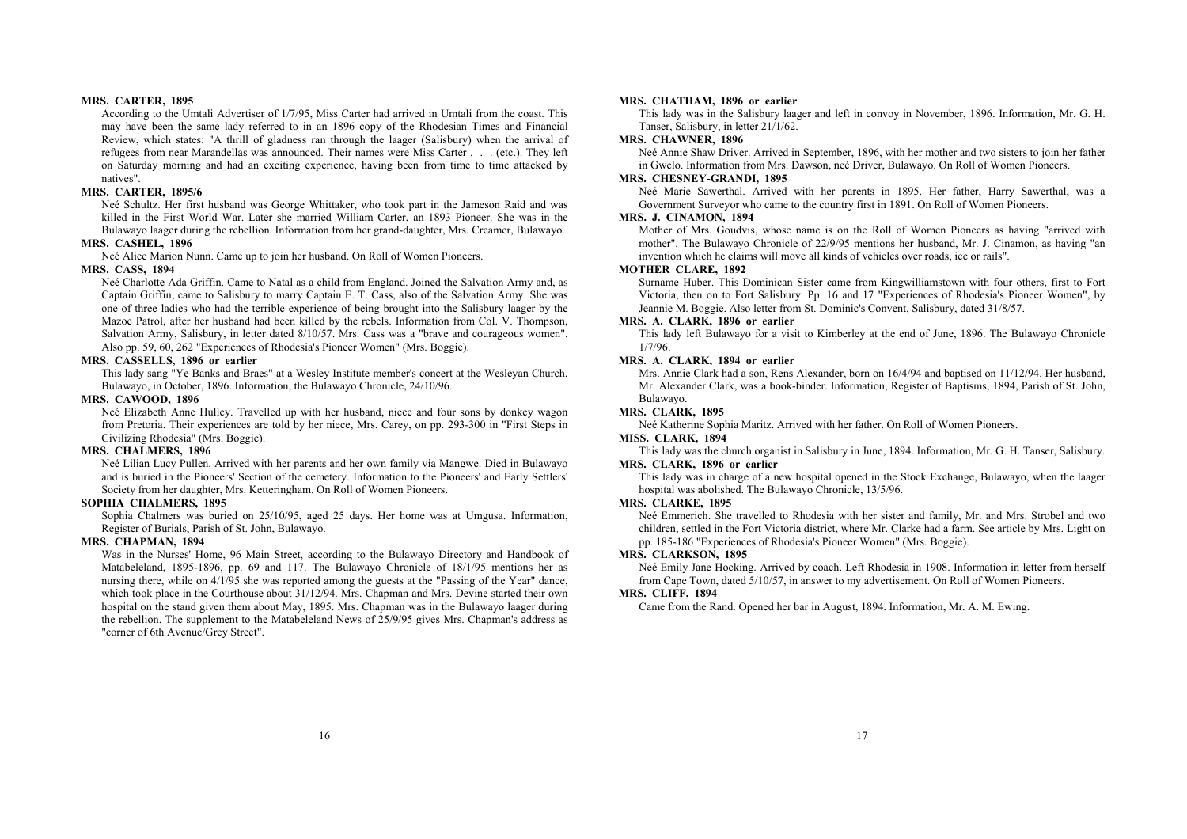**MRS. CARTER, 1895**

According to the Umtali Advertiser of 1/7/95, Miss Carter had arrived in Umtali from the coast. This may have been the same lady referred to in an 1896 copy of the Rhodesian Times and Financial Review, which states: "A thrill of gladness ran through the laager (Salisbury) when the arrival of refugees from near Marandellas was announced. Their names were Miss Carter . . . (etc.). They left on Saturday morning and had an exciting experience, having been from time to time attacked by natives".

**MRS. CARTER, 1895/6**

Neé Schultz. Her first husband was George Whittaker, who took part in the Jameson Raid and was killed in the First World War. Later she married William Carter, an 1893 Pioneer. She was in the Bulawayo laager during the rebellion. Information from her grand-daughter, Mrs. Creamer, Bulawayo.

**MRS. CASHEL, 1896**

Neé Alice Marion Nunn. Came up to join her husband. On Roll of Women Pioneers.

**MRS. CASS, 1894**

Neé Charlotte Ada Griffin. Came to Natal as a child from England. Joined the Salvation Army and, as Captain Griffin, came to Salisbury to marry Captain E. T. Cass, also of the Salvation Army. She was one of three ladies who had the terrible experience of being brought into the Salisbury laager by the Mazoe Patrol, after her husband had been killed by the rebels. Information from Col. V. Thompson, Salvation Army, Salisbury, in letter dated 8/10/57. Mrs. Cass was a "brave and courageous women". Also pp. 59, 60, 262 "Experiences of Rhodesia's Pioneer Women" (Mrs. Boggie).

**MRS. CASSELLS, 1896 or earlier**

This lady sang "Ye Banks and Braes" at a Wesley Institute member's concert at the Wesleyan Church, Bulawayo, in October, 1896. Information, the Bulawayo Chronicle, 24/10/96.

**MRS. CAWOOD, 1896**

Neé Elizabeth Anne Hulley. Travelled up with her husband, niece and four sons by donkey wagon from Pretoria. Their experiences are told by her niece, Mrs. Carey, on pp. 293-300 in "First Steps in Civilizing Rhodesia" (Mrs. Boggie).

**MRS. CHALMERS, 1896**

Neé Lilian Lucy Pullen. Arrived with her parents and her own family via Mangwe. Died in Bulawayo and is buried in the Pioneers' Section of the cemetery. Information to the Pioneers' and Early Settlers' Society from her daughter, Mrs. Ketteringham. On Roll of Women Pioneers.

**SOPHIA CHALMERS, 1895**

Sophia Chalmers was buried on 25/10/95, aged 25 days. Her home was at Umgusa. Information, Register of Burials, Parish of St. John, Bulawayo.

**MRS. CHAPMAN, 1894**

Was in the Nurses' Home, 96 Main Street, according to the Bulawayo Directory and Handbook of Matabeleland, 1895-1896, pp. 69 and 117. The Bulawayo Chronicle of 18/1/95 mentions her as nursing there, while on 4/1/95 she was reported among the guests at the "Passing of the Year" dance, which took place in the Courthouse about 31/12/94. Mrs. Chapman and Mrs. Devine started their own hospital on the stand given them about May, 1895. Mrs. Chapman was in the Bulawayo laager during the rebellion. The supplement to the Matabeleland News of 25/9/95 gives Mrs. Chapman's address as "corner of 6th Avenue/Grey Street".

**MRS. CHATHAM, 1896 or earlier**

This lady was in the Salisbury laager and left in convoy in November, 1896. Information, Mr. G. H. Tanser, Salisbury, in letter 21/1/62.

**MRS. CHAWNER, 1896**

Neé Annie Shaw Driver. Arrived in September, 1896, with her mother and two sisters to join her father in Gwelo. Information from Mrs. Dawson, neé Driver, Bulawayo. On Roll of Women Pioneers.

**MRS. CHESNEY-GRANDI, 1895**

Neé Marie Sawerthal. Arrived with her parents in 1895. Her father, Harry Sawerthal, was a Government Surveyor who came to the country first in 1891. On Roll of Women Pioneers.

**MRS. J. CINAMON, 1894**

Mother of Mrs. Goudvis, whose name is on the Roll of Women Pioneers as having "arrived with mother". The Bulawayo Chronicle of 22/9/95 mentions her husband, Mr. J. Cinamon, as having "an invention which he claims will move all kinds of vehicles over roads, ice or rails".

**MOTHER CLARE, 1892**

Surname Huber. This Dominican Sister came from Kingwilliamstown with four others, first to Fort Victoria, then on to Fort Salisbury. Pp. 16 and 17 "Experiences of Rhodesia's Pioneer Women", by Jeannie M. Boggie. Also letter from St. Dominic's Convent, Salisbury, dated 31/8/57.

**MRS. A. CLARK, 1896 or earlier**

This lady left Bulawayo for a visit to Kimberley at the end of June, 1896. The Bulawayo Chronicle 1/7/96.

**MRS. A. CLARK, 1894 or earlier**

Mrs. Annie Clark had a son, Rens Alexander, born on 16/4/94 and baptised on 11/12/94. Her husband, Mr. Alexander Clark, was a book-binder. Information, Register of Baptisms, 1894, Parish of St. John, Bulawayo.

**MRS. CLARK, 1895**

Neé Katherine Sophia Maritz. Arrived with her father. On Roll of Women Pioneers.

**MISS. CLARK, 1894**

This lady was the church organist in Salisbury in June, 1894. Information, Mr. G. H. Tanser, Salisbury.

**MRS. CLARK, 1896 or earlier**

This lady was in charge of a new hospital opened in the Stock Exchange, Bulawayo, when the laager hospital was abolished. The Bulawayo Chronicle, 13/5/96.

**MRS. CLARKE, 1895**

Neé Emmerich. She travelled to Rhodesia with her sister and family, Mr. and Mrs. Strobel and two children, settled in the Fort Victoria district, where Mr. Clarke had a farm. See article by Mrs. Light on pp. 185-186 "Experiences of Rhodesia's Pioneer Women" (Mrs. Boggie).

**MRS. CLARKSON, 1895**

Neé Emily Jane Hocking. Arrived by coach. Left Rhodesia in 1908. Information in letter from herself from Cape Town, dated 5/10/57, in answer to my advertisement. On Roll of Women Pioneers.

**MRS. CLIFF, 1894**

Came from the Rand. Opened her bar in August, 1894. Information, Mr. A. M. Ewing.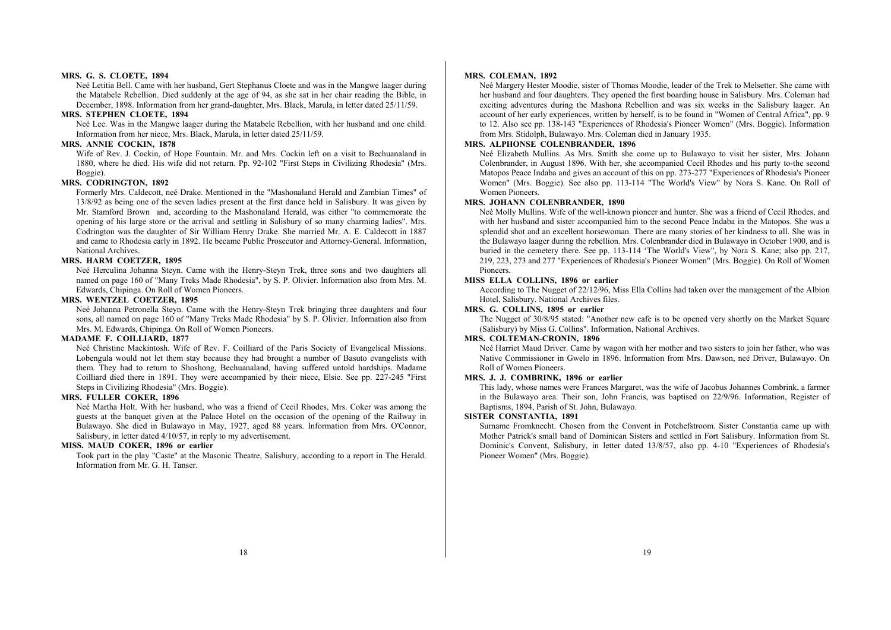**MRS. G. S. CLOETE, 1894**

Neé Letitia Bell. Came with her husband, Gert Stephanus Cloete and was in the Mangwe laager during the Matabele Rebellion. Died suddenly at the age of 94, as she sat in her chair reading the Bible, in December, 1898. Information from her grand-daughter, Mrs. Black, Marula, in letter dated 25/11/59.

**MRS. STEPHEN CLOETE, 1894**

Neé Lee. Was in the Mangwe laager during the Matabele Rebellion, with her husband and one child. Information from her niece, Mrs. Black, Marula, in letter dated 25/11/59.

**MRS. ANNIE COCKIN, 1878**

Wife of Rev. J. Cockin, of Hope Fountain. Mr. and Mrs. Cockin left on a visit to Bechuanaland in 1880, where he died. His wife did not return. Pp. 92-102 "First Steps in Civilizing Rhodesia" (Mrs. Boggie).

**MRS. CODRINGTON, 1892**

Formerly Mrs. Caldecott, neé Drake. Mentioned in the "Mashonaland Herald and Zambian Times" of 13/8/92 as being one of the seven ladies present at the first dance held in Salisbury. It was given by Mr. Stamford Brown and, according to the Mashonaland Herald, was either "to commemorate the opening of his large store or the arrival and settling in Salisbury of so many charming ladies". Mrs. Codrington was the daughter of Sir William Henry Drake. She married Mr. A. E. Caldecott in 1887 and came to Rhodesia early in 1892. He became Public Prosecutor and Attorney-General. Information, National Archives.

**MRS. HARM COETZER, 1895**

Neé Herculina Johanna Steyn. Came with the Henry-Steyn Trek, three sons and two daughters all named on page 160 of "Many Treks Made Rhodesia", by S. P. Olivier. Information also from Mrs. M. Edwards, Chipinga. On Roll of Women Pioneers.

**MRS. WENTZEL COETZER, 1895**

Neé Johanna Petronella Steyn. Came with the Henry-Steyn Trek bringing three daughters and four sons, all named on page 160 of "Many Treks Made Rhodesia" by S. P. Olivier. Information also from Mrs. M. Edwards, Chipinga. On Roll of Women Pioneers.

**MADAME F. COILLIARD, 1877**

Neé Christine Mackintosh. Wife of Rev. F. Coilliard of the Paris Society of Evangelical Missions. Lobengula would not let them stay because they had brought a number of Basuto evangelists with them. They had to return to Shoshong, Bechuanaland, having suffered untold hardships. Madame Coilliard died there in 1891. They were accompanied by their niece, Elsie. See pp. 227-245 "First Steps in Civilizing Rhodesia" (Mrs. Boggie).

**MRS. FULLER COKER, 1896**

Neé Martha Holt. With her husband, who was a friend of Cecil Rhodes, Mrs. Coker was among the guests at the banquet given at the Palace Hotel on the occasion of the opening of the Railway in Bulawayo. She died in Bulawayo in May, 1927, aged 88 years. Information from Mrs. O'Connor, Salisbury, in letter dated 4/10/57, in reply to my advertisement.

**MISS. MAUD COKER, 1896 or earlier**

Took part in the play "Caste" at the Masonic Theatre, Salisbury, according to a report in The Herald. Information from Mr. G. H. Tanser.

**MRS. COLEMAN, 1892**

Neé Margery Hester Moodie, sister of Thomas Moodie, leader of the Trek to Melsetter. She came with her husband and four daughters. They opened the first boarding house in Salisbury. Mrs. Coleman had exciting adventures during the Mashona Rebellion and was six weeks in the Salisbury laager. An account of her early experiences, written by herself, is to be found in "Women of Central Africa", pp. 9 to 12. Also see pp. 138-143 "Experiences of Rhodesia's Pioneer Women" (Mrs. Boggie). Information from Mrs. Stidolph, Bulawayo. Mrs. Coleman died in January 1935.

**MRS. ALPHONSE COLENBRANDER, 1896**

Neé Elizabeth Mullins. As Mrs. Smith she come up to Bulawayo to visit her sister, Mrs. Johann Colenbrander, in August 1896. With her, she accompanied Cecil Rhodes and his party to-the second Matopos Peace Indaba and gives an account of this on pp. 273-277 "Experiences of Rhodesia's Pioneer Women" (Mrs. Boggie). See also pp. 113-114 "The World's View" by Nora S. Kane. On Roll of Women Pioneers.

**MRS. JOHANN COLENBRANDER, 1890**

Neé Molly Mullins. Wife of the well-known pioneer and hunter. She was a friend of Cecil Rhodes, and with her husband and sister accompanied him to the second Peace Indaba in the Matopos. She was a splendid shot and an excellent horsewoman. There are many stories of her kindness to all. She was in the Bulawayo laager during the rebellion. Mrs. Colenbrander died in Bulawayo in October 1900, and is buried in the cemetery there. See pp. 113-114 'The World's View", by Nora S. Kane; also pp. 217, 219, 223, 273 and 277 "Experiences of Rhodesia's Pioneer Women" (Mrs. Boggie). On Roll of Women Pioneers.

**MISS ELLA COLLINS, 1896 or earlier**

According to The Nugget of 22/12/96, Miss Ella Collins had taken over the management of the Albion Hotel, Salisbury. National Archives files.

**MRS. G. COLLINS, 1895 or earlier**

The Nugget of 30/8/95 stated: "Another new cafe is to be opened very shortly on the Market Square (Salisbury) by Miss G. Collins". Information, National Archives.

**MRS. COLTEMAN-CRONIN, 1896**

Neé Harriet Maud Driver. Came by wagon with her mother and two sisters to join her father, who was Native Commissioner in Gwelo in 1896. Information from Mrs. Dawson, neé Driver, Bulawayo. On Roll of Women Pioneers.

**MRS. J. J. COMBRINK, 1896 or earlier**

This lady, whose names were Frances Margaret, was the wife of Jacobus Johannes Combrink, a farmer in the Bulawayo area. Their son, John Francis, was baptised on 22/9/96. Information, Register of Baptisms, 1894, Parish of St. John, Bulawayo.

**SISTER CONSTANTIA, 1891**

Surname Fromknecht. Chosen from the Convent in Potchefstroom. Sister Constantia came up with Mother Patrick's small band of Dominican Sisters and settled in Fort Salisbury. Information from St. Dominic's Convent, Salisbury, in letter dated 13/8/57, also pp. 4-10 "Experiences of Rhodesia's Pioneer Women" (Mrs. Boggie).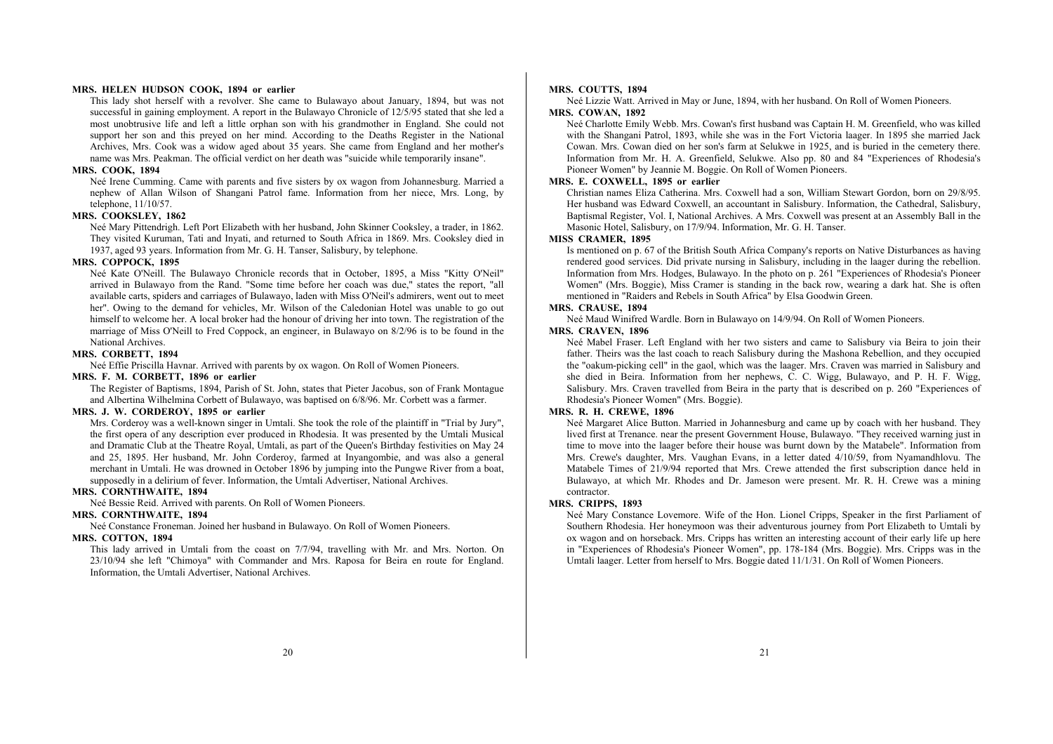**MRS. HELEN HUDSON COOK, 1894 or earlier**

This lady shot herself with a revolver. She came to Bulawayo about January, 1894, but was not successful in gaining employment. A report in the Bulawayo Chronicle of 12/5/95 stated that she led a most unobtrusive life and left a little orphan son with his grandmother in England. She could not support her son and this preyed on her mind. According to the Deaths Register in the National Archives, Mrs. Cook was a widow aged about 35 years. She came from England and her mother's name was Mrs. Peakman. The official verdict on her death was "suicide while temporarily insane".

**MRS. COOK, 1894**

Neé Irene Cumming. Came with parents and five sisters by ox wagon from Johannesburg. Married a nephew of Allan Wilson of Shangani Patrol fame. Information from her niece, Mrs. Long, by telephone, 11/10/57.

**MRS. COOKSLEY, 1862**

Neé Mary Pittendrigh. Left Port Elizabeth with her husband, John Skinner Cooksley, a trader, in 1862. They visited Kuruman, Tati and Inyati, and returned to South Africa in 1869. Mrs. Cooksley died in 1937, aged 93 years. Information from Mr. G. H. Tanser, Salisbury, by telephone.

**MRS. COPPOCK, 1895**

Neé Kate O'Neill. The Bulawayo Chronicle records that in October, 1895, a Miss "Kitty O'Neil" arrived in Bulawayo from the Rand. "Some time before her coach was due," states the report, "all available carts, spiders and carriages of Bulawayo, laden with Miss O'Neil's admirers, went out to meet her". Owing to the demand for vehicles, Mr. Wilson of the Caledonian Hotel was unable to go out himself to welcome her. A local broker had the honour of driving her into town. The registration of the marriage of Miss O'Neill to Fred Coppock, an engineer, in Bulawayo on 8/2/96 is to be found in the National Archives.

**MRS. CORBETT, 1894**

Neé Effie Priscilla Havnar. Arrived with parents by ox wagon. On Roll of Women Pioneers.

**MRS. F. M. CORBETT, 1896 or earlier**

The Register of Baptisms, 1894, Parish of St. John, states that Pieter Jacobus, son of Frank Montague and Albertina Wilhelmina Corbett of Bulawayo, was baptised on 6/8/96. Mr. Corbett was a farmer.

**MRS. J. W. CORDEROY, 1895 or earlier**

Mrs. Corderoy was a well-known singer in Umtali. She took the role of the plaintiff in "Trial by Jury", the first opera of any description ever produced in Rhodesia. It was presented by the Umtali Musical and Dramatic Club at the Theatre Royal, Umtali, as part of the Queen's Birthday festivities on May 24 and 25, 1895. Her husband, Mr. John Corderoy, farmed at Inyangombie, and was also a general merchant in Umtali. He was drowned in October 1896 by jumping into the Pungwe River from a boat, supposedly in a delirium of fever. Information, the Umtali Advertiser, National Archives.

**MRS. CORNTHWAITE, 1894**

Neé Bessie Reid. Arrived with parents. On Roll of Women Pioneers.

**MRS. CORNTHWAITE, 1894**

Neé Constance Froneman. Joined her husband in Bulawayo. On Roll of Women Pioneers.

**MRS. COTTON, 1894**

This lady arrived in Umtali from the coast on 7/7/94, travelling with Mr. and Mrs. Norton. On 23/10/94 she left "Chimoya" with Commander and Mrs. Raposa for Beira en route for England. Information, the Umtali Advertiser, National Archives.

**MRS. COUTTS, 1894**

Neé Lizzie Watt. Arrived in May or June, 1894, with her husband. On Roll of Women Pioneers.

**MRS. COWAN, 1892**

Neé Charlotte Emily Webb. Mrs. Cowan's first husband was Captain H. M. Greenfield, who was killed with the Shangani Patrol, 1893, while she was in the Fort Victoria laager. In 1895 she married Jack Cowan. Mrs. Cowan died on her son's farm at Selukwe in 1925, and is buried in the cemetery there. Information from Mr. H. A. Greenfield, Selukwe. Also pp. 80 and 84 "Experiences of Rhodesia's Pioneer Women" by Jeannie M. Boggie. On Roll of Women Pioneers.

**MRS. E. COXWELL, 1895 or earlier**

Christian names Eliza Catherina. Mrs. Coxwell had a son, William Stewart Gordon, born on 29/8/95. Her husband was Edward Coxwell, an accountant in Salisbury. Information, the Cathedral, Salisbury, Baptismal Register, Vol. I, National Archives. A Mrs. Coxwell was present at an Assembly Ball in the Masonic Hotel, Salisbury, on 17/9/94. Information, Mr. G. H. Tanser.

**MISS CRAMER, 1895**

Is mentioned on p. 67 of the British South Africa Company's reports on Native Disturbances as having rendered good services. Did private nursing in Salisbury, including in the laager during the rebellion. Information from Mrs. Hodges, Bulawayo. In the photo on p. 261 "Experiences of Rhodesia's Pioneer Women" (Mrs. Boggie), Miss Cramer is standing in the back row, wearing a dark hat. She is often mentioned in "Raiders and Rebels in South Africa" by Elsa Goodwin Green.

**MRS. CRAUSE, 1894**

Neé Maud Winifred Wardle. Born in Bulawayo on 14/9/94. On Roll of Women Pioneers.

**MRS. CRAVEN, 1896**

Neé Mabel Fraser. Left England with her two sisters and came to Salisbury via Beira to join their father. Theirs was the last coach to reach Salisbury during the Mashona Rebellion, and they occupied the "oakum-picking cell" in the gaol, which was the laager. Mrs. Craven was married in Salisbury and she died in Beira. Information from her nephews, C. C. Wigg, Bulawayo, and P. H. F. Wigg, Salisbury. Mrs. Craven travelled from Beira in the party that is described on p. 260 "Experiences of Rhodesia's Pioneer Women" (Mrs. Boggie).

**MRS. R. H. CREWE, 1896**

Neé Margaret Alice Button. Married in Johannesburg and came up by coach with her husband. They lived first at Trenance. near the present Government House, Bulawayo. "They received warning just in time to move into the laager before their house was burnt down by the Matabele". Information from Mrs. Crewe's daughter, Mrs. Vaughan Evans, in a letter dated 4/10/59, from Nyamandhlovu. The Matabele Times of 21/9/94 reported that Mrs. Crewe attended the first subscription dance held in Bulawayo, at which Mr. Rhodes and Dr. Jameson were present. Mr. R. H. Crewe was a mining contractor.

**MRS. CRIPPS, 1893**

Neé Mary Constance Lovemore. Wife of the Hon. Lionel Cripps, Speaker in the first Parliament of Southern Rhodesia. Her honeymoon was their adventurous journey from Port Elizabeth to Umtali by ox wagon and on horseback. Mrs. Cripps has written an interesting account of their early life up here in "Experiences of Rhodesia's Pioneer Women", pp. 178-184 (Mrs. Boggie). Mrs. Cripps was in the Umtali laager. Letter from herself to Mrs. Boggie dated 11/1/31. On Roll of Women Pioneers.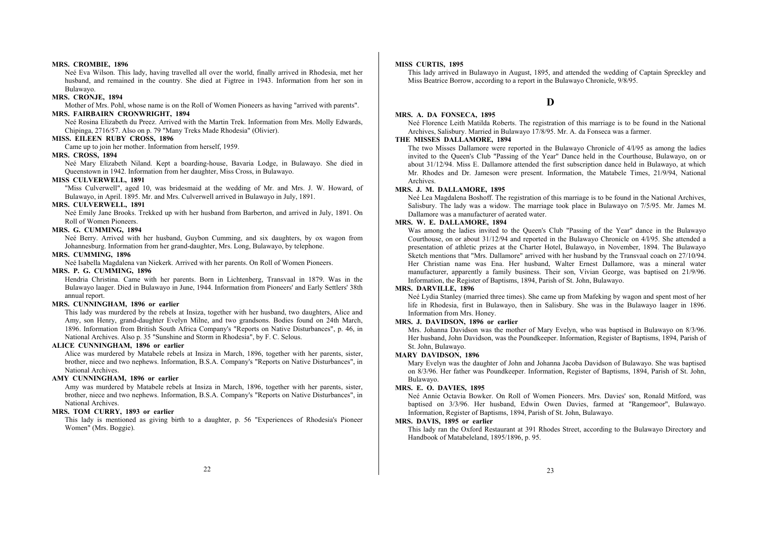**MRS. CROMBIE, 1896**

Neé Eva Wilson. This lady, having travelled all over the world, finally arrived in Rhodesia, met her husband, and remained in the country. She died at Figtree in 1943. Information from her son in Bulawayo.

**MRS. CRONJE, 1894**

Mother of Mrs. Pohl, whose name is on the Roll of Women Pioneers as having "arrived with parents".

**MRS. FAIRBAIRN CRONWRIGHT, 1894**

Neé Rosina Elizabeth du Preez. Arrived with the Martin Trek. Information from Mrs. Molly Edwards, Chipinga, 2716/57. Also on p. 79 "Many Treks Made Rhodesia" (Olivier).

**MISS. EILEEN RUBY CROSS, 1896**

Came up to join her mother. Information from herself, 1959.

**MRS. CROSS, 1894**

Neé Mary Elizabeth Niland. Kept a boarding-house, Bavaria Lodge, in Bulawayo. She died in Queenstown in 1942. Information from her daughter, Miss Cross, in Bulawayo.

**MISS CULVERWELL, 1891**

"Miss Culverwell", aged 10, was bridesmaid at the wedding of Mr. and Mrs. J. W. Howard, of Bulawayo, in April. 1895. Mr. and Mrs. Culverwell arrived in Bulawayo in July, 1891.

**MRS. CULVERWELL, 1891**

Neé Emily Jane Brooks. Trekked up with her husband from Barberton, and arrived in July, 1891. On Roll of Women Pioneers.

**MRS. G. CUMMING, 1894**

Neé Berry. Arrived with her husband, Guybon Cumming, and six daughters, by ox wagon from Johannesburg. Information from her grand-daughter, Mrs. Long, Bulawayo, by telephone.

**MRS. CUMMING, 1896**

Neé Isabella Magdalena van Niekerk. Arrived with her parents. On Roll of Women Pioneers.

**MRS. P. G. CUMMING, 1896**

Hendria Christina. Came with her parents. Born in Lichtenberg, Transvaal in 1879. Was in the Bulawayo laager. Died in Bulawayo in June, 1944. Information from Pioneers' and Early Settlers' 38th annual report.

**MRS. CUNNINGHAM, 1896 or earlier**

This lady was murdered by the rebels at Insiza, together with her husband, two daughters, Alice and Amy, son Henry, grand-daughter Evelyn Milne, and two grandsons. Bodies found on 24th March, 1896. Information from British South Africa Company's "Reports on Native Disturbances", p. 46, in National Archives. Also p. 35 "Sunshine and Storm in Rhodesia", by F. C. Selous.

**ALICE CUNNINGHAM, 1896 or earlier**

Alice was murdered by Matabele rebels at Insiza in March, 1896, together with her parents, sister, brother, niece and two nephews. Information, B.S.A. Company's "Reports on Native Disturbances", in National Archives.

**AMY CUNNINGHAM, 1896 or earlier**

Amy was murdered by Matabele rebels at Insiza in March, 1896, together with her parents, sister, brother, niece and two nephews. Information, B.S.A. Company's "Reports on Native Disturbances", in National Archives.

**MRS. TOM CURRY, 1893 or earlier**

This lady is mentioned as giving birth to a daughter, p. 56 "Experiences of Rhodesia's Pioneer Women" (Mrs. Boggie).

**MISS CURTIS, 1895**

This lady arrived in Bulawayo in August, 1895, and attended the wedding of Captain Spreckley and Miss Beatrice Borrow, according to a report in the Bulawayo Chronicle, 9/8/95.

# D

**MRS. A. DA FONSECA, 1895**

Neé Florence Leith Matilda Roberts. The registration of this marriage is to be found in the National Archives, Salisbury. Married in Bulawayo 17/8/95. Mr. A. da Fonseca was a farmer.

**THE MISSES DALLAMORE, 1894**

The two Misses Dallamore were reported in the Bulawayo Chronicle of 4/l/95 as among the ladies invited to the Queen's Club "Passing of the Year" Dance held in the Courthouse, Bulawayo, on or about 31/12/94. Miss E. Dallamore attended the first subscription dance held in Bulawayo, at which Mr. Rhodes and Dr. Jameson were present. Information, the Matabele Times, 21/9/94, National Archives.

**MRS. J. M. DALLAMORE, 1895**

Neé Lea Magdalena Boshoff. The registration of this marriage is to be found in the National Archives, Salisbury. The lady was a widow. The marriage took place in Bulawayo on 7/5/95. Mr. James M. Dallamore was a manufacturer of aerated water.

**MRS. W. E. DALLAMORE, 1894**

Was among the ladies invited to the Queen's Club "Passing of the Year" dance in the Bulawayo Courthouse, on or about 31/12/94 and reported in the Bulawayo Chronicle on 4/l/95. She attended a presentation of athletic prizes at the Charter Hotel, Bulawayo, in November, 1894. The Bulawayo Sketch mentions that "Mrs. Dallamore" arrived with her husband by the Transvaal coach on 27/10/94. Her Christian name was Ena. Her husband, Walter Ernest Dallamore, was a mineral water manufacturer, apparently a family business. Their son, Vivian George, was baptised on 21/9/96. Information, the Register of Baptisms, 1894, Parish of St. John, Bulawayo.

**MRS. DARVILLE, 1896**

Neé Lydia Stanley (married three times). She came up from Mafeking by wagon and spent most of her life in Rhodesia, first in Bulawayo, then in Salisbury. She was in the Bulawayo laager in 1896. Information from Mrs. Honey.

**MRS. J. DAVIDSON, 1896 or earlier**

Mrs. Johanna Davidson was the mother of Mary Evelyn, who was baptised in Bulawayo on 8/3/96. Her husband, John Davidson, was the Poundkeeper. Information, Register of Baptisms, 1894, Parish of St. John, Bulawayo.

**MARY DAVIDSON, 1896**

Mary Evelyn was the daughter of John and Johanna Jacoba Davidson of Bulawayo. She was baptised on 8/3/96. Her father was Poundkeeper. Information, Register of Baptisms, 1894, Parish of St. John, Bulawayo.

**MRS. E. O. DAVIES, 1895**

Neé Annie Octavia Bowker. On Roll of Women Pioneers. Mrs. Davies' son, Ronald Mitford, was baptised on 3/3/96. Her husband, Edwin Owen Davies, farmed at "Rangemoor", Bulawayo. Information, Register of Baptisms, 1894, Parish of St. John, Bulawayo.

**MRS. DAVIS, 1895 or earlier**

This lady ran the Oxford Restaurant at 391 Rhodes Street, according to the Bulawayo Directory and Handbook of Matabeleland, 1895/1896, p. 95.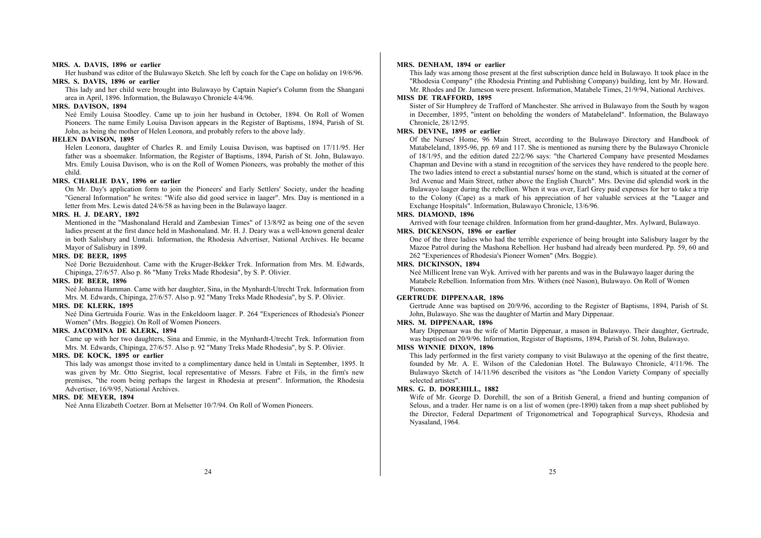**MRS. A. DAVIS, 1896 or earlier**

Her husband was editor of the Bulawayo Sketch. She left by coach for the Cape on holiday on 19/6/96.

**MRS. S. DAVIS, 1896 or earlier**

This lady and her child were brought into Bulawayo by Captain Napier's Column from the Shangani area in April, 1896. Information, the Bulawayo Chronicle 4/4/96.

**MRS. DAVISON, 1894**

Neé Emily Louisa Stoodley. Came up to join her husband in October, 1894. On Roll of Women Pioneers. The name Emily Louisa Davison appears in the Register of Baptisms, 1894, Parish of St. John, as being the mother of Helen Leonora, and probably refers to the above lady.

**HELEN DAVISON, 1895**

Helen Leonora, daughter of Charles R. and Emily Louisa Davison, was baptised on 17/11/95. Her father was a shoemaker. Information, the Register of Baptisms, 1894, Parish of St. John, Bulawayo. Mrs. Emily Louisa Davison, who is on the Roll of Women Pioneers, was probably the mother of this child.

**MRS. CHARLIE DAY, 1896 or earlier**

On Mr. Day's application form to join the Pioneers' and Early Settlers' Society, under the heading "General Information" he writes: "Wife also did good service in laager". Mrs. Day is mentioned in a letter from Mrs. Lewis dated 24/6/58 as having been in the Bulawayo laager.

**MRS. H. J. DEARY, 1892**

Mentioned in the "Mashonaland Herald and Zambesian Times" of 13/8/92 as being one of the seven ladies present at the first dance held in Mashonaland. Mr. H. J. Deary was a well-known general dealer in both Salisbury and Umtali. Information, the Rhodesia Advertiser, National Archives. He became Mayor of Salisbury in 1899.

**MRS. DE BEER, 1895**

Neé Dorie Bezuidenhout. Came with the Kruger-Bekker Trek. Information from Mrs. M. Edwards, Chipinga, 27/6/57. Also p. 86 "Many Treks Made Rhodesia", by S. P. Olivier.

**MRS. DE BEER, 1896**

Neé Johanna Hamman. Came with her daughter, Sina, in the Mynhardt-Utrecht Trek. Information from Mrs. M. Edwards, Chipinga, 27/6/57. Also p. 92 "Many Treks Made Rhodesia", by S. P. Olivier.

**MRS. DE KLERK, 1895**

Neé Dina Gertruida Fourie. Was in the Enkeldoorn laager. P. 264 "Experiences of Rhodesia's Pioneer Women" (Mrs. Boggie). On Roll of Women Pioneers.

**MRS. JACOMINA DE KLERK, 1894**

Came up with her two daughters, Sina and Emmie, in the Mynhardt-Utrecht Trek. Information from Mrs. M. Edwards, Chipinga, 27/6/57. Also p. 92 "Many Treks Made Rhodesia", by S. P. Olivier.

**MRS. DE KOCK, 1895 or earlier**

This lady was amongst those invited to a complimentary dance held in Umtali in September, 1895. It was given by Mr. Otto Siegrist, local representative of Messrs. Fabre et Fils, in the firm's new premises, "the room being perhaps the largest in Rhodesia at present". Information, the Rhodesia Advertiser, 16/9/95, National Archives.

**MRS. DE MEYER, 1894**

Neé Anna Elizabeth Coetzer. Born at Melsetter 10/7/94. On Roll of Women Pioneers.

**MRS. DENHAM, 1894 or earlier**

This lady was among those present at the first subscription dance held in Bulawayo. It took place in the "Rhodesia Company" (the Rhodesia Printing and Publishing Company) building, lent by Mr. Howard. Mr. Rhodes and Dr. Jameson were present. Information, Matabele Times, 21/9/94, National Archives.

**MISS DE TRAFFORD, 1895**

Sister of Sir Humphrey de Trafford of Manchester. She arrived in Bulawayo from the South by wagon in December, 1895, "intent on beholding the wonders of Matabeleland". Information, the Bulawayo Chronicle, 28/12/95.

**MRS. DEVINE, 1895 or earlier**

Of the Nurses' Home, 96 Main Street, according to the Bulawayo Directory and Handbook of Matabeleland, 1895-96, pp. 69 and 117. She is mentioned as nursing there by the Bulawayo Chronicle of 18/1/95, and the edition dated 22/2/96 says: "the Chartered Company have presented Mesdames Chapman and Devine with a stand in recognition of the services they have rendered to the people here. The two ladies intend to erect a substantial nurses' home on the stand, which is situated at the corner of 3rd Avenue and Main Street, rather above the English Church". Mrs. Devine did splendid work in the Bulawayo laager during the rebellion. When it was over, Earl Grey paid expenses for her to take a trip to the Colony (Cape) as a mark of his appreciation of her valuable services at the "Laager and Exchange Hospitals". Information, Bulawayo Chronicle, 13/6/96.

**MRS. DIAMOND, 1896**

Arrived with four teenage children. Information from her grand-daughter, Mrs. Aylward, Bulawayo.

**MRS. DICKENSON, 1896 or earlier**

One of the three ladies who had the terrible experience of being brought into Salisbury laager by the Mazoe Patrol during the Mashona Rebellion. Her husband had already been murdered. Pp. 59, 60 and 262 "Experiences of Rhodesia's Pioneer Women" (Mrs. Boggie).

**MRS. DICKINSON, 1894**

Neé Millicent Irene van Wyk. Arrived with her parents and was in the Bulawayo laager during the Matabele Rebellion. Information from Mrs. Withers (neé Nason), Bulawayo. On Roll of Women Pioneers.

**GERTRUDE DIPPENAAR, 1896**

Gertrude Anne was baptised on 20/9/96, according to the Register of Baptisms, 1894, Parish of St. John, Bulawayo. She was the daughter of Martin and Mary Dippenaar.

**MRS. M. DIPPENAAR, 1896**

Mary Dippenaar was the wife of Martin Dippenaar, a mason in Bulawayo. Their daughter, Gertrude, was baptised on 20/9/96. Information, Register of Baptisms, 1894, Parish of St. John, Bulawayo.

**MISS WINNIE DIXON, 1896**

This lady performed in the first variety company to visit Bulawayo at the opening of the first theatre, founded by Mr. A. E. Wilson of the Caledonian Hotel. The Bulawayo Chronicle, 4/11/96. The Bulawayo Sketch of 14/11/96 described the visitors as "the London Variety Company of specially selected artistes".

**MRS. G. D. DOREHILL, 1882**

Wife of Mr. George D. Dorehill, the son of a British General, a friend and hunting companion of Selous, and a trader. Her name is on a list of women (pre-1890) taken from a map sheet published by the Director, Federal Department of Trigonometrical and Topographical Surveys, Rhodesia and Nyasaland, 1964.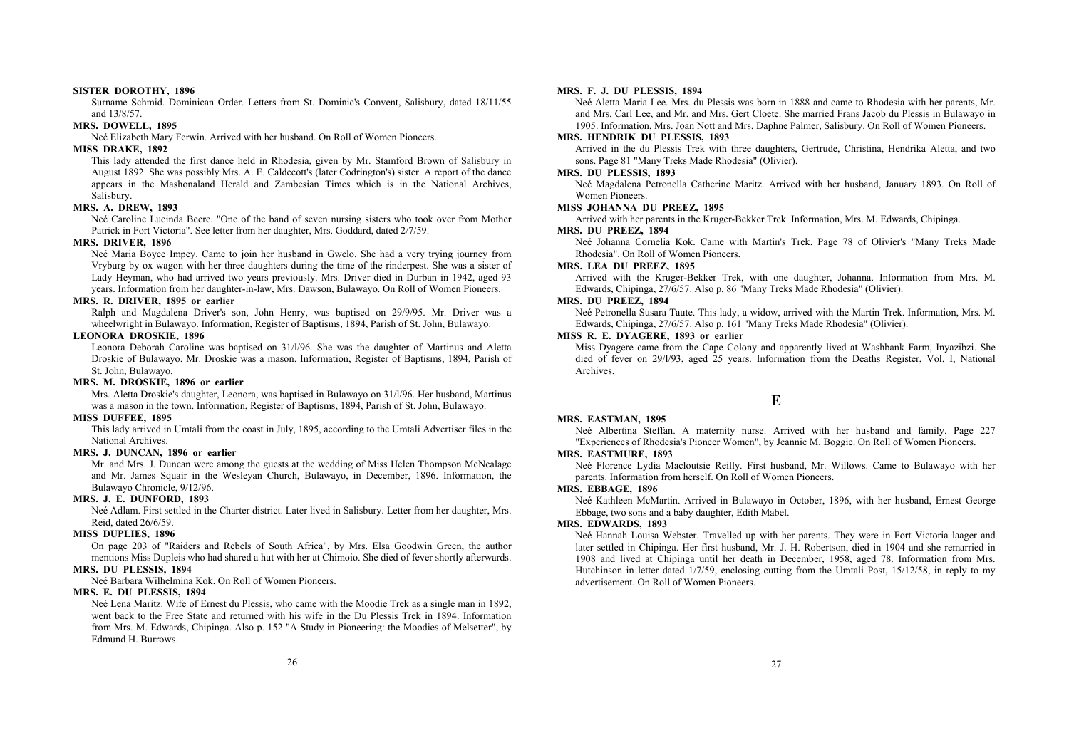**SISTER DOROTHY, 1896**

Surname Schmid. Dominican Order. Letters from St. Dominic's Convent, Salisbury, dated 18/11/55 and 13/8/57.

**MRS. DOWELL, 1895**

Neé Elizabeth Mary Ferwin. Arrived with her husband. On Roll of Women Pioneers.

**MISS DRAKE, 1892**

This lady attended the first dance held in Rhodesia, given by Mr. Stamford Brown of Salisbury in August 1892. She was possibly Mrs. A. E. Caldecott's (later Codrington's) sister. A report of the dance appears in the Mashonaland Herald and Zambesian Times which is in the National Archives, Salisbury.

**MRS. A. DREW, 1893**

Neé Caroline Lucinda Beere. "One of the band of seven nursing sisters who took over from Mother Patrick in Fort Victoria". See letter from her daughter, Mrs. Goddard, dated 2/7/59.

**MRS. DRIVER, 1896**

Neé Maria Boyce Impey. Came to join her husband in Gwelo. She had a very trying journey from Vryburg by ox wagon with her three daughters during the time of the rinderpest. She was a sister of Lady Heyman, who had arrived two years previously. Mrs. Driver died in Durban in 1942, aged 93 years. Information from her daughter-in-law, Mrs. Dawson, Bulawayo. On Roll of Women Pioneers.

**MRS. R. DRIVER, 1895 or earlier**

Ralph and Magdalena Driver's son, John Henry, was baptised on 29/9/95. Mr. Driver was a wheelwright in Bulawayo. Information, Register of Baptisms, 1894, Parish of St. John, Bulawayo.

**LEONORA DROSKIE, 1896**

Leonora Deborah Caroline was baptised on 31/l/96. She was the daughter of Martinus and Aletta Droskie of Bulawayo. Mr. Droskie was a mason. Information, Register of Baptisms, 1894, Parish of St. John, Bulawayo.

**MRS. M. DROSKIE, 1896 or earlier**

Mrs. Aletta Droskie's daughter, Leonora, was baptised in Bulawayo on 31/l/96. Her husband, Martinus was a mason in the town. Information, Register of Baptisms, 1894, Parish of St. John, Bulawayo.

**MISS DUFFEE, 1895**

This lady arrived in Umtali from the coast in July, 1895, according to the Umtali Advertiser files in the National Archives.

**MRS. J. DUNCAN, 1896 or earlier**

Mr. and Mrs. J. Duncan were among the guests at the wedding of Miss Helen Thompson McNealage and Mr. James Squair in the Wesleyan Church, Bulawayo, in December, 1896. Information, the Bulawayo Chronicle, 9/12/96.

**MRS. J. E. DUNFORD, 1893**

Neé Adlam. First settled in the Charter district. Later lived in Salisbury. Letter from her daughter, Mrs. Reid, dated 26/6/59.

**MISS DUPLIES, 1896**

On page 203 of "Raiders and Rebels of South Africa", by Mrs. Elsa Goodwin Green, the author mentions Miss Dupleis who had shared a hut with her at Chimoio. She died of fever shortly afterwards.

**MRS. DU PLESSIS, 1894**

Neé Barbara Wilhelmina Kok. On Roll of Women Pioneers.

**MRS. E. DU PLESSIS, 1894**

Neé Lena Maritz. Wife of Ernest du Plessis, who came with the Moodie Trek as a single man in 1892, went back to the Free State and returned with his wife in the Du Plessis Trek in 1894. Information from Mrs. M. Edwards, Chipinga. Also p. 152 "A Study in Pioneering: the Moodies of Melsetter", by Edmund H. Burrows.

**MRS. F. J. DU PLESSIS, 1894**

Neé Aletta Maria Lee. Mrs. du Plessis was born in 1888 and came to Rhodesia with her parents, Mr. and Mrs. Carl Lee, and Mr. and Mrs. Gert Cloete. She married Frans Jacob du Plessis in Bulawayo in 1905. Information, Mrs. Joan Nott and Mrs. Daphne Palmer, Salisbury. On Roll of Women Pioneers.

**MRS. HENDRIK DU PLESSIS, 1893**

Arrived in the du Plessis Trek with three daughters, Gertrude, Christina, Hendrika Aletta, and two sons. Page 81 "Many Treks Made Rhodesia" (Olivier).

**MRS. DU PLESSIS, 1893**

Neé Magdalena Petronella Catherine Maritz. Arrived with her husband, January 1893. On Roll of Women Pioneers.

**MISS JOHANNA DU PREEZ, 1895**

Arrived with her parents in the Kruger-Bekker Trek. Information, Mrs. M. Edwards, Chipinga.

**MRS. DU PREEZ, 1894**

Neé Johanna Cornelia Kok. Came with Martin's Trek. Page 78 of Olivier's "Many Treks Made Rhodesia". On Roll of Women Pioneers.

**MRS. LEA DU PREEZ, 1895**

Arrived with the Kruger-Bekker Trek, with one daughter, Johanna. Information from Mrs. M. Edwards, Chipinga, 27/6/57. Also p. 86 "Many Treks Made Rhodesia" (Olivier).

**MRS. DU PREEZ, 1894**

Neé Petronella Susara Taute. This lady, a widow, arrived with the Martin Trek. Information, Mrs. M. Edwards, Chipinga, 27/6/57. Also p. 161 "Many Treks Made Rhodesia" (Olivier).

**MISS R. E. DYAGERE, 1893 or earlier**

Miss Dyagere came from the Cape Colony and apparently lived at Washbank Farm, Inyazibzi. She died of fever on 29/l/93, aged 25 years. Information from the Deaths Register, Vol. I, National Archives.

## E

**MRS. EASTMAN, 1895**

Neé Albertina Steffan. A maternity nurse. Arrived with her husband and family. Page 227 "Experiences of Rhodesia's Pioneer Women", by Jeannie M. Boggie. On Roll of Women Pioneers.

**MRS. EASTMURE, 1893**

Neé Florence Lydia Macloutsie Reilly. First husband, Mr. Willows. Came to Bulawayo with her parents. Information from herself. On Roll of Women Pioneers.

**MRS. EBBAGE, 1896**

Neé Kathleen McMartin. Arrived in Bulawayo in October, 1896, with her husband, Ernest George Ebbage, two sons and a baby daughter, Edith Mabel.

**MRS. EDWARDS, 1893**

Neé Hannah Louisa Webster. Travelled up with her parents. They were in Fort Victoria laager and later settled in Chipinga. Her first husband, Mr. J. H. Robertson, died in 1904 and she remarried in 1908 and lived at Chipinga until her death in December, 1958, aged 78. Information from Mrs. Hutchinson in letter dated 1/7/59, enclosing cutting from the Umtali Post, 15/12/58, in reply to my advertisement. On Roll of Women Pioneers.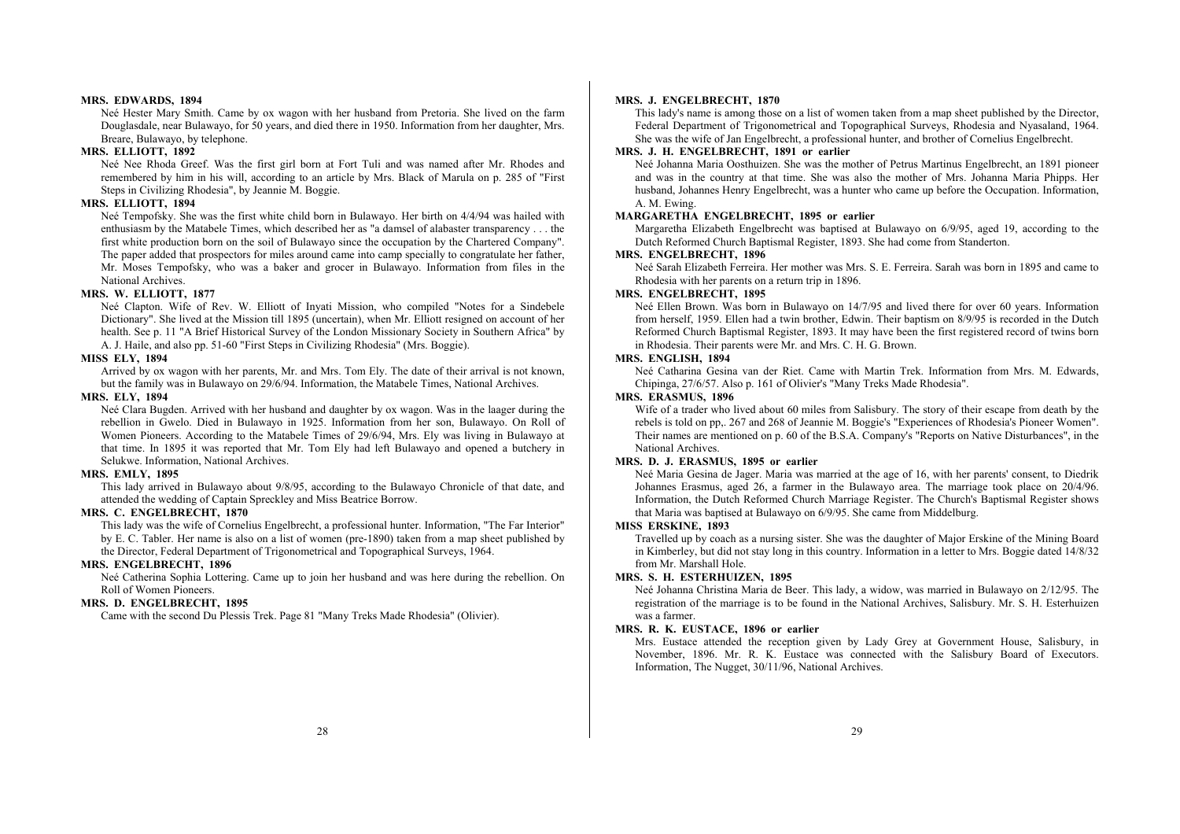**MRS. EDWARDS, 1894**

Neé Hester Mary Smith. Came by ox wagon with her husband from Pretoria. She lived on the farm Douglasdale, near Bulawayo, for 50 years, and died there in 1950. Information from her daughter, Mrs. Breare, Bulawayo, by telephone.

**MRS. ELLIOTT, 1892**

Neé Nee Rhoda Greef. Was the first girl born at Fort Tuli and was named after Mr. Rhodes and remembered by him in his will, according to an article by Mrs. Black of Marula on p. 285 of "First Steps in Civilizing Rhodesia", by Jeannie M. Boggie.

**MRS. ELLIOTT, 1894**

Neé Tempofsky. She was the first white child born in Bulawayo. Her birth on 4/4/94 was hailed with enthusiasm by the Matabele Times, which described her as "a damsel of alabaster transparency . . . the first white production born on the soil of Bulawayo since the occupation by the Chartered Company". The paper added that prospectors for miles around came into camp specially to congratulate her father, Mr. Moses Tempofsky, who was a baker and grocer in Bulawayo. Information from files in the National Archives.

**MRS. W. ELLIOTT, 1877**

Neé Clapton. Wife of Rev. W. Elliott of Inyati Mission, who compiled "Notes for a Sindebele Dictionary". She lived at the Mission till 1895 (uncertain), when Mr. Elliott resigned on account of her health. See p. 11 "A Brief Historical Survey of the London Missionary Society in Southern Africa" by A. J. Haile, and also pp. 51-60 "First Steps in Civilizing Rhodesia" (Mrs. Boggie).

**MISS ELY, 1894**

Arrived by ox wagon with her parents, Mr. and Mrs. Tom Ely. The date of their arrival is not known, but the family was in Bulawayo on 29/6/94. Information, the Matabele Times, National Archives.

**MRS. ELY, 1894**

Neé Clara Bugden. Arrived with her husband and daughter by ox wagon. Was in the laager during the rebellion in Gwelo. Died in Bulawayo in 1925. Information from her son, Bulawayo. On Roll of Women Pioneers. According to the Matabele Times of 29/6/94, Mrs. Ely was living in Bulawayo at that time. In 1895 it was reported that Mr. Tom Ely had left Bulawayo and opened a butchery in Selukwe. Information, National Archives.

**MRS. EMLY, 1895**

This lady arrived in Bulawayo about 9/8/95, according to the Bulawayo Chronicle of that date, and attended the wedding of Captain Spreckley and Miss Beatrice Borrow.

**MRS. C. ENGELBRECHT, 1870**

This lady was the wife of Cornelius Engelbrecht, a professional hunter. Information, "The Far Interior" by E. C. Tabler. Her name is also on a list of women (pre-1890) taken from a map sheet published by the Director, Federal Department of Trigonometrical and Topographical Surveys, 1964.

**MRS. ENGELBRECHT, 1896**

Neé Catherina Sophia Lottering. Came up to join her husband and was here during the rebellion. On Roll of Women Pioneers.

**MRS. D. ENGELBRECHT, 1895**

Came with the second Du Plessis Trek. Page 81 "Many Treks Made Rhodesia" (Olivier).

**MRS. J. ENGELBRECHT, 1870**

This lady's name is among those on a list of women taken from a map sheet published by the Director, Federal Department of Trigonometrical and Topographical Surveys, Rhodesia and Nyasaland, 1964. She was the wife of Jan Engelbrecht, a professional hunter, and brother of Cornelius Engelbrecht.

**MRS. J. H. ENGELBRECHT, 1891 or earlier**

Neé Johanna Maria Oosthuizen. She was the mother of Petrus Martinus Engelbrecht, an 1891 pioneer and was in the country at that time. She was also the mother of Mrs. Johanna Maria Phipps. Her husband, Johannes Henry Engelbrecht, was a hunter who came up before the Occupation. Information, A. M. Ewing.

**MARGARETHA ENGELBRECHT, 1895 or earlier**

Margaretha Elizabeth Engelbrecht was baptised at Bulawayo on 6/9/95, aged 19, according to the Dutch Reformed Church Baptismal Register, 1893. She had come from Standerton.

**MRS. ENGELBRECHT, 1896**

Neé Sarah Elizabeth Ferreira. Her mother was Mrs. S. E. Ferreira. Sarah was born in 1895 and came to Rhodesia with her parents on a return trip in 1896.

**MRS. ENGELBRECHT, 1895**

Neé Ellen Brown. Was born in Bulawayo on 14/7/95 and lived there for over 60 years. Information from herself, 1959. Ellen had a twin brother, Edwin. Their baptism on 8/9/95 is recorded in the Dutch Reformed Church Baptismal Register, 1893. It may have been the first registered record of twins born in Rhodesia. Their parents were Mr. and Mrs. C. H. G. Brown.

**MRS. ENGLISH, 1894**

Neé Catharina Gesina van der Riet. Came with Martin Trek. Information from Mrs. M. Edwards, Chipinga, 27/6/57. Also p. 161 of Olivier's "Many Treks Made Rhodesia".

**MRS. ERASMUS, 1896**

Wife of a trader who lived about 60 miles from Salisbury. The story of their escape from death by the rebels is told on pp,. 267 and 268 of Jeannie M. Boggie's "Experiences of Rhodesia's Pioneer Women". Their names are mentioned on p. 60 of the B.S.A. Company's "Reports on Native Disturbances", in the National Archives.

**MRS. D. J. ERASMUS, 1895 or earlier**

Neé Maria Gesina de Jager. Maria was married at the age of 16, with her parents' consent, to Diedrik Johannes Erasmus, aged 26, a farmer in the Bulawayo area. The marriage took place on 20/4/96. Information, the Dutch Reformed Church Marriage Register. The Church's Baptismal Register shows that Maria was baptised at Bulawayo on 6/9/95. She came from Middelburg.

**MISS ERSKINE, 1893**

Travelled up by coach as a nursing sister. She was the daughter of Major Erskine of the Mining Board in Kimberley, but did not stay long in this country. Information in a letter to Mrs. Boggie dated 14/8/32 from Mr. Marshall Hole.

**MRS. S. H. ESTERHUIZEN, 1895**

Neé Johanna Christina Maria de Beer. This lady, a widow, was married in Bulawayo on 2/12/95. The registration of the marriage is to be found in the National Archives, Salisbury. Mr. S. H. Esterhuizen was a farmer.

**MRS. R. K. EUSTACE, 1896 or earlier**

Mrs. Eustace attended the reception given by Lady Grey at Government House, Salisbury, in November, 1896. Mr. R. K. Eustace was connected with the Salisbury Board of Executors. Information, The Nugget, 30/11/96, National Archives.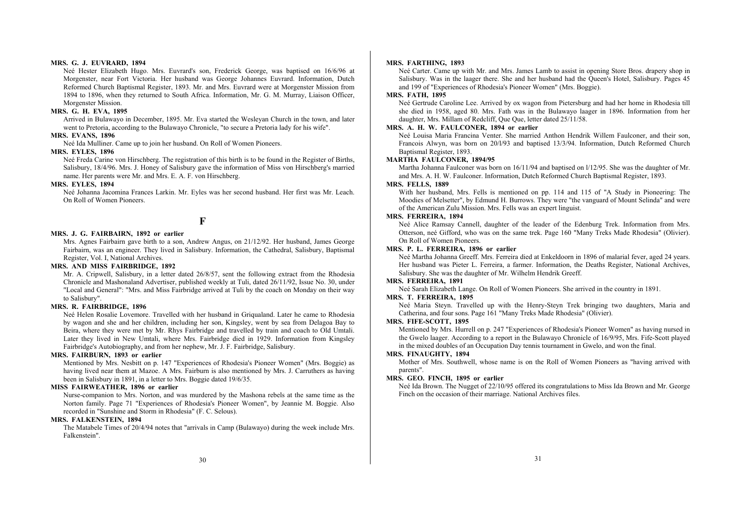**MRS. G. J. EUVRARD, 1894**

Neé Hester Elizabeth Hugo. Mrs. Euvrard's son, Frederick George, was baptised on 16/6/96 at Morgenster, near Fort Victoria. Her husband was George Johannes Euvrard. Information, Dutch Reformed Church Baptismal Register, 1893. Mr. and Mrs. Euvrard were at Morgenster Mission from 1894 to 1896, when they returned to South Africa. Information, Mr. G. M. Murray, Liaison Officer, Morgenster Mission.

**MRS. G. H. EVA, 1895**

Arrived in Bulawayo in December, 1895. Mr. Eva started the Wesleyan Church in the town, and later went to Pretoria, according to the Bulawayo Chronicle, "to secure a Pretoria lady for his wife".

**MRS. EVANS, 1896**

Neé Ida Mulliner. Came up to join her husband. On Roll of Women Pioneers.

**MRS. EYLES, 1896**

Neé Freda Carine von Hirschberg. The registration of this birth is to be found in the Register of Births, Salisbury, 18/4/96. Mrs. J. Honey of Salisbury gave the information of Miss von Hirschberg's married name. Her parents were Mr. and Mrs. E. A. F. von Hirschberg.

**MRS. EYLES, 1894**

Neé Johanna Jacomina Frances Larkin. Mr. Eyles was her second husband. Her first was Mr. Leach. On Roll of Women Pioneers.

## F

**MRS. J. G. FAIRBAIRN, 1892 or earlier**

Mrs. Agnes Fairbairn gave birth to a son, Andrew Angus, on 21/12/92. Her husband, James George Fairbairn, was an engineer. They lived in Salisbury. Information, the Cathedral, Salisbury, Baptismal Register, Vol. I, National Archives.

**MRS. AND MISS FAIRBRIDGE, 1892**

Mr. A. Cripwell, Salisbury, in a letter dated 26/8/57, sent the following extract from the Rhodesia Chronicle and Mashonaland Advertiser, published weekly at Tuli, dated 26/11/92, Issue No. 30, under "Local and General": "Mrs. and Miss Fairbridge arrived at Tuli by the coach on Monday on their way to Salisbury".

**MRS. R. FAIRBRIDGE, 1896**

Neé Helen Rosalie Lovemore. Travelled with her husband in Griqualand. Later he came to Rhodesia by wagon and she and her children, including her son, Kingsley, went by sea from Delagoa Bay to Beira, where they were met by Mr. Rhys Fairbridge and travelled by train and coach to Old Umtali. Later they lived in New Umtali, where Mrs. Fairbridge died in 1929. Information from Kingsley Fairbridge's Autobiography, and from her nephew, Mr. J. F. Fairbridge, Salisbury.

**MRS. FAIRBURN, 1893 or earlier**

Mentioned by Mrs. Nesbitt on p. 147 "Experiences of Rhodesia's Pioneer Women" (Mrs. Boggie) as having lived near them at Mazoe. A Mrs. Fairburn is also mentioned by Mrs. J. Carruthers as having been in Salisbury in 1891, in a letter to Mrs. Boggie dated 19/6/35.

**MISS FAIRWEATHER, 1896 or earlier**

Nurse-companion to Mrs. Norton, and was murdered by the Mashona rebels at the same time as the Norton family. Page 71 "Experiences of Rhodesia's Pioneer Women", by Jeannie M. Boggie. Also recorded in "Sunshine and Storm in Rhodesia" (F. C. Selous).

**MRS. FALKENSTEIN, 1894**

The Matabele Times of 20/4/94 notes that "arrivals in Camp (Bulawayo) during the week include Mrs. Falkenstein".

**MRS. FARTHING, 1893**

Neé Carter. Came up with Mr. and Mrs. James Lamb to assist in opening Store Bros. drapery shop in Salisbury. Was in the laager there. She and her husband had the Queen's Hotel, Salisbury. Pages 45 and 199 of "Experiences of Rhodesia's Pioneer Women" (Mrs. Boggie).

**MRS. FATH, 1895**

Neé Gertrude Caroline Lee. Arrived by ox wagon from Pietersburg and had her home in Rhodesia till she died in 1958, aged 80. Mrs. Fath was in the Bulawayo laager in 1896. Information from her daughter, Mrs. Millam of Redcliff, Que Que, letter dated 25/11/58.

**MRS. A. H. W. FAULCONER, 1894 or earlier**

Neé Louisa Maria Francina Venter. She married Anthon Hendrik Willem Faulconer, and their son, Francois Alwyn, was born on 20/1/93 and baptised 13/3/94. Information, Dutch Reformed Church Baptismal Register, 1893.

**MARTHA FAULCONER, 1894/95**

Martha Johanna Faulconer was born on 16/11/94 and baptised on 1/12/95. She was the daughter of Mr. and Mrs. A. H. W. Faulconer. Information, Dutch Reformed Church Baptismal Register, 1893.

**MRS. FELLS, 1889**

With her husband, Mrs. Fells is mentioned on pp. 114 and 115 of "A Study in Pioneering: The Moodies of Melsetter", by Edmund H. Burrows. They were "the vanguard of Mount Selinda" and were of the American Zulu Mission. Mrs. Fells was an expert linguist.

**MRS. FERREIRA, 1894**

Neé Alice Ramsay Cannell, daughter of the leader of the Edenburg Trek. Information from Mrs. Otterson, neé Gifford, who was on the same trek. Page 160 "Many Treks Made Rhodesia" (Olivier). On Roll of Women Pioneers.

**MRS. P. L. FERREIRA, 1896 or earlier**

Neé Martha Johanna Greeff. Mrs. Ferreira died at Enkeldoorn in 1896 of malarial fever, aged 24 years. Her husband was Pieter L. Ferreira, a farmer. Information, the Deaths Register, National Archives, Salisbury. She was the daughter of Mr. Wilhelm Hendrik Greeff.

**MRS. FERREIRA, 1891**

Neé Sarah Elizabeth Lange. On Roll of Women Pioneers. She arrived in the country in 1891.

**MRS. T. FERREIRA, 1895**

Neé Maria Steyn. Travelled up with the Henry-Steyn Trek bringing two daughters, Maria and Catherina, and four sons. Page 161 "Many Treks Made Rhodesia" (Olivier).

**MRS. FIFE-SCOTT, 1895**

Mentioned by Mrs. Hurrell on p. 247 "Experiences of Rhodesia's Pioneer Women" as having nursed in the Gwelo laager. According to a report in the Bulawayo Chronicle of 16/9/95, Mrs. Fife-Scott played in the mixed doubles of an Occupation Day tennis tournament in Gwelo, and won the final.

**MRS. FINAUGHTY, 1894**

Mother of Mrs. Southwell, whose name is on the Roll of Women Pioneers as "having arrived with parents".

**MRS. GEO. FINCH, 1895 or earlier**

Neé Ida Brown. The Nugget of 22/10/95 offered its congratulations to Miss Ida Brown and Mr. George Finch on the occasion of their marriage. National Archives files.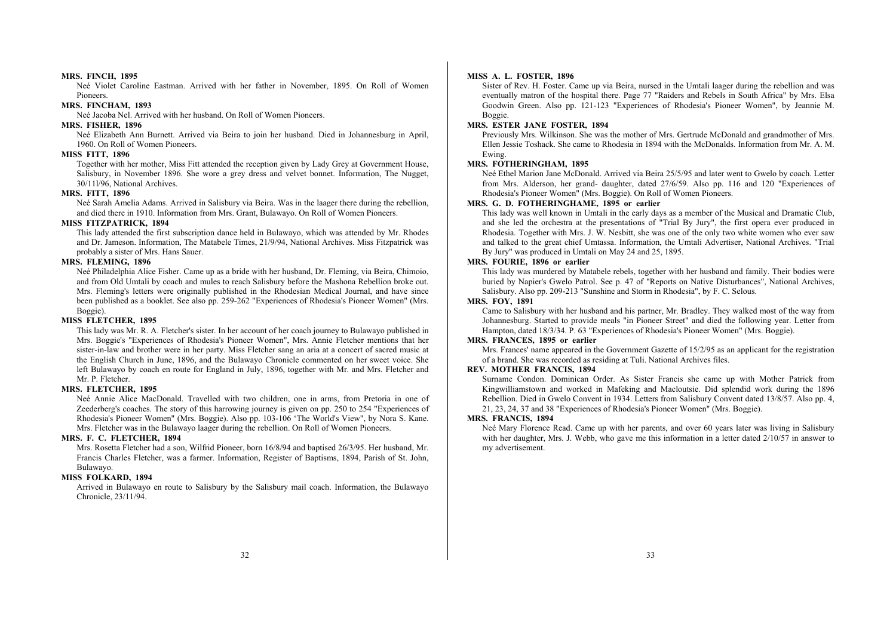**MRS. FINCH, 1895**

Neé Violet Caroline Eastman. Arrived with her father in November, 1895. On Roll of Women Pioneers.

**MRS. FINCHAM, 1893**

Neé Jacoba Nel. Arrived with her husband. On Roll of Women Pioneers.

**MRS. FISHER, 1896**

Neé Elizabeth Ann Burnett. Arrived via Beira to join her husband. Died in Johannesburg in April, 1960. On Roll of Women Pioneers.

**MISS FITT, 1896**

Together with her mother, Miss Fitt attended the reception given by Lady Grey at Government House, Salisbury, in November 1896. She wore a grey dress and velvet bonnet. Information, The Nugget, 30/11l/96, National Archives.

**MRS. FITT, 1896**

Neé Sarah Amelia Adams. Arrived in Salisbury via Beira. Was in the laager there during the rebellion, and died there in 1910. Information from Mrs. Grant, Bulawayo. On Roll of Women Pioneers.

**MISS FITZPATRICK, 1894**

This lady attended the first subscription dance held in Bulawayo, which was attended by Mr. Rhodes and Dr. Jameson. Information, The Matabele Times, 21/9/94, National Archives. Miss Fitzpatrick was probably a sister of Mrs. Hans Sauer.

**MRS. FLEMING, 1896**

Neé Philadelphia Alice Fisher. Came up as a bride with her husband, Dr. Fleming, via Beira, Chimoio, and from Old Umtali by coach and mules to reach Salisbury before the Mashona Rebellion broke out. Mrs. Fleming's letters were originally published in the Rhodesian Medical Journal, and have since been published as a booklet. See also pp. 259-262 "Experiences of Rhodesia's Pioneer Women" (Mrs. Boggie).

**MISS FLETCHER, 1895**

This lady was Mr. R. A. Fletcher's sister. In her account of her coach journey to Bulawayo published in Mrs. Boggie's "Experiences of Rhodesia's Pioneer Women", Mrs. Annie Fletcher mentions that her sister-in-law and brother were in her party. Miss Fletcher sang an aria at a concert of sacred music at the English Church in June, 1896, and the Bulawayo Chronicle commented on her sweet voice. She left Bulawayo by coach en route for England in July, 1896, together with Mr. and Mrs. Fletcher and Mr. P. Fletcher.

**MRS. FLETCHER, 1895**

Neé Annie Alice MacDonald. Travelled with two children, one in arms, from Pretoria in one of Zeederberg's coaches. The story of this harrowing journey is given on pp. 250 to 254 "Experiences of Rhodesia's Pioneer Women" (Mrs. Boggie). Also pp. 103-106 'The World's View", by Nora S. Kane. Mrs. Fletcher was in the Bulawayo laager during the rebellion. On Roll of Women Pioneers.

**MRS. F. C. FLETCHER, 1894**

Mrs. Rosetta Fletcher had a son, Wilfrid Pioneer, born 16/8/94 and baptised 26/3/95. Her husband, Mr. Francis Charles Fletcher, was a farmer. Information, Register of Baptisms, 1894, Parish of St. John, Bulawayo.

**MISS FOLKARD, 1894**

Arrived in Bulawayo en route to Salisbury by the Salisbury mail coach. Information, the Bulawayo Chronicle, 23/11/94.

**MISS A. L. FOSTER, 1896**

Sister of Rev. H. Foster. Came up via Beira, nursed in the Umtali laager during the rebellion and was eventually matron of the hospital there. Page 77 "Raiders and Rebels in South Africa" by Mrs. Elsa Goodwin Green. Also pp. 121-123 "Experiences of Rhodesia's Pioneer Women", by Jeannie M. Boggie.

**MRS. ESTER JANE FOSTER, 1894**

Previously Mrs. Wilkinson. She was the mother of Mrs. Gertrude McDonald and grandmother of Mrs. Ellen Jessie Toshack. She came to Rhodesia in 1894 with the McDonalds. Information from Mr. A. M. Ewing.

**MRS. FOTHERINGHAM, 1895**

Neé Ethel Marion Jane McDonald. Arrived via Beira 25/5/95 and later went to Gwelo by coach. Letter from Mrs. Alderson, her grand- daughter, dated 27/6/59. Also pp. 116 and 120 "Experiences of Rhodesia's Pioneer Women" (Mrs. Boggie). On Roll of Women Pioneers.

**MRS. G. D. FOTHERINGHAME, 1895 or earlier**

This lady was well known in Umtali in the early days as a member of the Musical and Dramatic Club, and she led the orchestra at the presentations of "Trial By Jury", the first opera ever produced in Rhodesia. Together with Mrs. J. W. Nesbitt, she was one of the only two white women who ever saw and talked to the great chief Umtassa. Information, the Umtali Advertiser, National Archives. "Trial By Jury" was produced in Umtali on May 24 and 25, 1895.

**MRS. FOURIE, 1896 or earlier**

This lady was murdered by Matabele rebels, together with her husband and family. Their bodies were buried by Napier's Gwelo Patrol. See p. 47 of "Reports on Native Disturbances", National Archives, Salisbury. Also pp. 209-213 "Sunshine and Storm in Rhodesia", by F. C. Selous.

**MRS. FOY, 1891**

Came to Salisbury with her husband and his partner, Mr. Bradley. They walked most of the way from Johannesburg. Started to provide meals "in Pioneer Street" and died the following year. Letter from Hampton, dated 18/3/34. P. 63 "Experiences of Rhodesia's Pioneer Women" (Mrs. Boggie).

**MRS. FRANCES, 1895 or earlier**

Mrs. Frances' name appeared in the Government Gazette of 15/2/95 as an applicant for the registration of a brand. She was recorded as residing at Tuli. National Archives files.

**REV. MOTHER FRANCIS, 1894**

Surname Condon. Dominican Order. As Sister Francis she came up with Mother Patrick from Kingwilliamstown and worked in Mafeking and Macloutsie. Did splendid work during the 1896 Rebellion. Died in Gwelo Convent in 1934. Letters from Salisbury Convent dated 13/8/57. Also pp. 4, 21, 23, 24, 37 and 38 "Experiences of Rhodesia's Pioneer Women" (Mrs. Boggie).

**MRS. FRANCIS, 1894**

Neé Mary Florence Read. Came up with her parents, and over 60 years later was living in Salisbury with her daughter, Mrs. J. Webb, who gave me this information in a letter dated 2/10/57 in answer to my advertisement.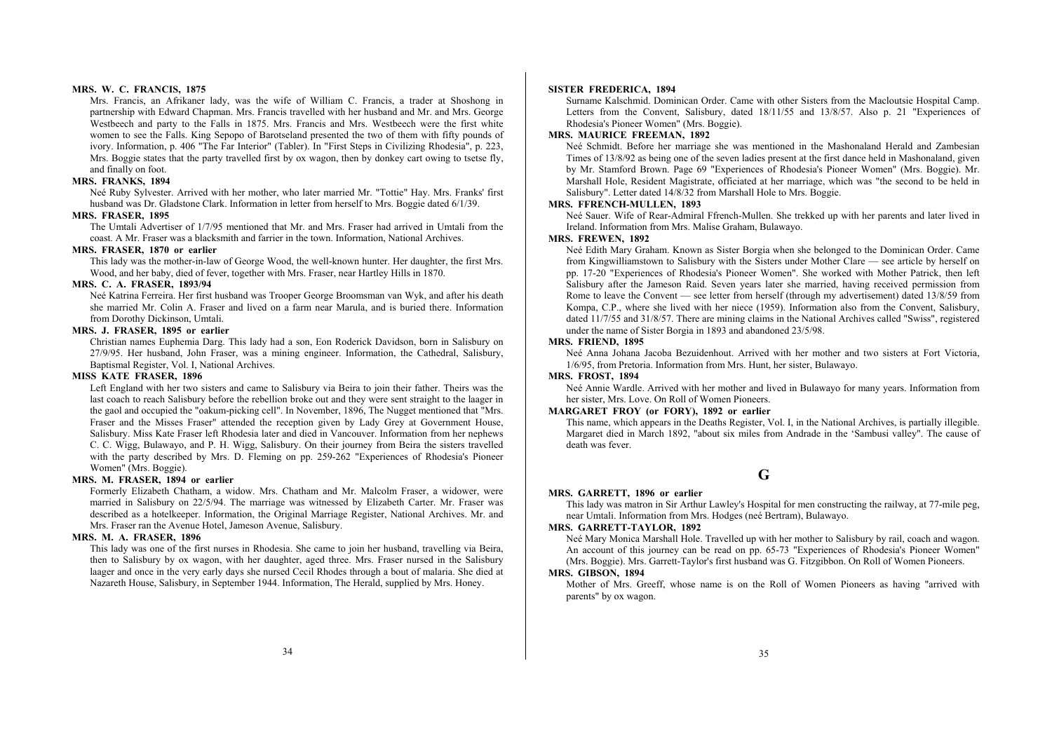**MRS. W. C. FRANCIS, 1875**

Mrs. Francis, an Afrikaner lady, was the wife of William C. Francis, a trader at Shoshong in partnership with Edward Chapman. Mrs. Francis travelled with her husband and Mr. and Mrs. George Westbeech and party to the Falls in 1875. Mrs. Francis and Mrs. Westbeech were the first white women to see the Falls. King Sepopo of Barotseland presented the two of them with fifty pounds of ivory. Information, p. 406 "The Far Interior" (Tabler). In "First Steps in Civilizing Rhodesia", p. 223, Mrs. Boggie states that the party travelled first by ox wagon, then by donkey cart owing to tsetse fly, and finally on foot.

**MRS. FRANKS, 1894**

Neé Ruby Sylvester. Arrived with her mother, who later married Mr. "Tottie" Hay. Mrs. Franks' first husband was Dr. Gladstone Clark. Information in letter from herself to Mrs. Boggie dated 6/1/39.

**MRS. FRASER, 1895**

The Umtali Advertiser of 1/7/95 mentioned that Mr. and Mrs. Fraser had arrived in Umtali from the coast. A Mr. Fraser was a blacksmith and farrier in the town. Information, National Archives.

**MRS. FRASER, 1870 or earlier**

This lady was the mother-in-law of George Wood, the well-known hunter. Her daughter, the first Mrs. Wood, and her baby, died of fever, together with Mrs. Fraser, near Hartley Hills in 1870.

**MRS. C. A. FRASER, 1893/94**

Neé Katrina Ferreira. Her first husband was Trooper George Broomsman van Wyk, and after his death she married Mr. Colin A. Fraser and lived on a farm near Marula, and is buried there. Information from Dorothy Dickinson, Umtali.

**MRS. J. FRASER, 1895 or earlier**

Christian names Euphemia Darg. This lady had a son, Eon Roderick Davidson, born in Salisbury on 27/9/95. Her husband, John Fraser, was a mining engineer. Information, the Cathedral, Salisbury, Baptismal Register, Vol. I, National Archives.

**MISS KATE FRASER, 1896**

Left England with her two sisters and came to Salisbury via Beira to join their father. Theirs was the last coach to reach Salisbury before the rebellion broke out and they were sent straight to the laager in the gaol and occupied the "oakum-picking cell". In November, 1896, The Nugget mentioned that "Mrs. Fraser and the Misses Fraser" attended the reception given by Lady Grey at Government House, Salisbury. Miss Kate Fraser left Rhodesia later and died in Vancouver. Information from her nephews C. C. Wigg, Bulawayo, and P. H. Wigg, Salisbury. On their journey from Beira the sisters travelled with the party described by Mrs. D. Fleming on pp. 259-262 "Experiences of Rhodesia's Pioneer Women" (Mrs. Boggie).

**MRS. M. FRASER, 1894 or earlier**

Formerly Elizabeth Chatham, a widow. Mrs. Chatham and Mr. Malcolm Fraser, a widower, were married in Salisbury on 22/5/94. The marriage was witnessed by Elizabeth Carter. Mr. Fraser was described as a hotelkeeper. Information, the Original Marriage Register, National Archives. Mr. and Mrs. Fraser ran the Avenue Hotel, Jameson Avenue, Salisbury.

**MRS. M. A. FRASER, 1896**

This lady was one of the first nurses in Rhodesia. She came to join her husband, travelling via Beira, then to Salisbury by ox wagon, with her daughter, aged three. Mrs. Fraser nursed in the Salisbury laager and once in the very early days she nursed Cecil Rhodes through a bout of malaria. She died at Nazareth House, Salisbury, in September 1944. Information, The Herald, supplied by Mrs. Honey.

**SISTER FREDERICA, 1894**

Surname Kalschmid. Dominican Order. Came with other Sisters from the Macloutsie Hospital Camp. Letters from the Convent, Salisbury, dated 18/11/55 and 13/8/57. Also p. 21 "Experiences of Rhodesia's Pioneer Women" (Mrs. Boggie).

**MRS. MAURICE FREEMAN, 1892**

Neé Schmidt. Before her marriage she was mentioned in the Mashonaland Herald and Zambesian Times of 13/8/92 as being one of the seven ladies present at the first dance held in Mashonaland, given by Mr. Stamford Brown. Page 69 "Experiences of Rhodesia's Pioneer Women" (Mrs. Boggie). Mr. Marshall Hole, Resident Magistrate, officiated at her marriage, which was "the second to be held in Salisbury". Letter dated 14/8/32 from Marshall Hole to Mrs. Boggie.

**MRS. FFRENCH-MULLEN, 1893**

Neé Sauer. Wife of Rear-Admiral Ffrench-Mullen. She trekked up with her parents and later lived in Ireland. Information from Mrs. Malise Graham, Bulawayo.

**MRS. FREWEN, 1892**

Neé Edith Mary Graham. Known as Sister Borgia when she belonged to the Dominican Order. Came from Kingwilliamstown to Salisbury with the Sisters under Mother Clare — see article by herself on pp. 17-20 "Experiences of Rhodesia's Pioneer Women". She worked with Mother Patrick, then left Salisbury after the Jameson Raid. Seven years later she married, having received permission from Rome to leave the Convent — see letter from herself (through my advertisement) dated 13/8/59 from Kompa, C.P., where she lived with her niece (1959). Information also from the Convent, Salisbury, dated 11/7/55 and 31/8/57. There are mining claims in the National Archives called "Swiss", registered under the name of Sister Borgia in 1893 and abandoned 23/5/98.

**MRS. FRIEND, 1895**

Neé Anna Johana Jacoba Bezuidenhout. Arrived with her mother and two sisters at Fort Victoria, 1/6/95, from Pretoria. Information from Mrs. Hunt, her sister, Bulawayo.

**MRS. FROST, 1894**

Neé Annie Wardle. Arrived with her mother and lived in Bulawayo for many years. Information from her sister, Mrs. Love. On Roll of Women Pioneers.

**MARGARET FROY (or FORY), 1892 or earlier**

This name, which appears in the Deaths Register, Vol. I, in the National Archives, is partially illegible. Margaret died in March 1892, "about six miles from Andrade in the 'Sambusi valley". The cause of death was fever.

## G

**MRS. GARRETT, 1896 or earlier**

This lady was matron in Sir Arthur Lawley's Hospital for men constructing the railway, at 77-mile peg, near Umtali. Information from Mrs. Hodges (neé Bertram), Bulawayo.

**MRS. GARRETT-TAYLOR, 1892**

Neé Mary Monica Marshall Hole. Travelled up with her mother to Salisbury by rail, coach and wagon. An account of this journey can be read on pp. 65-73 "Experiences of Rhodesia's Pioneer Women" (Mrs. Boggie). Mrs. Garrett-Taylor's first husband was G. Fitzgibbon. On Roll of Women Pioneers.

**MRS. GIBSON, 1894**

Mother of Mrs. Greeff, whose name is on the Roll of Women Pioneers as having "arrived with parents" by ox wagon.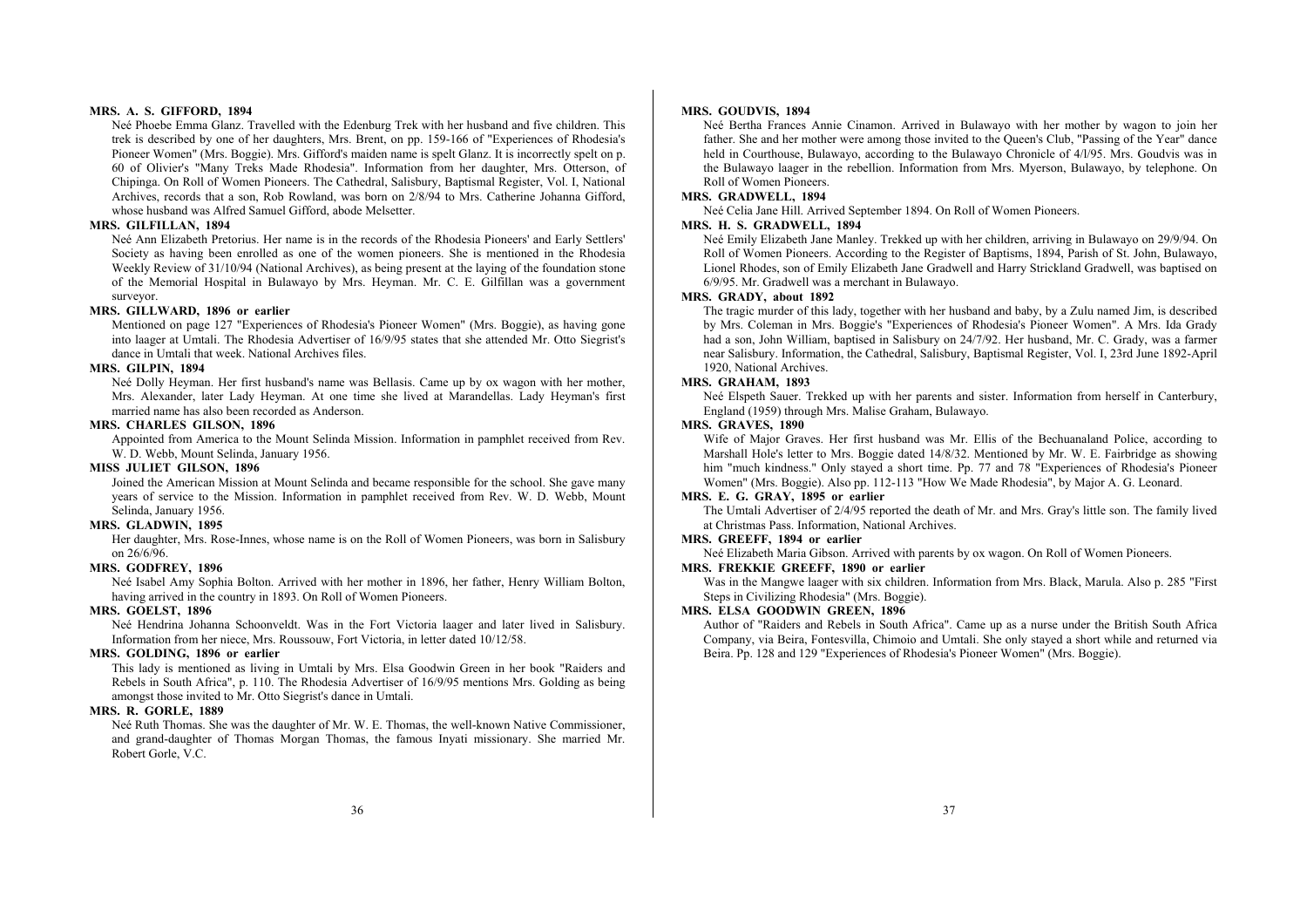**MRS. A. S. GIFFORD, 1894**

Neé Phoebe Emma Glanz. Travelled with the Edenburg Trek with her husband and five children. This trek is described by one of her daughters, Mrs. Brent, on pp. 159-166 of "Experiences of Rhodesia's Pioneer Women" (Mrs. Boggie). Mrs. Gifford's maiden name is spelt Glanz. It is incorrectly spelt on p. 60 of Olivier's "Many Treks Made Rhodesia". Information from her daughter, Mrs. Otterson, of Chipinga. On Roll of Women Pioneers. The Cathedral, Salisbury, Baptismal Register, Vol. I, National Archives, records that a son, Rob Rowland, was born on 2/8/94 to Mrs. Catherine Johanna Gifford, whose husband was Alfred Samuel Gifford, abode Melsetter.

**MRS. GILFILLAN, 1894**

Neé Ann Elizabeth Pretorius. Her name is in the records of the Rhodesia Pioneers' and Early Settlers' Society as having been enrolled as one of the women pioneers. She is mentioned in the Rhodesia Weekly Review of 31/10/94 (National Archives), as being present at the laying of the foundation stone of the Memorial Hospital in Bulawayo by Mrs. Heyman. Mr. C. E. Gilfillan was a government surveyor.

**MRS. GILLWARD, 1896 or earlier**

Mentioned on page 127 "Experiences of Rhodesia's Pioneer Women" (Mrs. Boggie), as having gone into laager at Umtali. The Rhodesia Advertiser of 16/9/95 states that she attended Mr. Otto Siegrist's dance in Umtali that week. National Archives files.

**MRS. GILPIN, 1894**

Neé Dolly Heyman. Her first husband's name was Bellasis. Came up by ox wagon with her mother, Mrs. Alexander, later Lady Heyman. At one time she lived at Marandellas. Lady Heyman's first married name has also been recorded as Anderson.

**MRS. CHARLES GILSON, 1896**

Appointed from America to the Mount Selinda Mission. Information in pamphlet received from Rev. W. D. Webb, Mount Selinda, January 1956.

**MISS JULIET GILSON, 1896**

Joined the American Mission at Mount Selinda and became responsible for the school. She gave many years of service to the Mission. Information in pamphlet received from Rev. W. D. Webb, Mount Selinda, January 1956.

**MRS. GLADWIN, 1895**

Her daughter, Mrs. Rose-Innes, whose name is on the Roll of Women Pioneers, was born in Salisbury on 26/6/96.

**MRS. GODFREY, 1896**

Neé Isabel Amy Sophia Bolton. Arrived with her mother in 1896, her father, Henry William Bolton, having arrived in the country in 1893. On Roll of Women Pioneers.

**MRS. GOELST, 1896**

Neé Hendrina Johanna Schoonveldt. Was in the Fort Victoria laager and later lived in Salisbury. Information from her niece, Mrs. Roussouw, Fort Victoria, in letter dated 10/12/58.

**MRS. GOLDING, 1896 or earlier**

This lady is mentioned as living in Umtali by Mrs. Elsa Goodwin Green in her book "Raiders and Rebels in South Africa", p. 110. The Rhodesia Advertiser of 16/9/95 mentions Mrs. Golding as being amongst those invited to Mr. Otto Siegrist's dance in Umtali.

**MRS. R. GORLE, 1889**

Neé Ruth Thomas. She was the daughter of Mr. W. E. Thomas, the well-known Native Commissioner, and grand-daughter of Thomas Morgan Thomas, the famous Inyati missionary. She married Mr. Robert Gorle, V.C.

**MRS. GOUDVIS, 1894**

Neé Bertha Frances Annie Cinamon. Arrived in Bulawayo with her mother by wagon to join her father. She and her mother were among those invited to the Queen's Club, "Passing of the Year" dance held in Courthouse, Bulawayo, according to the Bulawayo Chronicle of 4/1/95. Mrs. Goudvis was in the Bulawayo laager in the rebellion. Information from Mrs. Myerson, Bulawayo, by telephone. On Roll of Women Pioneers.

**MRS. GRADWELL, 1894**

Neé Celia Jane Hill. Arrived September 1894. On Roll of Women Pioneers.

**MRS. H. S. GRADWELL, 1894**

Neé Emily Elizabeth Jane Manley. Trekked up with her children, arriving in Bulawayo on 29/9/94. On Roll of Women Pioneers. According to the Register of Baptisms, 1894, Parish of St. John, Bulawayo, Lionel Rhodes, son of Emily Elizabeth Jane Gradwell and Harry Strickland Gradwell, was baptised on 6/9/95. Mr. Gradwell was a merchant in Bulawayo.

**MRS. GRADY, about 1892**

The tragic murder of this lady, together with her husband and baby, by a Zulu named Jim, is described by Mrs. Coleman in Mrs. Boggie's "Experiences of Rhodesia's Pioneer Women". A Mrs. Ida Grady had a son, John William, baptised in Salisbury on 24/7/92. Her husband, Mr. C. Grady, was a farmer near Salisbury. Information, the Cathedral, Salisbury, Baptismal Register, Vol. I, 23rd June 1892-April 1920, National Archives.

**MRS. GRAHAM, 1893**

Neé Elspeth Sauer. Trekked up with her parents and sister. Information from herself in Canterbury, England (1959) through Mrs. Malise Graham, Bulawayo.

**MRS. GRAVES, 1890**

Wife of Major Graves. Her first husband was Mr. Ellis of the Bechuanaland Police, according to Marshall Hole's letter to Mrs. Boggie dated 14/8/32. Mentioned by Mr. W. E. Fairbridge as showing him "much kindness." Only stayed a short time. Pp. 77 and 78 "Experiences of Rhodesia's Pioneer Women" (Mrs. Boggie). Also pp. 112-113 "How We Made Rhodesia", by Major A. G. Leonard.

**MRS. E. G. GRAY, 1895 or earlier**

The Umtali Advertiser of 2/4/95 reported the death of Mr. and Mrs. Gray's little son. The family lived at Christmas Pass. Information, National Archives.

**MRS. GREEFF, 1894 or earlier**

Neé Elizabeth Maria Gibson. Arrived with parents by ox wagon. On Roll of Women Pioneers.

**MRS. FREKKIE GREEFF, 1890 or earlier**

Was in the Mangwe laager with six children. Information from Mrs. Black, Marula. Also p. 285 "First Steps in Civilizing Rhodesia" (Mrs. Boggie).

**MRS. ELSA GOODWIN GREEN, 1896**

Author of "Raiders and Rebels in South Africa". Came up as a nurse under the British South Africa Company, via Beira, Fontesvilla, Chimoio and Umtali. She only stayed a short while and returned via Beira. Pp. 128 and 129 "Experiences of Rhodesia's Pioneer Women" (Mrs. Boggie).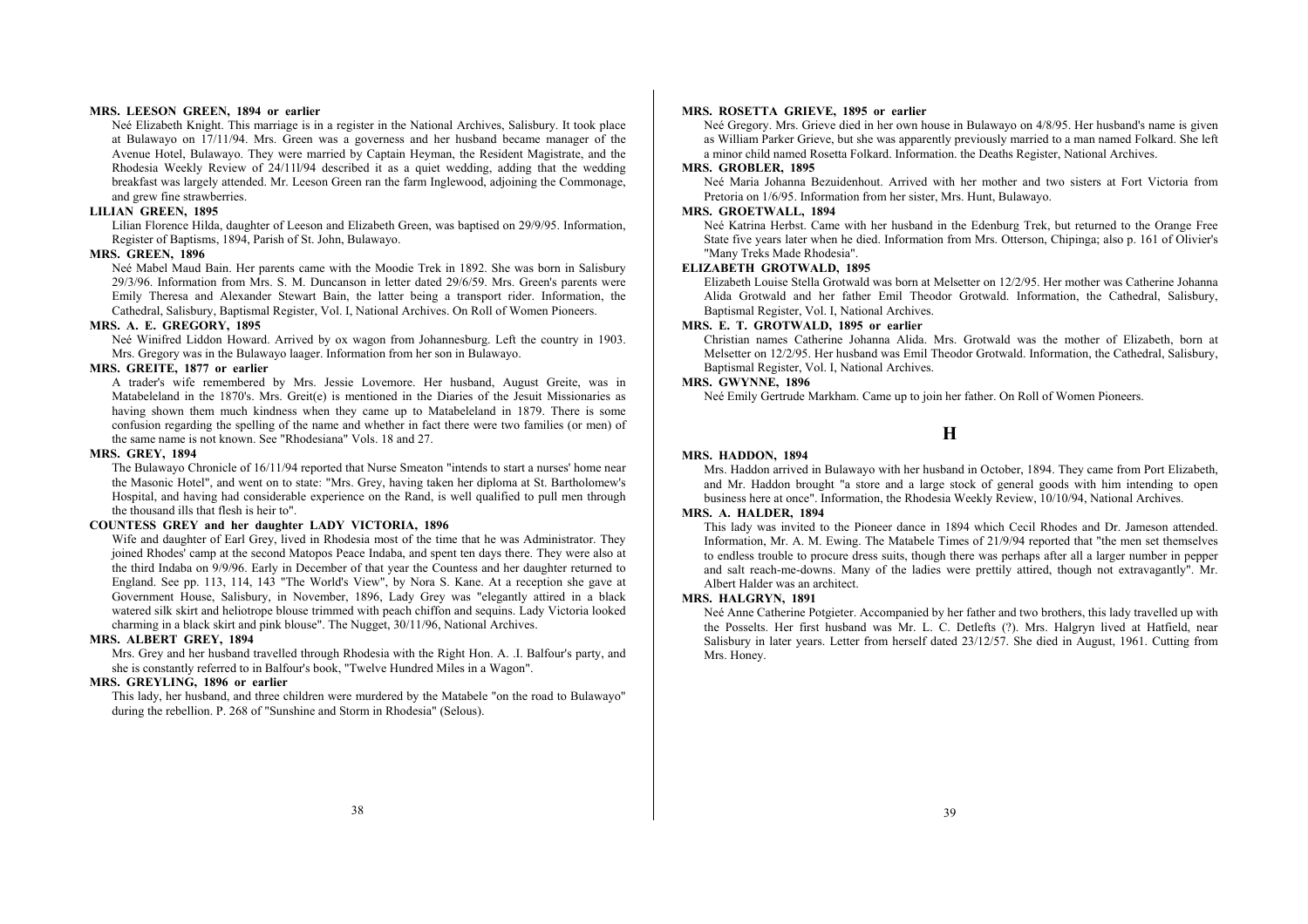**MRS. LEESON GREEN, 1894 or earlier**

Neé Elizabeth Knight. This marriage is in a register in the National Archives, Salisbury. It took place at Bulawayo on 17/11/94. Mrs. Green was a governess and her husband became manager of the Avenue Hotel, Bulawayo. They were married by Captain Heyman, the Resident Magistrate, and the Rhodesia Weekly Review of 24/11l/94 described it as a quiet wedding, adding that the wedding breakfast was largely attended. Mr. Leeson Green ran the farm Inglewood, adjoining the Commonage, and grew fine strawberries.

**LILIAN GREEN, 1895**

Lilian Florence Hilda, daughter of Leeson and Elizabeth Green, was baptised on 29/9/95. Information, Register of Baptisms, 1894, Parish of St. John, Bulawayo.

**MRS. GREEN, 1896**

Neé Mabel Maud Bain. Her parents came with the Moodie Trek in 1892. She was born in Salisbury 29/3/96. Information from Mrs. S. M. Duncanson in letter dated 29/6/59. Mrs. Green's parents were Emily Theresa and Alexander Stewart Bain, the latter being a transport rider. Information, the Cathedral, Salisbury, Baptismal Register, Vol. I, National Archives. On Roll of Women Pioneers.

**MRS. A. E. GREGORY, 1895**

Neé Winifred Liddon Howard. Arrived by ox wagon from Johannesburg. Left the country in 1903. Mrs. Gregory was in the Bulawayo laager. Information from her son in Bulawayo.

**MRS. GREITE, 1877 or earlier**

A trader's wife remembered by Mrs. Jessie Lovemore. Her husband, August Greite, was in Matabeleland in the 1870's. Mrs. Greit(e) is mentioned in the Diaries of the Jesuit Missionaries as having shown them much kindness when they came up to Matabeleland in 1879. There is some confusion regarding the spelling of the name and whether in fact there were two families (or men) of the same name is not known. See "Rhodesiana" Vols. 18 and 27.

**MRS. GREY, 1894**

The Bulawayo Chronicle of 16/11/94 reported that Nurse Smeaton "intends to start a nurses' home near the Masonic Hotel", and went on to state: "Mrs. Grey, having taken her diploma at St. Bartholomew's Hospital, and having had considerable experience on the Rand, is well qualified to pull men through the thousand ills that flesh is heir to".

**COUNTESS GREY and her daughter LADY VICTORIA, 1896**

Wife and daughter of Earl Grey, lived in Rhodesia most of the time that he was Administrator. They joined Rhodes' camp at the second Matopos Peace Indaba, and spent ten days there. They were also at the third Indaba on 9/9/96. Early in December of that year the Countess and her daughter returned to England. See pp. 113, 114, 143 "The World's View", by Nora S. Kane. At a reception she gave at Government House, Salisbury, in November, 1896, Lady Grey was "elegantly attired in a black watered silk skirt and heliotrope blouse trimmed with peach chiffon and sequins. Lady Victoria looked charming in a black skirt and pink blouse". The Nugget, 30/11/96, National Archives.

**MRS. ALBERT GREY, 1894**

Mrs. Grey and her husband travelled through Rhodesia with the Right Hon. A. .I. Balfour's party, and she is constantly referred to in Balfour's book, "Twelve Hundred Miles in a Wagon".

**MRS. GREYLING, 1896 or earlier**

This lady, her husband, and three children were murdered by the Matabele "on the road to Bulawayo" during the rebellion. P. 268 of "Sunshine and Storm in Rhodesia" (Selous).

**MRS. ROSETTA GRIEVE, 1895 or earlier**

Neé Gregory. Mrs. Grieve died in her own house in Bulawayo on 4/8/95. Her husband's name is given as William Parker Grieve, but she was apparently previously married to a man named Folkard. She left a minor child named Rosetta Folkard. Information. the Deaths Register, National Archives.

**MRS. GROBLER, 1895**

Neé Maria Johanna Bezuidenhout. Arrived with her mother and two sisters at Fort Victoria from Pretoria on 1/6/95. Information from her sister, Mrs. Hunt, Bulawayo.

**MRS. GROETWALL, 1894**

Neé Katrina Herbst. Came with her husband in the Edenburg Trek, but returned to the Orange Free State five years later when he died. Information from Mrs. Otterson, Chipinga; also p. 161 of Olivier's "Many Treks Made Rhodesia".

**ELIZABETH GROTWALD, 1895**

Elizabeth Louise Stella Grotwald was born at Melsetter on 12/2/95. Her mother was Catherine Johanna Alida Grotwald and her father Emil Theodor Grotwald. Information, the Cathedral, Salisbury, Baptismal Register, Vol. I, National Archives.

**MRS. E. T. GROTWALD, 1895 or earlier**

Christian names Catherine Johanna Alida. Mrs. Grotwald was the mother of Elizabeth, born at Melsetter on 12/2/95. Her husband was Emil Theodor Grotwald. Information, the Cathedral, Salisbury, Baptismal Register, Vol. I, National Archives.

**MRS. GWYNNE, 1896**

Neé Emily Gertrude Markham. Came up to join her father. On Roll of Women Pioneers.

## H

**MRS. HADDON, 1894**

Mrs. Haddon arrived in Bulawayo with her husband in October, 1894. They came from Port Elizabeth, and Mr. Haddon brought "a store and a large stock of general goods with him intending to open business here at once". Information, the Rhodesia Weekly Review, 10/10/94, National Archives.

**MRS. A. HALDER, 1894**

This lady was invited to the Pioneer dance in 1894 which Cecil Rhodes and Dr. Jameson attended. Information, Mr. A. M. Ewing. The Matabele Times of 21/9/94 reported that "the men set themselves to endless trouble to procure dress suits, though there was perhaps after all a larger number in pepper and salt reach-me-downs. Many of the ladies were prettily attired, though not extravagantly". Mr. Albert Halder was an architect.

**MRS. HALGRYN, 1891**

Neé Anne Catherine Potgieter. Accompanied by her father and two brothers, this lady travelled up with the Posselts. Her first husband was Mr. L. C. Detlefts (?). Mrs. Halgryn lived at Hatfield, near Salisbury in later years. Letter from herself dated 23/12/57. She died in August, 1961. Cutting from Mrs. Honey.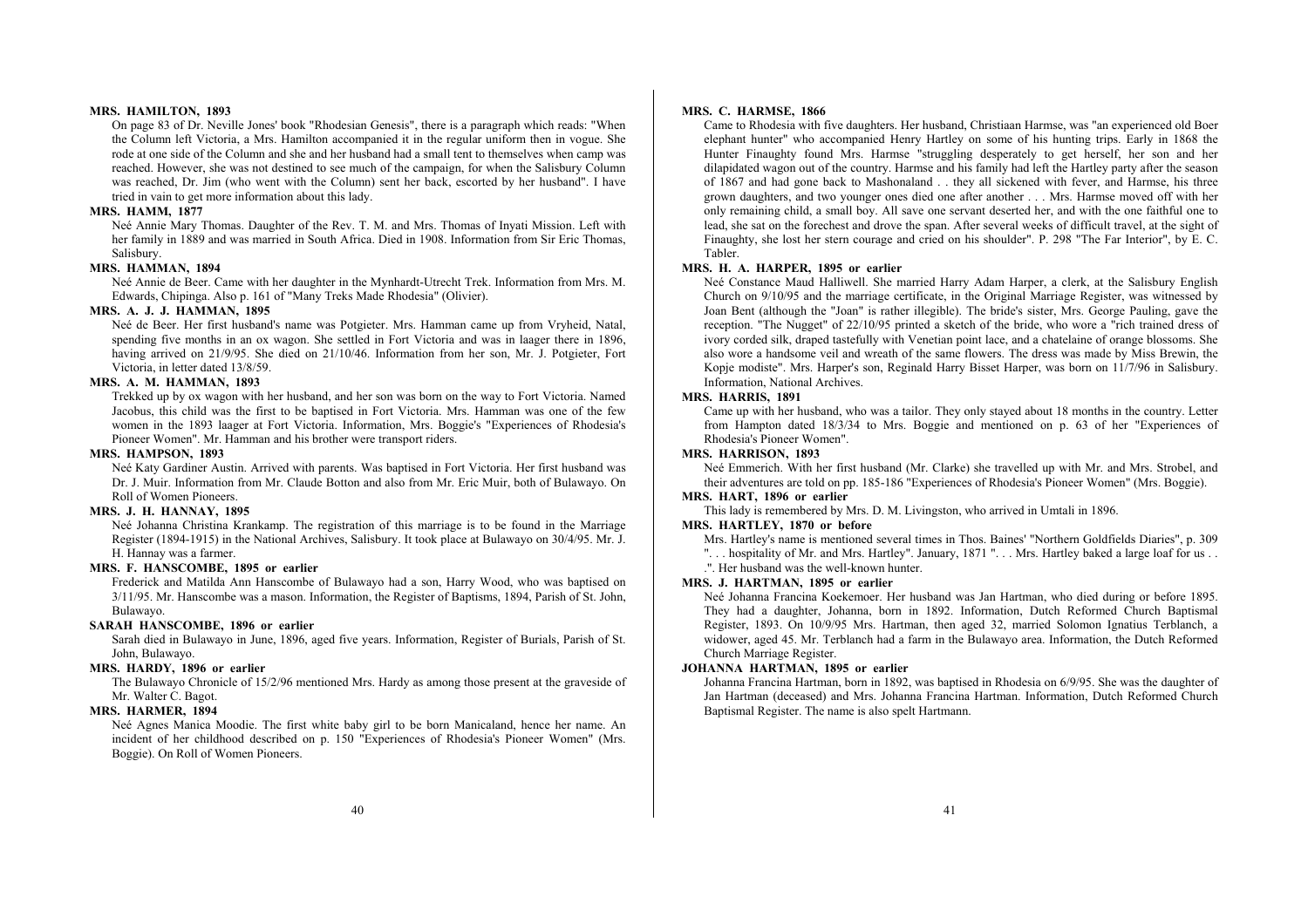**MRS. HAMILTON, 1893**

On page 83 of Dr. Neville Jones' book "Rhodesian Genesis", there is a paragraph which reads: "When the Column left Victoria, a Mrs. Hamilton accompanied it in the regular uniform then in vogue. She rode at one side of the Column and she and her husband had a small tent to themselves when camp was reached. However, she was not destined to see much of the campaign, for when the Salisbury Column was reached, Dr. Jim (who went with the Column) sent her back, escorted by her husband". I have tried in vain to get more information about this lady.

**MRS. HAMM, 1877**

Neé Annie Mary Thomas. Daughter of the Rev. T. M. and Mrs. Thomas of Inyati Mission. Left with her family in 1889 and was married in South Africa. Died in 1908. Information from Sir Eric Thomas, Salisbury.

**MRS. HAMMAN, 1894**

Neé Annie de Beer. Came with her daughter in the Mynhardt-Utrecht Trek. Information from Mrs. M. Edwards, Chipinga. Also p. 161 of "Many Treks Made Rhodesia" (Olivier).

**MRS. A. J. J. HAMMAN, 1895**

Neé de Beer. Her first husband's name was Potgieter. Mrs. Hamman came up from Vryheid, Natal, spending five months in an ox wagon. She settled in Fort Victoria and was in laager there in 1896, having arrived on 21/9/95. She died on 21/10/46. Information from her son, Mr. J. Potgieter, Fort Victoria, in letter dated 13/8/59.

**MRS. A. M. HAMMAN, 1893**

Trekked up by ox wagon with her husband, and her son was born on the way to Fort Victoria. Named Jacobus, this child was the first to be baptised in Fort Victoria. Mrs. Hamman was one of the few women in the 1893 laager at Fort Victoria. Information, Mrs. Boggie's "Experiences of Rhodesia's Pioneer Women". Mr. Hamman and his brother were transport riders.

**MRS. HAMPSON, 1893**

Neé Katy Gardiner Austin. Arrived with parents. Was baptised in Fort Victoria. Her first husband was Dr. J. Muir. Information from Mr. Claude Botton and also from Mr. Eric Muir, both of Bulawayo. On Roll of Women Pioneers.

**MRS. J. H. HANNAY, 1895**

Neé Johanna Christina Krankamp. The registration of this marriage is to be found in the Marriage Register (1894-1915) in the National Archives, Salisbury. It took place at Bulawayo on 30/4/95. Mr. J. H. Hannay was a farmer.

**MRS. F. HANSCOMBE, 1895 or earlier**

Frederick and Matilda Ann Hanscombe of Bulawayo had a son, Harry Wood, who was baptised on 3/11/95. Mr. Hanscombe was a mason. Information, the Register of Baptisms, 1894, Parish of St. John, Bulawayo.

**SARAH HANSCOMBE, 1896 or earlier**

Sarah died in Bulawayo in June, 1896, aged five years. Information, Register of Burials, Parish of St. John, Bulawayo.

**MRS. HARDY, 1896 or earlier**

The Bulawayo Chronicle of 15/2/96 mentioned Mrs. Hardy as among those present at the graveside of Mr. Walter C. Bagot.

**MRS. HARMER, 1894**

Neé Agnes Manica Moodie. The first white baby girl to be born Manicaland, hence her name. An incident of her childhood described on p. 150 "Experiences of Rhodesia's Pioneer Women" (Mrs. Boggie). On Roll of Women Pioneers.

**MRS. C. HARMSE, 1866**

Came to Rhodesia with five daughters. Her husband, Christiaan Harmse, was "an experienced old Boer elephant hunter" who accompanied Henry Hartley on some of his hunting trips. Early in 1868 the Hunter Finaughty found Mrs. Harmse "struggling desperately to get herself, her son and her dilapidated wagon out of the country. Harmse and his family had left the Hartley party after the season of 1867 and had gone back to Mashonaland . . they all sickened with fever, and Harmse, his three grown daughters, and two younger ones died one after another . . . Mrs. Harmse moved off with her only remaining child, a small boy. All save one servant deserted her, and with the one faithful one to lead, she sat on the forechest and drove the span. After several weeks of difficult travel, at the sight of Finaughty, she lost her stern courage and cried on his shoulder". P. 298 "The Far Interior", by E. C. Tabler.

**MRS. H. A. HARPER, 1895 or earlier**

Neé Constance Maud Halliwell. She married Harry Adam Harper, a clerk, at the Salisbury English Church on 9/10/95 and the marriage certificate, in the Original Marriage Register, was witnessed by Joan Bent (although the "Joan" is rather illegible). The bride's sister, Mrs. George Pauling, gave the reception. "The Nugget" of 22/10/95 printed a sketch of the bride, who wore a "rich trained dress of ivory corded silk, draped tastefully with Venetian point lace, and a chatelaine of orange blossoms. She also wore a handsome veil and wreath of the same flowers. The dress was made by Miss Brewin, the Kopje modiste". Mrs. Harper's son, Reginald Harry Bisset Harper, was born on 11/7/96 in Salisbury. Information, National Archives.

**MRS. HARRIS, 1891**

Came up with her husband, who was a tailor. They only stayed about 18 months in the country. Letter from Hampton dated 18/3/34 to Mrs. Boggie and mentioned on p. 63 of her "Experiences of Rhodesia's Pioneer Women".

**MRS. HARRISON, 1893**

Neé Emmerich. With her first husband (Mr. Clarke) she travelled up with Mr. and Mrs. Strobel, and their adventures are told on pp. 185-186 "Experiences of Rhodesia's Pioneer Women" (Mrs. Boggie).

**MRS. HART, 1896 or earlier**

This lady is remembered by Mrs. D. M. Livingston, who arrived in Umtali in 1896.

**MRS. HARTLEY, 1870 or before**

Mrs. Hartley's name is mentioned several times in Thos. Baines' "Northern Goldfields Diaries", p. 309 ". . . hospitality of Mr. and Mrs. Hartley". January, 1871 ". . . Mrs. Hartley baked a large loaf for us . . .". Her husband was the well-known hunter.

**MRS. J. HARTMAN, 1895 or earlier**

Neé Johanna Francina Koekemoer. Her husband was Jan Hartman, who died during or before 1895. They had a daughter, Johanna, born in 1892. Information, Dutch Reformed Church Baptismal Register, 1893. On 10/9/95 Mrs. Hartman, then aged 32, married Solomon Ignatius Terblanch, a widower, aged 45. Mr. Terblanch had a farm in the Bulawayo area. Information, the Dutch Reformed Church Marriage Register.

**JOHANNA HARTMAN, 1895 or earlier**

Johanna Francina Hartman, born in 1892, was baptised in Rhodesia on 6/9/95. She was the daughter of Jan Hartman (deceased) and Mrs. Johanna Francina Hartman. Information, Dutch Reformed Church Baptismal Register. The name is also spelt Hartmann.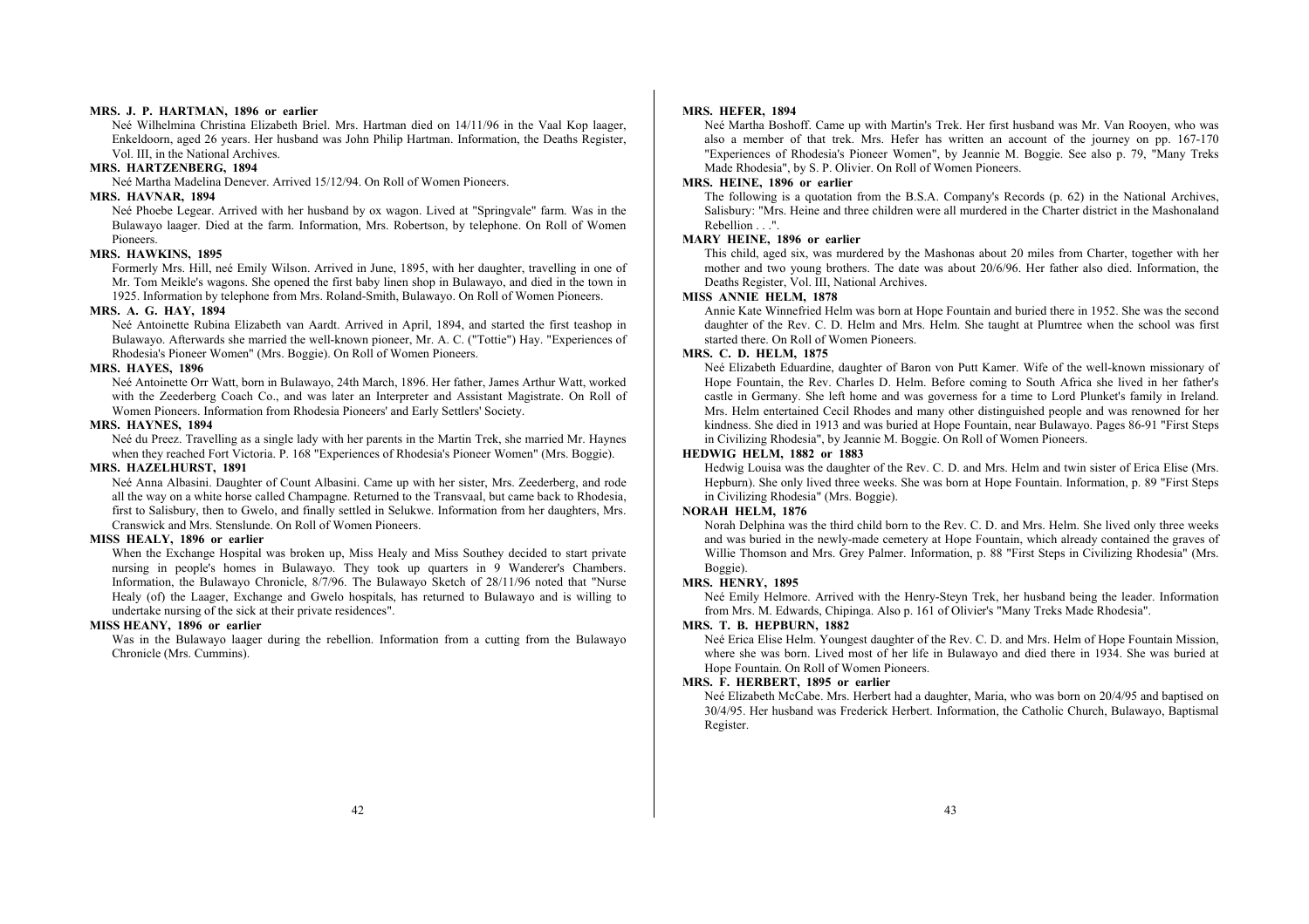**MRS. J. P. HARTMAN, 1896 or earlier**

Neé Wilhelmina Christina Elizabeth Briel. Mrs. Hartman died on 14/11/96 in the Vaal Kop laager, Enkeldoorn, aged 26 years. Her husband was John Philip Hartman. Information, the Deaths Register, Vol. III, in the National Archives.

**MRS. HARTZENBERG, 1894**

Neé Martha Madelina Denever. Arrived 15/12/94. On Roll of Women Pioneers.

**MRS. HAVNAR, 1894**

Neé Phoebe Legear. Arrived with her husband by ox wagon. Lived at "Springvale" farm. Was in the Bulawayo laager. Died at the farm. Information, Mrs. Robertson, by telephone. On Roll of Women Pioneers.

**MRS. HAWKINS, 1895**

Formerly Mrs. Hill, neé Emily Wilson. Arrived in June, 1895, with her daughter, travelling in one of Mr. Tom Meikle's wagons. She opened the first baby linen shop in Bulawayo, and died in the town in 1925. Information by telephone from Mrs. Roland-Smith, Bulawayo. On Roll of Women Pioneers.

**MRS. A. G. HAY, 1894**

Neé Antoinette Rubina Elizabeth van Aardt. Arrived in April, 1894, and started the first teashop in Bulawayo. Afterwards she married the well-known pioneer, Mr. A. C. ("Tottie") Hay. "Experiences of Rhodesia's Pioneer Women" (Mrs. Boggie). On Roll of Women Pioneers.

**MRS. HAYES, 1896**

Neé Antoinette Orr Watt, born in Bulawayo, 24th March, 1896. Her father, James Arthur Watt, worked with the Zeederberg Coach Co., and was later an Interpreter and Assistant Magistrate. On Roll of Women Pioneers. Information from Rhodesia Pioneers' and Early Settlers' Society.

**MRS. HAYNES, 1894**

Neé du Preez. Travelling as a single lady with her parents in the Martin Trek, she married Mr. Haynes when they reached Fort Victoria. P. 168 "Experiences of Rhodesia's Pioneer Women" (Mrs. Boggie).

**MRS. HAZELHURST, 1891**

Neé Anna Albasini. Daughter of Count Albasini. Came up with her sister, Mrs. Zeederberg, and rode all the way on a white horse called Champagne. Returned to the Transvaal, but came back to Rhodesia, first to Salisbury, then to Gwelo, and finally settled in Selukwe. Information from her daughters, Mrs. Cranswick and Mrs. Stenslunde. On Roll of Women Pioneers.

**MISS HEALY, 1896 or earlier**

When the Exchange Hospital was broken up, Miss Healy and Miss Southey decided to start private nursing in people's homes in Bulawayo. They took up quarters in 9 Wanderer's Chambers. Information, the Bulawayo Chronicle, 8/7/96. The Bulawayo Sketch of 28/11/96 noted that "Nurse Healy (of) the Laager, Exchange and Gwelo hospitals, has returned to Bulawayo and is willing to undertake nursing of the sick at their private residences".

**MISS HEANY, 1896 or earlier**

Was in the Bulawayo laager during the rebellion. Information from a cutting from the Bulawayo Chronicle (Mrs. Cummins).

**MRS. HEFER, 1894**

Neé Martha Boshoff. Came up with Martin's Trek. Her first husband was Mr. Van Rooyen, who was also a member of that trek. Mrs. Hefer has written an account of the journey on pp. 167-170 "Experiences of Rhodesia's Pioneer Women", by Jeannie M. Boggie. See also p. 79, "Many Treks Made Rhodesia", by S. P. Olivier. On Roll of Women Pioneers.

**MRS. HEINE, 1896 or earlier**

The following is a quotation from the B.S.A. Company's Records (p. 62) in the National Archives, Salisbury: "Mrs. Heine and three children were all murdered in the Charter district in the Mashonaland Rebellion . . .".

**MARY HEINE, 1896 or earlier**

This child, aged six, was murdered by the Mashonas about 20 miles from Charter, together with her mother and two young brothers. The date was about 20/6/96. Her father also died. Information, the Deaths Register, Vol. III, National Archives.

**MISS ANNIE HELM, 1878**

Annie Kate Winnefried Helm was born at Hope Fountain and buried there in 1952. She was the second daughter of the Rev. C. D. Helm and Mrs. Helm. She taught at Plumtree when the school was first started there. On Roll of Women Pioneers.

**MRS. C. D. HELM, 1875**

Neé Elizabeth Eduardine, daughter of Baron von Putt Kamer. Wife of the well-known missionary of Hope Fountain, the Rev. Charles D. Helm. Before coming to South Africa she lived in her father's castle in Germany. She left home and was governess for a time to Lord Plunket's family in Ireland. Mrs. Helm entertained Cecil Rhodes and many other distinguished people and was renowned for her kindness. She died in 1913 and was buried at Hope Fountain, near Bulawayo. Pages 86-91 "First Steps in Civilizing Rhodesia", by Jeannie M. Boggie. On Roll of Women Pioneers.

**HEDWIG HELM, 1882 or 1883**

Hedwig Louisa was the daughter of the Rev. C. D. and Mrs. Helm and twin sister of Erica Elise (Mrs. Hepburn). She only lived three weeks. She was born at Hope Fountain. Information, p. 89 "First Steps in Civilizing Rhodesia" (Mrs. Boggie).

**NORAH HELM, 1876**

Norah Delphina was the third child born to the Rev. C. D. and Mrs. Helm. She lived only three weeks and was buried in the newly-made cemetery at Hope Fountain, which already contained the graves of Willie Thomson and Mrs. Grey Palmer. Information, p. 88 "First Steps in Civilizing Rhodesia" (Mrs. Boggie).

**MRS. HENRY, 1895**

Neé Emily Helmore. Arrived with the Henry-Steyn Trek, her husband being the leader. Information from Mrs. M. Edwards, Chipinga. Also p. 161 of Olivier's "Many Treks Made Rhodesia".

**MRS. T. B. HEPBURN, 1882**

Neé Erica Elise Helm. Youngest daughter of the Rev. C. D. and Mrs. Helm of Hope Fountain Mission, where she was born. Lived most of her life in Bulawayo and died there in 1934. She was buried at Hope Fountain. On Roll of Women Pioneers.

**MRS. F. HERBERT, 1895 or earlier**

Neé Elizabeth McCabe. Mrs. Herbert had a daughter, Maria, who was born on 20/4/95 and baptised on 30/4/95. Her husband was Frederick Herbert. Information, the Catholic Church, Bulawayo, Baptismal Register.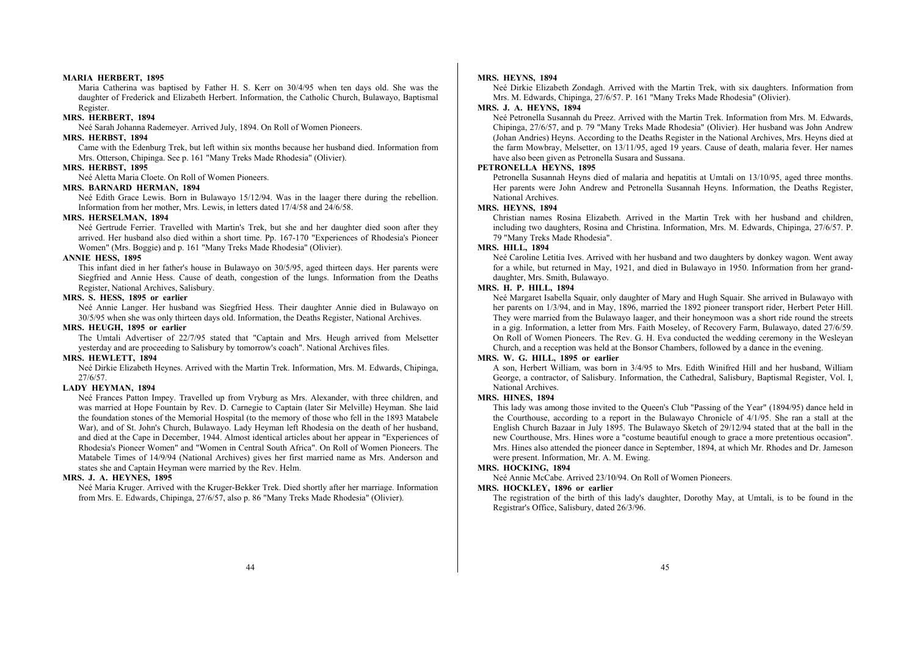**MARIA HERBERT, 1895**

Maria Catherina was baptised by Father H. S. Kerr on 30/4/95 when ten days old. She was the daughter of Frederick and Elizabeth Herbert. Information, the Catholic Church, Bulawayo, Baptismal Register.

**MRS. HERBERT, 1894**

Neé Sarah Johanna Rademeyer. Arrived July, 1894. On Roll of Women Pioneers.

**MRS. HERBST, 1894**

Came with the Edenburg Trek, but left within six months because her husband died. Information from Mrs. Otterson, Chipinga. See p. 161 "Many Treks Made Rhodesia" (Olivier).

**MRS. HERBST, 1895**

Neé Aletta Maria Cloete. On Roll of Women Pioneers.

**MRS. BARNARD HERMAN, 1894**

Neé Edith Grace Lewis. Born in Bulawayo 15/12/94. Was in the laager there during the rebellion. Information from her mother, Mrs. Lewis, in letters dated 17/4/58 and 24/6/58.

**MRS. HERSELMAN, 1894**

Neé Gertrude Ferrier. Travelled with Martin's Trek, but she and her daughter died soon after they arrived. Her husband also died within a short time. Pp. 167-170 "Experiences of Rhodesia's Pioneer Women" (Mrs. Boggie) and p. 161 "Many Treks Made Rhodesia" (Olivier).

**ANNIE HESS, 1895**

This infant died in her father's house in Bulawayo on 30/5/95, aged thirteen days. Her parents were Siegfried and Annie Hess. Cause of death, congestion of the lungs. Information from the Deaths Register, National Archives, Salisbury.

**MRS. S. HESS, 1895 or earlier**

Neé Annie Langer. Her husband was Siegfried Hess. Their daughter Annie died in Bulawayo on 30/5/95 when she was only thirteen days old. Information, the Deaths Register, National Archives.

**MRS. HEUGH, 1895 or earlier**

The Umtali Advertiser of 22/7/95 stated that "Captain and Mrs. Heugh arrived from Melsetter yesterday and are proceeding to Salisbury by tomorrow's coach". National Archives files.

**MRS. HEWLETT, 1894**

Neé Dirkie Elizabeth Heynes. Arrived with the Martin Trek. Information, Mrs. M. Edwards, Chipinga, 27/6/57.

**LADY HEYMAN, 1894**

Neé Frances Patton Impey. Travelled up from Vryburg as Mrs. Alexander, with three children, and was married at Hope Fountain by Rev. D. Carnegie to Captain (later Sir Melville) Heyman. She laid the foundation stones of the Memorial Hospital (to the memory of those who fell in the 1893 Matabele War), and of St. John's Church, Bulawayo. Lady Heyman left Rhodesia on the death of her husband, and died at the Cape in December, 1944. Almost identical articles about her appear in "Experiences of Rhodesia's Pioneer Women" and "Women in Central South Africa". On Roll of Women Pioneers. The Matabele Times of 14/9/94 (National Archives) gives her first married name as Mrs. Anderson and states she and Captain Heyman were married by the Rev. Helm.

**MRS. J. A. HEYNES, 1895**

Neé Maria Kruger. Arrived with the Kruger-Bekker Trek. Died shortly after her marriage. Information from Mrs. E. Edwards, Chipinga, 27/6/57, also p. 86 "Many Treks Made Rhodesia" (Olivier).

**MRS. HEYNS, 1894**

Neé Dirkie Elizabeth Zondagh. Arrived with the Martin Trek, with six daughters. Information from Mrs. M. Edwards, Chipinga, 27/6/57. P. 161 "Many Treks Made Rhodesia" (Olivier).

**MRS. J. A. HEYNS, 1894**

Neé Petronella Susannah du Preez. Arrived with the Martin Trek. Information from Mrs. M. Edwards, Chipinga, 27/6/57, and p. 79 "Many Treks Made Rhodesia" (Olivier). Her husband was John Andrew (Johan Andries) Heyns. According to the Deaths Register in the National Archives, Mrs. Heyns died at the farm Mowbray, Melsetter, on 13/11/95, aged 19 years. Cause of death, malaria fever. Her names have also been given as Petronella Susara and Sussana.

**PETRONELLA HEYNS, 1895**

Petronella Susannah Heyns died of malaria and hepatitis at Umtali on 13/10/95, aged three months. Her parents were John Andrew and Petronella Susannah Heyns. Information, the Deaths Register, National Archives.

**MRS. HEYNS, 1894**

Christian names Rosina Elizabeth. Arrived in the Martin Trek with her husband and children, including two daughters, Rosina and Christina. Information, Mrs. M. Edwards, Chipinga, 27/6/57. P. 79 "Many Treks Made Rhodesia".

**MRS. HILL, 1894**

Neé Caroline Letitia Ives. Arrived with her husband and two daughters by donkey wagon. Went away for a while, but returned in May, 1921, and died in Bulawayo in 1950. Information from her grand-daughter, Mrs. Smith, Bulawayo.

**MRS. H. P. HILL, 1894**

Neé Margaret Isabella Squair, only daughter of Mary and Hugh Squair. She arrived in Bulawayo with her parents on 1/3/94, and in May, 1896, married the 1892 pioneer transport rider, Herbert Peter Hill. They were married from the Bulawayo laager, and their honeymoon was a short ride round the streets in a gig. Information, a letter from Mrs. Faith Moseley, of Recovery Farm, Bulawayo, dated 27/6/59. On Roll of Women Pioneers. The Rev. G. H. Eva conducted the wedding ceremony in the Wesleyan Church, and a reception was held at the Bonsor Chambers, followed by a dance in the evening.

**MRS. W. G. HILL, 1895 or earlier**

A son, Herbert William, was born in 3/4/95 to Mrs. Edith Winifred Hill and her husband, William George, a contractor, of Salisbury. Information, the Cathedral, Salisbury, Baptismal Register, Vol. I, National Archives.

**MRS. HINES, 1894**

This lady was among those invited to the Queen's Club "Passing of the Year" (1894/95) dance held in the Courthouse, according to a report in the Bulawayo Chronicle of 4/1/95. She ran a stall at the English Church Bazaar in July 1895. The Bulawayo Sketch of 29/12/94 stated that at the ball in the new Courthouse, Mrs. Hines wore a "costume beautiful enough to grace a more pretentious occasion". Mrs. Hines also attended the pioneer dance in September, 1894, at which Mr. Rhodes and Dr. Jameson were present. Information, Mr. A. M. Ewing.

**MRS. HOCKING, 1894**

Neé Annie McCabe. Arrived 23/10/94. On Roll of Women Pioneers.

**MRS. HOCKLEY, 1896 or earlier**

The registration of the birth of this lady's daughter, Dorothy May, at Umtali, is to be found in the Registrar's Office, Salisbury, dated 26/3/96.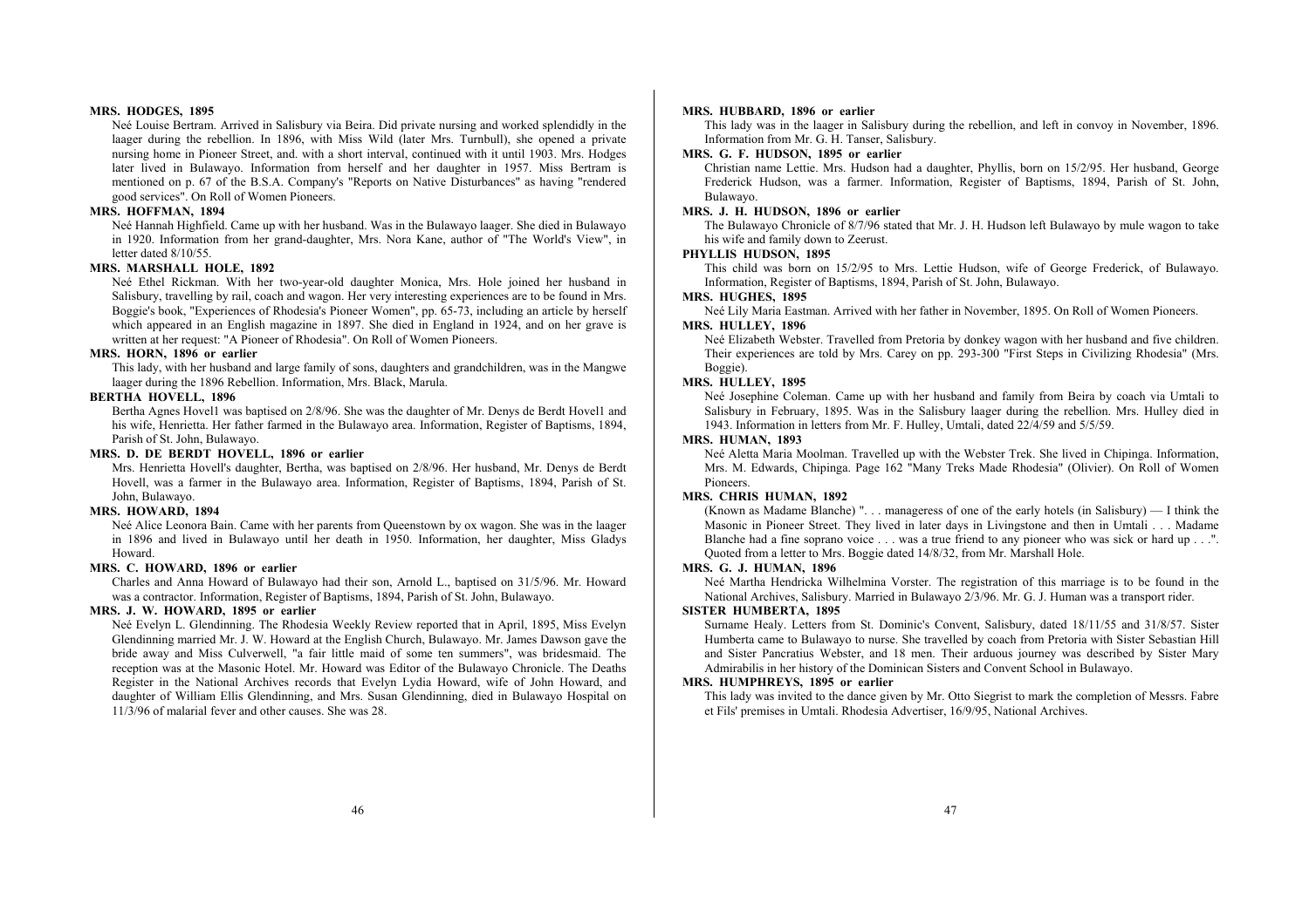**MRS. HODGES, 1895**

Neé Louise Bertram. Arrived in Salisbury via Beira. Did private nursing and worked splendidly in the laager during the rebellion. In 1896, with Miss Wild (later Mrs. Turnbull), she opened a private nursing home in Pioneer Street, and. with a short interval, continued with it until 1903. Mrs. Hodges later lived in Bulawayo. Information from herself and her daughter in 1957. Miss Bertram is mentioned on p. 67 of the B.S.A. Company's "Reports on Native Disturbances" as having "rendered good services". On Roll of Women Pioneers.

**MRS. HOFFMAN, 1894**

Neé Hannah Highfield. Came up with her husband. Was in the Bulawayo laager. She died in Bulawayo in 1920. Information from her grand-daughter, Mrs. Nora Kane, author of "The World's View", in letter dated 8/10/55.

**MRS. MARSHALL HOLE, 1892**

Neé Ethel Rickman. With her two-year-old daughter Monica, Mrs. Hole joined her husband in Salisbury, travelling by rail, coach and wagon. Her very interesting experiences are to be found in Mrs. Boggie's book, "Experiences of Rhodesia's Pioneer Women", pp. 65-73, including an article by herself which appeared in an English magazine in 1897. She died in England in 1924, and on her grave is written at her request: "A Pioneer of Rhodesia". On Roll of Women Pioneers.

**MRS. HORN, 1896 or earlier**

This lady, with her husband and large family of sons, daughters and grandchildren, was in the Mangwe laager during the 1896 Rebellion. Information, Mrs. Black, Marula.

**BERTHA HOVELL, 1896**

Bertha Agnes Hovel1 was baptised on 2/8/96. She was the daughter of Mr. Denys de Berdt Hovel1 and his wife, Henrietta. Her father farmed in the Bulawayo area. Information, Register of Baptisms, 1894, Parish of St. John, Bulawayo.

**MRS. D. DE BERDT HOVELL, 1896 or earlier**

Mrs. Henrietta Hovell's daughter, Bertha, was baptised on 2/8/96. Her husband, Mr. Denys de Berdt Hovell, was a farmer in the Bulawayo area. Information, Register of Baptisms, 1894, Parish of St. John, Bulawayo.

**MRS. HOWARD, 1894**

Neé Alice Leonora Bain. Came with her parents from Queenstown by ox wagon. She was in the laager in 1896 and lived in Bulawayo until her death in 1950. Information, her daughter, Miss Gladys Howard.

**MRS. C. HOWARD, 1896 or earlier**

Charles and Anna Howard of Bulawayo had their son, Arnold L., baptised on 31/5/96. Mr. Howard was a contractor. Information, Register of Baptisms, 1894, Parish of St. John, Bulawayo.

**MRS. J. W. HOWARD, 1895 or earlier**

Neé Evelyn L. Glendinning. The Rhodesia Weekly Review reported that in April, 1895, Miss Evelyn Glendinning married Mr. J. W. Howard at the English Church, Bulawayo. Mr. James Dawson gave the bride away and Miss Culverwell, "a fair little maid of some ten summers", was bridesmaid. The reception was at the Masonic Hotel. Mr. Howard was Editor of the Bulawayo Chronicle. The Deaths Register in the National Archives records that Evelyn Lydia Howard, wife of John Howard, and daughter of William Ellis Glendinning, and Mrs. Susan Glendinning, died in Bulawayo Hospital on 11/3/96 of malarial fever and other causes. She was 28.

**MRS. HUBBARD, 1896 or earlier**

This lady was in the laager in Salisbury during the rebellion, and left in convoy in November, 1896. Information from Mr. G. H. Tanser, Salisbury.

**MRS. G. F. HUDSON, 1895 or earlier**

Christian name Lettie. Mrs. Hudson had a daughter, Phyllis, born on 15/2/95. Her husband, George Frederick Hudson, was a farmer. Information, Register of Baptisms, 1894, Parish of St. John, Bulawayo.

**MRS. J. H. HUDSON, 1896 or earlier**

The Bulawayo Chronicle of 8/7/96 stated that Mr. J. H. Hudson left Bulawayo by mule wagon to take his wife and family down to Zeerust.

**PHYLLIS HUDSON, 1895**

This child was born on 15/2/95 to Mrs. Lettie Hudson, wife of George Frederick, of Bulawayo. Information, Register of Baptisms, 1894, Parish of St. John, Bulawayo.

**MRS. HUGHES, 1895**

Neé Lily Maria Eastman. Arrived with her father in November, 1895. On Roll of Women Pioneers.

**MRS. HULLEY, 1896**

Neé Elizabeth Webster. Travelled from Pretoria by donkey wagon with her husband and five children. Their experiences are told by Mrs. Carey on pp. 293-300 "First Steps in Civilizing Rhodesia" (Mrs. Boggie).

**MRS. HULLEY, 1895**

Neé Josephine Coleman. Came up with her husband and family from Beira by coach via Umtali to Salisbury in February, 1895. Was in the Salisbury laager during the rebellion. Mrs. Hulley died in 1943. Information in letters from Mr. F. Hulley, Umtali, dated 22/4/59 and 5/5/59.

**MRS. HUMAN, 1893**

Neé Aletta Maria Moolman. Travelled up with the Webster Trek. She lived in Chipinga. Information, Mrs. M. Edwards, Chipinga. Page 162 "Many Treks Made Rhodesia" (Olivier). On Roll of Women Pioneers.

**MRS. CHRIS HUMAN, 1892**

(Known as Madame Blanche) ". . . manageress of one of the early hotels (in Salisbury) — I think the Masonic in Pioneer Street. They lived in later days in Livingstone and then in Umtali . . . Madame Blanche had a fine soprano voice . . . was a true friend to any pioneer who was sick or hard up . . .". Quoted from a letter to Mrs. Boggie dated 14/8/32, from Mr. Marshall Hole.

**MRS. G. J. HUMAN, 1896**

Neé Martha Hendricka Wilhelmina Vorster. The registration of this marriage is to be found in the National Archives, Salisbury. Married in Bulawayo 2/3/96. Mr. G. J. Human was a transport rider.

**SISTER HUMBERTA, 1895**

Surname Healy. Letters from St. Dominic's Convent, Salisbury, dated 18/11/55 and 31/8/57. Sister Humberta came to Bulawayo to nurse. She travelled by coach from Pretoria with Sister Sebastian Hill and Sister Pancratius Webster, and 18 men. Their arduous journey was described by Sister Mary Admirabilis in her history of the Dominican Sisters and Convent School in Bulawayo.

**MRS. HUMPHREYS, 1895 or earlier**

This lady was invited to the dance given by Mr. Otto Siegrist to mark the completion of Messrs. Fabre et Fils' premises in Umtali. Rhodesia Advertiser, 16/9/95, National Archives.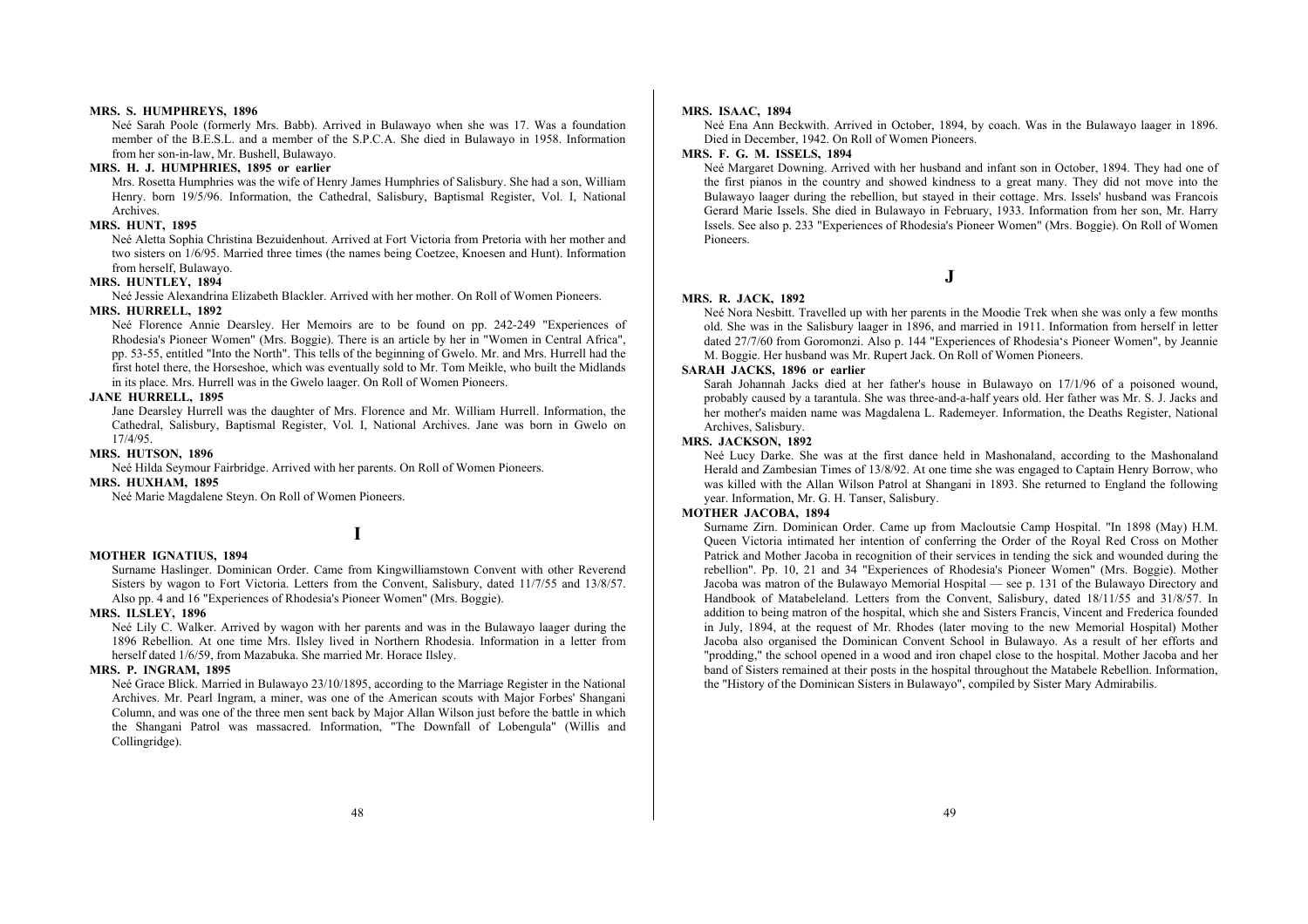**MRS. S. HUMPHREYS, 1896**

Neé Sarah Poole (formerly Mrs. Babb). Arrived in Bulawayo when she was 17. Was a foundation member of the B.E.S.L. and a member of the S.P.C.A. She died in Bulawayo in 1958. Information from her son-in-law, Mr. Bushell, Bulawayo.

**MRS. H. J. HUMPHRIES, 1895 or earlier**

Mrs. Rosetta Humphries was the wife of Henry James Humphries of Salisbury. She had a son, William Henry. born 19/5/96. Information, the Cathedral, Salisbury, Baptismal Register, Vol. I, National Archives.

**MRS. HUNT, 1895**

Neé Aletta Sophia Christina Bezuidenhout. Arrived at Fort Victoria from Pretoria with her mother and two sisters on 1/6/95. Married three times (the names being Coetzee, Knoesen and Hunt). Information from herself, Bulawayo.

**MRS. HUNTLEY, 1894**

Neé Jessie Alexandrina Elizabeth Blackler. Arrived with her mother. On Roll of Women Pioneers.

**MRS. HURRELL, 1892**

Neé Florence Annie Dearsley. Her Memoirs are to be found on pp. 242-249 "Experiences of Rhodesia's Pioneer Women" (Mrs. Boggie). There is an article by her in "Women in Central Africa", pp. 53-55, entitled "Into the North". This tells of the beginning of Gwelo. Mr. and Mrs. Hurrell had the first hotel there, the Horseshoe, which was eventually sold to Mr. Tom Meikle, who built the Midlands in its place. Mrs. Hurrell was in the Gwelo laager. On Roll of Women Pioneers.

**JANE HURRELL, 1895**

Jane Dearsley Hurrell was the daughter of Mrs. Florence and Mr. William Hurrell. Information, the Cathedral, Salisbury, Baptismal Register, Vol. I, National Archives. Jane was born in Gwelo on 17/4/95.

**MRS. HUTSON, 1896**

Neé Hilda Seymour Fairbridge. Arrived with her parents. On Roll of Women Pioneers.

**MRS. HUXHAM, 1895**

Neé Marie Magdalene Steyn. On Roll of Women Pioneers.

## I

**MOTHER IGNATIUS, 1894**

Surname Haslinger. Dominican Order. Came from Kingwilliamstown Convent with other Reverend Sisters by wagon to Fort Victoria. Letters from the Convent, Salisbury, dated 11/7/55 and 13/8/57. Also pp. 4 and 16 "Experiences of Rhodesia's Pioneer Women" (Mrs. Boggie).

**MRS. ILSLEY, 1896**

Neé Lily C. Walker. Arrived by wagon with her parents and was in the Bulawayo laager during the 1896 Rebellion. At one time Mrs. Ilsley lived in Northern Rhodesia. Information in a letter from herself dated 1/6/59, from Mazabuka. She married Mr. Horace Ilsley.

**MRS. P. INGRAM, 1895**

Neé Grace Blick. Married in Bulawayo 23/10/1895, according to the Marriage Register in the National Archives. Mr. Pearl Ingram, a miner, was one of the American scouts with Major Forbes' Shangani Column, and was one of the three men sent back by Major Allan Wilson just before the battle in which the Shangani Patrol was massacred. Information, "The Downfall of Lobengula" (Willis and Collingridge).

**MRS. ISAAC, 1894**

Neé Ena Ann Beckwith. Arrived in October, 1894, by coach. Was in the Bulawayo laager in 1896. Died in December, 1942. On Roll of Women Pioneers.

**MRS. F. G. M. ISSELS, 1894**

Neé Margaret Downing. Arrived with her husband and infant son in October, 1894. They had one of the first pianos in the country and showed kindness to a great many. They did not move into the Bulawayo laager during the rebellion, but stayed in their cottage. Mrs. Issels' husband was Francois Gerard Marie Issels. She died in Bulawayo in February, 1933. Information from her son, Mr. Harry Issels. See also p. 233 "Experiences of Rhodesia's Pioneer Women" (Mrs. Boggie). On Roll of Women Pioneers.

## J

**MRS. R. JACK, 1892**

Neé Nora Nesbitt. Travelled up with her parents in the Moodie Trek when she was only a few months old. She was in the Salisbury laager in 1896, and married in 1911. Information from herself in letter dated 27/7/60 from Goromonzi. Also p. 144 "Experiences of Rhodesia's Pioneer Women", by Jeannie M. Boggie. Her husband was Mr. Rupert Jack. On Roll of Women Pioneers.

**SARAH JACKS, 1896 or earlier**

Sarah Johannah Jacks died at her father's house in Bulawayo on 17/1/96 of a poisoned wound, probably caused by a tarantula. She was three-and-a-half years old. Her father was Mr. S. J. Jacks and her mother's maiden name was Magdalena L. Rademeyer. Information, the Deaths Register, National Archives, Salisbury.

**MRS. JACKSON, 1892**

Neé Lucy Darke. She was at the first dance held in Mashonaland, according to the Mashonaland Herald and Zambesian Times of 13/8/92. At one time she was engaged to Captain Henry Borrow, who was killed with the Allan Wilson Patrol at Shangani in 1893. She returned to England the following year. Information, Mr. G. H. Tanser, Salisbury.

**MOTHER JACOBA, 1894**

Surname Zirn. Dominican Order. Came up from Macloutsie Camp Hospital. "In 1898 (May) H.M. Queen Victoria intimated her intention of conferring the Order of the Royal Red Cross on Mother Patrick and Mother Jacoba in recognition of their services in tending the sick and wounded during the rebellion". Pp. 10, 21 and 34 "Experiences of Rhodesia's Pioneer Women" (Mrs. Boggie). Mother Jacoba was matron of the Bulawayo Memorial Hospital — see p. 131 of the Bulawayo Directory and Handbook of Matabeleland. Letters from the Convent, Salisbury, dated 18/11/55 and 31/8/57. In addition to being matron of the hospital, which she and Sisters Francis, Vincent and Frederica founded in July, 1894, at the request of Mr. Rhodes (later moving to the new Memorial Hospital) Mother Jacoba also organised the Dominican Convent School in Bulawayo. As a result of her efforts and "prodding," the school opened in a wood and iron chapel close to the hospital. Mother Jacoba and her band of Sisters remained at their posts in the hospital throughout the Matabele Rebellion. Information, the "History of the Dominican Sisters in Bulawayo", compiled by Sister Mary Admirabilis.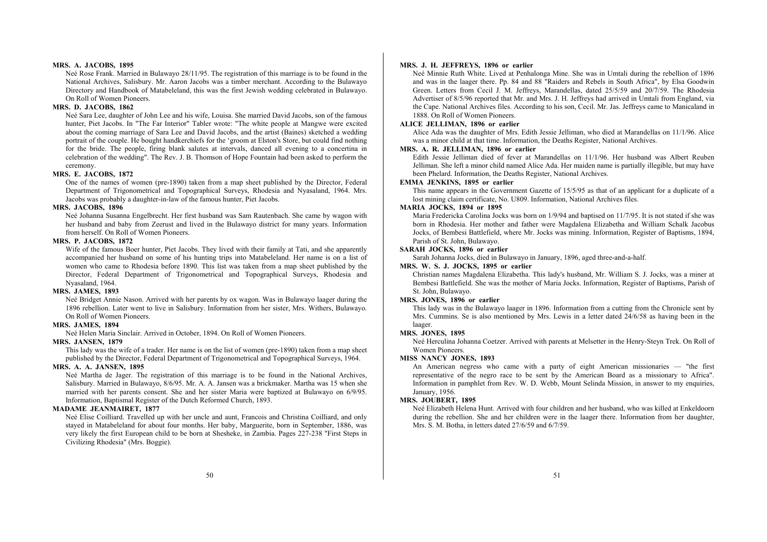**MRS. A. JACOBS, 1895**

Neé Rose Frank. Married in Bulawayo 28/11/95. The registration of this marriage is to be found in the National Archives, Salisbury. Mr. Aaron Jacobs was a timber merchant. According to the Bulawayo Directory and Handbook of Matabeleland, this was the first Jewish wedding celebrated in Bulawayo. On Roll of Women Pioneers.

**MRS. D. JACOBS, 1862**

Neé Sara Lee, daughter of John Lee and his wife, Louisa. She married David Jacobs, son of the famous hunter, Piet Jacobs. In "The Far Interior" Tabler wrote: "The white people at Mangwe were excited about the coming marriage of Sara Lee and David Jacobs, and the artist (Baines) sketched a wedding portrait of the couple. He bought handkerchiefs for the 'groom at Elston's Store, but could find nothing for the bride. The people, firing blank salutes at intervals, danced all evening to a concertina in celebration of the wedding". The Rev. J. B. Thomson of Hope Fountain had been asked to perform the ceremony.

**MRS. E. JACOBS, 1872**

One of the names of women (pre-1890) taken from a map sheet published by the Director, Federal Department of Trigonometrical and Topographical Surveys, Rhodesia and Nyasaland, 1964. Mrs. Jacobs was probably a daughter-in-law of the famous hunter, Piet Jacobs.

**MRS. JACOBS, 1896**

Neé Johanna Susanna Engelbrecht. Her first husband was Sam Rautenbach. She came by wagon with her husband and baby from Zeerust and lived in the Bulawayo district for many years. Information from herself. On Roll of Women Pioneers.

**MRS. P. JACOBS, 1872**

Wife of the famous Boer hunter, Piet Jacobs. They lived with their family at Tati, and she apparently accompanied her husband on some of his hunting trips into Matabeleland. Her name is on a list of women who came to Rhodesia before 1890. This list was taken from a map sheet published by the Director, Federal Department of Trigonometrical and Topographical Surveys, Rhodesia and Nyasaland, 1964.

**MRS. JAMES, 1893**

Neé Bridget Annie Nason. Arrived with her parents by ox wagon. Was in Bulawayo laager during the 1896 rebellion. Later went to live in Salisbury. Information from her sister, Mrs. Withers, Bulawayo. On Roll of Women Pioneers.

**MRS. JAMES, 1894**

Neé Helen Maria Sinclair. Arrived in October, 1894. On Roll of Women Pioneers.

**MRS. JANSEN, 1879**

This lady was the wife of a trader. Her name is on the list of women (pre-1890) taken from a map sheet published by the Director, Federal Department of Trigonometrical and Topographical Surveys, 1964.

**MRS. A. A. JANSEN, 1895**

Neé Martha de Jager. The registration of this marriage is to be found in the National Archives, Salisbury. Married in Bulawayo, 8/6/95. Mr. A. A. Jansen was a brickmaker. Martha was 15 when she married with her parents consent. She and her sister Maria were baptized at Bulawayo on 6/9/95. Information, Baptismal Register of the Dutch Reformed Church, 1893.

**MADAME JEANMAIRET, 1877**

Neé Elise Coilliard. Travelled up with her uncle and aunt, Francois and Christina Coilliard, and only stayed in Matabeleland for about four months. Her baby, Marguerite, born in September, 1886, was very likely the first European child to be born at Sesheke, in Zambia. Pages 227-238 "First Steps in Civilizing Rhodesia" (Mrs. Boggie).

**MRS. J. H. JEFFREYS, 1896 or earlier**

Neé Minnie Ruth White. Lived at Penhalonga Mine. She was in Umtali during the rebellion of 1896 and was in the laager there. Pp. 84 and 88 "Raiders and Rebels in South Africa", by Elsa Goodwin Green. Letters from Cecil J. M. Jeffreys, Marandellas, dated 25/5/59 and 20/7/59. The Rhodesia Advertiser of 8/5/96 reported that Mr. and Mrs. J. H. Jeffreys had arrived in Umtali from England, via the Cape. National Archives files. According to his son, Cecil. Mr. Jas. Jeffreys came to Manicaland in 1888. On Roll of Women Pioneers.

**ALICE JELLIMAN, 1896 or earlier**

Alice Ada was the daughter of Mrs. Edith Jessie Jelliman, who died at Marandellas on 11/1/96. Alice was a minor child at that time. Information, the Deaths Register, National Archives.

**MRS. A. R. JELLIMAN, 1896 or earlier**

Edith Jessie Jelliman died of fever at Marandellas on 11/1/96. Her husband was Albert Reuben Jelliman. She left a minor child named Alice Ada. Her maiden name is partially illegible, but may have been Phelard. Information, the Deaths Register, National Archives.

**EMMA JENKINS, 1895 or earlier**

This name appears in the Government Gazette of 15/5/95 as that of an applicant for a duplicate of a lost mining claim certificate, No. U809. Information, National Archives files.

**MARIA JOCKS, 1894 or 1895**

Maria Fredericka Carolina Jocks was born on 1/9/94 and baptised on 11/7/95. It is not stated if she was born in Rhodesia. Her mother and father were Magdalena Elizabetha and William Schalk Jacobus Jocks, of Bembesi Battlefield, where Mr. Jocks was mining. Information, Register of Baptisms, 1894, Parish of St. John, Bulawayo.

**SARAH JOCKS, 1896 or earlier**

Sarah Johanna Jocks, died in Bulawayo in January, 1896, aged three-and-a-half.

**MRS. W. S. J. JOCKS, 1895 or earlier**

Christian names Magdalena Elizabetha. This lady's husband, Mr. William S. J. Jocks, was a miner at Bembesi Battlefield. She was the mother of Maria Jocks. Information, Register of Baptisms, Parish of St. John, Bulawayo.

**MRS. JONES, 1896 or earlier**

This lady was in the Bulawayo laager in 1896. Information from a cutting from the Chronicle sent by Mrs. Cummins. Se is also mentioned by Mrs. Lewis in a letter dated 24/6/58 as having been in the laager.

**MRS. JONES, 1895**

Neé Herculina Johanna Coetzer. Arrived with parents at Melsetter in the Henry-Steyn Trek. On Roll of Women Pioneers.

**MISS NANCY JONES, 1893**

An American negress who came with a party of eight American missionaries — "the first representative of the negro race to be sent by the American Board as a missionary to Africa". Information in pamphlet from Rev. W. D. Webb, Mount Selinda Mission, in answer to my enquiries, January, 1956.

**MRS. JOUBERT, 1895**

Neé Elizabeth Helena Hunt. Arrived with four children and her husband, who was killed at Enkeldoorn during the rebellion. She and her children were in the laager there. Information from her daughter, Mrs. S. M. Botha, in letters dated 27/6/59 and 6/7/59.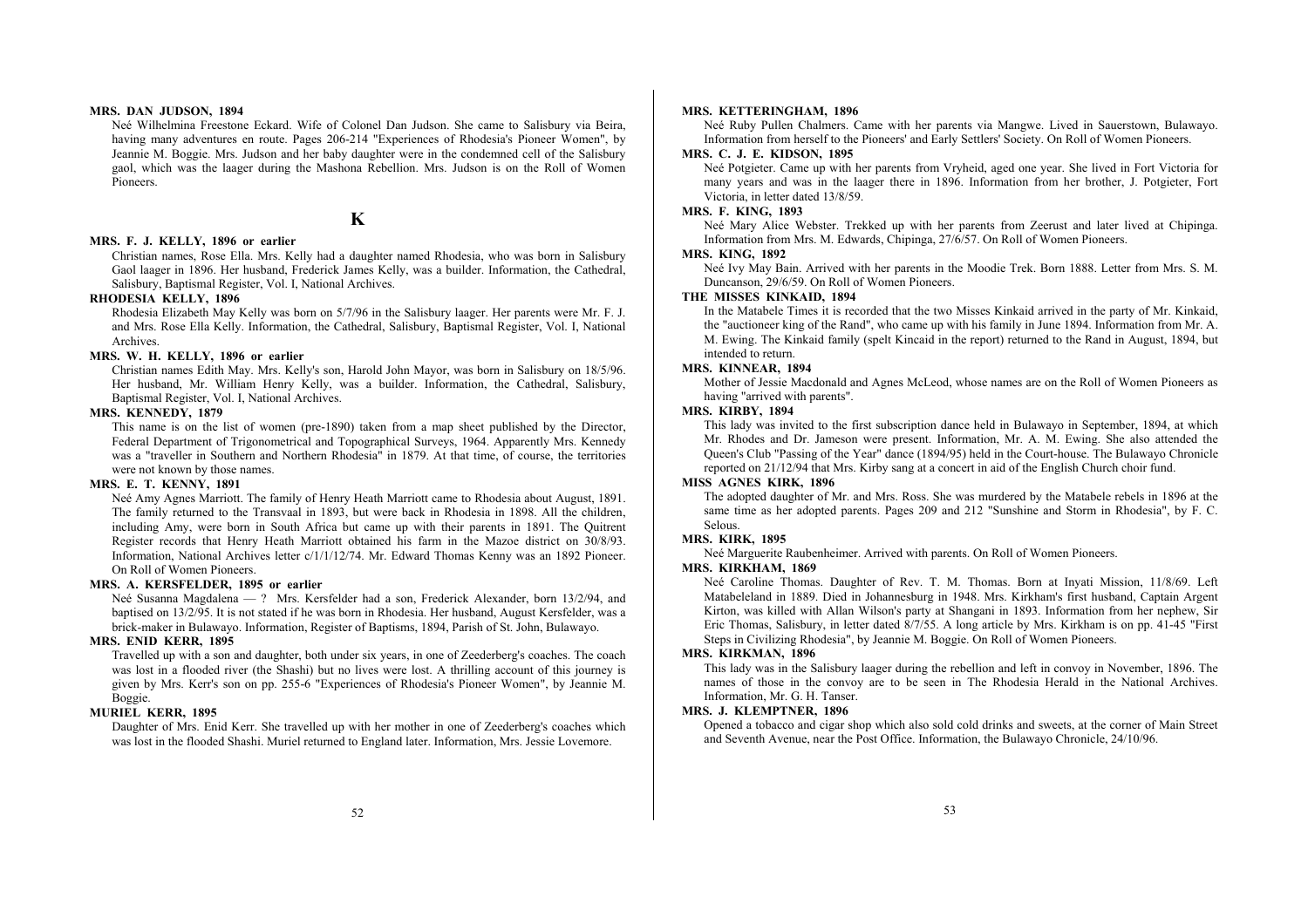**MRS. DAN JUDSON, 1894**

Neé Wilhelmina Freestone Eckard. Wife of Colonel Dan Judson. She came to Salisbury via Beira, having many adventures en route. Pages 206-214 "Experiences of Rhodesia's Pioneer Women", by Jeannie M. Boggie. Mrs. Judson and her baby daughter were in the condemned cell of the Salisbury gaol, which was the laager during the Mashona Rebellion. Mrs. Judson is on the Roll of Women Pioneers.

## K

**MRS. F. J. KELLY, 1896 or earlier**

Christian names, Rose Ella. Mrs. Kelly had a daughter named Rhodesia, who was born in Salisbury Gaol laager in 1896. Her husband, Frederick James Kelly, was a builder. Information, the Cathedral, Salisbury, Baptismal Register, Vol. I, National Archives.

**RHODESIA KELLY, 1896**

Rhodesia Elizabeth May Kelly was born on 5/7/96 in the Salisbury laager. Her parents were Mr. F. J. and Mrs. Rose Ella Kelly. Information, the Cathedral, Salisbury, Baptismal Register, Vol. I, National Archives.

**MRS. W. H. KELLY, 1896 or earlier**

Christian names Edith May. Mrs. Kelly's son, Harold John Mayor, was born in Salisbury on 18/5/96. Her husband, Mr. William Henry Kelly, was a builder. Information, the Cathedral, Salisbury, Baptismal Register, Vol. I, National Archives.

**MRS. KENNEDY, 1879**

This name is on the list of women (pre-1890) taken from a map sheet published by the Director, Federal Department of Trigonometrical and Topographical Surveys, 1964. Apparently Mrs. Kennedy was a "traveller in Southern and Northern Rhodesia" in 1879. At that time, of course, the territories were not known by those names.

**MRS. E. T. KENNY, 1891**

Neé Amy Agnes Marriott. The family of Henry Heath Marriott came to Rhodesia about August, 1891. The family returned to the Transvaal in 1893, but were back in Rhodesia in 1898. All the children, including Amy, were born in South Africa but came up with their parents in 1891. The Quitrent Register records that Henry Heath Marriott obtained his farm in the Mazoe district on 30/8/93. Information, National Archives letter c/1/1/12/74. Mr. Edward Thomas Kenny was an 1892 Pioneer. On Roll of Women Pioneers.

**MRS. A. KERSFELDER, 1895 or earlier**

Neé Susanna Magdalena — ? Mrs. Kersfelder had a son, Frederick Alexander, born 13/2/94, and baptised on 13/2/95. It is not stated if he was born in Rhodesia. Her husband, August Kersfelder, was a brick-maker in Bulawayo. Information, Register of Baptisms, 1894, Parish of St. John, Bulawayo.

**MRS. ENID KERR, 1895**

Travelled up with a son and daughter, both under six years, in one of Zeederberg's coaches. The coach was lost in a flooded river (the Shashi) but no lives were lost. A thrilling account of this journey is given by Mrs. Kerr's son on pp. 255-6 "Experiences of Rhodesia's Pioneer Women", by Jeannie M. Boggie.

**MURIEL KERR, 1895**

Daughter of Mrs. Enid Kerr. She travelled up with her mother in one of Zeederberg's coaches which was lost in the flooded Shashi. Muriel returned to England later. Information, Mrs. Jessie Lovemore.

**MRS. KETTERINGHAM, 1896**

Neé Ruby Pullen Chalmers. Came with her parents via Mangwe. Lived in Sauerstown, Bulawayo. Information from herself to the Pioneers' and Early Settlers' Society. On Roll of Women Pioneers.

**MRS. C. J. E. KIDSON, 1895**

Neé Potgieter. Came up with her parents from Vryheid, aged one year. She lived in Fort Victoria for many years and was in the laager there in 1896. Information from her brother, J. Potgieter, Fort Victoria, in letter dated 13/8/59.

**MRS. F. KING, 1893**

Neé Mary Alice Webster. Trekked up with her parents from Zeerust and later lived at Chipinga. Information from Mrs. M. Edwards, Chipinga, 27/6/57. On Roll of Women Pioneers.

**MRS. KING, 1892**

Neé Ivy May Bain. Arrived with her parents in the Moodie Trek. Born 1888. Letter from Mrs. S. M. Duncanson, 29/6/59. On Roll of Women Pioneers.

**THE MISSES KINKAID, 1894**

In the Matabele Times it is recorded that the two Misses Kinkaid arrived in the party of Mr. Kinkaid, the "auctioneer king of the Rand", who came up with his family in June 1894. Information from Mr. A. M. Ewing. The Kinkaid family (spelt Kincaid in the report) returned to the Rand in August, 1894, but intended to return.

**MRS. KINNEAR, 1894**

Mother of Jessie Macdonald and Agnes McLeod, whose names are on the Roll of Women Pioneers as having "arrived with parents".

**MRS. KIRBY, 1894**

This lady was invited to the first subscription dance held in Bulawayo in September, 1894, at which Mr. Rhodes and Dr. Jameson were present. Information, Mr. A. M. Ewing. She also attended the Queen's Club "Passing of the Year" dance (1894/95) held in the Court-house. The Bulawayo Chronicle reported on 21/12/94 that Mrs. Kirby sang at a concert in aid of the English Church choir fund.

**MISS AGNES KIRK, 1896**

The adopted daughter of Mr. and Mrs. Ross. She was murdered by the Matabele rebels in 1896 at the same time as her adopted parents. Pages 209 and 212 "Sunshine and Storm in Rhodesia", by F. C. Selous.

**MRS. KIRK, 1895**

Neé Marguerite Raubenheimer. Arrived with parents. On Roll of Women Pioneers.

**MRS. KIRKHAM, 1869**

Neé Caroline Thomas. Daughter of Rev. T. M. Thomas. Born at Inyati Mission, 11/8/69. Left Matabeleland in 1889. Died in Johannesburg in 1948. Mrs. Kirkham's first husband, Captain Argent Kirton, was killed with Allan Wilson's party at Shangani in 1893. Information from her nephew, Sir Eric Thomas, Salisbury, in letter dated 8/7/55. A long article by Mrs. Kirkham is on pp. 41-45 "First Steps in Civilizing Rhodesia", by Jeannie M. Boggie. On Roll of Women Pioneers.

**MRS. KIRKMAN, 1896**

This lady was in the Salisbury laager during the rebellion and left in convoy in November, 1896. The names of those in the convoy are to be seen in The Rhodesia Herald in the National Archives. Information, Mr. G. H. Tanser.

**MRS. J. KLEMPTNER, 1896**

Opened a tobacco and cigar shop which also sold cold drinks and sweets, at the corner of Main Street and Seventh Avenue, near the Post Office. Information, the Bulawayo Chronicle, 24/10/96.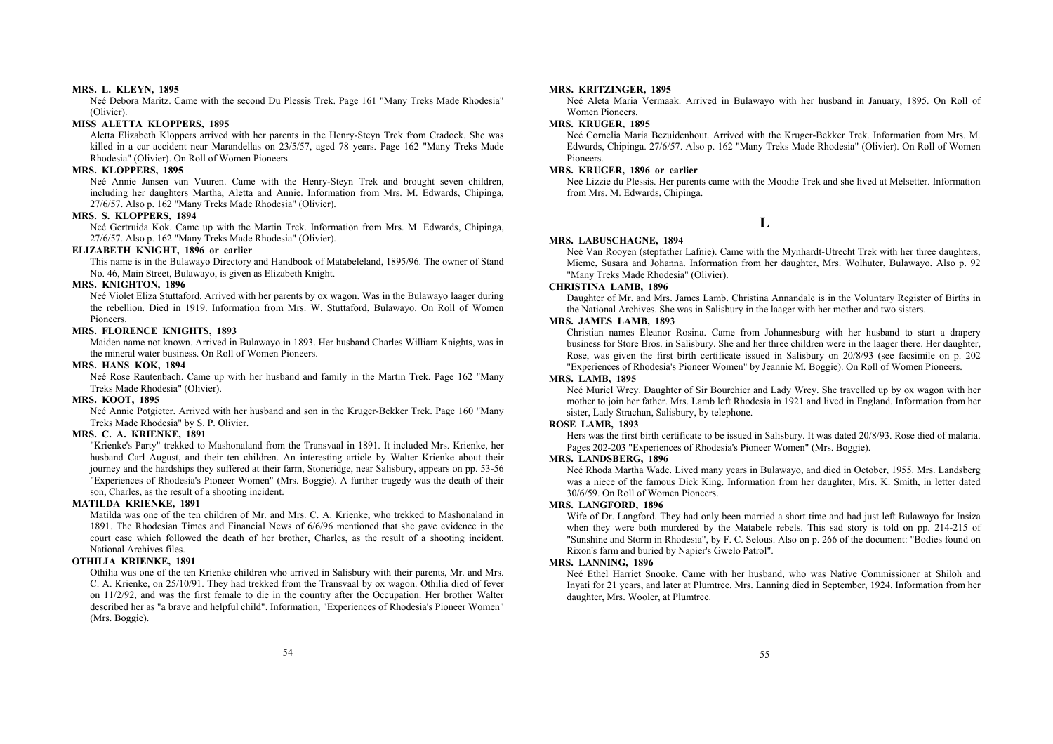**MRS. L. KLEYN, 1895**

Neé Debora Maritz. Came with the second Du Plessis Trek. Page 161 "Many Treks Made Rhodesia" (Olivier).

**MISS ALETTA KLOPPERS, 1895**

Aletta Elizabeth Kloppers arrived with her parents in the Henry-Steyn Trek from Cradock. She was killed in a car accident near Marandellas on 23/5/57, aged 78 years. Page 162 "Many Treks Made Rhodesia" (Olivier). On Roll of Women Pioneers.

**MRS. KLOPPERS, 1895**

Neé Annie Jansen van Vuuren. Came with the Henry-Steyn Trek and brought seven children, including her daughters Martha, Aletta and Annie. Information from Mrs. M. Edwards, Chipinga, 27/6/57. Also p. 162 "Many Treks Made Rhodesia" (Olivier).

**MRS. S. KLOPPERS, 1894**

Neé Gertruida Kok. Came up with the Martin Trek. Information from Mrs. M. Edwards, Chipinga, 27/6/57. Also p. 162 "Many Treks Made Rhodesia" (Olivier).

**ELIZABETH KNIGHT, 1896 or earlier**

This name is in the Bulawayo Directory and Handbook of Matabeleland, 1895/96. The owner of Stand No. 46, Main Street, Bulawayo, is given as Elizabeth Knight.

**MRS. KNIGHTON, 1896**

Neé Violet Eliza Stuttaford. Arrived with her parents by ox wagon. Was in the Bulawayo laager during the rebellion. Died in 1919. Information from Mrs. W. Stuttaford, Bulawayo. On Roll of Women Pioneers.

**MRS. FLORENCE KNIGHTS, 1893**

Maiden name not known. Arrived in Bulawayo in 1893. Her husband Charles William Knights, was in the mineral water business. On Roll of Women Pioneers.

**MRS. HANS KOK, 1894**

Neé Rose Rautenbach. Came up with her husband and family in the Martin Trek. Page 162 "Many Treks Made Rhodesia" (Olivier).

**MRS. KOOT, 1895**

Neé Annie Potgieter. Arrived with her husband and son in the Kruger-Bekker Trek. Page 160 "Many Treks Made Rhodesia" by S. P. Olivier.

**MRS. C. A. KRIENKE, 1891**

"Krienke's Party" trekked to Mashonaland from the Transvaal in 1891. It included Mrs. Krienke, her husband Carl August, and their ten children. An interesting article by Walter Krienke about their journey and the hardships they suffered at their farm, Stoneridge, near Salisbury, appears on pp. 53-56 "Experiences of Rhodesia's Pioneer Women" (Mrs. Boggie). A further tragedy was the death of their son, Charles, as the result of a shooting incident.

**MATILDA KRIENKE, 1891**

Matilda was one of the ten children of Mr. and Mrs. C. A. Krienke, who trekked to Mashonaland in 1891. The Rhodesian Times and Financial News of 6/6/96 mentioned that she gave evidence in the court case which followed the death of her brother, Charles, as the result of a shooting incident. National Archives files.

**OTHILIA KRIENKE, 1891**

Othilia was one of the ten Krienke children who arrived in Salisbury with their parents, Mr. and Mrs. C. A. Krienke, on 25/10/91. They had trekked from the Transvaal by ox wagon. Othilia died of fever on 11/2/92, and was the first female to die in the country after the Occupation. Her brother Walter described her as "a brave and helpful child". Information, "Experiences of Rhodesia's Pioneer Women" (Mrs. Boggie).

**MRS. KRITZINGER, 1895**

Neé Aleta Maria Vermaak. Arrived in Bulawayo with her husband in January, 1895. On Roll of Women Pioneers.

**MRS. KRUGER, 1895**

Neé Cornelia Maria Bezuidenhout. Arrived with the Kruger-Bekker Trek. Information from Mrs. M. Edwards, Chipinga. 27/6/57. Also p. 162 "Many Treks Made Rhodesia" (Olivier). On Roll of Women Pioneers.

**MRS. KRUGER, 1896 or earlier**

Neé Lizzie du Plessis. Her parents came with the Moodie Trek and she lived at Melsetter. Information from Mrs. M. Edwards, Chipinga.

## L

**MRS. LABUSCHAGNE, 1894**

Neé Van Rooyen (stepfather Lafnie). Came with the Mynhardt-Utrecht Trek with her three daughters, Mieme, Susara and Johanna. Information from her daughter, Mrs. Wolhuter, Bulawayo. Also p. 92 "Many Treks Made Rhodesia" (Olivier).

**CHRISTINA LAMB, 1896**

Daughter of Mr. and Mrs. James Lamb. Christina Annandale is in the Voluntary Register of Births in the National Archives. She was in Salisbury in the laager with her mother and two sisters.

**MRS. JAMES LAMB, 1893**

Christian names Eleanor Rosina. Came from Johannesburg with her husband to start a drapery business for Store Bros. in Salisbury. She and her three children were in the laager there. Her daughter, Rose, was given the first birth certificate issued in Salisbury on 20/8/93 (see facsimile on p. 202 "Experiences of Rhodesia's Pioneer Women" by Jeannie M. Boggie). On Roll of Women Pioneers.

**MRS. LAMB, 1895**

Neé Muriel Wrey. Daughter of Sir Bourchier and Lady Wrey. She travelled up by ox wagon with her mother to join her father. Mrs. Lamb left Rhodesia in 1921 and lived in England. Information from her sister, Lady Strachan, Salisbury, by telephone.

**ROSE LAMB, 1893**

Hers was the first birth certificate to be issued in Salisbury. It was dated 20/8/93. Rose died of malaria. Pages 202-203 "Experiences of Rhodesia's Pioneer Women" (Mrs. Boggie).

**MRS. LANDSBERG, 1896**

Neé Rhoda Martha Wade. Lived many years in Bulawayo, and died in October, 1955. Mrs. Landsberg was a niece of the famous Dick King. Information from her daughter, Mrs. K. Smith, in letter dated 30/6/59. On Roll of Women Pioneers.

**MRS. LANGFORD, 1896**

Wife of Dr. Langford. They had only been married a short time and had just left Bulawayo for Insiza when they were both murdered by the Matabele rebels. This sad story is told on pp. 214-215 of "Sunshine and Storm in Rhodesia", by F. C. Selous. Also on p. 266 of the document: "Bodies found on Rixon's farm and buried by Napier's Gwelo Patrol".

**MRS. LANNING, 1896**

Neé Ethel Harriet Snooke. Came with her husband, who was Native Commissioner at Shiloh and Inyati for 21 years, and later at Plumtree. Mrs. Lanning died in September, 1924. Information from her daughter, Mrs. Wooler, at Plumtree.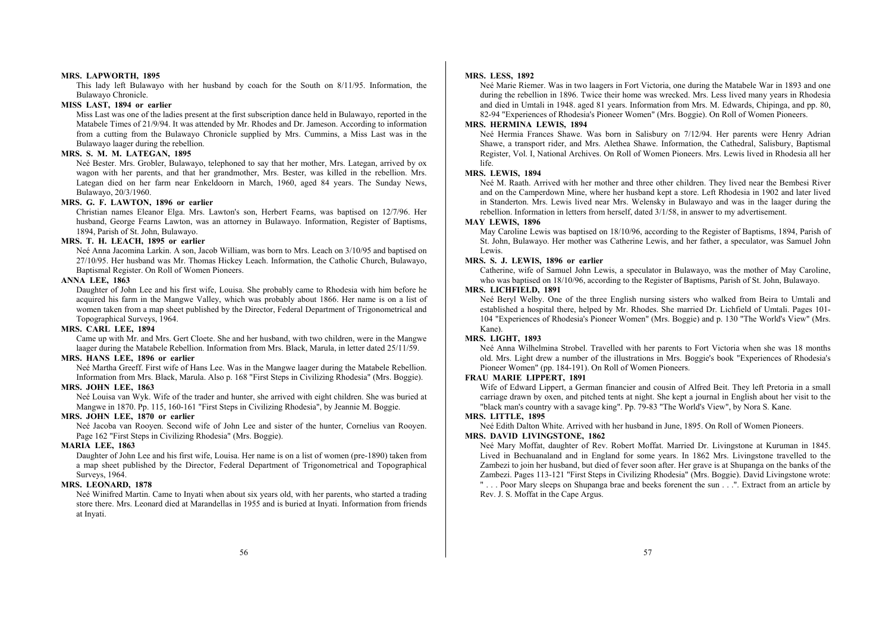**MRS. LAPWORTH, 1895**

This lady left Bulawayo with her husband by coach for the South on 8/11/95. Information, the Bulawayo Chronicle.

**MISS LAST, 1894 or earlier**

Miss Last was one of the ladies present at the first subscription dance held in Bulawayo, reported in the Matabele Times of 21/9/94. It was attended by Mr. Rhodes and Dr. Jameson. According to information from a cutting from the Bulawayo Chronicle supplied by Mrs. Cummins, a Miss Last was in the Bulawayo laager during the rebellion.

**MRS. S. M. M. LATEGAN, 1895**

Neé Bester. Mrs. Grobler, Bulawayo, telephoned to say that her mother, Mrs. Lategan, arrived by ox wagon with her parents, and that her grandmother, Mrs. Bester, was killed in the rebellion. Mrs. Lategan died on her farm near Enkeldoorn in March, 1960, aged 84 years. The Sunday News, Bulawayo, 20/3/1960.

**MRS. G. F. LAWTON, 1896 or earlier**

Christian names Eleanor Elga. Mrs. Lawton's son, Herbert Fearns, was baptised on 12/7/96. Her husband, George Fearns Lawton, was an attorney in Bulawayo. Information, Register of Baptisms, 1894, Parish of St. John, Bulawayo.

**MRS. T. H. LEACH, 1895 or earlier**

Neé Anna Jacomina Larkin. A son, Jacob William, was born to Mrs. Leach on 3/10/95 and baptised on 27/10/95. Her husband was Mr. Thomas Hickey Leach. Information, the Catholic Church, Bulawayo, Baptismal Register. On Roll of Women Pioneers.

**ANNA LEE, 1863**

Daughter of John Lee and his first wife, Louisa. She probably came to Rhodesia with him before he acquired his farm in the Mangwe Valley, which was probably about 1866. Her name is on a list of women taken from a map sheet published by the Director, Federal Department of Trigonometrical and Topographical Surveys, 1964.

**MRS. CARL LEE, 1894**

Came up with Mr. and Mrs. Gert Cloete. She and her husband, with two children, were in the Mangwe laager during the Matabele Rebellion. Information from Mrs. Black, Marula, in letter dated 25/11/59.

**MRS. HANS LEE, 1896 or earlier**

Neé Martha Greeff. First wife of Hans Lee. Was in the Mangwe laager during the Matabele Rebellion. Information from Mrs. Black, Marula. Also p. 168 "First Steps in Civilizing Rhodesia" (Mrs. Boggie).

**MRS. JOHN LEE, 1863**

Neé Louisa van Wyk. Wife of the trader and hunter, she arrived with eight children. She was buried at Mangwe in 1870. Pp. 115, 160-161 "First Steps in Civilizing Rhodesia", by Jeannie M. Boggie.

**MRS. JOHN LEE, 1870 or earlier**

Neé Jacoba van Rooyen. Second wife of John Lee and sister of the hunter, Cornelius van Rooyen. Page 162 "First Steps in Civilizing Rhodesia" (Mrs. Boggie).

**MARIA LEE, 1863**

Daughter of John Lee and his first wife, Louisa. Her name is on a list of women (pre-1890) taken from a map sheet published by the Director, Federal Department of Trigonometrical and Topographical Surveys, 1964.

**MRS. LEONARD, 1878**

Neé Winifred Martin. Came to Inyati when about six years old, with her parents, who started a trading store there. Mrs. Leonard died at Marandellas in 1955 and is buried at Inyati. Information from friends at Inyati.

**MRS. LESS, 1892**

Neé Marie Riemer. Was in two laagers in Fort Victoria, one during the Matabele War in 1893 and one during the rebellion in 1896. Twice their home was wrecked. Mrs. Less lived many years in Rhodesia and died in Umtali in 1948. aged 81 years. Information from Mrs. M. Edwards, Chipinga, and pp. 80, 82-94 "Experiences of Rhodesia's Pioneer Women" (Mrs. Boggie). On Roll of Women Pioneers.

**MRS. HERMINA LEWIS, 1894**

Neé Hermia Frances Shawe. Was born in Salisbury on 7/12/94. Her parents were Henry Adrian Shawe, a transport rider, and Mrs. Alethea Shawe. Information, the Cathedral, Salisbury, Baptismal Register, Vol. I, National Archives. On Roll of Women Pioneers. Mrs. Lewis lived in Rhodesia all her life.

**MRS. LEWIS, 1894**

Neé M. Raath. Arrived with her mother and three other children. They lived near the Bembesi River and on the Camperdown Mine, where her husband kept a store. Left Rhodesia in 1902 and later lived in Standerton. Mrs. Lewis lived near Mrs. Welensky in Bulawayo and was in the laager during the rebellion. Information in letters from herself, dated 3/1/58, in answer to my advertisement.

**MAY LEWIS, 1896**

May Caroline Lewis was baptised on 18/10/96, according to the Register of Baptisms, 1894, Parish of St. John, Bulawayo. Her mother was Catherine Lewis, and her father, a speculator, was Samuel John Lewis.

**MRS. S. J. LEWIS, 1896 or earlier**

Catherine, wife of Samuel John Lewis, a speculator in Bulawayo, was the mother of May Caroline, who was baptised on 18/10/96, according to the Register of Baptisms, Parish of St. John, Bulawayo.

**MRS. LICHFIELD, 1891**

Neé Beryl Welby. One of the three English nursing sisters who walked from Beira to Umtali and established a hospital there, helped by Mr. Rhodes. She married Dr. Lichfield of Umtali. Pages 101-104 "Experiences of Rhodesia's Pioneer Women" (Mrs. Boggie) and p. 130 "The World's View" (Mrs. Kane).

**MRS. LIGHT, 1893**

Neé Anna Wilhelmina Strobel. Travelled with her parents to Fort Victoria when she was 18 months old. Mrs. Light drew a number of the illustrations in Mrs. Boggie's book "Experiences of Rhodesia's Pioneer Women" (pp. 184-191). On Roll of Women Pioneers.

**FRAU MARIE LIPPERT, 1891**

Wife of Edward Lippert, a German financier and cousin of Alfred Beit. They left Pretoria in a small carriage drawn by oxen, and pitched tents at night. She kept a journal in English about her visit to the "black man's country with a savage king". Pp. 79-83 "The World's View", by Nora S. Kane.

**MRS. LITTLE, 1895**

Neé Edith Dalton White. Arrived with her husband in June, 1895. On Roll of Women Pioneers.

**MRS. DAVID LIVINGSTONE, 1862**

Neé Mary Moffat, daughter of Rev. Robert Moffat. Married Dr. Livingstone at Kuruman in 1845. Lived in Bechuanaland and in England for some years. In 1862 Mrs. Livingstone travelled to the Zambezi to join her husband, but died of fever soon after. Her grave is at Shupanga on the banks of the Zambezi. Pages 113-121 "First Steps in Civilizing Rhodesia" (Mrs. Boggie). David Livingstone wrote: " . . . Poor Mary sleeps on Shupanga brae and beeks forenent the sun . . .". Extract from an article by Rev. J. S. Moffat in the Cape Argus.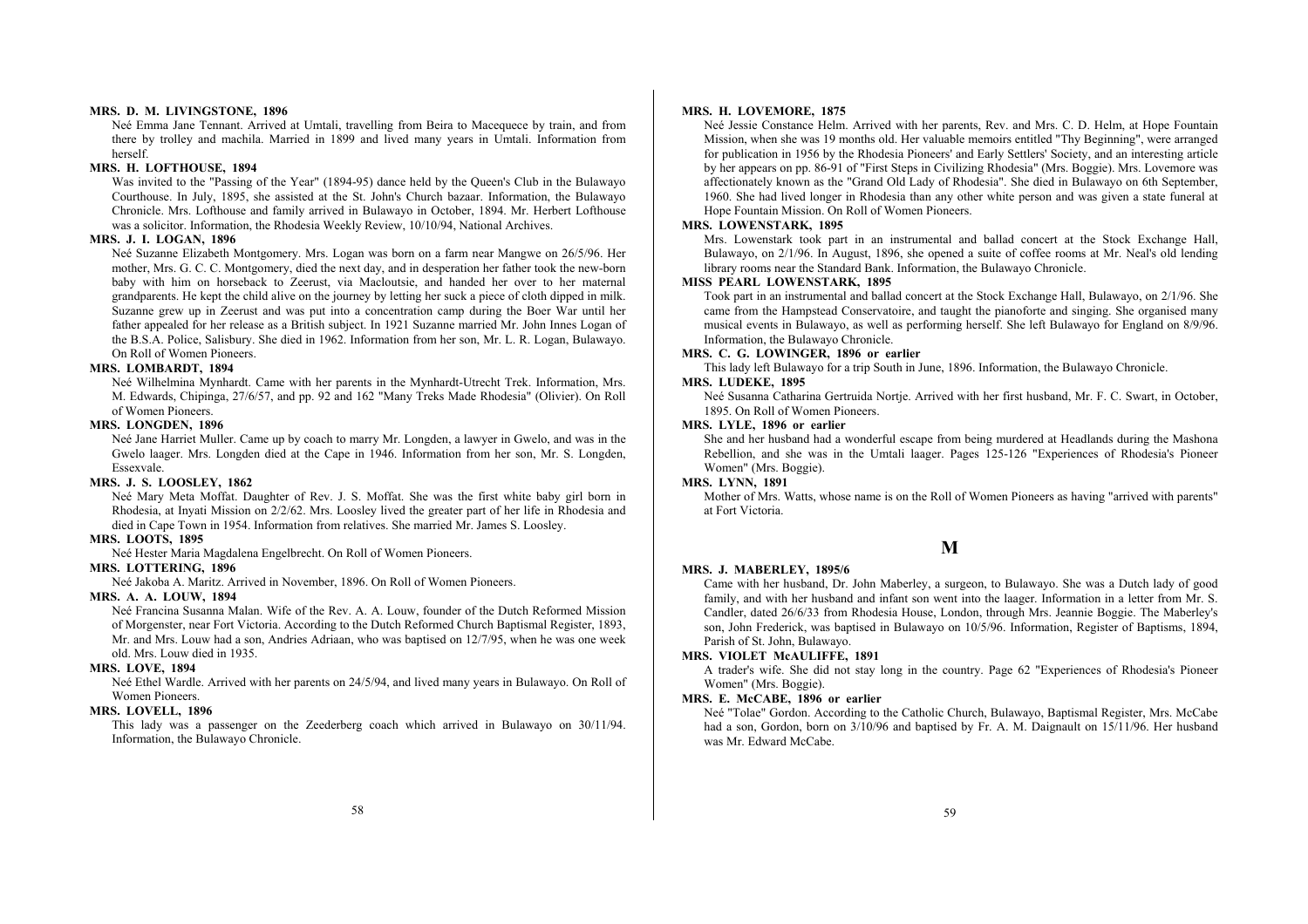**MRS. D. M. LIVINGSTONE, 1896**

Neé Emma Jane Tennant. Arrived at Umtali, travelling from Beira to Macequece by train, and from there by trolley and machila. Married in 1899 and lived many years in Umtali. Information from herself.

**MRS. H. LOFTHOUSE, 1894**

Was invited to the "Passing of the Year" (1894-95) dance held by the Queen's Club in the Bulawayo Courthouse. In July, 1895, she assisted at the St. John's Church bazaar. Information, the Bulawayo Chronicle. Mrs. Lofthouse and family arrived in Bulawayo in October, 1894. Mr. Herbert Lofthouse was a solicitor. Information, the Rhodesia Weekly Review, 10/10/94, National Archives.

**MRS. J. I. LOGAN, 1896**

Neé Suzanne Elizabeth Montgomery. Mrs. Logan was born on a farm near Mangwe on 26/5/96. Her mother, Mrs. G. C. C. Montgomery, died the next day, and in desperation her father took the new-born baby with him on horseback to Zeerust, via Macloutsie, and handed her over to her maternal grandparents. He kept the child alive on the journey by letting her suck a piece of cloth dipped in milk. Suzanne grew up in Zeerust and was put into a concentration camp during the Boer War until her father appealed for her release as a British subject. In 1921 Suzanne married Mr. John Innes Logan of the B.S.A. Police, Salisbury. She died in 1962. Information from her son, Mr. L. R. Logan, Bulawayo. On Roll of Women Pioneers.

**MRS. LOMBARDT, 1894**

Neé Wilhelmina Mynhardt. Came with her parents in the Mynhardt-Utrecht Trek. Information, Mrs. M. Edwards, Chipinga, 27/6/57, and pp. 92 and 162 "Many Treks Made Rhodesia" (Olivier). On Roll of Women Pioneers.

**MRS. LONGDEN, 1896**

Neé Jane Harriet Muller. Came up by coach to marry Mr. Longden, a lawyer in Gwelo, and was in the Gwelo laager. Mrs. Longden died at the Cape in 1946. Information from her son, Mr. S. Longden, Essexvale.

**MRS. J. S. LOOSLEY, 1862**

Neé Mary Meta Moffat. Daughter of Rev. J. S. Moffat. She was the first white baby girl born in Rhodesia, at Inyati Mission on 2/2/62. Mrs. Loosley lived the greater part of her life in Rhodesia and died in Cape Town in 1954. Information from relatives. She married Mr. James S. Loosley.

**MRS. LOOTS, 1895**

Neé Hester Maria Magdalena Engelbrecht. On Roll of Women Pioneers.

**MRS. LOTTERING, 1896**

Neé Jakoba A. Maritz. Arrived in November, 1896. On Roll of Women Pioneers.

**MRS. A. A. LOUW, 1894**

Neé Francina Susanna Malan. Wife of the Rev. A. A. Louw, founder of the Dutch Reformed Mission of Morgenster, near Fort Victoria. According to the Dutch Reformed Church Baptismal Register, 1893, Mr. and Mrs. Louw had a son, Andries Adriaan, who was baptised on 12/7/95, when he was one week old. Mrs. Louw died in 1935.

**MRS. LOVE, 1894**

Neé Ethel Wardle. Arrived with her parents on 24/5/94, and lived many years in Bulawayo. On Roll of Women Pioneers.

**MRS. LOVELL, 1896**

This lady was a passenger on the Zeederberg coach which arrived in Bulawayo on 30/11/94. Information, the Bulawayo Chronicle.

**MRS. H. LOVEMORE, 1875**

Neé Jessie Constance Helm. Arrived with her parents, Rev. and Mrs. C. D. Helm, at Hope Fountain Mission, when she was 19 months old. Her valuable memoirs entitled "Thy Beginning", were arranged for publication in 1956 by the Rhodesia Pioneers' and Early Settlers' Society, and an interesting article by her appears on pp. 86-91 of "First Steps in Civilizing Rhodesia" (Mrs. Boggie). Mrs. Lovemore was affectionately known as the "Grand Old Lady of Rhodesia". She died in Bulawayo on 6th September, 1960. She had lived longer in Rhodesia than any other white person and was given a state funeral at Hope Fountain Mission. On Roll of Women Pioneers.

**MRS. LOWENSTARK, 1895**

Mrs. Lowenstark took part in an instrumental and ballad concert at the Stock Exchange Hall, Bulawayo, on 2/1/96. In August, 1896, she opened a suite of coffee rooms at Mr. Neal's old lending library rooms near the Standard Bank. Information, the Bulawayo Chronicle.

**MISS PEARL LOWENSTARK, 1895**

Took part in an instrumental and ballad concert at the Stock Exchange Hall, Bulawayo, on 2/1/96. She came from the Hampstead Conservatoire, and taught the pianoforte and singing. She organised many musical events in Bulawayo, as well as performing herself. She left Bulawayo for England on 8/9/96. Information, the Bulawayo Chronicle.

**MRS. C. G. LOWINGER, 1896 or earlier**

This lady left Bulawayo for a trip South in June, 1896. Information, the Bulawayo Chronicle.

**MRS. LUDEKE, 1895**

Neé Susanna Catharina Gertruida Nortje. Arrived with her first husband, Mr. F. C. Swart, in October, 1895. On Roll of Women Pioneers.

**MRS. LYLE, 1896 or earlier**

She and her husband had a wonderful escape from being murdered at Headlands during the Mashona Rebellion, and she was in the Umtali laager. Pages 125-126 "Experiences of Rhodesia's Pioneer Women" (Mrs. Boggie).

**MRS. LYNN, 1891**

Mother of Mrs. Watts, whose name is on the Roll of Women Pioneers as having "arrived with parents" at Fort Victoria.

## M

**MRS. J. MABERLEY, 1895/6**

Came with her husband, Dr. John Maberley, a surgeon, to Bulawayo. She was a Dutch lady of good family, and with her husband and infant son went into the laager. Information in a letter from Mr. S. Candler, dated 26/6/33 from Rhodesia House, London, through Mrs. Jeannie Boggie. The Maberley's son, John Frederick, was baptised in Bulawayo on 10/5/96. Information, Register of Baptisms, 1894, Parish of St. John, Bulawayo.

**MRS. VIOLET McAULIFFE, 1891**

A trader's wife. She did not stay long in the country. Page 62 "Experiences of Rhodesia's Pioneer Women" (Mrs. Boggie).

**MRS. E. McCABE, 1896 or earlier**

Neé "Tolae" Gordon. According to the Catholic Church, Bulawayo, Baptismal Register, Mrs. McCabe had a son, Gordon, born on 3/10/96 and baptised by Fr. A. M. Daignault on 15/11/96. Her husband was Mr. Edward McCabe.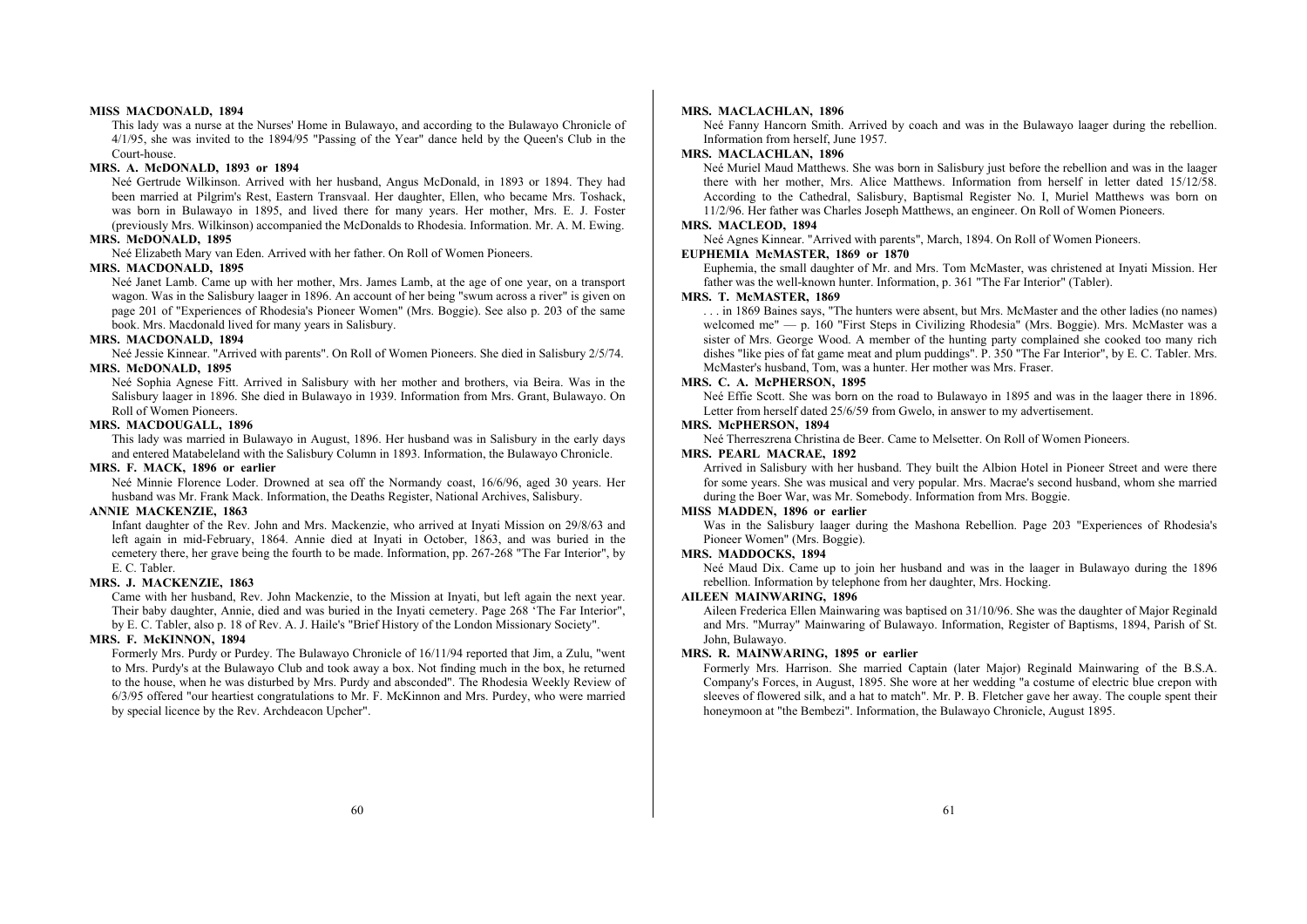**MISS MACDONALD, 1894**

This lady was a nurse at the Nurses' Home in Bulawayo, and according to the Bulawayo Chronicle of 4/1/95, she was invited to the 1894/95 "Passing of the Year" dance held by the Queen's Club in the Court-house.

**MRS. A. McDONALD, 1893 or 1894**

Neé Gertrude Wilkinson. Arrived with her husband, Angus McDonald, in 1893 or 1894. They had been married at Pilgrim's Rest, Eastern Transvaal. Her daughter, Ellen, who became Mrs. Toshack, was born in Bulawayo in 1895, and lived there for many years. Her mother, Mrs. E. J. Foster (previously Mrs. Wilkinson) accompanied the McDonalds to Rhodesia. Information. Mr. A. M. Ewing.

**MRS. McDONALD, 1895**

Neé Elizabeth Mary van Eden. Arrived with her father. On Roll of Women Pioneers.

**MRS. MACDONALD, 1895**

Neé Janet Lamb. Came up with her mother, Mrs. James Lamb, at the age of one year, on a transport wagon. Was in the Salisbury laager in 1896. An account of her being "swum across a river" is given on page 201 of "Experiences of Rhodesia's Pioneer Women" (Mrs. Boggie). See also p. 203 of the same book. Mrs. Macdonald lived for many years in Salisbury.

**MRS. MACDONALD, 1894**

Neé Jessie Kinnear. "Arrived with parents". On Roll of Women Pioneers. She died in Salisbury 2/5/74.

**MRS. McDONALD, 1895**

Neé Sophia Agnese Fitt. Arrived in Salisbury with her mother and brothers, via Beira. Was in the Salisbury laager in 1896. She died in Bulawayo in 1939. Information from Mrs. Grant, Bulawayo. On Roll of Women Pioneers.

**MRS. MACDOUGALL, 1896**

This lady was married in Bulawayo in August, 1896. Her husband was in Salisbury in the early days and entered Matabeleland with the Salisbury Column in 1893. Information, the Bulawayo Chronicle.

**MRS. F. MACK, 1896 or earlier**

Neé Minnie Florence Loder. Drowned at sea off the Normandy coast, 16/6/96, aged 30 years. Her husband was Mr. Frank Mack. Information, the Deaths Register, National Archives, Salisbury.

**ANNIE MACKENZIE, 1863**

Infant daughter of the Rev. John and Mrs. Mackenzie, who arrived at Inyati Mission on 29/8/63 and left again in mid-February, 1864. Annie died at Inyati in October, 1863, and was buried in the cemetery there, her grave being the fourth to be made. Information, pp. 267-268 "The Far Interior", by E. C. Tabler.

**MRS. J. MACKENZIE, 1863**

Came with her husband, Rev. John Mackenzie, to the Mission at Inyati, but left again the next year. Their baby daughter, Annie, died and was buried in the Inyati cemetery. Page 268 'The Far Interior", by E. C. Tabler, also p. 18 of Rev. A. J. Haile's "Brief History of the London Missionary Society".

**MRS. F. McKINNON, 1894**

Formerly Mrs. Purdy or Purdey. The Bulawayo Chronicle of 16/11/94 reported that Jim, a Zulu, "went to Mrs. Purdy's at the Bulawayo Club and took away a box. Not finding much in the box, he returned to the house, when he was disturbed by Mrs. Purdy and absconded". The Rhodesia Weekly Review of 6/3/95 offered "our heartiest congratulations to Mr. F. McKinnon and Mrs. Purdey, who were married by special licence by the Rev. Archdeacon Upcher".

**MRS. MACLACHLAN, 1896**

Neé Fanny Hancorn Smith. Arrived by coach and was in the Bulawayo laager during the rebellion. Information from herself, June 1957.

**MRS. MACLACHLAN, 1896**

Neé Muriel Maud Matthews. She was born in Salisbury just before the rebellion and was in the laager there with her mother, Mrs. Alice Matthews. Information from herself in letter dated 15/12/58. According to the Cathedral, Salisbury, Baptismal Register No. I, Muriel Matthews was born on 11/2/96. Her father was Charles Joseph Matthews, an engineer. On Roll of Women Pioneers.

**MRS. MACLEOD, 1894**

Neé Agnes Kinnear. "Arrived with parents", March, 1894. On Roll of Women Pioneers.

**EUPHEMIA McMASTER, 1869 or 1870**

Euphemia, the small daughter of Mr. and Mrs. Tom McMaster, was christened at Inyati Mission. Her father was the well-known hunter. Information, p. 361 "The Far Interior" (Tabler).

**MRS. T. McMASTER, 1869**

. . . in 1869 Baines says, "The hunters were absent, but Mrs. McMaster and the other ladies (no names) welcomed me" — p. 160 "First Steps in Civilizing Rhodesia" (Mrs. Boggie). Mrs. McMaster was a sister of Mrs. George Wood. A member of the hunting party complained she cooked too many rich dishes "like pies of fat game meat and plum puddings". P. 350 "The Far Interior", by E. C. Tabler. Mrs. McMaster's husband, Tom, was a hunter. Her mother was Mrs. Fraser.

**MRS. C. A. McPHERSON, 1895**

Neé Effie Scott. She was born on the road to Bulawayo in 1895 and was in the laager there in 1896. Letter from herself dated 25/6/59 from Gwelo, in answer to my advertisement.

**MRS. McPHERSON, 1894**

Neé Therreszrena Christina de Beer. Came to Melsetter. On Roll of Women Pioneers.

**MRS. PEARL MACRAE, 1892**

Arrived in Salisbury with her husband. They built the Albion Hotel in Pioneer Street and were there for some years. She was musical and very popular. Mrs. Macrae's second husband, whom she married during the Boer War, was Mr. Somebody. Information from Mrs. Boggie.

**MISS MADDEN, 1896 or earlier**

Was in the Salisbury laager during the Mashona Rebellion. Page 203 "Experiences of Rhodesia's Pioneer Women" (Mrs. Boggie).

**MRS. MADDOCKS, 1894**

Neé Maud Dix. Came up to join her husband and was in the laager in Bulawayo during the 1896 rebellion. Information by telephone from her daughter, Mrs. Hocking.

**AILEEN MAINWARING, 1896**

Aileen Frederica Ellen Mainwaring was baptised on 31/10/96. She was the daughter of Major Reginald and Mrs. "Murray" Mainwaring of Bulawayo. Information, Register of Baptisms, 1894, Parish of St. John, Bulawayo.

**MRS. R. MAINWARING, 1895 or earlier**

Formerly Mrs. Harrison. She married Captain (later Major) Reginald Mainwaring of the B.S.A. Company's Forces, in August, 1895. She wore at her wedding "a costume of electric blue crepon with sleeves of flowered silk, and a hat to match". Mr. P. B. Fletcher gave her away. The couple spent their honeymoon at "the Bembezi". Information, the Bulawayo Chronicle, August 1895.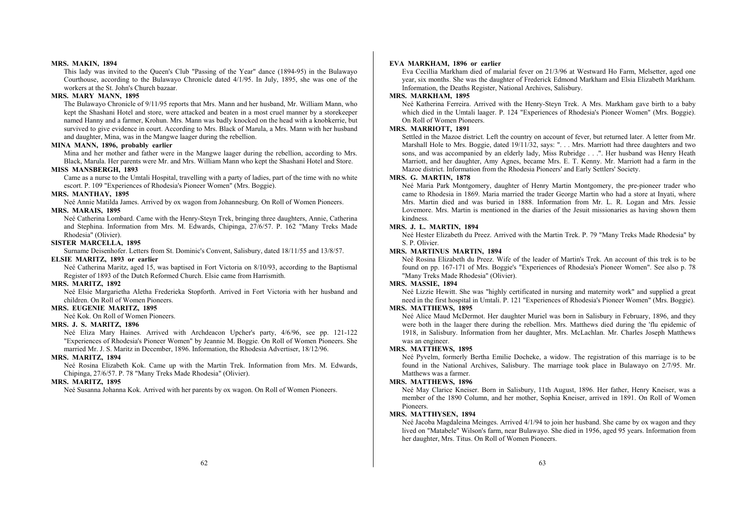**MRS. MAKIN, 1894**

This lady was invited to the Queen's Club "Passing of the Year" dance (1894-95) in the Bulawayo Courthouse, according to the Bulawayo Chronicle dated 4/1/95. In July, 1895, she was one of the workers at the St. John's Church bazaar.

**MRS. MARY MANN, 1895**

The Bulawayo Chronicle of 9/11/95 reports that Mrs. Mann and her husband, Mr. William Mann, who kept the Shashani Hotel and store, were attacked and beaten in a most cruel manner by a storekeeper named Hanny and a farmer, Krohun. Mrs. Mann was badly knocked on the head with a knobkerrie, but survived to give evidence in court. According to Mrs. Black of Marula, a Mrs. Mann with her husband and daughter, Mina, was in the Mangwe laager during the rebellion.

**MINA MANN, 1896, probably earlier**

Mina and her mother and father were in the Mangwe laager during the rebellion, according to Mrs. Black, Marula. Her parents were Mr. and Mrs. William Mann who kept the Shashani Hotel and Store.

**MISS MANSBERGH, 1893**

Came as a nurse to the Umtali Hospital, travelling with a party of ladies, part of the time with no white escort. P. 109 "Experiences of Rhodesia's Pioneer Women" (Mrs. Boggie).

**MRS. MANTHAY, 1895**

Neé Annie Matilda James. Arrived by ox wagon from Johannesburg. On Roll of Women Pioneers.

**MRS. MARAIS, 1895**

Neé Catherina Lombard. Came with the Henry-Steyn Trek, bringing three daughters, Annie, Catherina and Stephina. Information from Mrs. M. Edwards, Chipinga, 27/6/57. P. 162 "Many Treks Made Rhodesia" (Olivier).

**SISTER MARCELLA, 1895**

Surname Deisenhofer. Letters from St. Dominic's Convent, Salisbury, dated 18/11/55 and 13/8/57.

**ELSIE MARITZ, 1893 or earlier**

Neé Catherina Maritz, aged 15, was baptised in Fort Victoria on 8/10/93, according to the Baptismal Register of 1893 of the Dutch Reformed Church. Elsie came from Harrismith.

**MRS. MARITZ, 1892**

Neé Elsie Margarietha Aletha Frederieka Stopforth. Arrived in Fort Victoria with her husband and children. On Roll of Women Pioneers.

**MRS. EUGENIE MARITZ, 1895**

Neé Kok. On Roll of Women Pioneers.

**MRS. J. S. MARITZ, 1896**

Neé Eliza Mary Haines. Arrived with Archdeacon Upcher's party, 4/6/96, see pp. 121-122 "Experiences of Rhodesia's Pioneer Women" by Jeannie M. Boggie. On Roll of Women Pioneers. She married Mr. J. S. Maritz in December, 1896. Information, the Rhodesia Advertiser, 18/12/96.

**MRS. MARITZ, 1894**

Neé Rosina Elizabeth Kok. Came up with the Martin Trek. Information from Mrs. M. Edwards, Chipinga, 27/6/57. P. 78 "Many Treks Made Rhodesia" (Olivier).

**MRS. MARITZ, 1895**

Neé Susanna Johanna Kok. Arrived with her parents by ox wagon. On Roll of Women Pioneers.

**EVA MARKHAM, 1896 or earlier**

Eva Cecillia Markham died of malarial fever on 21/3/96 at Westward Ho Farm, Melsetter, aged one year, six months. She was the daughter of Frederick Edmond Markham and Elsia Elizabeth Markham. Information, the Deaths Register, National Archives, Salisbury.

**MRS. MARKHAM, 1895**

Neé Katherina Ferreira. Arrived with the Henry-Steyn Trek. A Mrs. Markham gave birth to a baby which died in the Umtali laager. P. 124 "Experiences of Rhodesia's Pioneer Women" (Mrs. Boggie). On Roll of Women Pioneers.

**MRS. MARRIOTT, 1891**

Settled in the Mazoe district. Left the country on account of fever, but returned later. A letter from Mr. Marshall Hole to Mrs. Boggie, dated 19/11/32, says: ". . . Mrs. Marriott had three daughters and two sons, and was accompanied by an elderly lady, Miss Rubridge . . .". Her husband was Henry Heath Marriott, and her daughter, Amy Agnes, became Mrs. E. T. Kenny. Mr. Marriott had a farm in the Mazoe district. Information from the Rhodesia Pioneers' and Early Settlers' Society.

**MRS. G. MARTIN, 1878**

Neé Maria Park Montgomery, daughter of Henry Martin Montgomery, the pre-pioneer trader who came to Rhodesia in 1869. Maria married the trader George Martin who had a store at Inyati, where Mrs. Martin died and was buried in 1888. Information from Mr. L. R. Logan and Mrs. Jessie Lovemore. Mrs. Martin is mentioned in the diaries of the Jesuit missionaries as having shown them kindness.

**MRS. J. L. MARTIN, 1894**

Neé Hester Elizabeth du Preez. Arrived with the Martin Trek. P. 79 "Many Treks Made Rhodesia" by S. P. Olivier.

**MRS. MARTINUS MARTIN, 1894**

Neé Rosina Elizabeth du Preez. Wife of the leader of Martin's Trek. An account of this trek is to be found on pp. 167-171 of Mrs. Boggie's "Experiences of Rhodesia's Pioneer Women". See also p. 78 "Many Treks Made Rhodesia" (Olivier).

**MRS. MASSIE, 1894**

Neé Lizzie Hewitt. She was "highly certificated in nursing and maternity work" and supplied a great need in the first hospital in Umtali. P. 121 "Experiences of Rhodesia's Pioneer Women" (Mrs. Boggie).

**MRS. MATTHEWS, 1895**

Neé Alice Maud McDermot. Her daughter Muriel was born in Salisbury in February, 1896, and they were both in the laager there during the rebellion. Mrs. Matthews died during the 'flu epidemic of 1918, in Salisbury. Information from her daughter, Mrs. McLachlan. Mr. Charles Joseph Matthews was an engineer.

**MRS. MATTHEWS, 1895**

Neé Pyvelm, formerly Bertha Emilie Docheke, a widow. The registration of this marriage is to be found in the National Archives, Salisbury. The marriage took place in Bulawayo on 2/7/95. Mr. Matthews was a farmer.

**MRS. MATTHEWS, 1896**

Neé May Clarice Kneiser. Born in Salisbury, 11th August, 1896. Her father, Henry Kneiser, was a member of the 1890 Column, and her mother, Sophia Kneiser, arrived in 1891. On Roll of Women Pioneers.

**MRS. MATTHYSEN, 1894**

Neé Jacoba Magdaleina Meinges. Arrived 4/1/94 to join her husband. She came by ox wagon and they lived on "Matabele" Wilson's farm, near Bulawayo. She died in 1956, aged 95 years. Information from her daughter, Mrs. Titus. On Roll of Women Pioneers.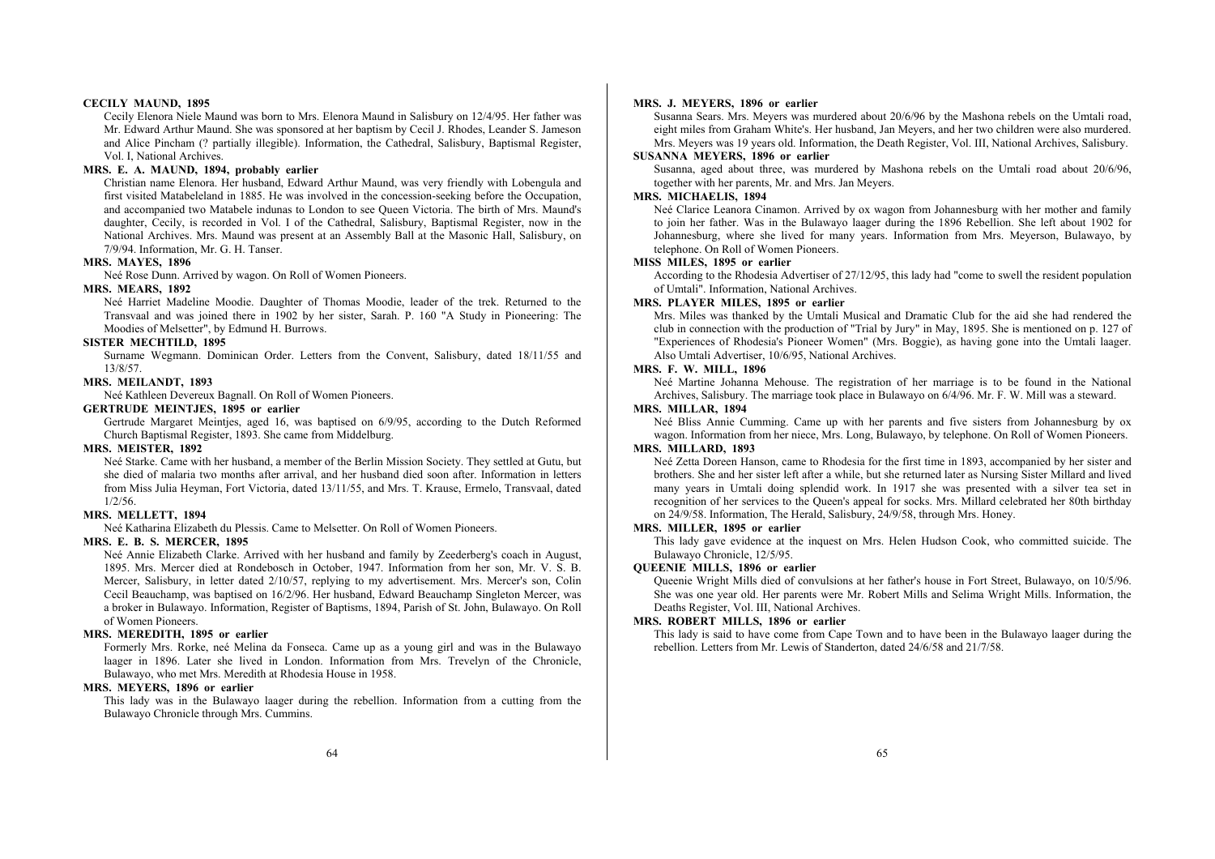**CECILY MAUND, 1895**

Cecily Elenora Niele Maund was born to Mrs. Elenora Maund in Salisbury on 12/4/95. Her father was Mr. Edward Arthur Maund. She was sponsored at her baptism by Cecil J. Rhodes, Leander S. Jameson and Alice Pincham (? partially illegible). Information, the Cathedral, Salisbury, Baptismal Register, Vol. I, National Archives.

**MRS. E. A. MAUND, 1894, probably earlier**

Christian name Elenora. Her husband, Edward Arthur Maund, was very friendly with Lobengula and first visited Matabeleland in 1885. He was involved in the concession-seeking before the Occupation, and accompanied two Matabele indunas to London to see Queen Victoria. The birth of Mrs. Maund's daughter, Cecily, is recorded in Vol. I of the Cathedral, Salisbury, Baptismal Register, now in the National Archives. Mrs. Maund was present at an Assembly Ball at the Masonic Hall, Salisbury, on 7/9/94. Information, Mr. G. H. Tanser.

**MRS. MAYES, 1896**

Neé Rose Dunn. Arrived by wagon. On Roll of Women Pioneers.

**MRS. MEARS, 1892**

Neé Harriet Madeline Moodie. Daughter of Thomas Moodie, leader of the trek. Returned to the Transvaal and was joined there in 1902 by her sister, Sarah. P. 160 "A Study in Pioneering: The Moodies of Melsetter", by Edmund H. Burrows.

**SISTER MECHTILD, 1895**

Surname Wegmann. Dominican Order. Letters from the Convent, Salisbury, dated 18/11/55 and 13/8/57.

**MRS. MEILANDT, 1893**

Neé Kathleen Devereux Bagnall. On Roll of Women Pioneers.

**GERTRUDE MEINTJES, 1895 or earlier**

Gertrude Margaret Meintjes, aged 16, was baptised on 6/9/95, according to the Dutch Reformed Church Baptismal Register, 1893. She came from Middelburg.

**MRS. MEISTER, 1892**

Neé Starke. Came with her husband, a member of the Berlin Mission Society. They settled at Gutu, but she died of malaria two months after arrival, and her husband died soon after. Information in letters from Miss Julia Heyman, Fort Victoria, dated 13/11/55, and Mrs. T. Krause, Ermelo, Transvaal, dated 1/2/56.

**MRS. MELLETT, 1894**

Neé Katharina Elizabeth du Plessis. Came to Melsetter. On Roll of Women Pioneers.

**MRS. E. B. S. MERCER, 1895**

Neé Annie Elizabeth Clarke. Arrived with her husband and family by Zeederberg's coach in August, 1895. Mrs. Mercer died at Rondebosch in October, 1947. Information from her son, Mr. V. S. B. Mercer, Salisbury, in letter dated 2/10/57, replying to my advertisement. Mrs. Mercer's son, Colin Cecil Beauchamp, was baptised on 16/2/96. Her husband, Edward Beauchamp Singleton Mercer, was a broker in Bulawayo. Information, Register of Baptisms, 1894, Parish of St. John, Bulawayo. On Roll of Women Pioneers.

**MRS. MEREDITH, 1895 or earlier**

Formerly Mrs. Rorke, neé Melina da Fonseca. Came up as a young girl and was in the Bulawayo laager in 1896. Later she lived in London. Information from Mrs. Trevelyn of the Chronicle, Bulawayo, who met Mrs. Meredith at Rhodesia House in 1958.

**MRS. MEYERS, 1896 or earlier**

This lady was in the Bulawayo laager during the rebellion. Information from a cutting from the Bulawayo Chronicle through Mrs. Cummins.

**MRS. J. MEYERS, 1896 or earlier**

Susanna Sears. Mrs. Meyers was murdered about 20/6/96 by the Mashona rebels on the Umtali road, eight miles from Graham White's. Her husband, Jan Meyers, and her two children were also murdered. Mrs. Meyers was 19 years old. Information, the Death Register, Vol. III, National Archives, Salisbury.

**SUSANNA MEYERS, 1896 or earlier**

Susanna, aged about three, was murdered by Mashona rebels on the Umtali road about 20/6/96, together with her parents, Mr. and Mrs. Jan Meyers.

**MRS. MICHAELIS, 1894**

Neé Clarice Leanora Cinamon. Arrived by ox wagon from Johannesburg with her mother and family to join her father. Was in the Bulawayo laager during the 1896 Rebellion. She left about 1902 for Johannesburg, where she lived for many years. Information from Mrs. Meyerson, Bulawayo, by telephone. On Roll of Women Pioneers.

**MISS MILES, 1895 or earlier**

According to the Rhodesia Advertiser of 27/12/95, this lady had "come to swell the resident population of Umtali". Information, National Archives.

**MRS. PLAYER MILES, 1895 or earlier**

Mrs. Miles was thanked by the Umtali Musical and Dramatic Club for the aid she had rendered the club in connection with the production of "Trial by Jury" in May, 1895. She is mentioned on p. 127 of "Experiences of Rhodesia's Pioneer Women" (Mrs. Boggie), as having gone into the Umtali laager. Also Umtali Advertiser, 10/6/95, National Archives.

**MRS. F. W. MILL, 1896**

Neé Martine Johanna Mehouse. The registration of her marriage is to be found in the National Archives, Salisbury. The marriage took place in Bulawayo on 6/4/96. Mr. F. W. Mill was a steward.

**MRS. MILLAR, 1894**

Neé Bliss Annie Cumming. Came up with her parents and five sisters from Johannesburg by ox wagon. Information from her niece, Mrs. Long, Bulawayo, by telephone. On Roll of Women Pioneers.

**MRS. MILLARD, 1893**

Neé Zetta Doreen Hanson, came to Rhodesia for the first time in 1893, accompanied by her sister and brothers. She and her sister left after a while, but she returned later as Nursing Sister Millard and lived many years in Umtali doing splendid work. In 1917 she was presented with a silver tea set in recognition of her services to the Queen's appeal for socks. Mrs. Millard celebrated her 80th birthday on 24/9/58. Information, The Herald, Salisbury, 24/9/58, through Mrs. Honey.

**MRS. MILLER, 1895 or earlier**

This lady gave evidence at the inquest on Mrs. Helen Hudson Cook, who committed suicide. The Bulawayo Chronicle, 12/5/95.

**QUEENIE MILLS, 1896 or earlier**

Queenie Wright Mills died of convulsions at her father's house in Fort Street, Bulawayo, on 10/5/96. She was one year old. Her parents were Mr. Robert Mills and Selima Wright Mills. Information, the Deaths Register, Vol. III, National Archives.

**MRS. ROBERT MILLS, 1896 or earlier**

This lady is said to have come from Cape Town and to have been in the Bulawayo laager during the rebellion. Letters from Mr. Lewis of Standerton, dated 24/6/58 and 21/7/58.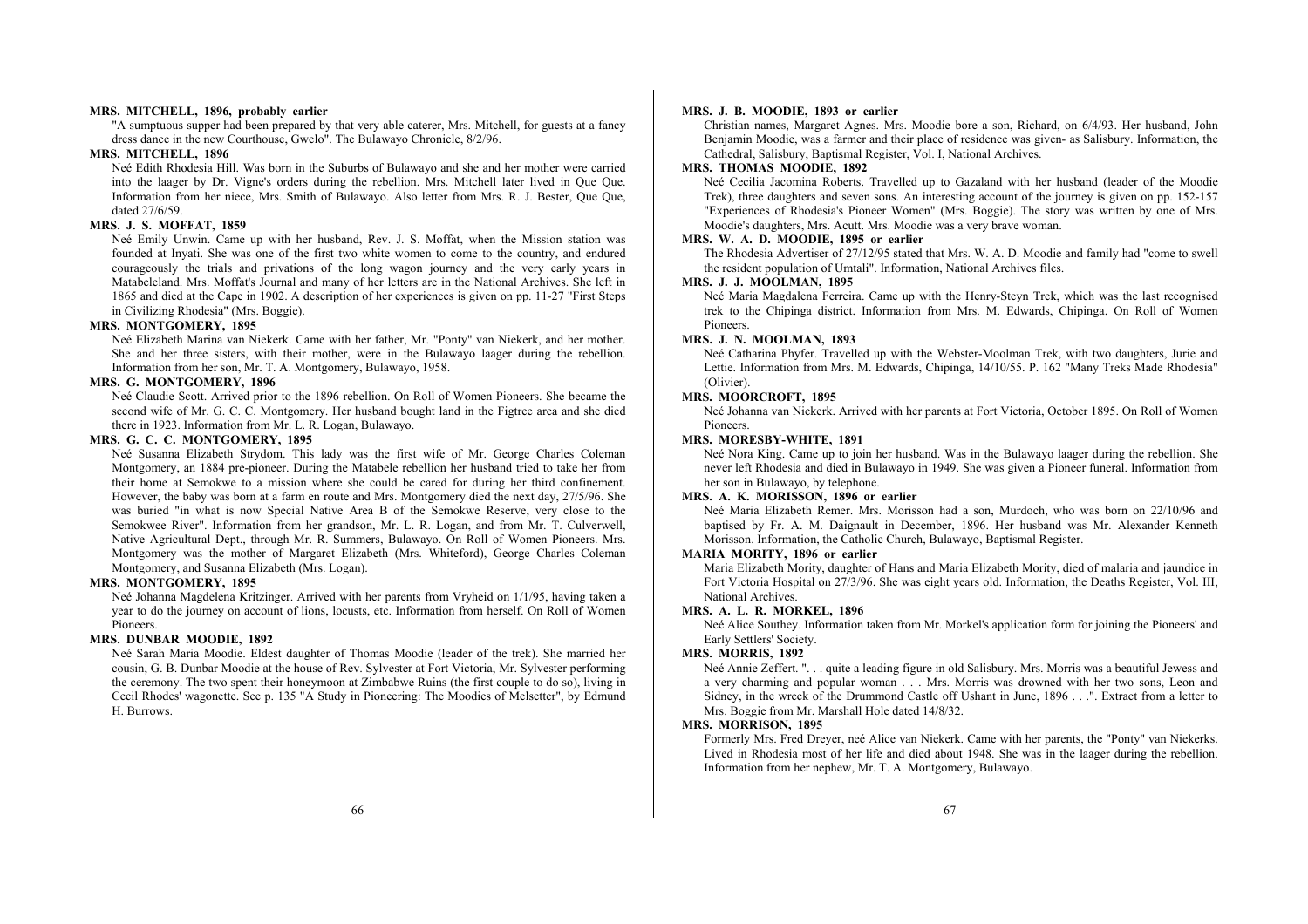**MRS. MITCHELL, 1896, probably earlier**

"A sumptuous supper had been prepared by that very able caterer, Mrs. Mitchell, for guests at a fancy dress dance in the new Courthouse, Gwelo". The Bulawayo Chronicle, 8/2/96.

**MRS. MITCHELL, 1896**

Neé Edith Rhodesia Hill. Was born in the Suburbs of Bulawayo and she and her mother were carried into the laager by Dr. Vigne's orders during the rebellion. Mrs. Mitchell later lived in Que Que. Information from her niece, Mrs. Smith of Bulawayo. Also letter from Mrs. R. J. Bester, Que Que, dated 27/6/59.

**MRS. J. S. MOFFAT, 1859**

Neé Emily Unwin. Came up with her husband, Rev. J. S. Moffat, when the Mission station was founded at Inyati. She was one of the first two white women to come to the country, and endured courageously the trials and privations of the long wagon journey and the very early years in Matabeleland. Mrs. Moffat's Journal and many of her letters are in the National Archives. She left in 1865 and died at the Cape in 1902. A description of her experiences is given on pp. 11-27 "First Steps in Civilizing Rhodesia" (Mrs. Boggie).

**MRS. MONTGOMERY, 1895**

Neé Elizabeth Marina van Niekerk. Came with her father, Mr. "Ponty" van Niekerk, and her mother. She and her three sisters, with their mother, were in the Bulawayo laager during the rebellion. Information from her son, Mr. T. A. Montgomery, Bulawayo, 1958.

**MRS. G. MONTGOMERY, 1896**

Neé Claudie Scott. Arrived prior to the 1896 rebellion. On Roll of Women Pioneers. She became the second wife of Mr. G. C. C. Montgomery. Her husband bought land in the Figtree area and she died there in 1923. Information from Mr. L. R. Logan, Bulawayo.

**MRS. G. C. C. MONTGOMERY, 1895**

Neé Susanna Elizabeth Strydom. This lady was the first wife of Mr. George Charles Coleman Montgomery, an 1884 pre-pioneer. During the Matabele rebellion her husband tried to take her from their home at Semokwe to a mission where she could be cared for during her third confinement. However, the baby was born at a farm en route and Mrs. Montgomery died the next day, 27/5/96. She was buried "in what is now Special Native Area B of the Semokwe Reserve, very close to the Semokwee River". Information from her grandson, Mr. L. R. Logan, and from Mr. T. Culverwell, Native Agricultural Dept., through Mr. R. Summers, Bulawayo. On Roll of Women Pioneers. Mrs. Montgomery was the mother of Margaret Elizabeth (Mrs. Whiteford), George Charles Coleman Montgomery, and Susanna Elizabeth (Mrs. Logan).

**MRS. MONTGOMERY, 1895**

Neé Johanna Magdelena Kritzinger. Arrived with her parents from Vryheid on 1/1/95, having taken a year to do the journey on account of lions, locusts, etc. Information from herself. On Roll of Women Pioneers.

**MRS. DUNBAR MOODIE, 1892**

Neé Sarah Maria Moodie. Eldest daughter of Thomas Moodie (leader of the trek). She married her cousin, G. B. Dunbar Moodie at the house of Rev. Sylvester at Fort Victoria, Mr. Sylvester performing the ceremony. The two spent their honeymoon at Zimbabwe Ruins (the first couple to do so), living in Cecil Rhodes' wagonette. See p. 135 "A Study in Pioneering: The Moodies of Melsetter", by Edmund H. Burrows.

**MRS. J. B. MOODIE, 1893 or earlier**

Christian names, Margaret Agnes. Mrs. Moodie bore a son, Richard, on 6/4/93. Her husband, John Benjamin Moodie, was a farmer and their place of residence was given- as Salisbury. Information, the Cathedral, Salisbury, Baptismal Register, Vol. I, National Archives.

**MRS. THOMAS MOODIE, 1892**

Neé Cecilia Jacomina Roberts. Travelled up to Gazaland with her husband (leader of the Moodie Trek), three daughters and seven sons. An interesting account of the journey is given on pp. 152-157 "Experiences of Rhodesia's Pioneer Women" (Mrs. Boggie). The story was written by one of Mrs. Moodie's daughters, Mrs. Acutt. Mrs. Moodie was a very brave woman.

**MRS. W. A. D. MOODIE, 1895 or earlier**

The Rhodesia Advertiser of 27/12/95 stated that Mrs. W. A. D. Moodie and family had "come to swell the resident population of Umtali". Information, National Archives files.

**MRS. J. J. MOOLMAN, 1895**

Neé Maria Magdalena Ferreira. Came up with the Henry-Steyn Trek, which was the last recognised trek to the Chipinga district. Information from Mrs. M. Edwards, Chipinga. On Roll of Women Pioneers.

**MRS. J. N. MOOLMAN, 1893**

Neé Catharina Phyfer. Travelled up with the Webster-Moolman Trek, with two daughters, Jurie and Lettie. Information from Mrs. M. Edwards, Chipinga, 14/10/55. P. 162 "Many Treks Made Rhodesia" (Olivier).

**MRS. MOORCROFT, 1895**

Neé Johanna van Niekerk. Arrived with her parents at Fort Victoria, October 1895. On Roll of Women Pioneers.

**MRS. MORESBY-WHITE, 1891**

Neé Nora King. Came up to join her husband. Was in the Bulawayo laager during the rebellion. She never left Rhodesia and died in Bulawayo in 1949. She was given a Pioneer funeral. Information from her son in Bulawayo, by telephone.

**MRS. A. K. MORISSON, 1896 or earlier**

Neé Maria Elizabeth Remer. Mrs. Morisson had a son, Murdoch, who was born on 22/10/96 and baptised by Fr. A. M. Daignault in December, 1896. Her husband was Mr. Alexander Kenneth Morisson. Information, the Catholic Church, Bulawayo, Baptismal Register.

**MARIA MORITY, 1896 or earlier**

Maria Elizabeth Mority, daughter of Hans and Maria Elizabeth Mority, died of malaria and jaundice in Fort Victoria Hospital on 27/3/96. She was eight years old. Information, the Deaths Register, Vol. III, National Archives.

**MRS. A. L. R. MORKEL, 1896**

Neé Alice Southey. Information taken from Mr. Morkel's application form for joining the Pioneers' and Early Settlers' Society.

**MRS. MORRIS, 1892**

Neé Annie Zeffert. ". . . quite a leading figure in old Salisbury. Mrs. Morris was a beautiful Jewess and a very charming and popular woman . . . Mrs. Morris was drowned with her two sons, Leon and Sidney, in the wreck of the Drummond Castle off Ushant in June, 1896 . . .". Extract from a letter to Mrs. Boggie from Mr. Marshall Hole dated 14/8/32.

**MRS. MORRISON, 1895**

Formerly Mrs. Fred Dreyer, neé Alice van Niekerk. Came with her parents, the "Ponty" van Niekerks. Lived in Rhodesia most of her life and died about 1948. She was in the laager during the rebellion. Information from her nephew, Mr. T. A. Montgomery, Bulawayo.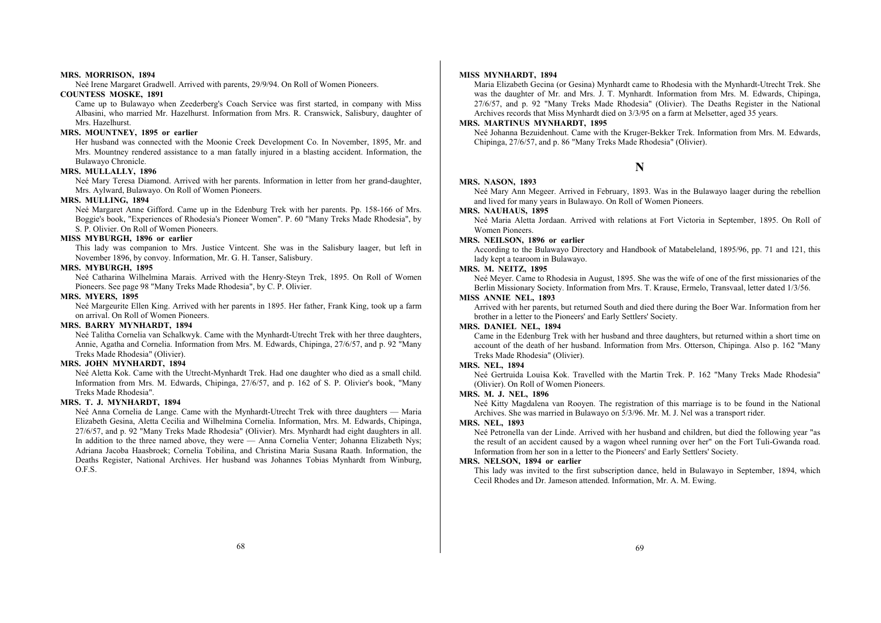**MRS. MORRISON, 1894**

Neé Irene Margaret Gradwell. Arrived with parents, 29/9/94. On Roll of Women Pioneers.

**COUNTESS MOSKE, 1891**

Came up to Bulawayo when Zeederberg's Coach Service was first started, in company with Miss Albasini, who married Mr. Hazelhurst. Information from Mrs. R. Cranswick, Salisbury, daughter of Mrs. Hazelhurst.

**MRS. MOUNTNEY, 1895 or earlier**

Her husband was connected with the Moonie Creek Development Co. In November, 1895, Mr. and Mrs. Mountney rendered assistance to a man fatally injured in a blasting accident. Information, the Bulawayo Chronicle.

**MRS. MULLALLY, 1896**

Neé Mary Teresa Diamond. Arrived with her parents. Information in letter from her grand-daughter, Mrs. Aylward, Bulawayo. On Roll of Women Pioneers.

**MRS. MULLING, 1894**

Neé Margaret Anne Gifford. Came up in the Edenburg Trek with her parents. Pp. 158-166 of Mrs. Boggie's book, "Experiences of Rhodesia's Pioneer Women". P. 60 "Many Treks Made Rhodesia", by S. P. Olivier. On Roll of Women Pioneers.

**MISS MYBURGH, 1896 or earlier**

This lady was companion to Mrs. Justice Vintcent. She was in the Salisbury laager, but left in November 1896, by convoy. Information, Mr. G. H. Tanser, Salisbury.

**MRS. MYBURGH, 1895**

Neé Catharina Wilhelmina Marais. Arrived with the Henry-Steyn Trek, 1895. On Roll of Women Pioneers. See page 98 "Many Treks Made Rhodesia", by C. P. Olivier.

**MRS. MYERS, 1895**

Neé Margeurite Ellen King. Arrived with her parents in 1895. Her father, Frank King, took up a farm on arrival. On Roll of Women Pioneers.

**MRS. BARRY MYNHARDT, 1894**

Neé Talitha Cornelia van Schalkwyk. Came with the Mynhardt-Utrecht Trek with her three daughters, Annie, Agatha and Cornelia. Information from Mrs. M. Edwards, Chipinga, 27/6/57, and p. 92 "Many Treks Made Rhodesia" (Olivier).

**MRS. JOHN MYNHARDT, 1894**

Neé Aletta Kok. Came with the Utrecht-Mynhardt Trek. Had one daughter who died as a small child. Information from Mrs. M. Edwards, Chipinga, 27/6/57, and p. 162 of S. P. Olivier's book, "Many Treks Made Rhodesia".

**MRS. T. J. MYNHARDT, 1894**

Neé Anna Cornelia de Lange. Came with the Mynhardt-Utrecht Trek with three daughters — Maria Elizabeth Gesina, Aletta Cecilia and Wilhelmina Cornelia. Information, Mrs. M. Edwards, Chipinga, 27/6/57, and p. 92 "Many Treks Made Rhodesia" (Olivier). Mrs. Mynhardt had eight daughters in all. In addition to the three named above, they were — Anna Cornelia Venter; Johanna Elizabeth Nys; Adriana Jacoba Haasbroek; Cornelia Tobilina, and Christina Maria Susana Raath. Information, the Deaths Register, National Archives. Her husband was Johannes Tobias Mynhardt from Winburg, O.F.S.

**MISS MYNHARDT, 1894**

Maria Elizabeth Gecina (or Gesina) Mynhardt came to Rhodesia with the Mynhardt-Utrecht Trek. She was the daughter of Mr. and Mrs. J. T. Mynhardt. Information from Mrs. M. Edwards, Chipinga, 27/6/57, and p. 92 "Many Treks Made Rhodesia" (Olivier). The Deaths Register in the National Archives records that Miss Mynhardt died on 3/3/95 on a farm at Melsetter, aged 35 years.

**MRS. MARTINUS MYNHARDT, 1895**

Neé Johanna Bezuidenhout. Came with the Kruger-Bekker Trek. Information from Mrs. M. Edwards, Chipinga, 27/6/57, and p. 86 "Many Treks Made Rhodesia" (Olivier).

## N

**MRS. NASON, 1893**

Neé Mary Ann Megeer. Arrived in February, 1893. Was in the Bulawayo laager during the rebellion and lived for many years in Bulawayo. On Roll of Women Pioneers.

**MRS. NAUHAUS, 1895**

Neé Maria Aletta Jordaan. Arrived with relations at Fort Victoria in September, 1895. On Roll of Women Pioneers.

**MRS. NEILSON, 1896 or earlier**

According to the Bulawayo Directory and Handbook of Matabeleland, 1895/96, pp. 71 and 121, this lady kept a tearoom in Bulawayo.

**MRS. M. NEITZ, 1895**

Neé Meyer. Came to Rhodesia in August, 1895. She was the wife of one of the first missionaries of the Berlin Missionary Society. Information from Mrs. T. Krause, Ermelo, Transvaal, letter dated 1/3/56.

**MISS ANNIE NEL, 1893**

Arrived with her parents, but returned South and died there during the Boer War. Information from her brother in a letter to the Pioneers' and Early Settlers' Society.

**MRS. DANIEL NEL, 1894**

Came in the Edenburg Trek with her husband and three daughters, but returned within a short time on account of the death of her husband. Information from Mrs. Otterson, Chipinga. Also p. 162 "Many Treks Made Rhodesia" (Olivier).

**MRS. NEL, 1894**

Neé Gertruida Louisa Kok. Travelled with the Martin Trek. P. 162 "Many Treks Made Rhodesia" (Olivier). On Roll of Women Pioneers.

**MRS. M. J. NEL, 1896**

Neé Kitty Magdalena van Rooyen. The registration of this marriage is to be found in the National Archives. She was married in Bulawayo on 5/3/96. Mr. M. J. Nel was a transport rider.

**MRS. NEL, 1893**

Neé Petronella van der Linde. Arrived with her husband and children, but died the following year "as the result of an accident caused by a wagon wheel running over her" on the Fort Tuli-Gwanda road. Information from her son in a letter to the Pioneers' and Early Settlers' Society.

**MRS. NELSON, 1894 or earlier**

This lady was invited to the first subscription dance, held in Bulawayo in September, 1894, which Cecil Rhodes and Dr. Jameson attended. Information, Mr. A. M. Ewing.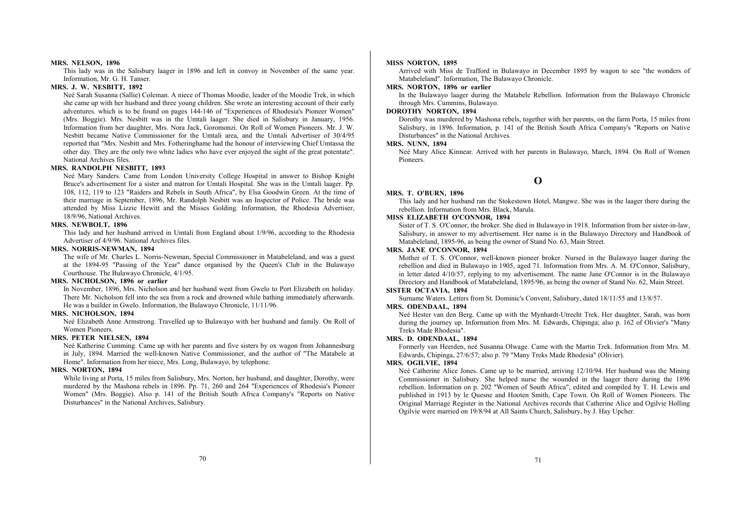**MRS. NELSON, 1896**

This lady was in the Salisbury laager in 1896 and left in convoy in November of the same year. Information, Mr. G. H. Tanser.

**MRS. J. W. NESBITT, 1892**

Neé Sarah Susanna (Sallie) Coleman. A niece of Thomas Moodie, leader of the Moodie Trek, in which she came up with her husband and three young children. She wrote an interesting account of their early adventures. which is to be found on pages 144-146 of "Experiences of Rhodesia's Pioneer Women" (Mrs. Boggie). Mrs. Nesbitt was in the Umtali laager. She died in Salisbury in January, 1956. Information from her daughter, Mrs. Nora Jack, Goromonzi. On Roll of Women Pioneers. Mr. J. W. Nesbitt became Native Commissioner for the Umtali area, and the Umtali Advertiser of 30/4/95 reported that "Mrs. Nesbitt and Mrs. Fotheringhame had the honour of interviewing Chief Umtassa the other day. They are the only two white ladies who have ever enjoyed the sight of the great potentate". National Archives files.

**MRS. RANDOLPH NESBITT, 1893**

Neé Mary Sanders. Came from London University College Hospital in answer to Bishop Knight Bruce's advertisement for a sister and matron for Umtali Hospital. She was in the Umtali laager. Pp. 108, 112, 119 to 123 "Raiders and Rebels in South Africa", by Elsa Goodwin Green. At the time of their marriage in September, 1896, Mr. Randolph Nesbitt was an Inspector of Police. The bride was attended by Miss Lizzie Hewitt and the Misses Golding. Information, the Rhodesia Advertiser, 18/9/96, National Archives.

**MRS. NEWBOLT, 1896**

This lady and her husband arrived in Umtali from England about 1/9/96, according to the Rhodesia Advertiser of 4/9/96. National Archives files.

**MRS. NORRIS-NEWMAN, 1894**

The wife of Mr. Charles L. Norris-Newman, Special Commissioner in Matabeleland, and was a guest at the 1894-95 "Passing of the Year" dance organised by the Queen's Club in the Bulawayo Courthouse. The Bulawayo Chronicle, 4/1/95.

**MRS. NICHOLSON, 1896 or earlier**

In November, 1896, Mrs. Nicholson and her husband went from Gwelo to Port Elizabeth on holiday. There Mr. Nicholson fell into the sea from a rock and drowned while bathing immediately afterwards. He was a builder in Gwelo. Information, the Bulawayo Chronicle, 11/11/96.

**MRS. NICHOLSON, 1894**

Neé Elizabeth Anne Armstrong. Travelled up to Bulawayo with her husband and family. On Roll of Women Pioneers.

**MRS. PETER NIELSEN, 1894**

Neé Katherine Cumming. Came up with her parents and five sisters by ox wagon from Johannesburg in July, 1894. Married the well-known Native Commissioner, and the author of "The Matabele at Home". Information from her niece, Mrs. Long, Bulawayo, by telephone.

**MRS. NORTON, 1894**

While living at Porta, 15 miles from Salisbury, Mrs. Norton, her husband, and daughter, Dorothy, were murdered by the Mashona rebels in 1896. Pp. 71, 260 and 264 "Experiences of Rhodesia's Pioneer Women" (Mrs. Boggie). Also p. 141 of the British South Africa Company's "Reports on Native Disturbances" in the National Archives, Salisbury.

**MISS NORTON, 1895**

Arrived with Miss de Trafford in Bulawayo in December 1895 by wagon to see "the wonders of Matabeleland". Information, The Bulawayo Chronicle.

**MRS. NORTON, 1896 or earlier**

In the Bulawayo laager during the Matabele Rebellion. Information from the Bulawayo Chronicle through Mrs. Cummins, Bulawayo.

**DOROTHY NORTON, 1894**

Dorothy was murdered by Mashona rebels, together with her parents, on the farm Porta, 15 miles from Salisbury, in 1896. Information, p. 141 of the British South Africa Company's "Reports on Native Disturbances" in the National Archives.

**MRS. NUNN, 1894**

Neé Mary Alice Kinnear. Arrived with her parents in Bulawayo, March, 1894. On Roll of Women Pioneers.

## O

**MRS. T. O'BURN, 1896**

This lady and her husband ran the Stokestown Hotel, Mangwe. She was in the laager there during the rebellion. Information from Mrs. Black, Marula.

**MISS ELIZABETH O'CONNOR, 1894**

Sister of T. S. O'Connor, the broker. She died in Bulawayo in 1918. Information from her sister-in-law, Salisbury, in answer to my advertisement. Her name is in the Bulawayo Directory and Handbook of Matabeleland, 1895-96, as being the owner of Stand No. 63, Main Street.

**MRS. JANE O'CONNOR, 1894**

Mother of T. S. O'Connor, well-known pioneer broker. Nursed in the Bulawayo laager during the rebellion and died in Bulawayo in 1905, aged 71. Information from Mrs. A. M. O'Connor, Salisbury, in letter dated 4/10/57, replying to my advertisement. The name Jane O'Connor is in the Bulawayo Directory and Handbook of Matabeleland, 1895/96, as being the owner of Stand No. 62, Main Street.

**SISTER OCTAVIA, 1894**

Surname Waters. Letters from St. Dominic's Convent, Salisbury, dated 18/11/55 and 13/8/57.

**MRS. ODENDAAL, 1894**

Neé Hester van den Berg. Came up with the Mynhardt-Utrecht Trek. Her daughter, Sarah, was born during the journey up. Information from Mrs. M. Edwards, Chipinga; also p. 162 of Olivier's "Many Treks Made Rhodesia".

**MRS. D. ODENDAAL, 1894**

Formerly van Heerden, neé Susanna Olwage. Came with the Martin Trek. Information from Mrs. M. Edwards, Chipinga, 27/6/57; also p. 79 "Many Treks Made Rhodesia" (Olivier).

**MRS. OGILVIE, 1894**

Neé Catherine Alice Jones. Came up to be married, arriving 12/10/94. Her husband was the Mining Commissioner in Salisbury. She helped nurse the wounded in the laager there during the 1896 rebellion. Information on p. 202 "Women of South Africa", edited and compiled by T. H. Lewis and published in 1913 by le Quesne and Hooten Smith, Cape Town. On Roll of Women Pioneers. The Original Marriage Register in the National Archives records that Catherine Alice and Ogilvie Holling Ogilvie were married on 19/8/94 at All Saints Church, Salisbury, by J. Hay Upcher.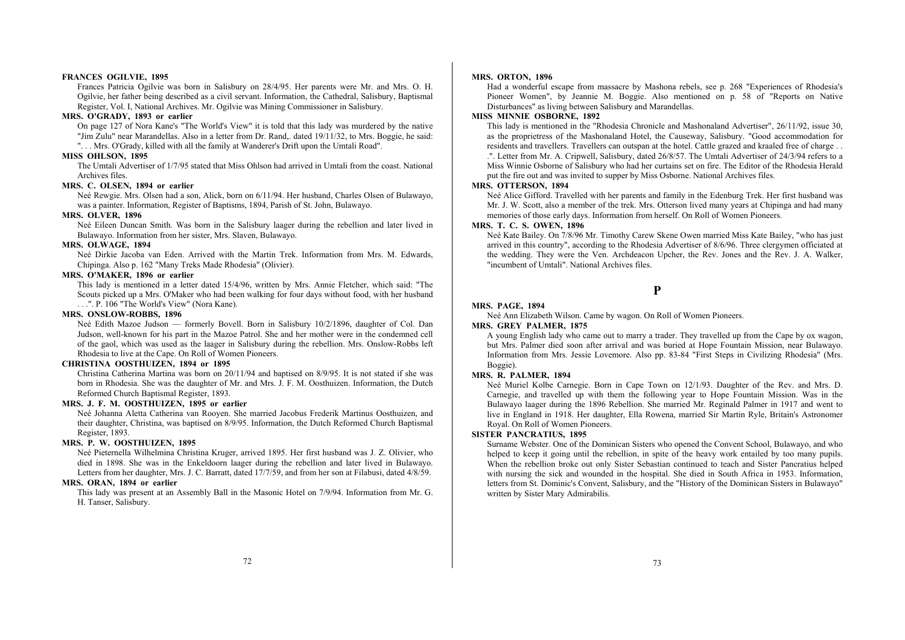**FRANCES OGILVIE, 1895**

Frances Patricia Ogilvie was born in Salisbury on 28/4/95. Her parents were Mr. and Mrs. O. H. Ogilvie, her father being described as a civil servant. Information, the Cathedral, Salisbury, Baptismal Register, Vol. I, National Archives. Mr. Ogilvie was Mining Commissioner in Salisbury.

**MRS. O'GRADY, 1893 or earlier**

On page 127 of Nora Kane's "The World's View" it is told that this lady was murdered by the native "Jim Zulu" near Marandellas. Also in a letter from Dr. Rand,. dated 19/11/32, to Mrs. Boggie, he said: ". . . Mrs. O'Grady, killed with all the family at Wanderer's Drift upon the Umtali Road".

**MISS OHLSON, 1895**

The Umtali Advertiser of 1/7/95 stated that Miss Ohlson had arrived in Umtali from the coast. National Archives files.

**MRS. C. OLSEN, 1894 or earlier**

Neé Rewgie. Mrs. Olsen had a son, Alick, born on 6/11/94. Her husband, Charles Olsen of Bulawayo, was a painter. Information, Register of Baptisms, 1894, Parish of St. John, Bulawayo.

**MRS. OLVER, 1896**

Neé Eileen Duncan Smith. Was born in the Salisbury laager during the rebellion and later lived in Bulawayo. Information from her sister, Mrs. Slaven, Bulawayo.

**MRS. OLWAGE, 1894**

Neé Dirkie Jacoba van Eden. Arrived with the Martin Trek. Information from Mrs. M. Edwards, Chipinga. Also p. 162 "Many Treks Made Rhodesia" (Olivier).

**MRS. O'MAKER, 1896 or earlier**

This lady is mentioned in a letter dated 15/4/96, written by Mrs. Annie Fletcher, which said: "The Scouts picked up a Mrs. O'Maker who had been walking for four days without food, with her husband . . .". P. 106 "The World's View" (Nora Kane).

**MRS. ONSLOW-ROBBS, 1896**

Neé Edith Mazoe Judson — formerly Bovell. Born in Salisbury 10/2/1896, daughter of Col. Dan Judson, well-known for his part in the Mazoe Patrol. She and her mother were in the condemned cell of the gaol, which was used as the laager in Salisbury during the rebellion. Mrs. Onslow-Robbs left Rhodesia to live at the Cape. On Roll of Women Pioneers.

**CHRISTINA OOSTHUIZEN, 1894 or 1895**

Christina Catherina Martina was born on 20/11/94 and baptised on 8/9/95. It is not stated if she was born in Rhodesia. She was the daughter of Mr. and Mrs. J. F. M. Oosthuizen. Information, the Dutch Reformed Church Baptismal Register, 1893.

**MRS. J. F. M. OOSTHUIZEN, 1895 or earlier**

Neé Johanna Aletta Catherina van Rooyen. She married Jacobus Frederik Martinus Oosthuizen, and their daughter, Christina, was baptised on 8/9/95. Information, the Dutch Reformed Church Baptismal Register, 1893.

**MRS. P. W. OOSTHUIZEN, 1895**

Neé Pieternella Wilhelmina Christina Kruger, arrived 1895. Her first husband was J. Z. Olivier, who died in 1898. She was in the Enkeldoorn laager during the rebellion and later lived in Bulawayo. Letters from her daughter, Mrs. J. C. Barratt, dated 17/7/59, and from her son at Filabusi, dated 4/8/59.

**MRS. ORAN, 1894 or earlier**

This lady was present at an Assembly Ball in the Masonic Hotel on 7/9/94. Information from Mr. G. H. Tanser, Salisbury.

**MRS. ORTON, 1896**

Had a wonderful escape from massacre by Mashona rebels, see p. 268 "Experiences of Rhodesia's Pioneer Women", by Jeannie M. Boggie. Also mentioned on p. 58 of "Reports on Native Disturbances" as living between Salisbury and Marandellas.

**MISS MINNIE OSBORNE, 1892**

This lady is mentioned in the "Rhodesia Chronicle and Mashonaland Advertiser", 26/11/92, issue 30, as the proprietress of the Mashonaland Hotel, the Causeway, Salisbury. "Good accommodation for residents and travellers. Travellers can outspan at the hotel. Cattle grazed and kraaled free of charge . . .". Letter from Mr. A. Cripwell, Salisbury, dated 26/8/57. The Umtali Advertiser of 24/3/94 refers to a Miss Winnie Osborne of Salisbury who had her curtains set on fire. The Editor of the Rhodesia Herald put the fire out and was invited to supper by Miss Osborne. National Archives files.

**MRS. OTTERSON, 1894**

Neé Alice Gifford. Travelled with her parents and family in the Edenburg Trek. Her first husband was Mr. J. W. Scott, also a member of the trek. Mrs. Otterson lived many years at Chipinga and had many memories of those early days. Information from herself. On Roll of Women Pioneers.

**MRS. T. C. S. OWEN, 1896**

Neé Kate Bailey. On 7/8/96 Mr. Timothy Carew Skene Owen married Miss Kate Bailey, "who has just arrived in this country", according to the Rhodesia Advertiser of 8/6/96. Three clergymen officiated at the wedding. They were the Ven. Archdeacon Upcher, the Rev. Jones and the Rev. J. A. Walker, "incumbent of Umtali". National Archives files.

# P

**MRS. PAGE, 1894**

Neé Ann Elizabeth Wilson. Came by wagon. On Roll of Women Pioneers.

**MRS. GREY PALMER, 1875**

A young English lady who came out to marry a trader. They travelled up from the Cape by ox wagon, but Mrs. Palmer died soon after arrival and was buried at Hope Fountain Mission, near Bulawayo. Information from Mrs. Jessie Lovemore. Also pp. 83-84 "First Steps in Civilizing Rhodesia" (Mrs. Boggie).

**MRS. R. PALMER, 1894**

Neé Muriel Kolbe Carnegie. Born in Cape Town on 12/1/93. Daughter of the Rev. and Mrs. D. Carnegie, and travelled up with them the following year to Hope Fountain Mission. Was in the Bulawayo laager during the 1896 Rebellion. She married Mr. Reginald Palmer in 1917 and went to live in England in 1918. Her daughter, Ella Rowena, married Sir Martin Ryle, Britain's Astronomer Royal. On Roll of Women Pioneers.

**SISTER PANCRATIUS, 1895**

Surname Webster. One of the Dominican Sisters who opened the Convent School, Bulawayo, and who helped to keep it going until the rebellion, in spite of the heavy work entailed by too many pupils. When the rebellion broke out only Sister Sebastian continued to teach and Sister Pancratius helped with nursing the sick and wounded in the hospital. She died in South Africa in 1953. Information, letters from St. Dominic's Convent, Salisbury, and the "History of the Dominican Sisters in Bulawayo" written by Sister Mary Admirabilis.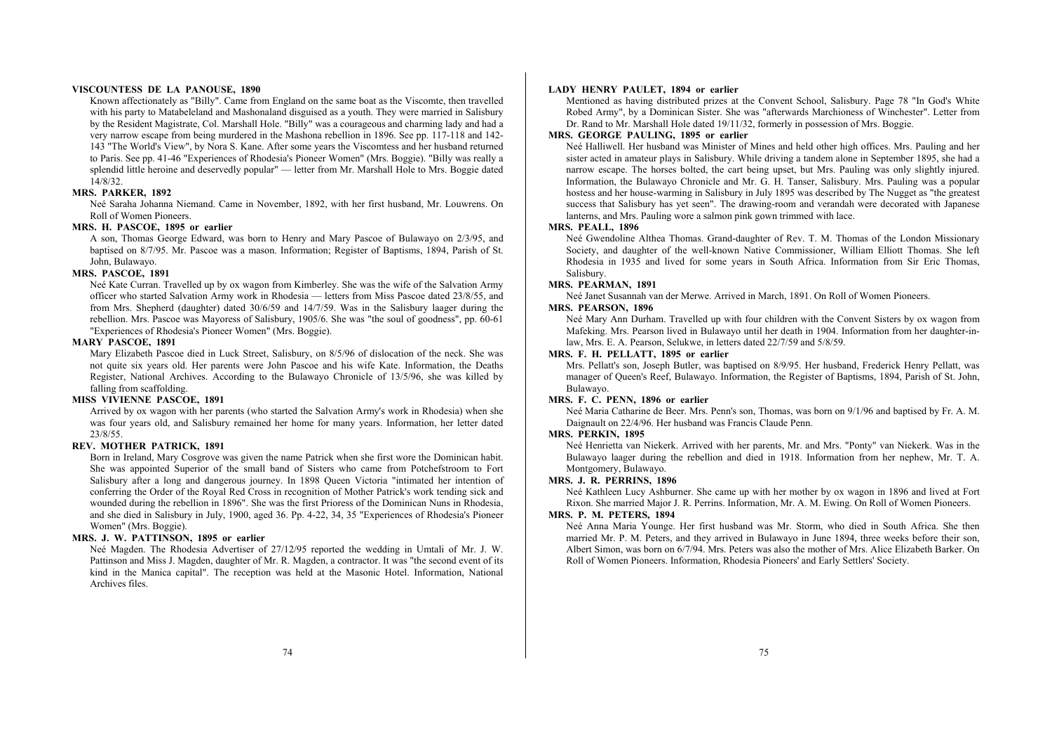**VISCOUNTESS DE LA PANOUSE, 1890**

Known affectionately as "Billy". Came from England on the same boat as the Viscomte, then travelled with his party to Matabeleland and Mashonaland disguised as a youth. They were married in Salisbury by the Resident Magistrate, Col. Marshall Hole. "Billy" was a courageous and charming lady and had a very narrow escape from being murdered in the Mashona rebellion in 1896. See pp. 117-118 and 142-143 "The World's View", by Nora S. Kane. After some years the Viscomtess and her husband returned to Paris. See pp. 41-46 "Experiences of Rhodesia's Pioneer Women" (Mrs. Boggie). "Billy was really a splendid little heroine and deservedly popular" — letter from Mr. Marshall Hole to Mrs. Boggie dated 14/8/32.

**MRS. PARKER, 1892**

Neé Saraha Johanna Niemand. Came in November, 1892, with her first husband, Mr. Louwrens. On Roll of Women Pioneers.

**MRS. H. PASCOE, 1895 or earlier**

A son, Thomas George Edward, was born to Henry and Mary Pascoe of Bulawayo on 2/3/95, and baptised on 8/7/95. Mr. Pascoe was a mason. Information; Register of Baptisms, 1894, Parish of St. John, Bulawayo.

**MRS. PASCOE, 1891**

Neé Kate Curran. Travelled up by ox wagon from Kimberley. She was the wife of the Salvation Army officer who started Salvation Army work in Rhodesia — letters from Miss Pascoe dated 23/8/55, and from Mrs. Shepherd (daughter) dated 30/6/59 and 14/7/59. Was in the Salisbury laager during the rebellion. Mrs. Pascoe was Mayoress of Salisbury, 1905/6. She was "the soul of goodness", pp. 60-61 "Experiences of Rhodesia's Pioneer Women" (Mrs. Boggie).

**MARY PASCOE, 1891**

Mary Elizabeth Pascoe died in Luck Street, Salisbury, on 8/5/96 of dislocation of the neck. She was not quite six years old. Her parents were John Pascoe and his wife Kate. Information, the Deaths Register, National Archives. According to the Bulawayo Chronicle of 13/5/96, she was killed by falling from scaffolding.

**MISS VIVIENNE PASCOE, 1891**

Arrived by ox wagon with her parents (who started the Salvation Army's work in Rhodesia) when she was four years old, and Salisbury remained her home for many years. Information, her letter dated 23/8/55.

**REV. MOTHER PATRICK, 1891**

Born in Ireland, Mary Cosgrove was given the name Patrick when she first wore the Dominican habit. She was appointed Superior of the small band of Sisters who came from Potchefstroom to Fort Salisbury after a long and dangerous journey. In 1898 Queen Victoria "intimated her intention of conferring the Order of the Royal Red Cross in recognition of Mother Patrick's work tending sick and wounded during the rebellion in 1896". She was the first Prioress of the Dominican Nuns in Rhodesia, and she died in Salisbury in July, 1900, aged 36. Pp. 4-22, 34, 35 "Experiences of Rhodesia's Pioneer Women" (Mrs. Boggie).

**MRS. J. W. PATTINSON, 1895 or earlier**

Neé Magden. The Rhodesia Advertiser of 27/12/95 reported the wedding in Umtali of Mr. J. W. Pattinson and Miss J. Magden, daughter of Mr. R. Magden, a contractor. It was "the second event of its kind in the Manica capital". The reception was held at the Masonic Hotel. Information, National Archives files.

**LADY HENRY PAULET, 1894 or earlier**

Mentioned as having distributed prizes at the Convent School, Salisbury. Page 78 "In God's White Robed Army", by a Dominican Sister. She was "afterwards Marchioness of Winchester". Letter from Dr. Rand to Mr. Marshall Hole dated 19/11/32, formerly in possession of Mrs. Boggie.

**MRS. GEORGE PAULING, 1895 or earlier**

Neé Halliwell. Her husband was Minister of Mines and held other high offices. Mrs. Pauling and her sister acted in amateur plays in Salisbury. While driving a tandem alone in September 1895, she had a narrow escape. The horses bolted, the cart being upset, but Mrs. Pauling was only slightly injured. Information, the Bulawayo Chronicle and Mr. G. H. Tanser, Salisbury. Mrs. Pauling was a popular hostess and her house-warming in Salisbury in July 1895 was described by The Nugget as "the greatest success that Salisbury has yet seen". The drawing-room and verandah were decorated with Japanese lanterns, and Mrs. Pauling wore a salmon pink gown trimmed with lace.

**MRS. PEALL, 1896**

Neé Gwendoline Althea Thomas. Grand-daughter of Rev. T. M. Thomas of the London Missionary Society, and daughter of the well-known Native Commissioner, William Elliott Thomas. She left Rhodesia in 1935 and lived for some years in South Africa. Information from Sir Eric Thomas, Salisbury.

**MRS. PEARMAN, 1891**

Neé Janet Susannah van der Merwe. Arrived in March, 1891. On Roll of Women Pioneers.

**MRS. PEARSON, 1896**

Neé Mary Ann Durham. Travelled up with four children with the Convent Sisters by ox wagon from Mafeking. Mrs. Pearson lived in Bulawayo until her death in 1904. Information from her daughter-in-law, Mrs. E. A. Pearson, Selukwe, in letters dated 22/7/59 and 5/8/59.

**MRS. F. H. PELLATT, 1895 or earlier**

Mrs. Pellatt's son, Joseph Butler, was baptised on 8/9/95. Her husband, Frederick Henry Pellatt, was manager of Queen's Reef, Bulawayo. Information, the Register of Baptisms, 1894, Parish of St. John, Bulawayo.

**MRS. F. C. PENN, 1896 or earlier**

Neé Maria Catharine de Beer. Mrs. Penn's son, Thomas, was born on 9/1/96 and baptised by Fr. A. M. Daignault on 22/4/96. Her husband was Francis Claude Penn.

**MRS. PERKIN, 1895**

Neé Henrietta van Niekerk. Arrived with her parents, Mr. and Mrs. "Ponty" van Niekerk. Was in the Bulawayo laager during the rebellion and died in 1918. Information from her nephew, Mr. T. A. Montgomery, Bulawayo.

**MRS. J. R. PERRINS, 1896**

Neé Kathleen Lucy Ashburner. She came up with her mother by ox wagon in 1896 and lived at Fort Rixon. She married Major J. R. Perrins. Information, Mr. A. M. Ewing. On Roll of Women Pioneers.

**MRS. P. M. PETERS, 1894**

Neé Anna Maria Younge. Her first husband was Mr. Storm, who died in South Africa. She then married Mr. P. M. Peters, and they arrived in Bulawayo in June 1894, three weeks before their son, Albert Simon, was born on 6/7/94. Mrs. Peters was also the mother of Mrs. Alice Elizabeth Barker. On Roll of Women Pioneers. Information, Rhodesia Pioneers' and Early Settlers' Society.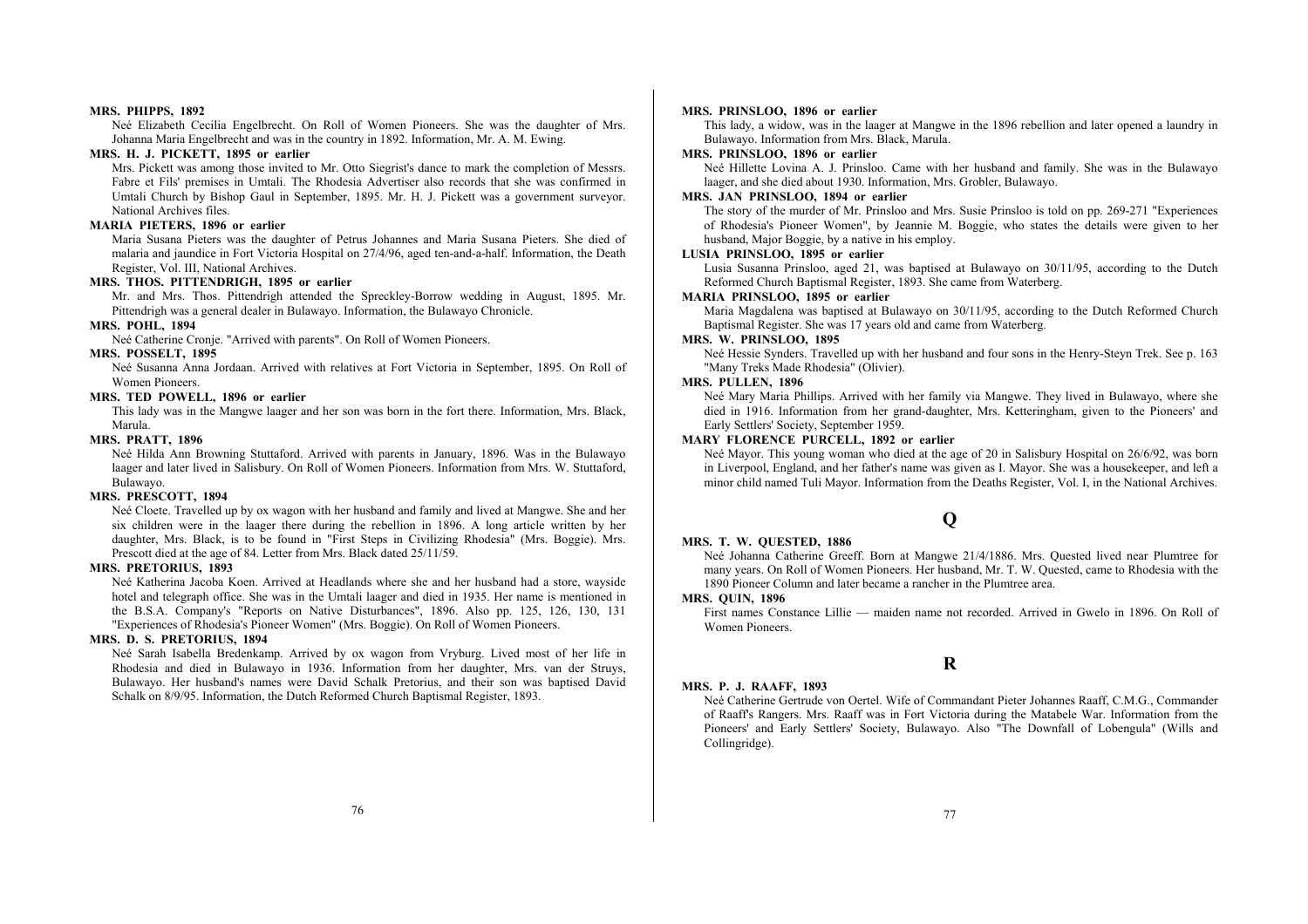**MRS. PHIPPS, 1892**

Neé Elizabeth Cecilia Engelbrecht. On Roll of Women Pioneers. She was the daughter of Mrs. Johanna Maria Engelbrecht and was in the country in 1892. Information, Mr. A. M. Ewing.

**MRS. H. J. PICKETT, 1895 or earlier**

Mrs. Pickett was among those invited to Mr. Otto Siegrist's dance to mark the completion of Messrs. Fabre et Fils' premises in Umtali. The Rhodesia Advertiser also records that she was confirmed in Umtali Church by Bishop Gaul in September, 1895. Mr. H. J. Pickett was a government surveyor. National Archives files.

**MARIA PIETERS, 1896 or earlier**

Maria Susana Pieters was the daughter of Petrus Johannes and Maria Susana Pieters. She died of malaria and jaundice in Fort Victoria Hospital on 27/4/96, aged ten-and-a-half. Information, the Death Register, Vol. III, National Archives.

**MRS. THOS. PITTENDRIGH, 1895 or earlier**

Mr. and Mrs. Thos. Pittendrigh attended the Spreckley-Borrow wedding in August, 1895. Mr. Pittendrigh was a general dealer in Bulawayo. Information, the Bulawayo Chronicle.

**MRS. POHL, 1894**

Neé Catherine Cronje. "Arrived with parents". On Roll of Women Pioneers.

**MRS. POSSELT, 1895**

Neé Susanna Anna Jordaan. Arrived with relatives at Fort Victoria in September, 1895. On Roll of Women Pioneers.

**MRS. TED POWELL, 1896 or earlier**

This lady was in the Mangwe laager and her son was born in the fort there. Information, Mrs. Black, Marula.

**MRS. PRATT, 1896**

Neé Hilda Ann Browning Stuttaford. Arrived with parents in January, 1896. Was in the Bulawayo laager and later lived in Salisbury. On Roll of Women Pioneers. Information from Mrs. W. Stuttaford, Bulawayo.

**MRS. PRESCOTT, 1894**

Neé Cloete. Travelled up by ox wagon with her husband and family and lived at Mangwe. She and her six children were in the laager there during the rebellion in 1896. A long article written by her daughter, Mrs. Black, is to be found in "First Steps in Civilizing Rhodesia" (Mrs. Boggie). Mrs. Prescott died at the age of 84. Letter from Mrs. Black dated 25/11/59.

**MRS. PRETORIUS, 1893**

Neé Katherina Jacoba Koen. Arrived at Headlands where she and her husband had a store, wayside hotel and telegraph office. She was in the Umtali laager and died in 1935. Her name is mentioned in the B.S.A. Company's "Reports on Native Disturbances", 1896. Also pp. 125, 126, 130, 131 "Experiences of Rhodesia's Pioneer Women" (Mrs. Boggie). On Roll of Women Pioneers.

**MRS. D. S. PRETORIUS, 1894**

Neé Sarah Isabella Bredenkamp. Arrived by ox wagon from Vryburg. Lived most of her life in Rhodesia and died in Bulawayo in 1936. Information from her daughter, Mrs. van der Struys, Bulawayo. Her husband's names were David Schalk Pretorius, and their son was baptised David Schalk on 8/9/95. Information, the Dutch Reformed Church Baptismal Register, 1893.

**MRS. PRINSLOO, 1896 or earlier**

This lady, a widow, was in the laager at Mangwe in the 1896 rebellion and later opened a laundry in Bulawayo. Information from Mrs. Black, Marula.

**MRS. PRINSLOO, 1896 or earlier**

Neé Hillette Lovina A. J. Prinsloo. Came with her husband and family. She was in the Bulawayo laager, and she died about 1930. Information, Mrs. Grobler, Bulawayo.

**MRS. JAN PRINSLOO, 1894 or earlier**

The story of the murder of Mr. Prinsloo and Mrs. Susie Prinsloo is told on pp. 269-271 "Experiences of Rhodesia's Pioneer Women", by Jeannie M. Boggie, who states the details were given to her husband, Major Boggie, by a native in his employ.

**LUSIA PRINSLOO, 1895 or earlier**

Lusia Susanna Prinsloo, aged 21, was baptised at Bulawayo on 30/11/95, according to the Dutch Reformed Church Baptismal Register, 1893. She came from Waterberg.

**MARIA PRINSLOO, 1895 or earlier**

Maria Magdalena was baptised at Bulawayo on 30/11/95, according to the Dutch Reformed Church Baptismal Register. She was 17 years old and came from Waterberg.

**MRS. W. PRINSLOO, 1895**

Neé Hessie Synders. Travelled up with her husband and four sons in the Henry-Steyn Trek. See p. 163 "Many Treks Made Rhodesia" (Olivier).

**MRS. PULLEN, 1896**

Neé Mary Maria Phillips. Arrived with her family via Mangwe. They lived in Bulawayo, where she died in 1916. Information from her grand-daughter, Mrs. Ketteringham, given to the Pioneers' and Early Settlers' Society, September 1959.

**MARY FLORENCE PURCELL, 1892 or earlier**

Neé Mayor. This young woman who died at the age of 20 in Salisbury Hospital on 26/6/92, was born in Liverpool, England, and her father's name was given as I. Mayor. She was a housekeeper, and left a minor child named Tuli Mayor. Information from the Deaths Register, Vol. I, in the National Archives.

## Q

**MRS. T. W. QUESTED, 1886**

Neé Johanna Catherine Greeff. Born at Mangwe 21/4/1886. Mrs. Quested lived near Plumtree for many years. On Roll of Women Pioneers. Her husband, Mr. T. W. Quested, came to Rhodesia with the 1890 Pioneer Column and later became a rancher in the Plumtree area.

**MRS. QUIN, 1896**

First names Constance Lillie — maiden name not recorded. Arrived in Gwelo in 1896. On Roll of Women Pioneers.

## R

**MRS. P. J. RAAFF, 1893**

Neé Catherine Gertrude von Oertel. Wife of Commandant Pieter Johannes Raaff, C.M.G., Commander of Raaff's Rangers. Mrs. Raaff was in Fort Victoria during the Matabele War. Information from the Pioneers' and Early Settlers' Society, Bulawayo. Also "The Downfall of Lobengula" (Wills and Collingridge).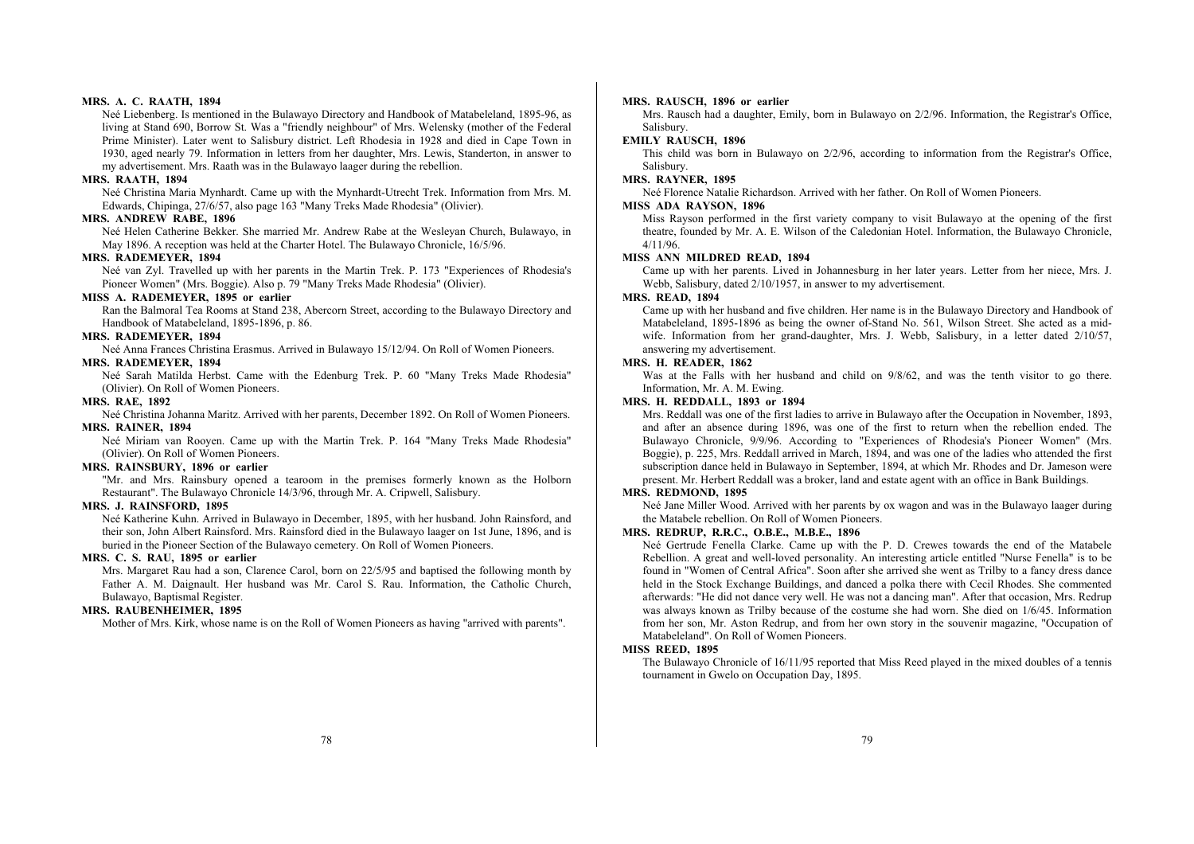**MRS. A. C. RAATH, 1894**

Neé Liebenberg. Is mentioned in the Bulawayo Directory and Handbook of Matabeleland, 1895-96, as living at Stand 690, Borrow St. Was a "friendly neighbour" of Mrs. Welensky (mother of the Federal Prime Minister). Later went to Salisbury district. Left Rhodesia in 1928 and died in Cape Town in 1930, aged nearly 79. Information in letters from her daughter, Mrs. Lewis, Standerton, in answer to my advertisement. Mrs. Raath was in the Bulawayo laager during the rebellion.

**MRS. RAATH, 1894**

Neé Christina Maria Mynhardt. Came up with the Mynhardt-Utrecht Trek. Information from Mrs. M. Edwards, Chipinga, 27/6/57, also page 163 "Many Treks Made Rhodesia" (Olivier).

**MRS. ANDREW RABE, 1896**

Neé Helen Catherine Bekker. She married Mr. Andrew Rabe at the Wesleyan Church, Bulawayo, in May 1896. A reception was held at the Charter Hotel. The Bulawayo Chronicle, 16/5/96.

**MRS. RADEMEYER, 1894**

Neé van Zyl. Travelled up with her parents in the Martin Trek. P. 173 "Experiences of Rhodesia's Pioneer Women" (Mrs. Boggie). Also p. 79 "Many Treks Made Rhodesia" (Olivier).

**MISS A. RADEMEYER, 1895 or earlier**

Ran the Balmoral Tea Rooms at Stand 238, Abercorn Street, according to the Bulawayo Directory and Handbook of Matabeleland, 1895-1896, p. 86.

**MRS. RADEMEYER, 1894**

Neé Anna Frances Christina Erasmus. Arrived in Bulawayo 15/12/94. On Roll of Women Pioneers.

**MRS. RADEMEYER, 1894**

Neé Sarah Matilda Herbst. Came with the Edenburg Trek. P. 60 "Many Treks Made Rhodesia" (Olivier). On Roll of Women Pioneers.

**MRS. RAE, 1892**

Neé Christina Johanna Maritz. Arrived with her parents, December 1892. On Roll of Women Pioneers.

**MRS. RAINER, 1894**

Neé Miriam van Rooyen. Came up with the Martin Trek. P. 164 "Many Treks Made Rhodesia" (Olivier). On Roll of Women Pioneers.

**MRS. RAINSBURY, 1896 or earlier**

"Mr. and Mrs. Rainsbury opened a tearoom in the premises formerly known as the Holborn Restaurant". The Bulawayo Chronicle 14/3/96, through Mr. A. Cripwell, Salisbury.

**MRS. J. RAINSFORD, 1895**

Neé Katherine Kuhn. Arrived in Bulawayo in December, 1895, with her husband. John Rainsford, and their son, John Albert Rainsford. Mrs. Rainsford died in the Bulawayo laager on 1st June, 1896, and is buried in the Pioneer Section of the Bulawayo cemetery. On Roll of Women Pioneers.

**MRS. C. S. RAU, 1895 or earlier**

Mrs. Margaret Rau had a son, Clarence Carol, born on 22/5/95 and baptised the following month by Father A. M. Daignault. Her husband was Mr. Carol S. Rau. Information, the Catholic Church, Bulawayo, Baptismal Register.

**MRS. RAUBENHEIMER, 1895**

Mother of Mrs. Kirk, whose name is on the Roll of Women Pioneers as having "arrived with parents".

**MRS. RAUSCH, 1896 or earlier**

Mrs. Rausch had a daughter, Emily, born in Bulawayo on 2/2/96. Information, the Registrar's Office, Salisbury.

**EMILY RAUSCH, 1896**

This child was born in Bulawayo on 2/2/96, according to information from the Registrar's Office, Salisbury.

**MRS. RAYNER, 1895**

Neé Florence Natalie Richardson. Arrived with her father. On Roll of Women Pioneers.

**MISS ADA RAYSON, 1896**

Miss Rayson performed in the first variety company to visit Bulawayo at the opening of the first theatre, founded by Mr. A. E. Wilson of the Caledonian Hotel. Information, the Bulawayo Chronicle, 4/11/96.

**MISS ANN MILDRED READ, 1894**

Came up with her parents. Lived in Johannesburg in her later years. Letter from her niece, Mrs. J. Webb, Salisbury, dated 2/10/1957, in answer to my advertisement.

**MRS. READ, 1894**

Came up with her husband and five children. Her name is in the Bulawayo Directory and Handbook of Matabeleland, 1895-1896 as being the owner of-Stand No. 561, Wilson Street. She acted as a midwife. Information from her grand-daughter, Mrs. J. Webb, Salisbury, in a letter dated 2/10/57, answering my advertisement.

**MRS. H. READER, 1862**

Was at the Falls with her husband and child on 9/8/62, and was the tenth visitor to go there. Information, Mr. A. M. Ewing.

**MRS. H. REDDALL, 1893 or 1894**

Mrs. Reddall was one of the first ladies to arrive in Bulawayo after the Occupation in November, 1893, and after an absence during 1896, was one of the first to return when the rebellion ended. The Bulawayo Chronicle, 9/9/96. According to "Experiences of Rhodesia's Pioneer Women" (Mrs. Boggie), p. 225, Mrs. Reddall arrived in March, 1894, and was one of the ladies who attended the first subscription dance held in Bulawayo in September, 1894, at which Mr. Rhodes and Dr. Jameson were present. Mr. Herbert Reddall was a broker, land and estate agent with an office in Bank Buildings.

**MRS. REDMOND, 1895**

Neé Jane Miller Wood. Arrived with her parents by ox wagon and was in the Bulawayo laager during the Matabele rebellion. On Roll of Women Pioneers.

**MRS. REDRUP, R.R.C., O.B.E., M.B.E., 1896**

Neé Gertrude Fenella Clarke. Came up with the P. D. Crewes towards the end of the Matabele Rebellion. A great and well-loved personality. An interesting article entitled "Nurse Fenella" is to be found in "Women of Central Africa". Soon after she arrived she went as Trilby to a fancy dress dance held in the Stock Exchange Buildings, and danced a polka there with Cecil Rhodes. She commented afterwards: "He did not dance very well. He was not a dancing man". After that occasion, Mrs. Redrup was always known as Trilby because of the costume she had worn. She died on 1/6/45. Information from her son, Mr. Aston Redrup, and from her own story in the souvenir magazine, "Occupation of Matabeleland". On Roll of Women Pioneers.

**MISS REED, 1895**

The Bulawayo Chronicle of 16/11/95 reported that Miss Reed played in the mixed doubles of a tennis tournament in Gwelo on Occupation Day, 1895.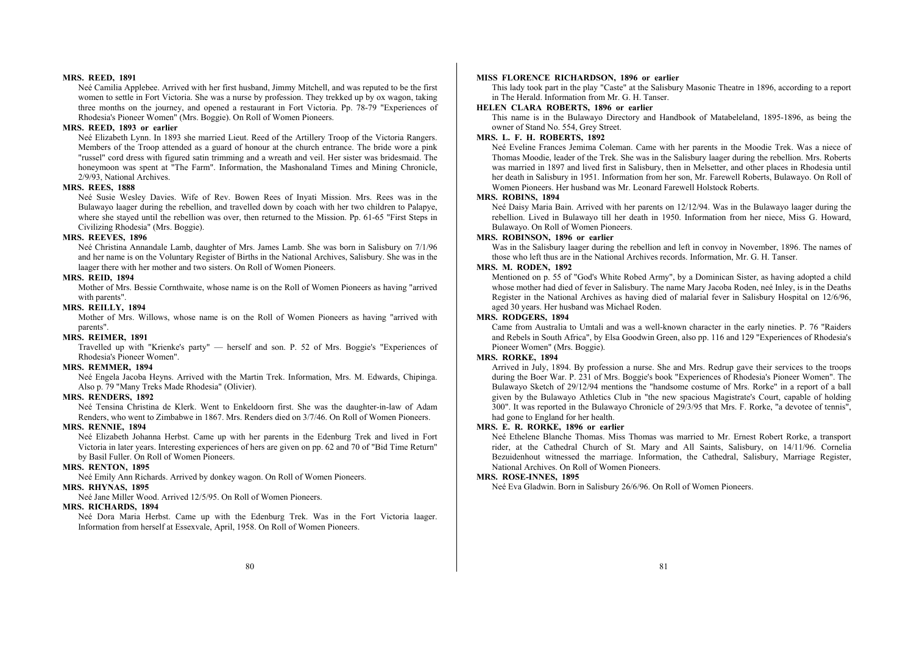**MRS. REED, 1891**

Neé Camilia Applebee. Arrived with her first husband, Jimmy Mitchell, and was reputed to be the first women to settle in Fort Victoria. She was a nurse by profession. They trekked up by ox wagon, taking three months on the journey, and opened a restaurant in Fort Victoria. Pp. 78-79 "Experiences of Rhodesia's Pioneer Women" (Mrs. Boggie). On Roll of Women Pioneers.

**MRS. REED, 1893 or earlier**

Neé Elizabeth Lynn. In 1893 she married Lieut. Reed of the Artillery Troop of the Victoria Rangers. Members of the Troop attended as a guard of honour at the church entrance. The bride wore a pink "russel" cord dress with figured satin trimming and a wreath and veil. Her sister was bridesmaid. The honeymoon was spent at "The Farm". Information, the Mashonaland Times and Mining Chronicle, 2/9/93, National Archives.

**MRS. REES, 1888**

Neé Susie Wesley Davies. Wife of Rev. Bowen Rees of Inyati Mission. Mrs. Rees was in the Bulawayo laager during the rebellion, and travelled down by coach with her two children to Palapye, where she stayed until the rebellion was over, then returned to the Mission. Pp. 61-65 "First Steps in Civilizing Rhodesia" (Mrs. Boggie).

**MRS. REEVES, 1896**

Neé Christina Annandale Lamb, daughter of Mrs. James Lamb. She was born in Salisbury on 7/1/96 and her name is on the Voluntary Register of Births in the National Archives, Salisbury. She was in the laager there with her mother and two sisters. On Roll of Women Pioneers.

**MRS. REID, 1894**

Mother of Mrs. Bessie Cornthwaite, whose name is on the Roll of Women Pioneers as having "arrived with parents".

**MRS. REILLY, 1894**

Mother of Mrs. Willows, whose name is on the Roll of Women Pioneers as having "arrived with parents".

**MRS. REIMER, 1891**

Travelled up with "Krienke's party" — herself and son. P. 52 of Mrs. Boggie's "Experiences of Rhodesia's Pioneer Women".

**MRS. REMMER, 1894**

Neé Engela Jacoba Heyns. Arrived with the Martin Trek. Information, Mrs. M. Edwards, Chipinga. Also p. 79 "Many Treks Made Rhodesia" (Olivier).

**MRS. RENDERS, 1892**

Neé Tensina Christina de Klerk. Went to Enkeldoorn first. She was the daughter-in-law of Adam Renders, who went to Zimbabwe in 1867. Mrs. Renders died on 3/7/46. On Roll of Women Pioneers.

**MRS. RENNIE, 1894**

Neé Elizabeth Johanna Herbst. Came up with her parents in the Edenburg Trek and lived in Fort Victoria in later years. Interesting experiences of hers are given on pp. 62 and 70 of "Bid Time Return" by Basil Fuller. On Roll of Women Pioneers.

**MRS. RENTON, 1895**

Neé Emily Ann Richards. Arrived by donkey wagon. On Roll of Women Pioneers.

**MRS. RHYNAS, 1895**

Neé Jane Miller Wood. Arrived 12/5/95. On Roll of Women Pioneers.

**MRS. RICHARDS, 1894**

Neé Dora Maria Herbst. Came up with the Edenburg Trek. Was in the Fort Victoria laager. Information from herself at Essexvale, April, 1958. On Roll of Women Pioneers.

**MISS FLORENCE RICHARDSON, 1896 or earlier**

This lady took part in the play "Caste" at the Salisbury Masonic Theatre in 1896, according to a report in The Herald. Information from Mr. G. H. Tanser.

**HELEN CLARA ROBERTS, 1896 or earlier**

This name is in the Bulawayo Directory and Handbook of Matabeleland, 1895-1896, as being the owner of Stand No. 554, Grey Street.

**MRS. L. F. H. ROBERTS, 1892**

Neé Eveline Frances Jemima Coleman. Came with her parents in the Moodie Trek. Was a niece of Thomas Moodie, leader of the Trek. She was in the Salisbury laager during the rebellion. Mrs. Roberts was married in 1897 and lived first in Salisbury, then in Melsetter, and other places in Rhodesia until her death in Salisbury in 1951. Information from her son, Mr. Farewell Roberts, Bulawayo. On Roll of Women Pioneers. Her husband was Mr. Leonard Farewell Holstock Roberts.

**MRS. ROBINS, 1894**

Neé Daisy Maria Bain. Arrived with her parents on 12/12/94. Was in the Bulawayo laager during the rebellion. Lived in Bulawayo till her death in 1950. Information from her niece, Miss G. Howard, Bulawayo. On Roll of Women Pioneers.

**MRS. ROBINSON, 1896 or earlier**

Was in the Salisbury laager during the rebellion and left in convoy in November, 1896. The names of those who left thus are in the National Archives records. Information, Mr. G. H. Tanser.

**MRS. M. RODEN, 1892**

Mentioned on p. 55 of "God's White Robed Army", by a Dominican Sister, as having adopted a child whose mother had died of fever in Salisbury. The name Mary Jacoba Roden, neé Inley, is in the Deaths Register in the National Archives as having died of malarial fever in Salisbury Hospital on 12/6/96, aged 30 years. Her husband was Michael Roden.

**MRS. RODGERS, 1894**

Came from Australia to Umtali and was a well-known character in the early nineties. P. 76 "Raiders and Rebels in South Africa", by Elsa Goodwin Green, also pp. 116 and 129 "Experiences of Rhodesia's Pioneer Women" (Mrs. Boggie).

**MRS. RORKE, 1894**

Arrived in July, 1894. By profession a nurse. She and Mrs. Redrup gave their services to the troops during the Boer War. P. 231 of Mrs. Boggie's book "Experiences of Rhodesia's Pioneer Women". The Bulawayo Sketch of 29/12/94 mentions the "handsome costume of Mrs. Rorke" in a report of a ball given by the Bulawayo Athletics Club in "the new spacious Magistrate's Court, capable of holding 300". It was reported in the Bulawayo Chronicle of 29/3/95 that Mrs. F. Rorke, "a devotee of tennis", had gone to England for her health.

**MRS. E. R. RORKE, 1896 or earlier**

Neé Ethelene Blanche Thomas. Miss Thomas was married to Mr. Ernest Robert Rorke, a transport rider, at the Cathedral Church of St. Mary and All Saints, Salisbury, on 14/11/96. Cornelia Bezuidenhout witnessed the marriage. Information, the Cathedral, Salisbury, Marriage Register, National Archives. On Roll of Women Pioneers.

**MRS. ROSE-INNES, 1895**

Neé Eva Gladwin. Born in Salisbury 26/6/96. On Roll of Women Pioneers.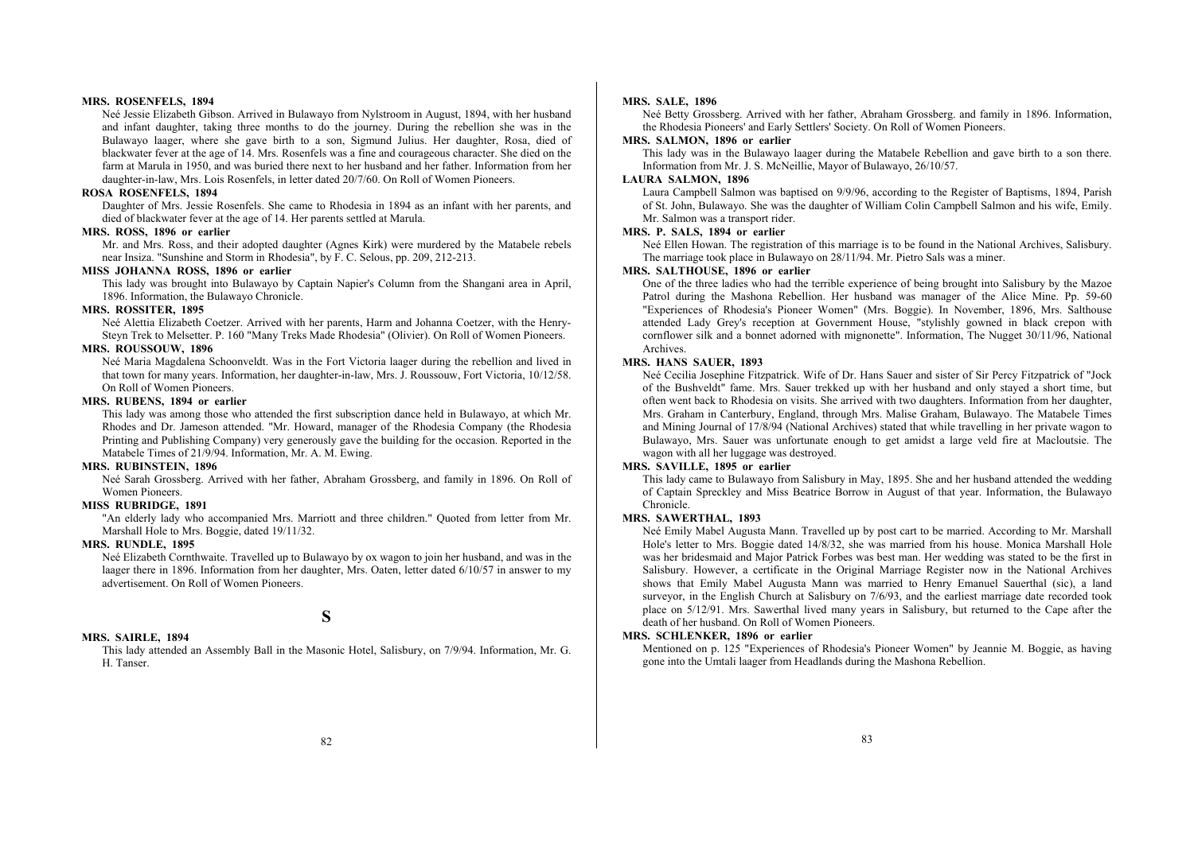**MRS. ROSENFELS, 1894**

Neé Jessie Elizabeth Gibson. Arrived in Bulawayo from Nylstroom in August, 1894, with her husband and infant daughter, taking three months to do the journey. During the rebellion she was in the Bulawayo laager, where she gave birth to a son, Sigmund Julius. Her daughter, Rosa, died of blackwater fever at the age of 14. Mrs. Rosenfels was a fine and courageous character. She died on the farm at Marula in 1950, and was buried there next to her husband and her father. Information from her daughter-in-law, Mrs. Lois Rosenfels, in letter dated 20/7/60. On Roll of Women Pioneers.

**ROSA ROSENFELS, 1894**

Daughter of Mrs. Jessie Rosenfels. She came to Rhodesia in 1894 as an infant with her parents, and died of blackwater fever at the age of 14. Her parents settled at Marula.

**MRS. ROSS, 1896 or earlier**

Mr. and Mrs. Ross, and their adopted daughter (Agnes Kirk) were murdered by the Matabele rebels near Insiza. "Sunshine and Storm in Rhodesia", by F. C. Selous, pp. 209, 212-213.

**MISS JOHANNA ROSS, 1896 or earlier**

This lady was brought into Bulawayo by Captain Napier's Column from the Shangani area in April, 1896. Information, the Bulawayo Chronicle.

**MRS. ROSSITER, 1895**

Neé Alettia Elizabeth Coetzer. Arrived with her parents, Harm and Johanna Coetzer, with the Henry-Steyn Trek to Melsetter. P. 160 "Many Treks Made Rhodesia" (Olivier). On Roll of Women Pioneers.

**MRS. ROUSSOUW, 1896**

Neé Maria Magdalena Schoonveldt. Was in the Fort Victoria laager during the rebellion and lived in that town for many years. Information, her daughter-in-law, Mrs. J. Roussouw, Fort Victoria, 10/12/58. On Roll of Women Pioneers.

**MRS. RUBENS, 1894 or earlier**

This lady was among those who attended the first subscription dance held in Bulawayo, at which Mr. Rhodes and Dr. Jameson attended. "Mr. Howard, manager of the Rhodesia Company (the Rhodesia Printing and Publishing Company) very generously gave the building for the occasion. Reported in the Matabele Times of 21/9/94. Information, Mr. A. M. Ewing.

**MRS. RUBINSTEIN, 1896**

Neé Sarah Grossberg. Arrived with her father, Abraham Grossberg, and family in 1896. On Roll of Women Pioneers.

**MISS RUBRIDGE, 1891**

"An elderly lady who accompanied Mrs. Marriott and three children." Quoted from letter from Mr. Marshall Hole to Mrs. Boggie, dated 19/11/32.

**MRS. RUNDLE, 1895**

Neé Elizabeth Cornthwaite. Travelled up to Bulawayo by ox wagon to join her husband, and was in the laager there in 1896. Information from her daughter, Mrs. Oaten, letter dated 6/10/57 in answer to my advertisement. On Roll of Women Pioneers.

## S

**MRS. SAIRLE, 1894**

This lady attended an Assembly Ball in the Masonic Hotel, Salisbury, on 7/9/94. Information, Mr. G. H. Tanser.

**MRS. SALE, 1896**

Neé Betty Grossberg. Arrived with her father, Abraham Grossberg. and family in 1896. Information, the Rhodesia Pioneers' and Early Settlers' Society. On Roll of Women Pioneers.

**MRS. SALMON, 1896 or earlier**

This lady was in the Bulawayo laager during the Matabele Rebellion and gave birth to a son there. Information from Mr. J. S. McNeillie, Mayor of Bulawayo, 26/10/57.

**LAURA SALMON, 1896**

Laura Campbell Salmon was baptised on 9/9/96, according to the Register of Baptisms, 1894, Parish of St. John, Bulawayo. She was the daughter of William Colin Campbell Salmon and his wife, Emily. Mr. Salmon was a transport rider.

**MRS. P. SALS, 1894 or earlier**

Neé Ellen Howan. The registration of this marriage is to be found in the National Archives, Salisbury. The marriage took place in Bulawayo on 28/11/94. Mr. Pietro Sals was a miner.

**MRS. SALTHOUSE, 1896 or earlier**

One of the three ladies who had the terrible experience of being brought into Salisbury by the Mazoe Patrol during the Mashona Rebellion. Her husband was manager of the Alice Mine. Pp. 59-60 "Experiences of Rhodesia's Pioneer Women" (Mrs. Boggie). In November, 1896, Mrs. Salthouse attended Lady Grey's reception at Government House, "stylishly gowned in black crepon with cornflower silk and a bonnet adorned with mignonette". Information, The Nugget 30/11/96, National Archives.

**MRS. HANS SAUER, 1893**

Neé Cecilia Josephine Fitzpatrick. Wife of Dr. Hans Sauer and sister of Sir Percy Fitzpatrick of "Jock of the Bushveldt" fame. Mrs. Sauer trekked up with her husband and only stayed a short time, but often went back to Rhodesia on visits. She arrived with two daughters. Information from her daughter, Mrs. Graham in Canterbury, England, through Mrs. Malise Graham, Bulawayo. The Matabele Times and Mining Journal of 17/8/94 (National Archives) stated that while travelling in her private wagon to Bulawayo, Mrs. Sauer was unfortunate enough to get amidst a large veld fire at Macloutsie. The wagon with all her luggage was destroyed.

**MRS. SAVILLE, 1895 or earlier**

This lady came to Bulawayo from Salisbury in May, 1895. She and her husband attended the wedding of Captain Spreckley and Miss Beatrice Borrow in August of that year. Information, the Bulawayo Chronicle.

**MRS. SAWERTHAL, 1893**

Neé Emily Mabel Augusta Mann. Travelled up by post cart to be married. According to Mr. Marshall Hole's letter to Mrs. Boggie dated 14/8/32, she was married from his house. Monica Marshall Hole was her bridesmaid and Major Patrick Forbes was best man. Her wedding was stated to be the first in Salisbury. However, a certificate in the Original Marriage Register now in the National Archives shows that Emily Mabel Augusta Mann was married to Henry Emanuel Sauerthal (sic), a land surveyor, in the English Church at Salisbury on 7/6/93, and the earliest marriage date recorded took place on 5/12/91. Mrs. Sawerthal lived many years in Salisbury, but returned to the Cape after the death of her husband. On Roll of Women Pioneers.

**MRS. SCHLENKER, 1896 or earlier**

Mentioned on p. 125 "Experiences of Rhodesia's Pioneer Women" by Jeannie M. Boggie, as having gone into the Umtali laager from Headlands during the Mashona Rebellion.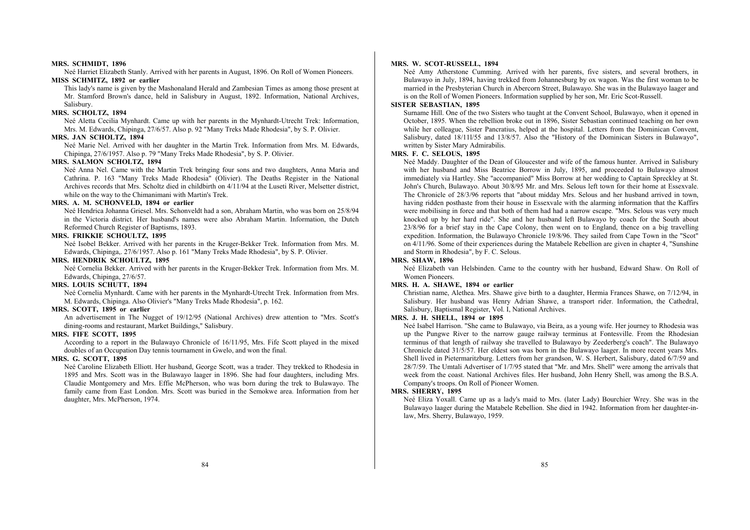**MRS. SCHMIDT, 1896**

Neé Harriet Elizabeth Stanly. Arrived with her parents in August, 1896. On Roll of Women Pioneers.

**MISS SCHMITZ, 1892 or earlier**

This lady's name is given by the Mashonaland Herald and Zambesian Times as among those present at Mr. Stamford Brown's dance, held in Salisbury in August, 1892. Information, National Archives, Salisbury.

**MRS. SCHOLTZ, 1894**

Neé Aletta Cecilia Mynhardt. Came up with her parents in the Mynhardt-Utrecht Trek: Information, Mrs. M. Edwards, Chipinga, 27/6/57. Also p. 92 "Many Treks Made Rhodesia", by S. P. Olivier.

**MRS. JAN SCHOLTZ, 1894**

Neé Marie Nel. Arrived with her daughter in the Martin Trek. Information from Mrs. M. Edwards, Chipinga, 27/6/1957. Also p. 79 "Many Treks Made Rhodesia", by S. P. Olivier.

**MRS. SALMON SCHOLTZ, 1894**

Neé Anna Nel. Came with the Martin Trek bringing four sons and two daughters, Anna Maria and Cathrina. P. 163 "Many Treks Made Rhodesia" (Olivier). The Deaths Register in the National Archives records that Mrs. Scholtz died in childbirth on 4/11/94 at the Luseti River, Melsetter district, while on the way to the Chimanimani with Martin's Trek.

**MRS. A. M. SCHONVELD, 1894 or earlier**

Neé Hendrica Johanna Griesel. Mrs. Schonveldt had a son, Abraham Martin, who was born on 25/8/94 in the Victoria district. Her husband's names were also Abraham Martin. Information, the Dutch Reformed Church Register of Baptisms, 1893.

**MRS. FRIKKIE SCHOULTZ, 1895**

Neé Isobel Bekker. Arrived with her parents in the Kruger-Bekker Trek. Information from Mrs. M. Edwards, Chipinga,. 27/6/1957. Also p. 161 "Many Treks Made Rhodesia", by S. P. Olivier.

**MRS. HENDRIK SCHOULTZ, 1895**

Neé Cornelia Bekker. Arrived with her parents in the Kruger-Bekker Trek. Information from Mrs. M. Edwards, Chipinga, 27/6/57.

**MRS. LOUIS SCHUTT, 1894**

Neé Cornelia Mynhardt. Came with her parents in the Mynhardt-Utrecht Trek. Information from Mrs. M. Edwards, Chipinga. Also Olivier's "Many Treks Made Rhodesia", p. 162.

**MRS. SCOTT, 1895 or earlier**

An advertisement in The Nugget of 19/12/95 (National Archives) drew attention to "Mrs. Scott's dining-rooms and restaurant, Market Buildings," Salisbury.

**MRS. FIFE SCOTT, 1895**

According to a report in the Bulawayo Chronicle of 16/11/95, Mrs. Fife Scott played in the mixed doubles of an Occupation Day tennis tournament in Gwelo, and won the final.

**MRS. G. SCOTT, 1895**

Neé Caroline Elizabeth Elliott. Her husband, George Scott, was a trader. They trekked to Rhodesia in 1895 and Mrs. Scott was in the Bulawayo laager in 1896. She had four daughters, including Mrs. Claudie Montgomery and Mrs. Effie McPherson, who was born during the trek to Bulawayo. The family came from East London. Mrs. Scott was buried in the Semokwe area. Information from her daughter, Mrs. McPherson, 1974.

**MRS. W. SCOT-RUSSELL, 1894**

Neé Amy Atherstone Cumming. Arrived with her parents, five sisters, and several brothers, in Bulawayo in July, 1894, having trekked from Johannesburg by ox wagon. Was the first woman to be married in the Presbyterian Church in Abercorn Street, Bulawayo. She was in the Bulawayo laager and is on the Roll of Women Pioneers. Information supplied by her son, Mr. Eric Scot-Russell.

**SISTER SEBASTIAN, 1895**

Surname Hill. One of the two Sisters who taught at the Convent School, Bulawayo, when it opened in October, 1895. When the rebellion broke out in 1896, Sister Sebastian continued teaching on her own while her colleague, Sister Pancratius, helped at the hospital. Letters from the Dominican Convent, Salisbury, dated 18/11l/55 and 13/8/57. Also the "History of the Dominican Sisters in Bulawayo", written by Sister Mary Admirabilis.

**MRS. F. C. SELOUS, 1895**

Neé Maddy. Daughter of the Dean of Gloucester and wife of the famous hunter. Arrived in Salisbury with her husband and Miss Beatrice Borrow in July, 1895, and proceeded to Bulawayo almost immediately via Hartley. She "accompanied" Miss Borrow at her wedding to Captain Spreckley at St. John's Church, Bulawayo. About 30/8/95 Mr. and Mrs. Selous left town for their home at Essexvale. The Chronicle of 28/3/96 reports that "about midday Mrs. Selous and her husband arrived in town, having ridden posthaste from their house in Essexvale with the alarming information that the Kaffirs were mobilising in force and that both of them had had a narrow escape. "Mrs. Selous was very much knocked up by her hard ride". She and her husband left Bulawayo by coach for the South about 23/8/96 for a brief stay in the Cape Colony, then went on to England, thence on a big travelling expedition. Information, the Bulawayo Chronicle 19/8/96. They sailed from Cape Town in the "Scot" on 4/11/96. Some of their experiences during the Matabele Rebellion are given in chapter 4, "Sunshine and Storm in Rhodesia", by F. C. Selous.

**MRS. SHAW, 1896**

Neé Elizabeth van Helsbinden. Came to the country with her husband, Edward Shaw. On Roll of Women Pioneers.

**MRS. H. A. SHAWE, 1894 or earlier**

Christian name, Alethea. Mrs. Shawe give birth to a daughter, Hermia Frances Shawe, on 7/12/94, in Salisbury. Her husband was Henry Adrian Shawe, a transport rider. Information, the Cathedral, Salisbury, Baptismal Register, Vol. I, National Archives.

**MRS. J. H. SHELL, 1894 or 1895**

Neé Isabel Harrison. "She came to Bulawayo, via Beira, as a young wife. Her journey to Rhodesia was up the Pungwe River to the narrow gauge railway terminus at Fontesville. From the Rhodesian terminus of that length of railway she travelled to Bulawayo by Zeederberg's coach". The Bulawayo Chronicle dated 31/5/57. Her eldest son was born in the Bulawayo laager. In more recent years Mrs. Shell lived in Pietermaritzburg. Letters from her grandson, W. S. Herbert, Salisbury, dated 6/7/59 and 28/7/59. The Umtali Advertiser of 1/7/95 stated that "Mr. and Mrs. Shell" were among the arrivals that week from the coast. National Archives files. Her husband, John Henry Shell, was among the B.S.A. Company's troops. On Roll of Pioneer Women.

**MRS. SHERRY, 1895**

Neé Eliza Yoxall. Came up as a lady's maid to Mrs. (later Lady) Bourchier Wrey. She was in the Bulawayo laager during the Matabele Rebellion. She died in 1942. Information from her daughter-in-law, Mrs. Sherry, Bulawayo, 1959.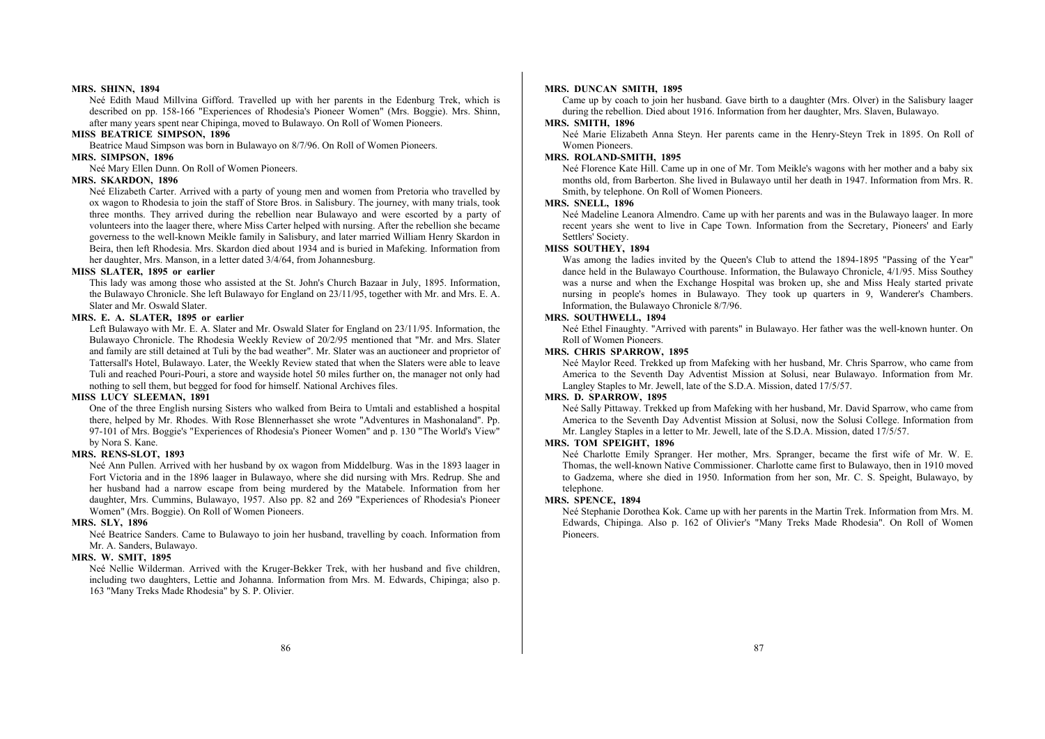**MRS. SHINN, 1894**

Neé Edith Maud Millvina Gifford. Travelled up with her parents in the Edenburg Trek, which is described on pp. 158-166 "Experiences of Rhodesia's Pioneer Women" (Mrs. Boggie). Mrs. Shinn, after many years spent near Chipinga, moved to Bulawayo. On Roll of Women Pioneers.

**MISS BEATRICE SIMPSON, 1896**

Beatrice Maud Simpson was born in Bulawayo on 8/7/96. On Roll of Women Pioneers.

**MRS. SIMPSON, 1896**

Neé Mary Ellen Dunn. On Roll of Women Pioneers.

**MRS. SKARDON, 1896**

Neé Elizabeth Carter. Arrived with a party of young men and women from Pretoria who travelled by ox wagon to Rhodesia to join the staff of Store Bros. in Salisbury. The journey, with many trials, took three months. They arrived during the rebellion near Bulawayo and were escorted by a party of volunteers into the laager there, where Miss Carter helped with nursing. After the rebellion she became governess to the well-known Meikle family in Salisbury, and later married William Henry Skardon in Beira, then left Rhodesia. Mrs. Skardon died about 1934 and is buried in Mafeking. Information from her daughter, Mrs. Manson, in a letter dated 3/4/64, from Johannesburg.

**MISS SLATER, 1895 or earlier**

This lady was among those who assisted at the St. John's Church Bazaar in July, 1895. Information, the Bulawayo Chronicle. She left Bulawayo for England on 23/11/95, together with Mr. and Mrs. E. A. Slater and Mr. Oswald Slater.

**MRS. E. A. SLATER, 1895 or earlier**

Left Bulawayo with Mr. E. A. Slater and Mr. Oswald Slater for England on 23/11/95. Information, the Bulawayo Chronicle. The Rhodesia Weekly Review of 20/2/95 mentioned that "Mr. and Mrs. Slater and family are still detained at Tuli by the bad weather". Mr. Slater was an auctioneer and proprietor of Tattersall's Hotel, Bulawayo. Later, the Weekly Review stated that when the Slaters were able to leave Tuli and reached Pouri-Pouri, a store and wayside hotel 50 miles further on, the manager not only had nothing to sell them, but begged for food for himself. National Archives files.

**MISS LUCY SLEEMAN, 1891**

One of the three English nursing Sisters who walked from Beira to Umtali and established a hospital there, helped by Mr. Rhodes. With Rose Blennerhasset she wrote "Adventures in Mashonaland". Pp. 97-101 of Mrs. Boggie's "Experiences of Rhodesia's Pioneer Women" and p. 130 "The World's View" by Nora S. Kane.

**MRS. RENS-SLOT, 1893**

Neé Ann Pullen. Arrived with her husband by ox wagon from Middelburg. Was in the 1893 laager in Fort Victoria and in the 1896 laager in Bulawayo, where she did nursing with Mrs. Redrup. She and her husband had a narrow escape from being murdered by the Matabele. Information from her daughter, Mrs. Cummins, Bulawayo, 1957. Also pp. 82 and 269 "Experiences of Rhodesia's Pioneer Women" (Mrs. Boggie). On Roll of Women Pioneers.

**MRS. SLY, 1896**

Neé Beatrice Sanders. Came to Bulawayo to join her husband, travelling by coach. Information from Mr. A. Sanders, Bulawayo.

**MRS. W. SMIT, 1895**

Neé Nellie Wilderman. Arrived with the Kruger-Bekker Trek, with her husband and five children, including two daughters, Lettie and Johanna. Information from Mrs. M. Edwards, Chipinga; also p. 163 "Many Treks Made Rhodesia" by S. P. Olivier.

**MRS. DUNCAN SMITH, 1895**

Came up by coach to join her husband. Gave birth to a daughter (Mrs. Olver) in the Salisbury laager during the rebellion. Died about 1916. Information from her daughter, Mrs. Slaven, Bulawayo.

**MRS. SMITH, 1896**

Neé Marie Elizabeth Anna Steyn. Her parents came in the Henry-Steyn Trek in 1895. On Roll of Women Pioneers.

**MRS. ROLAND-SMITH, 1895**

Neé Florence Kate Hill. Came up in one of Mr. Tom Meikle's wagons with her mother and a baby six months old, from Barberton. She lived in Bulawayo until her death in 1947. Information from Mrs. R. Smith, by telephone. On Roll of Women Pioneers.

**MRS. SNELL, 1896**

Neé Madeline Leanora Almendro. Came up with her parents and was in the Bulawayo laager. In more recent years she went to live in Cape Town. Information from the Secretary, Pioneers' and Early Settlers' Society.

**MISS SOUTHEY, 1894**

Was among the ladies invited by the Queen's Club to attend the 1894-1895 "Passing of the Year" dance held in the Bulawayo Courthouse. Information, the Bulawayo Chronicle, 4/1/95. Miss Southey was a nurse and when the Exchange Hospital was broken up, she and Miss Healy started private nursing in people's homes in Bulawayo. They took up quarters in 9, Wanderer's Chambers. Information, the Bulawayo Chronicle 8/7/96.

**MRS. SOUTHWELL, 1894**

Neé Ethel Finaughty. "Arrived with parents" in Bulawayo. Her father was the well-known hunter. On Roll of Women Pioneers.

**MRS. CHRIS SPARROW, 1895**

Neé Maylor Reed. Trekked up from Mafeking with her husband, Mr. Chris Sparrow, who came from America to the Seventh Day Adventist Mission at Solusi, near Bulawayo. Information from Mr. Langley Staples to Mr. Jewell, late of the S.D.A. Mission, dated 17/5/57.

**MRS. D. SPARROW, 1895**

Neé Sally Pittaway. Trekked up from Mafeking with her husband, Mr. David Sparrow, who came from America to the Seventh Day Adventist Mission at Solusi, now the Solusi College. Information from Mr. Langley Staples in a letter to Mr. Jewell, late of the S.D.A. Mission, dated 17/5/57.

**MRS. TOM SPEIGHT, 1896**

Neé Charlotte Emily Spranger. Her mother, Mrs. Spranger, became the first wife of Mr. W. E. Thomas, the well-known Native Commissioner. Charlotte came first to Bulawayo, then in 1910 moved to Gadzema, where she died in 1950. Information from her son, Mr. C. S. Speight, Bulawayo, by telephone.

**MRS. SPENCE, 1894**

Neé Stephanie Dorothea Kok. Came up with her parents in the Martin Trek. Information from Mrs. M. Edwards, Chipinga. Also p. 162 of Olivier's "Many Treks Made Rhodesia". On Roll of Women Pioneers.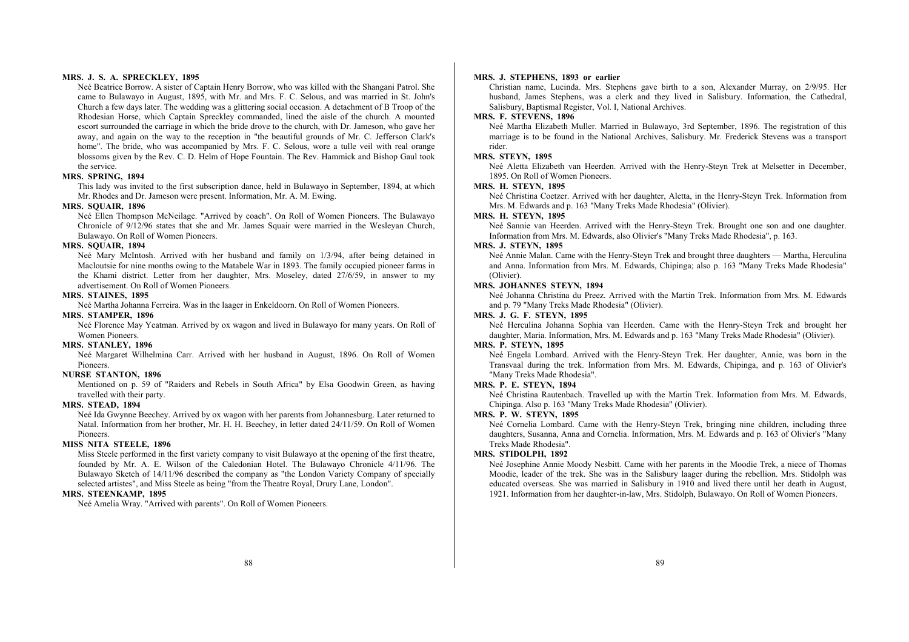**MRS. J. S. A. SPRECKLEY, 1895**

Neé Beatrice Borrow. A sister of Captain Henry Borrow, who was killed with the Shangani Patrol. She came to Bulawayo in August, 1895, with Mr. and Mrs. F. C. Selous, and was married in St. John's Church a few days later. The wedding was a glittering social occasion. A detachment of B Troop of the Rhodesian Horse, which Captain Spreckley commanded, lined the aisle of the church. A mounted escort surrounded the carriage in which the bride drove to the church, with Dr. Jameson, who gave her away, and again on the way to the reception in "the beautiful grounds of Mr. C. Jefferson Clark's home". The bride, who was accompanied by Mrs. F. C. Selous, wore a tulle veil with real orange blossoms given by the Rev. C. D. Helm of Hope Fountain. The Rev. Hammick and Bishop Gaul took the service.

**MRS. SPRING, 1894**

This lady was invited to the first subscription dance, held in Bulawayo in September, 1894, at which Mr. Rhodes and Dr. Jameson were present. Information, Mr. A. M. Ewing.

**MRS. SQUAIR, 1896**

Neé Ellen Thompson McNeilage. "Arrived by coach". On Roll of Women Pioneers. The Bulawayo Chronicle of 9/12/96 states that she and Mr. James Squair were married in the Wesleyan Church, Bulawayo. On Roll of Women Pioneers.

**MRS. SQUAIR, 1894**

Neé Mary McIntosh. Arrived with her husband and family on 1/3/94, after being detained in Macloutsie for nine months owing to the Matabele War in 1893. The family occupied pioneer farms in the Khami district. Letter from her daughter, Mrs. Moseley, dated 27/6/59, in answer to my advertisement. On Roll of Women Pioneers.

**MRS. STAINES, 1895**

Neé Martha Johanna Ferreira. Was in the laager in Enkeldoorn. On Roll of Women Pioneers.

**MRS. STAMPER, 1896**

Neé Florence May Yeatman. Arrived by ox wagon and lived in Bulawayo for many years. On Roll of Women Pioneers.

**MRS. STANLEY, 1896**

Neé Margaret Wilhelmina Carr. Arrived with her husband in August, 1896. On Roll of Women Pioneers.

**NURSE STANTON, 1896**

Mentioned on p. 59 of "Raiders and Rebels in South Africa" by Elsa Goodwin Green, as having travelled with their party.

**MRS. STEAD, 1894**

Neé Ida Gwynne Beechey. Arrived by ox wagon with her parents from Johannesburg. Later returned to Natal. Information from her brother, Mr. H. H. Beechey, in letter dated 24/11/59. On Roll of Women Pioneers.

**MISS NITA STEELE, 1896**

Miss Steele performed in the first variety company to visit Bulawayo at the opening of the first theatre, founded by Mr. A. E. Wilson of the Caledonian Hotel. The Bulawayo Chronicle 4/11/96. The Bulawayo Sketch of 14/11/96 described the company as "the London Variety Company of specially selected artistes", and Miss Steele as being "from the Theatre Royal, Drury Lane, London".

**MRS. STEENKAMP, 1895**

Neé Amelia Wray. "Arrived with parents". On Roll of Women Pioneers.

**MRS. J. STEPHENS, 1893 or earlier**

Christian name, Lucinda. Mrs. Stephens gave birth to a son, Alexander Murray, on 2/9/95. Her husband, James Stephens, was a clerk and they lived in Salisbury. Information, the Cathedral, Salisbury, Baptismal Register, Vol. I, National Archives.

**MRS. F. STEVENS, 1896**

Neé Martha Elizabeth Muller. Married in Bulawayo, 3rd September, 1896. The registration of this marriage is to be found in the National Archives, Salisbury. Mr. Frederick Stevens was a transport rider.

**MRS. STEYN, 1895**

Neé Aletta Elizabeth van Heerden. Arrived with the Henry-Steyn Trek at Melsetter in December, 1895. On Roll of Women Pioneers.

**MRS. H. STEYN, 1895**

Neé Christina Coetzer. Arrived with her daughter, Aletta, in the Henry-Steyn Trek. Information from Mrs. M. Edwards and p. 163 "Many Treks Made Rhodesia" (Olivier).

**MRS. H. STEYN, 1895**

Neé Sannie van Heerden. Arrived with the Henry-Steyn Trek. Brought one son and one daughter. Information from Mrs. M. Edwards, also Olivier's "Many Treks Made Rhodesia", p. 163.

**MRS. J. STEYN, 1895**

Neé Annie Malan. Came with the Henry-Steyn Trek and brought three daughters — Martha, Herculina and Anna. Information from Mrs. M. Edwards, Chipinga; also p. 163 "Many Treks Made Rhodesia" (Olivier).

**MRS. JOHANNES STEYN, 1894**

Neé Johanna Christina du Preez. Arrived with the Martin Trek. Information from Mrs. M. Edwards and p. 79 "Many Treks Made Rhodesia" (Olivier).

**MRS. J. G. F. STEYN, 1895**

Neé Herculina Johanna Sophia van Heerden. Came with the Henry-Steyn Trek and brought her daughter, Maria. Information, Mrs. M. Edwards and p. 163 "Many Treks Made Rhodesia" (Olivier).

**MRS. P. STEYN, 1895**

Neé Engela Lombard. Arrived with the Henry-Steyn Trek. Her daughter, Annie, was born in the Transvaal during the trek. Information from Mrs. M. Edwards, Chipinga, and p. 163 of Olivier's "Many Treks Made Rhodesia".

**MRS. P. E. STEYN, 1894**

Neé Christina Rautenbach. Travelled up with the Martin Trek. Information from Mrs. M. Edwards, Chipinga. Also p. 163 "Many Treks Made Rhodesia" (Olivier).

**MRS. P. W. STEYN, 1895**

Neé Cornelia Lombard. Came with the Henry-Steyn Trek, bringing nine children, including three daughters, Susanna, Anna and Cornelia. Information, Mrs. M. Edwards and p. 163 of Olivier's "Many Treks Made Rhodesia".

**MRS. STIDOLPH, 1892**

Neé Josephine Annie Moody Nesbitt. Came with her parents in the Moodie Trek, a niece of Thomas Moodie, leader of the trek. She was in the Salisbury laager during the rebellion. Mrs. Stidolph was educated overseas. She was married in Salisbury in 1910 and lived there until her death in August, 1921. Information from her daughter-in-law, Mrs. Stidolph, Bulawayo. On Roll of Women Pioneers.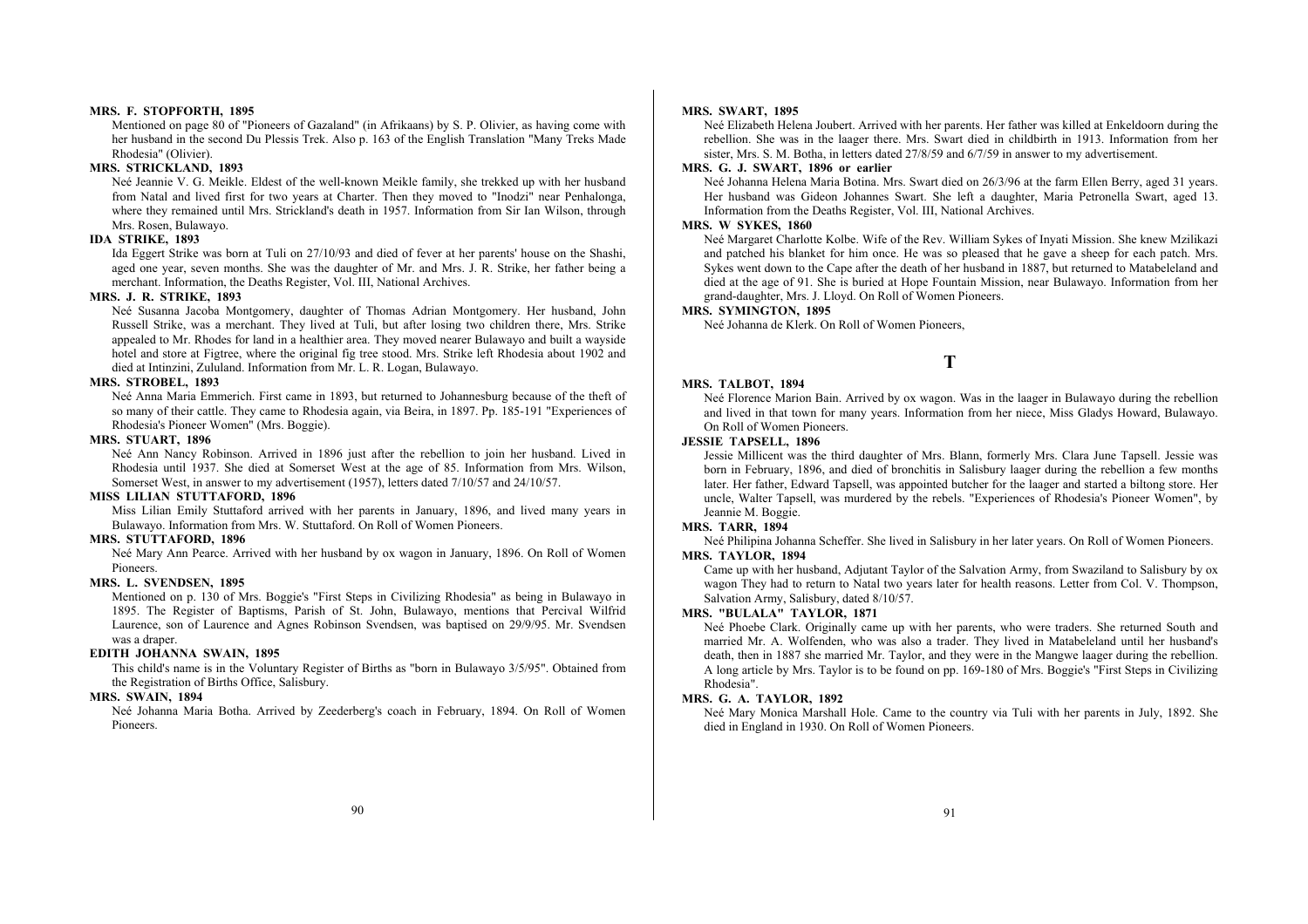**MRS. F. STOPFORTH, 1895**

Mentioned on page 80 of "Pioneers of Gazaland" (in Afrikaans) by S. P. Olivier, as having come with her husband in the second Du Plessis Trek. Also p. 163 of the English Translation "Many Treks Made Rhodesia" (Olivier).

**MRS. STRICKLAND, 1893**

Neé Jeannie V. G. Meikle. Eldest of the well-known Meikle family, she trekked up with her husband from Natal and lived first for two years at Charter. Then they moved to "Inodzi" near Penhalonga, where they remained until Mrs. Strickland's death in 1957. Information from Sir Ian Wilson, through Mrs. Rosen, Bulawayo.

**IDA STRIKE, 1893**

Ida Eggert Strike was born at Tuli on 27/10/93 and died of fever at her parents' house on the Shashi, aged one year, seven months. She was the daughter of Mr. and Mrs. J. R. Strike, her father being a merchant. Information, the Deaths Register, Vol. III, National Archives.

**MRS. J. R. STRIKE, 1893**

Neé Susanna Jacoba Montgomery, daughter of Thomas Adrian Montgomery. Her husband, John Russell Strike, was a merchant. They lived at Tuli, but after losing two children there, Mrs. Strike appealed to Mr. Rhodes for land in a healthier area. They moved nearer Bulawayo and built a wayside hotel and store at Figtree, where the original fig tree stood. Mrs. Strike left Rhodesia about 1902 and died at Intinzini, Zululand. Information from Mr. L. R. Logan, Bulawayo.

**MRS. STROBEL, 1893**

Neé Anna Maria Emmerich. First came in 1893, but returned to Johannesburg because of the theft of so many of their cattle. They came to Rhodesia again, via Beira, in 1897. Pp. 185-191 "Experiences of Rhodesia's Pioneer Women" (Mrs. Boggie).

**MRS. STUART, 1896**

Neé Ann Nancy Robinson. Arrived in 1896 just after the rebellion to join her husband. Lived in Rhodesia until 1937. She died at Somerset West at the age of 85. Information from Mrs. Wilson, Somerset West, in answer to my advertisement (1957), letters dated 7/10/57 and 24/10/57.

**MISS LILIAN STUTTAFORD, 1896**

Miss Lilian Emily Stuttaford arrived with her parents in January, 1896, and lived many years in Bulawayo. Information from Mrs. W. Stuttaford. On Roll of Women Pioneers.

**MRS. STUTTAFORD, 1896**

Neé Mary Ann Pearce. Arrived with her husband by ox wagon in January, 1896. On Roll of Women Pioneers.

**MRS. L. SVENDSEN, 1895**

Mentioned on p. 130 of Mrs. Boggie's "First Steps in Civilizing Rhodesia" as being in Bulawayo in 1895. The Register of Baptisms, Parish of St. John, Bulawayo, mentions that Percival Wilfrid Laurence, son of Laurence and Agnes Robinson Svendsen, was baptised on 29/9/95. Mr. Svendsen was a draper.

**EDITH JOHANNA SWAIN, 1895**

This child's name is in the Voluntary Register of Births as "born in Bulawayo 3/5/95". Obtained from the Registration of Births Office, Salisbury.

**MRS. SWAIN, 1894**

Neé Johanna Maria Botha. Arrived by Zeederberg's coach in February, 1894. On Roll of Women Pioneers.

**MRS. SWART, 1895**

Neé Elizabeth Helena Joubert. Arrived with her parents. Her father was killed at Enkeldoorn during the rebellion. She was in the laager there. Mrs. Swart died in childbirth in 1913. Information from her sister, Mrs. S. M. Botha, in letters dated 27/8/59 and 6/7/59 in answer to my advertisement.

**MRS. G. J. SWART, 1896 or earlier**

Neé Johanna Helena Maria Botina. Mrs. Swart died on 26/3/96 at the farm Ellen Berry, aged 31 years. Her husband was Gideon Johannes Swart. She left a daughter, Maria Petronella Swart, aged 13. Information from the Deaths Register, Vol. III, National Archives.

**MRS. W SYKES, 1860**

Neé Margaret Charlotte Kolbe. Wife of the Rev. William Sykes of Inyati Mission. She knew Mzilikazi and patched his blanket for him once. He was so pleased that he gave a sheep for each patch. Mrs. Sykes went down to the Cape after the death of her husband in 1887, but returned to Matabeleland and died at the age of 91. She is buried at Hope Fountain Mission, near Bulawayo. Information from her grand-daughter, Mrs. J. Lloyd. On Roll of Women Pioneers.

**MRS. SYMINGTON, 1895**

Neé Johanna de Klerk. On Roll of Women Pioneers,

## T

**MRS. TALBOT, 1894**

Neé Florence Marion Bain. Arrived by ox wagon. Was in the laager in Bulawayo during the rebellion and lived in that town for many years. Information from her niece, Miss Gladys Howard, Bulawayo. On Roll of Women Pioneers.

**JESSIE TAPSELL, 1896**

Jessie Millicent was the third daughter of Mrs. Blann, formerly Mrs. Clara June Tapsell. Jessie was born in February, 1896, and died of bronchitis in Salisbury laager during the rebellion a few months later. Her father, Edward Tapsell, was appointed butcher for the laager and started a biltong store. Her uncle, Walter Tapsell, was murdered by the rebels. "Experiences of Rhodesia's Pioneer Women", by Jeannie M. Boggie.

**MRS. TARR, 1894**

Neé Philipina Johanna Scheffer. She lived in Salisbury in her later years. On Roll of Women Pioneers.

**MRS. TAYLOR, 1894**

Came up with her husband, Adjutant Taylor of the Salvation Army, from Swaziland to Salisbury by ox wagon They had to return to Natal two years later for health reasons. Letter from Col. V. Thompson, Salvation Army, Salisbury, dated 8/10/57.

**MRS. "BULALA" TAYLOR, 1871**

Neé Phoebe Clark. Originally came up with her parents, who were traders. She returned South and married Mr. A. Wolfenden, who was also a trader. They lived in Matabeleland until her husband's death, then in 1887 she married Mr. Taylor, and they were in the Mangwe laager during the rebellion. A long article by Mrs. Taylor is to be found on pp. 169-180 of Mrs. Boggie's "First Steps in Civilizing Rhodesia".

**MRS. G. A. TAYLOR, 1892**

Neé Mary Monica Marshall Hole. Came to the country via Tuli with her parents in July, 1892. She died in England in 1930. On Roll of Women Pioneers.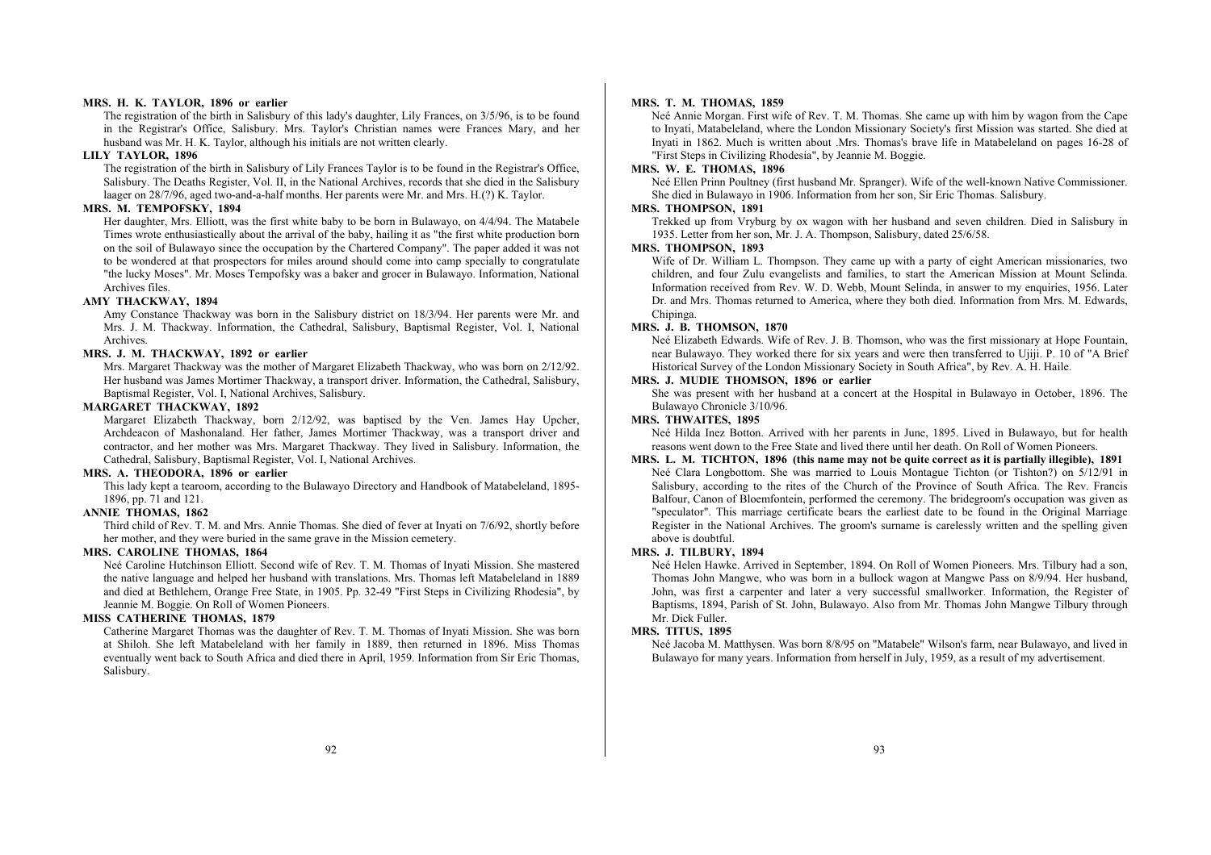**MRS. H. K. TAYLOR, 1896 or earlier**

The registration of the birth in Salisbury of this lady's daughter, Lily Frances, on 3/5/96, is to be found in the Registrar's Office, Salisbury. Mrs. Taylor's Christian names were Frances Mary, and her husband was Mr. H. K. Taylor, although his initials are not written clearly.

**LILY TAYLOR, 1896**

The registration of the birth in Salisbury of Lily Frances Taylor is to be found in the Registrar's Office, Salisbury. The Deaths Register, Vol. II, in the National Archives, records that she died in the Salisbury laager on 28/7/96, aged two-and-a-half months. Her parents were Mr. and Mrs. H.(?) K. Taylor.

**MRS. M. TEMPOFSKY, 1894**

Her daughter, Mrs. Elliott, was the first white baby to be born in Bulawayo, on 4/4/94. The Matabele Times wrote enthusiastically about the arrival of the baby, hailing it as "the first white production born on the soil of Bulawayo since the occupation by the Chartered Company". The paper added it was not to be wondered at that prospectors for miles around should come into camp specially to congratulate "the lucky Moses". Mr. Moses Tempofsky was a baker and grocer in Bulawayo. Information, National Archives files.

**AMY THACKWAY, 1894**

Amy Constance Thackway was born in the Salisbury district on 18/3/94. Her parents were Mr. and Mrs. J. M. Thackway. Information, the Cathedral, Salisbury, Baptismal Register, Vol. I, National Archives.

**MRS. J. M. THACKWAY, 1892 or earlier**

Mrs. Margaret Thackway was the mother of Margaret Elizabeth Thackway, who was born on 2/12/92. Her husband was James Mortimer Thackway, a transport driver. Information, the Cathedral, Salisbury, Baptismal Register, Vol. I, National Archives, Salisbury.

**MARGARET THACKWAY, 1892**

Margaret Elizabeth Thackway, born 2/12/92, was baptised by the Ven. James Hay Upcher, Archdeacon of Mashonaland. Her father, James Mortimer Thackway, was a transport driver and contractor, and her mother was Mrs. Margaret Thackway. They lived in Salisbury. Information, the Cathedral, Salisbury, Baptismal Register, Vol. I, National Archives.

**MRS. A. THEODORA, 1896 or earlier**

This lady kept a tearoom, according to the Bulawayo Directory and Handbook of Matabeleland, 1895-1896, pp. 71 and 121.

**ANNIE THOMAS, 1862**

Third child of Rev. T. M. and Mrs. Annie Thomas. She died of fever at Inyati on 7/6/92, shortly before her mother, and they were buried in the same grave in the Mission cemetery.

**MRS. CAROLINE THOMAS, 1864**

Neé Caroline Hutchinson Elliott. Second wife of Rev. T. M. Thomas of Inyati Mission. She mastered the native language and helped her husband with translations. Mrs. Thomas left Matabeleland in 1889 and died at Bethlehem, Orange Free State, in 1905. Pp. 32-49 "First Steps in Civilizing Rhodesia", by Jeannie M. Boggie. On Roll of Women Pioneers.

**MISS CATHERINE THOMAS, 1879**

Catherine Margaret Thomas was the daughter of Rev. T. M. Thomas of Inyati Mission. She was born at Shiloh. She left Matabeleland with her family in 1889, then returned in 1896. Miss Thomas eventually went back to South Africa and died there in April, 1959. Information from Sir Eric Thomas, Salisbury.

**MRS. T. M. THOMAS, 1859**

Neé Annie Morgan. First wife of Rev. T. M. Thomas. She came up with him by wagon from the Cape to Inyati, Matabeleland, where the London Missionary Society's first Mission was started. She died at Inyati in 1862. Much is written about .Mrs. Thomas's brave life in Matabeleland on pages 16-28 of "First Steps in Civilizing Rhodesia", by Jeannie M. Boggie.

**MRS. W. E. THOMAS, 1896**

Neé Ellen Prinn Poultney (first husband Mr. Spranger). Wife of the well-known Native Commissioner. She died in Bulawayo in 1906. Information from her son, Sir Eric Thomas. Salisbury.

**MRS. THOMPSON, 1891**

Trekked up from Vryburg by ox wagon with her husband and seven children. Died in Salisbury in 1935. Letter from her son, Mr. J. A. Thompson, Salisbury, dated 25/6/58.

**MRS. THOMPSON, 1893**

Wife of Dr. William L. Thompson. They came up with a party of eight American missionaries, two children, and four Zulu evangelists and families, to start the American Mission at Mount Selinda. Information received from Rev. W. D. Webb, Mount Selinda, in answer to my enquiries, 1956. Later Dr. and Mrs. Thomas returned to America, where they both died. Information from Mrs. M. Edwards, Chipinga.

**MRS. J. B. THOMSON, 1870**

Neé Elizabeth Edwards. Wife of Rev. J. B. Thomson, who was the first missionary at Hope Fountain, near Bulawayo. They worked there for six years and were then transferred to Ujiji. P. 10 of "A Brief Historical Survey of the London Missionary Society in South Africa", by Rev. A. H. Haile.

**MRS. J. MUDIE THOMSON, 1896 or earlier**

She was present with her husband at a concert at the Hospital in Bulawayo in October, 1896. The Bulawayo Chronicle 3/10/96.

**MRS. THWAITES, 1895**

Neé Hilda Inez Botton. Arrived with her parents in June, 1895. Lived in Bulawayo, but for health reasons went down to the Free State and lived there until her death. On Roll of Women Pioneers.

**MRS. L. M. TICHTON, 1896 (this name may not be quite correct as it is partially illegible), 1891**

Neé Clara Longbottom. She was married to Louis Montague Tichton (or Tishton?) on 5/12/91 in Salisbury, according to the rites of the Church of the Province of South Africa. The Rev. Francis Balfour, Canon of Bloemfontein, performed the ceremony. The bridegroom's occupation was given as "speculator". This marriage certificate bears the earliest date to be found in the Original Marriage Register in the National Archives. The groom's surname is carelessly written and the spelling given above is doubtful.

**MRS. J. TILBURY, 1894**

Neé Helen Hawke. Arrived in September, 1894. On Roll of Women Pioneers. Mrs. Tilbury had a son, Thomas John Mangwe, who was born in a bullock wagon at Mangwe Pass on 8/9/94. Her husband, John, was first a carpenter and later a very successful smallworker. Information, the Register of Baptisms, 1894, Parish of St. John, Bulawayo. Also from Mr. Thomas John Mangwe Tilbury through Mr. Dick Fuller.

**MRS. TITUS, 1895**

Neé Jacoba M. Matthysen. Was born 8/8/95 on "Matabele" Wilson's farm, near Bulawayo, and lived in Bulawayo for many years. Information from herself in July, 1959, as a result of my advertisement.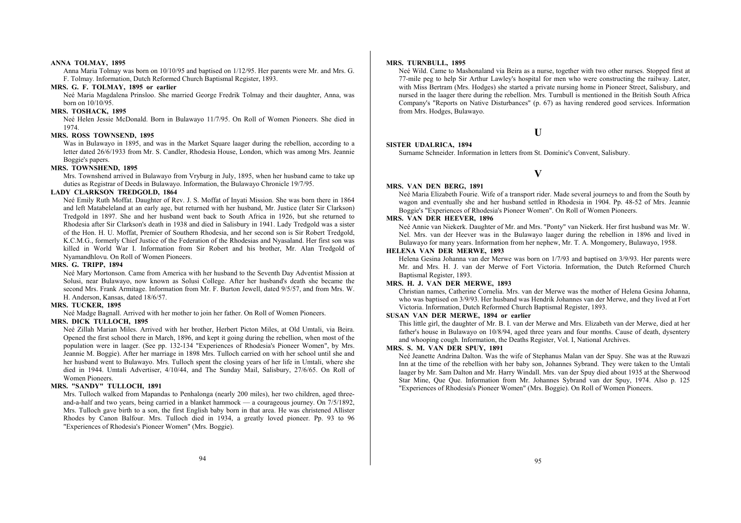**ANNA TOLMAY, 1895**

Anna Maria Tolmay was born on 10/10/95 and baptised on 1/12/95. Her parents were Mr. and Mrs. G. F. Tolmay. Information, Dutch Reformed Church Baptismal Register, 1893.

**MRS. G. F. TOLMAY, 1895 or earlier**

Neé Maria Magdalena Prinsloo. She married George Fredrik Tolmay and their daughter, Anna, was born on 10/10/95.

**MRS. TOSHACK, 1895**

Neé Helen Jessie McDonald. Born in Bulawayo 11/7/95. On Roll of Women Pioneers. She died in 1974.

**MRS. ROSS TOWNSEND, 1895**

Was in Bulawayo in 1895, and was in the Market Square laager during the rebellion, according to a letter dated 26/6/1933 from Mr. S. Candler, Rhodesia House, London, which was among Mrs. Jeannie Boggie's papers.

**MRS. TOWNSHEND, 1895**

Mrs. Townshend arrived in Bulawayo from Vryburg in July, 1895, when her husband came to take up duties as Registrar of Deeds in Bulawayo. Information, the Bulawayo Chronicle 19/7/95.

**LADY CLARKSON TREDGOLD, 1864**

Neé Emily Ruth Moffat. Daughter of Rev. J. S. Moffat of Inyati Mission. She was born there in 1864 and left Matabeleland at an early age, but returned with her husband, Mr. Justice (later Sir Clarkson) Tredgold in 1897. She and her husband went back to South Africa in 1926, but she returned to Rhodesia after Sir Clarkson's death in 1938 and died in Salisbury in 1941. Lady Tredgold was a sister of the Hon. H. U. Moffat, Premier of Southern Rhodesia, and her second son is Sir Robert Tredgold, K.C.M.G., formerly Chief Justice of the Federation of the Rhodesias and Nyasaland. Her first son was killed in World War I. Information from Sir Robert and his brother, Mr. Alan Tredgold of Nyamandhlovu. On Roll of Women Pioneers.

**MRS. G. TRIPP, 1894**

Neé Mary Mortonson. Came from America with her husband to the Seventh Day Adventist Mission at Solusi, near Bulawayo, now known as Solusi College. After her husband's death she became the second Mrs. Frank Armitage. Information from Mr. F. Burton Jewell, dated 9/5/57, and from Mrs. W. H. Anderson, Kansas, dated 18/6/57.

**MRS. TUCKER, 1895**

Neé Madge Bagnall. Arrived with her mother to join her father. On Roll of Women Pioneers.

**MRS. DICK TULLOCH, 1895**

Neé Zillah Marian Miles. Arrived with her brother, Herbert Picton Miles, at Old Umtali, via Beira. Opened the first school there in March, 1896, and kept it going during the rebellion, when most of the population were in laager. (See pp. 132-134 "Experiences of Rhodesia's Pioneer Women", by Mrs. Jeannie M. Boggie). After her marriage in 1898 Mrs. Tulloch carried on with her school until she and her husband went to Bulawayo. Mrs. Tulloch spent the closing years of her life in Umtali, where she died in 1944. Umtali Advertiser, 4/10/44, and The Sunday Mail, Salisbury, 27/6/65. On Roll of Women Pioneers.

**MRS. "SANDY" TULLOCH, 1891**

Mrs. Tulloch walked from Mapandas to Penhalonga (nearly 200 miles), her two children, aged three-and-a-half and two years, being carried in a blanket hammock — a courageous journey. On 7/5/1892, Mrs. Tulloch gave birth to a son, the first English baby born in that area. He was christened Allister Rhodes by Canon Balfour. Mrs. Tulloch died in 1934, a greatly loved pioneer. Pp. 93 to 96 "Experiences of Rhodesia's Pioneer Women" (Mrs. Boggie).

**MRS. TURNBULL, 1895**

Neé Wild. Came to Mashonaland via Beira as a nurse, together with two other nurses. Stopped first at 77-mile peg to help Sir Arthur Lawley's hospital for men who were constructing the railway. Later, with Miss Bertram (Mrs. Hodges) she started a private nursing home in Pioneer Street, Salisbury, and nursed in the laager there during the rebellion. Mrs. Turnbull is mentioned in the British South Africa Company's "Reports on Native Disturbances" (p. 67) as having rendered good services. Information from Mrs. Hodges, Bulawayo.

## U

**SISTER UDALRICA, 1894**

Surname Schneider. Information in letters from St. Dominic's Convent, Salisbury.

## V

**MRS. VAN DEN BERG, 1891**

Neé Maria Elizabeth Fourie. Wife of a transport rider. Made several journeys to and from the South by wagon and eventually she and her husband settled in Rhodesia in 1904. Pp. 48-52 of Mrs. Jeannie Boggie's "Experiences of Rhodesia's Pioneer Women". On Roll of Women Pioneers.

**MRS. VAN DER HEEVER, 1896**

Neé Annie van Niekerk. Daughter of Mr. and Mrs. "Ponty" van Niekerk. Her first husband was Mr. W. Nel. Mrs. van der Heever was in the Bulawayo laager during the rebellion in 1896 and lived in Bulawayo for many years. Information from her nephew, Mr. T. A. Mongomery, Bulawayo, 1958.

**HELENA VAN DER MERWE, 1893**

Helena Gesina Johanna van der Merwe was born on 1/7/93 and baptised on 3/9/93. Her parents were Mr. and Mrs. H. J. van der Merwe of Fort Victoria. Information, the Dutch Reformed Church Baptismal Register, 1893.

**MRS. H. J. VAN DER MERWE, 1893**

Christian names, Catherine Cornelia. Mrs. van der Merwe was the mother of Helena Gesina Johanna, who was baptised on 3/9/93. Her husband was Hendrik Johannes van der Merwe, and they lived at Fort Victoria. Information, Dutch Reformed Church Baptismal Register, 1893.

**SUSAN VAN DER MERWE, 1894 or earlier**

This little girl, the daughter of Mr. B. I. van der Merwe and Mrs. Elizabeth van der Merwe, died at her father's house in Bulawayo on 10/8/94, aged three years and four months. Cause of death, dysentery and whooping cough. Information, the Deaths Register, Vol. I, National Archives.

**MRS. S. M. VAN DER SPUY, 1891**

Neé Jeanette Andrina Dalton. Was the wife of Stephanus Malan van der Spuy. She was at the Ruwazi Inn at the time of the rebellion with her baby son, Johannes Sybrand. They were taken to the Umtali laager by Mr. Sam Dalton and Mr. Harry Windall. Mrs. van der Spuy died about 1935 at the Sherwood Star Mine, Que Que. Information from Mr. Johannes Sybrand van der Spuy, 1974. Also p. 125 "Experiences of Rhodesia's Pioneer Women" (Mrs. Boggie). On Roll of Women Pioneers.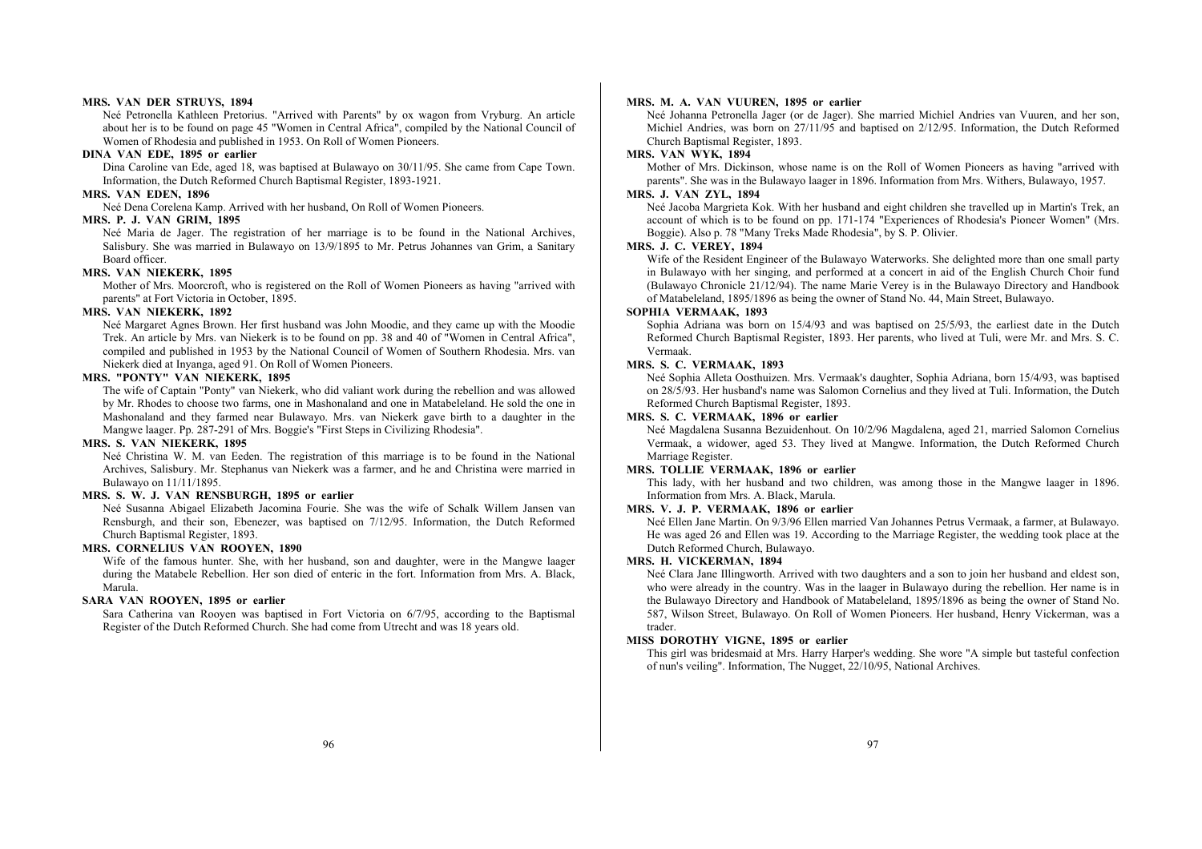**MRS. VAN DER STRUYS, 1894**

Neé Petronella Kathleen Pretorius. "Arrived with Parents" by ox wagon from Vryburg. An article about her is to be found on page 45 "Women in Central Africa", compiled by the National Council of Women of Rhodesia and published in 1953. On Roll of Women Pioneers.

**DINA VAN EDE, 1895 or earlier**

Dina Caroline van Ede, aged 18, was baptised at Bulawayo on 30/11/95. She came from Cape Town. Information, the Dutch Reformed Church Baptismal Register, 1893-1921.

**MRS. VAN EDEN, 1896**

Neé Dena Corelena Kamp. Arrived with her husband, On Roll of Women Pioneers.

**MRS. P. J. VAN GRIM, 1895**

Neé Maria de Jager. The registration of her marriage is to be found in the National Archives, Salisbury. She was married in Bulawayo on 13/9/1895 to Mr. Petrus Johannes van Grim, a Sanitary Board officer.

**MRS. VAN NIEKERK, 1895**

Mother of Mrs. Moorcroft, who is registered on the Roll of Women Pioneers as having "arrived with parents" at Fort Victoria in October, 1895.

**MRS. VAN NIEKERK, 1892**

Neé Margaret Agnes Brown. Her first husband was John Moodie, and they came up with the Moodie Trek. An article by Mrs. van Niekerk is to be found on pp. 38 and 40 of "Women in Central Africa", compiled and published in 1953 by the National Council of Women of Southern Rhodesia. Mrs. van Niekerk died at Inyanga, aged 91. On Roll of Women Pioneers.

**MRS. "PONTY" VAN NIEKERK, 1895**

The wife of Captain "Ponty" van Niekerk, who did valiant work during the rebellion and was allowed by Mr. Rhodes to choose two farms, one in Mashonaland and one in Matabeleland. He sold the one in Mashonaland and they farmed near Bulawayo. Mrs. van Niekerk gave birth to a daughter in the Mangwe laager. Pp. 287-291 of Mrs. Boggie's "First Steps in Civilizing Rhodesia".

**MRS. S. VAN NIEKERK, 1895**

Neé Christina W. M. van Eeden. The registration of this marriage is to be found in the National Archives, Salisbury. Mr. Stephanus van Niekerk was a farmer, and he and Christina were married in Bulawayo on 11/11/1895.

**MRS. S. W. J. VAN RENSBURGH, 1895 or earlier**

Neé Susanna Abigael Elizabeth Jacomina Fourie. She was the wife of Schalk Willem Jansen van Rensburgh, and their son, Ebenezer, was baptised on 7/12/95. Information, the Dutch Reformed Church Baptismal Register, 1893.

**MRS. CORNELIUS VAN ROOYEN, 1890**

Wife of the famous hunter. She, with her husband, son and daughter, were in the Mangwe laager during the Matabele Rebellion. Her son died of enteric in the fort. Information from Mrs. A. Black, Marula.

**SARA VAN ROOYEN, 1895 or earlier**

Sara Catherina van Rooyen was baptised in Fort Victoria on 6/7/95, according to the Baptismal Register of the Dutch Reformed Church. She had come from Utrecht and was 18 years old.

**MRS. M. A. VAN VUUREN, 1895 or earlier**

Neé Johanna Petronella Jager (or de Jager). She married Michiel Andries van Vuuren, and her son, Michiel Andries, was born on 27/11/95 and baptised on 2/12/95. Information, the Dutch Reformed Church Baptismal Register, 1893.

**MRS. VAN WYK, 1894**

Mother of Mrs. Dickinson, whose name is on the Roll of Women Pioneers as having "arrived with parents". She was in the Bulawayo laager in 1896. Information from Mrs. Withers, Bulawayo, 1957.

**MRS. J. VAN ZYL, 1894**

Neé Jacoba Margrieta Kok. With her husband and eight children she travelled up in Martin's Trek, an account of which is to be found on pp. 171-174 "Experiences of Rhodesia's Pioneer Women" (Mrs. Boggie). Also p. 78 "Many Treks Made Rhodesia", by S. P. Olivier.

**MRS. J. C. VEREY, 1894**

Wife of the Resident Engineer of the Bulawayo Waterworks. She delighted more than one small party in Bulawayo with her singing, and performed at a concert in aid of the English Church Choir fund (Bulawayo Chronicle 21/12/94). The name Marie Verey is in the Bulawayo Directory and Handbook of Matabeleland, 1895/1896 as being the owner of Stand No. 44, Main Street, Bulawayo.

**SOPHIA VERMAAK, 1893**

Sophia Adriana was born on 15/4/93 and was baptised on 25/5/93, the earliest date in the Dutch Reformed Church Baptismal Register, 1893. Her parents, who lived at Tuli, were Mr. and Mrs. S. C. Vermaak.

**MRS. S. C. VERMAAK, 1893**

Neé Sophia Alleta Oosthuizen. Mrs. Vermaak's daughter, Sophia Adriana, born 15/4/93, was baptised on 28/5/93. Her husband's name was Salomon Cornelius and they lived at Tuli. Information, the Dutch Reformed Church Baptismal Register, 1893.

**MRS. S. C. VERMAAK, 1896 or earlier**

Neé Magdalena Susanna Bezuidenhout. On 10/2/96 Magdalena, aged 21, married Salomon Cornelius Vermaak, a widower, aged 53. They lived at Mangwe. Information, the Dutch Reformed Church Marriage Register.

**MRS. TOLLIE VERMAAK, 1896 or earlier**

This lady, with her husband and two children, was among those in the Mangwe laager in 1896. Information from Mrs. A. Black, Marula.

**MRS. V. J. P. VERMAAK, 1896 or earlier**

Neé Ellen Jane Martin. On 9/3/96 Ellen married Van Johannes Petrus Vermaak, a farmer, at Bulawayo. He was aged 26 and Ellen was 19. According to the Marriage Register, the wedding took place at the Dutch Reformed Church, Bulawayo.

**MRS. H. VICKERMAN, 1894**

Neé Clara Jane Illingworth. Arrived with two daughters and a son to join her husband and eldest son, who were already in the country. Was in the laager in Bulawayo during the rebellion. Her name is in the Bulawayo Directory and Handbook of Matabeleland, 1895/1896 as being the owner of Stand No. 587, Wilson Street, Bulawayo. On Roll of Women Pioneers. Her husband, Henry Vickerman, was a trader.

**MISS DOROTHY VIGNE, 1895 or earlier**

This girl was bridesmaid at Mrs. Harry Harper's wedding. She wore "A simple but tasteful confection of nun's veiling". Information, The Nugget, 22/10/95, National Archives.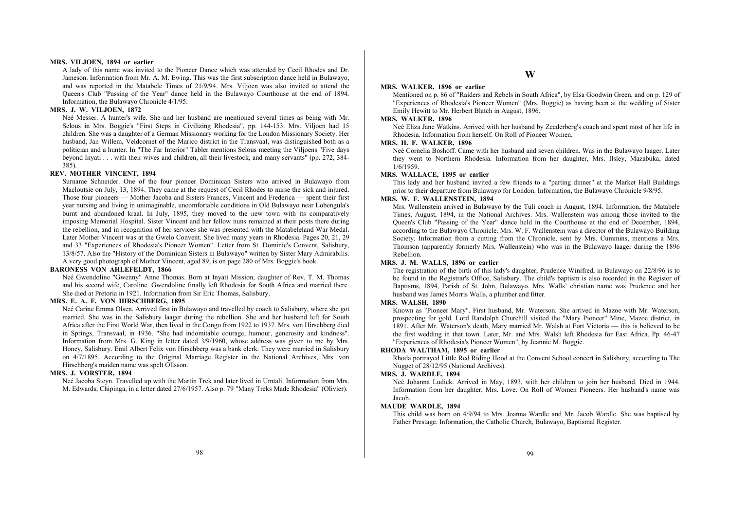**MRS. VILJOEN, 1894 or earlier**

A lady of this name was invited to the Pioneer Dance which was attended by Cecil Rhodes and Dr. Jameson. Information from Mr. A. M. Ewing. This was the first subscription dance held in Bulawayo, and was reported in the Matabele Times of 21/9/94. Mrs. Viljoen was also invited to attend the Queen's Club "Passing of the Year" dance held in the Bulawayo Courthouse at the end of 1894. Information, the Bulawayo Chronicle 4/1/95.

**MRS. J. W. VILJOEN, 1872**

Neé Messer. A hunter's wife. She and her husband are mentioned several times as being with Mr. Selous in Mrs. Boggie's "First Steps in Civilizing Rhodesia", pp. 144-153. Mrs. Viljoen had 15 children. She was a daughter of a German Missionary working for the London Missionary Society. Her husband, Jan Willem, Veldcornet of the Marico district in the Transvaal, was distinguished both as a politician and a hunter. In "The Far Interior" Tabler mentions Selous meeting the Viljoens "Five days beyond Inyati . . . with their wives and children, all their livestock, and many servants" (pp. 272, 384-385).

**REV. MOTHER VINCENT, 1894**

Surname Schneider. One of the four pioneer Dominican Sisters who arrived in Bulawayo from Macloutsie on July, 13, 1894. They came at the request of Cecil Rhodes to nurse the sick and injured. Those four pioneers — Mother Jacoba and Sisters Frances, Vincent and Frederica — spent their first year nursing and living in unimaginable, uncomfortable conditions in Old Bulawayo near Lobengula's burnt and abandoned kraal. In July, 1895, they moved to the new town with its comparatively imposing Memorial Hospital. Sister Vincent and her fellow nuns remained at their posts there during the rebellion, and in recognition of her services she was presented with the Matabeleland War Medal. Later Mother Vincent was at the Gwelo Convent. She lived many years in Rhodesia. Pages 20, 21, 29 and 33 "Experiences of Rhodesia's Pioneer Women". Letter from St. Dominic's Convent, Salisbury, 13/8/57. Also the "History of the Dominican Sisters in Bulawayo" written by Sister Mary Admirabilis. A very good photograph of Mother Vincent, aged 89, is on page 280 of Mrs. Boggie's book.

**BARONESS VON AHLEFELDT, 1866**

Neé Gwendoline "Gwenny" Anne Thomas. Born at Inyati Mission, daughter of Rev. T. M. Thomas and his second wife, Caroline. Gwendoline finally left Rhodesia for South Africa and married there. She died at Pretoria in 1921. Information from Sir Eric Thomas, Salisbury.

**MRS. E. A. F. VON HIRSCHBERG, 1895**

Neé Carine Emma Olsen. Arrived first in Bulawayo and travelled by coach to Salisbury, where she got married. She was in the Salisbury laager during the rebellion. She and her husband left for South Africa after the First World War, then lived in the Congo from 1922 to 1937. Mrs. von Hirschberg died in Springs, Transvaal, in 1936. "She had indomitable courage, humour, generosity and kindness". Information from Mrs. G. King in letter dated 3/9/1960, whose address was given to me by Mrs. Honey, Salisbury. Emil Albert Felix von Hirschberg was a bank clerk. They were married in Salisbury on 4/7/1895. According to the Original Marriage Register in the National Archives, Mrs. von Hirschberg's maiden name was spelt Ollsson.

**MRS. J. VORSTER, 1894**

Neé Jacoba Steyn. Travelled up with the Martin Trek and later lived in Umtali. Information from Mrs. M. Edwards, Chipinga, in a letter dated 27/6/1957. Also p. 79 "Many Treks Made Rhodesia" (Olivier).

## W

**MRS. WALKER, 1896 or earlier**

Mentioned on p. 86 of "Raiders and Rebels in South Africa", by Elsa Goodwin Green, and on p. 129 of "Experiences of Rhodesia's Pioneer Women" (Mrs. Boggie) as having been at the wedding of Sister Emily Hewitt to Mr. Herbert Blatch in August, 1896.

**MRS. WALKER, 1896**

Neé Eliza Jane Watkins. Arrived with her husband by Zeederberg's coach and spent most of her life in Rhodesia. Information from herself. On Roll of Pioneer Women.

**MRS. H. F. WALKER, 1896**

Neé Cornelia Boshoff. Came with her husband and seven children. Was in the Bulawayo laager. Later they went to Northern Rhodesia. Information from her daughter, Mrs. Ilsley, Mazabuka, dated 1/6/1959.

**MRS. WALLACE, 1895 or earlier**

This lady and her husband invited a few friends to a "parting dinner" at the Market Hall Buildings prior to their departure from Bulawayo for London. Information, the Bulawayo Chronicle 9/8/95.

**MRS. W. F. WALLENSTEIN, 1894**

Mrs. Wallenstein arrived in Bulawayo by the Tuli coach in August, 1894. Information, the Matabele Times, August, 1894, in the National Archives. Mrs. Wallenstein was among those invited to the Queen's Club "Passing of the Year" dance held in the Courthouse at the end of December, 1894, according to the Bulawayo Chronicle. Mrs. W. F. Wallenstein was a director of the Bulawayo Building Society. Information from a cutting from the Chronicle, sent by Mrs. Cummins, mentions a Mrs. Thomson (apparently formerly Mrs. Wallenstein) who was in the Bulawayo laager during the 1896 Rebellion.

**MRS. J. M. WALLS, 1896 or earlier**

The registration of the birth of this lady's daughter, Prudence Winifred, in Bulawayo on 22/8/96 is to be found in the Registrar's Office, Salisbury. The child's baptism is also recorded in the Register of Baptisms, 1894, Parish of St. John, Bulawayo. Mrs. Walls' christian name was Prudence and her husband was James Morris Walls, a plumber and fitter.

**MRS. WALSH, 1890**

Known as "Pioneer Mary". First husband, Mr. Waterson. She arrived in Mazoe with Mr. Waterson, prospecting for gold. Lord Randolph Churchill visited the "Mary Pioneer" Mine, Mazoe district, in 1891. After Mr. Waterson's death, Mary married Mr. Walsh at Fort Victoria — this is believed to be the first wedding in that town. Later, Mr. and Mrs. Walsh left Rhodesia for East Africa. Pp. 46-47 "Experiences of Rhodesia's Pioneer Women", by Jeannie M. Boggie.

**RHODA WALTHAM, 1895 or earlier**

Rhoda portrayed Little Red Riding Hood at the Convent School concert in Salisbury, according to The Nugget of 28/12/95 (National Archives).

**MRS. J. WARDLE, 1894**

Neé Johanna Ludick. Arrived in May, 1893, with her children to join her husband. Died in 1944. Information from her daughter, Mrs. Love. On Roll of Women Pioneers. Her husband's name was Jacob.

**MAUDE WARDLE, 1894**

This child was born on 4/9/94 to Mrs. Joanna Wardle and Mr. Jacob Wardle. She was baptised by Father Prestage. Information, the Catholic Church, Bulawayo, Baptismal Register.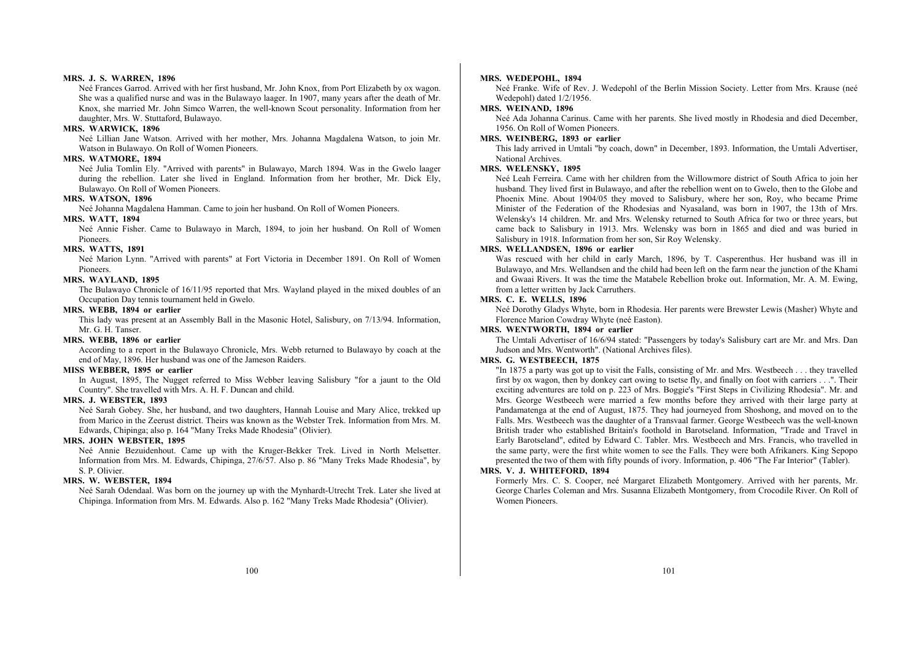**MRS. J. S. WARREN, 1896**

Neé Frances Garrod. Arrived with her first husband, Mr. John Knox, from Port Elizabeth by ox wagon. She was a qualified nurse and was in the Bulawayo laager. In 1907, many years after the death of Mr. Knox, she married Mr. John Simco Warren, the well-known Scout personality. Information from her daughter, Mrs. W. Stuttaford, Bulawayo.

**MRS. WARWICK, 1896**

Neé Lillian Jane Watson. Arrived with her mother, Mrs. Johanna Magdalena Watson, to join Mr. Watson in Bulawayo. On Roll of Women Pioneers.

**MRS. WATMORE, 1894**

Neé Julia Tomlin Ely. "Arrived with parents" in Bulawayo, March 1894. Was in the Gwelo laager during the rebellion. Later she lived in England. Information from her brother, Mr. Dick Ely, Bulawayo. On Roll of Women Pioneers.

**MRS. WATSON, 1896**

Neé Johanna Magdalena Hamman. Came to join her husband. On Roll of Women Pioneers.

**MRS. WATT, 1894**

Neé Annie Fisher. Came to Bulawayo in March, 1894, to join her husband. On Roll of Women Pioneers.

**MRS. WATTS, 1891**

Neé Marion Lynn. "Arrived with parents" at Fort Victoria in December 1891. On Roll of Women Pioneers.

**MRS. WAYLAND, 1895**

The Bulawayo Chronicle of 16/11/95 reported that Mrs. Wayland played in the mixed doubles of an Occupation Day tennis tournament held in Gwelo.

**MRS. WEBB, 1894 or earlier**

This lady was present at an Assembly Ball in the Masonic Hotel, Salisbury, on 7/13/94. Information, Mr. G. H. Tanser.

**MRS. WEBB, 1896 or earlier**

According to a report in the Bulawayo Chronicle, Mrs. Webb returned to Bulawayo by coach at the end of May, 1896. Her husband was one of the Jameson Raiders.

**MISS WEBBER, 1895 or earlier**

In August, 1895, The Nugget referred to Miss Webber leaving Salisbury "for a jaunt to the Old Country". She travelled with Mrs. A. H. F. Duncan and child.

**MRS. J. WEBSTER, 1893**

Neé Sarah Gobey. She, her husband, and two daughters, Hannah Louise and Mary Alice, trekked up from Marico in the Zeerust district. Theirs was known as the Webster Trek. Information from Mrs. M. Edwards, Chipinga; also p. 164 "Many Treks Made Rhodesia" (Olivier).

**MRS. JOHN WEBSTER, 1895**

Neé Annie Bezuidenhout. Came up with the Kruger-Bekker Trek. Lived in North Melsetter. Information from Mrs. M. Edwards, Chipinga, 27/6/57. Also p. 86 "Many Treks Made Rhodesia", by S. P. Olivier.

**MRS. W. WEBSTER, 1894**

Neé Sarah Odendaal. Was born on the journey up with the Mynhardt-Utrecht Trek. Later she lived at Chipinga. Information from Mrs. M. Edwards. Also p. 162 "Many Treks Made Rhodesia" (Olivier).

**MRS. WEDEPOHL, 1894**

Neé Franke. Wife of Rev. J. Wedepohl of the Berlin Mission Society. Letter from Mrs. Krause (neé Wedepohl) dated 1/2/1956.

**MRS. WEINAND, 1896**

Neé Ada Johanna Carinus. Came with her parents. She lived mostly in Rhodesia and died December, 1956. On Roll of Women Pioneers.

**MRS. WEINBERG, 1893 or earlier**

This lady arrived in Umtali "by coach, down" in December, 1893. Information, the Umtali Advertiser, National Archives.

**MRS. WELENSKY, 1895**

Neé Leah Ferreira. Came with her children from the Willowmore district of South Africa to join her husband. They lived first in Bulawayo, and after the rebellion went on to Gwelo, then to the Globe and Phoenix Mine. About 1904/05 they moved to Salisbury, where her son, Roy, who became Prime Minister of the Federation of the Rhodesias and Nyasaland, was born in 1907, the 13th of Mrs. Welensky's 14 children. Mr. and Mrs. Welensky returned to South Africa for two or three years, but came back to Salisbury in 1913. Mrs. Welensky was born in 1865 and died and was buried in Salisbury in 1918. Information from her son, Sir Roy Welensky.

**MRS. WELLANDSEN, 1896 or earlier**

Was rescued with her child in early March, 1896, by T. Casperenthus. Her husband was ill in Bulawayo, and Mrs. Wellandsen and the child had been left on the farm near the junction of the Khami and Gwaai Rivers. It was the time the Matabele Rebellion broke out. Information, Mr. A. M. Ewing, from a letter written by Jack Carruthers.

**MRS. C. E. WELLS, 1896**

Neé Dorothy Gladys Whyte, born in Rhodesia. Her parents were Brewster Lewis (Masher) Whyte and Florence Marion Cowdray Whyte (neé Easton).

**MRS. WENTWORTH, 1894 or earlier**

The Umtali Advertiser of 16/6/94 stated: "Passengers by today's Salisbury cart are Mr. and Mrs. Dan Judson and Mrs. Wentworth". (National Archives files).

**MRS. G. WESTBEECH, 1875**

"In 1875 a party was got up to visit the Falls, consisting of Mr. and Mrs. Westbeech . . . they travelled first by ox wagon, then by donkey cart owing to tsetse fly, and finally on foot with carriers . . .". Their exciting adventures are told on p. 223 of Mrs. Boggie's "First Steps in Civilizing Rhodesia". Mr. and Mrs. George Westbeech were married a few months before they arrived with their large party at Pandamatenga at the end of August, 1875. They had journeyed from Shoshong, and moved on to the Falls. Mrs. Westbeech was the daughter of a Transvaal farmer. George Westbeech was the well-known British trader who established Britain's foothold in Barotseland. Information, "Trade and Travel in Early Barotseland", edited by Edward C. Tabler. Mrs. Westbeech and Mrs. Francis, who travelled in the same party, were the first white women to see the Falls. They were both Afrikaners. King Sepopo presented the two of them with fifty pounds of ivory. Information, p. 406 "The Far Interior" (Tabler).

**MRS. V. J. WHITEFORD, 1894**

Formerly Mrs. C. S. Cooper, neé Margaret Elizabeth Montgomery. Arrived with her parents, Mr. George Charles Coleman and Mrs. Susanna Elizabeth Montgomery, from Crocodile River. On Roll of Women Pioneers.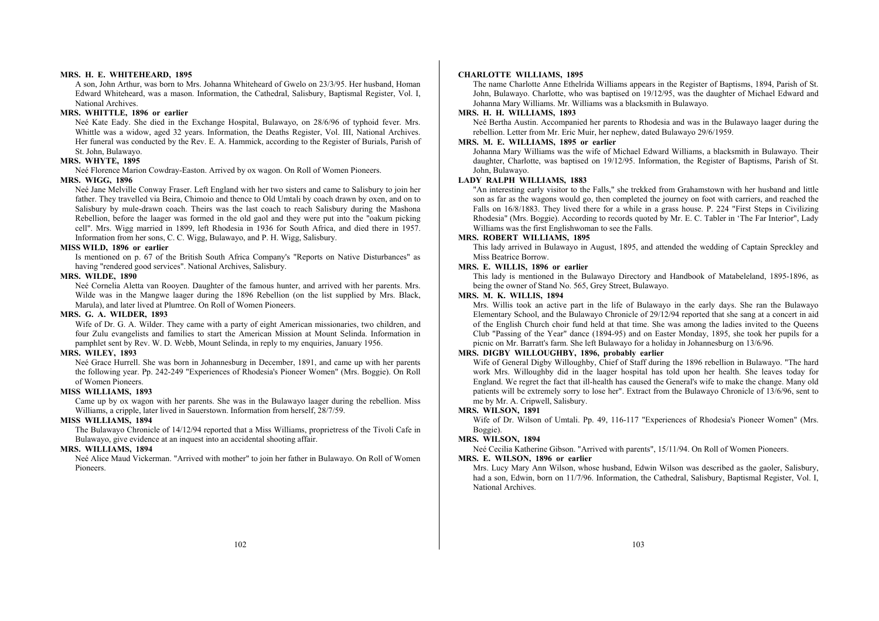**MRS. H. E. WHITEHEARD, 1895**

A son, John Arthur, was born to Mrs. Johanna Whiteheard of Gwelo on 23/3/95. Her husband, Homan Edward Whiteheard, was a mason. Information, the Cathedral, Salisbury, Baptismal Register, Vol. I, National Archives.

**MRS. WHITTLE, 1896 or earlier**

Neé Kate Eady. She died in the Exchange Hospital, Bulawayo, on 28/6/96 of typhoid fever. Mrs. Whittle was a widow, aged 32 years. Information, the Deaths Register, Vol. III, National Archives. Her funeral was conducted by the Rev. E. A. Hammick, according to the Register of Burials, Parish of St. John, Bulawayo.

**MRS. WHYTE, 1895**

Neé Florence Marion Cowdray-Easton. Arrived by ox wagon. On Roll of Women Pioneers.

**MRS. WIGG, 1896**

Neé Jane Melville Conway Fraser. Left England with her two sisters and came to Salisbury to join her father. They travelled via Beira, Chimoio and thence to Old Umtali by coach drawn by oxen, and on to Salisbury by mule-drawn coach. Theirs was the last coach to reach Salisbury during the Mashona Rebellion, before the laager was formed in the old gaol and they were put into the "oakum picking cell". Mrs. Wigg married in 1899, left Rhodesia in 1936 for South Africa, and died there in 1957. Information from her sons, C. C. Wigg, Bulawayo, and P. H. Wigg, Salisbury.

**MISS WILD, 1896 or earlier**

Is mentioned on p. 67 of the British South Africa Company's "Reports on Native Disturbances" as having "rendered good services". National Archives, Salisbury.

**MRS. WILDE, 1890**

Neé Cornelia Aletta van Rooyen. Daughter of the famous hunter, and arrived with her parents. Mrs. Wilde was in the Mangwe laager during the 1896 Rebellion (on the list supplied by Mrs. Black, Marula), and later lived at Plumtree. On Roll of Women Pioneers.

**MRS. G. A. WILDER, 1893**

Wife of Dr. G. A. Wilder. They came with a party of eight American missionaries, two children, and four Zulu evangelists and families to start the American Mission at Mount Selinda. Information in pamphlet sent by Rev. W. D. Webb, Mount Selinda, in reply to my enquiries, January 1956.

**MRS. WILEY, 1893**

Neé Grace Hurrell. She was born in Johannesburg in December, 1891, and came up with her parents the following year. Pp. 242-249 "Experiences of Rhodesia's Pioneer Women" (Mrs. Boggie). On Roll of Women Pioneers.

**MISS WILLIAMS, 1893**

Came up by ox wagon with her parents. She was in the Bulawayo laager during the rebellion. Miss Williams, a cripple, later lived in Sauerstown. Information from herself, 28/7/59.

**MISS WILLIAMS, 1894**

The Bulawayo Chronicle of 14/12/94 reported that a Miss Williams, proprietress of the Tivoli Cafe in Bulawayo, give evidence at an inquest into an accidental shooting affair.

**MRS. WILLIAMS, 1894**

Neé Alice Maud Vickerman. "Arrived with mother" to join her father in Bulawayo. On Roll of Women Pioneers.

**CHARLOTTE WILLIAMS, 1895**

The name Charlotte Anne Ethelrida Williams appears in the Register of Baptisms, 1894, Parish of St. John, Bulawayo. Charlotte, who was baptised on 19/12/95, was the daughter of Michael Edward and Johanna Mary Williams. Mr. Williams was a blacksmith in Bulawayo.

**MRS. H. H. WILLIAMS, 1893**

Neé Bertha Austin. Accompanied her parents to Rhodesia and was in the Bulawayo laager during the rebellion. Letter from Mr. Eric Muir, her nephew, dated Bulawayo 29/6/1959.

**MRS. M. E. WILLIAMS, 1895 or earlier**

Johanna Mary Williams was the wife of Michael Edward Williams, a blacksmith in Bulawayo. Their daughter, Charlotte, was baptised on 19/12/95. Information, the Register of Baptisms, Parish of St. John, Bulawayo.

**LADY RALPH WILLIAMS, 1883**

"An interesting early visitor to the Falls," she trekked from Grahamstown with her husband and little son as far as the wagons would go, then completed the journey on foot with carriers, and reached the Falls on 16/8/1883. They lived there for a while in a grass house. P. 224 "First Steps in Civilizing Rhodesia" (Mrs. Boggie). According to records quoted by Mr. E. C. Tabler in 'The Far Interior", Lady Williams was the first Englishwoman to see the Falls.

**MRS. ROBERT WILLIAMS, 1895**

This lady arrived in Bulawayo in August, 1895, and attended the wedding of Captain Spreckley and Miss Beatrice Borrow.

**MRS. E. WILLIS, 1896 or earlier**

This lady is mentioned in the Bulawayo Directory and Handbook of Matabeleland, 1895-1896, as being the owner of Stand No. 565, Grey Street, Bulawayo.

**MRS. M. K. WILLIS, 1894**

Mrs. Willis took an active part in the life of Bulawayo in the early days. She ran the Bulawayo Elementary School, and the Bulawayo Chronicle of 29/12/94 reported that she sang at a concert in aid of the English Church choir fund held at that time. She was among the ladies invited to the Queens Club "Passing of the Year" dance (1894-95) and on Easter Monday, 1895, she took her pupils for a picnic on Mr. Barratt's farm. She left Bulawayo for a holiday in Johannesburg on 13/6/96.

**MRS. DIGBY WILLOUGHBY, 1896, probably earlier**

Wife of General Digby Willoughby, Chief of Staff during the 1896 rebellion in Bulawayo. "The hard work Mrs. Willoughby did in the laager hospital has told upon her health. She leaves today for England. We regret the fact that ill-health has caused the General's wife to make the change. Many old patients will be extremely sorry to lose her". Extract from the Bulawayo Chronicle of 13/6/96, sent to me by Mr. A. Cripwell, Salisbury.

**MRS. WILSON, 1891**

Wife of Dr. Wilson of Umtali. Pp. 49, 116-117 "Experiences of Rhodesia's Pioneer Women" (Mrs. Boggie).

**MRS. WILSON, 1894**

Neé Cecilia Katherine Gibson. "Arrived with parents", 15/11/94. On Roll of Women Pioneers.

**MRS. E. WILSON, 1896 or earlier**

Mrs. Lucy Mary Ann Wilson, whose husband, Edwin Wilson was described as the gaoler, Salisbury, had a son, Edwin, born on 11/7/96. Information, the Cathedral, Salisbury, Baptismal Register, Vol. I, National Archives.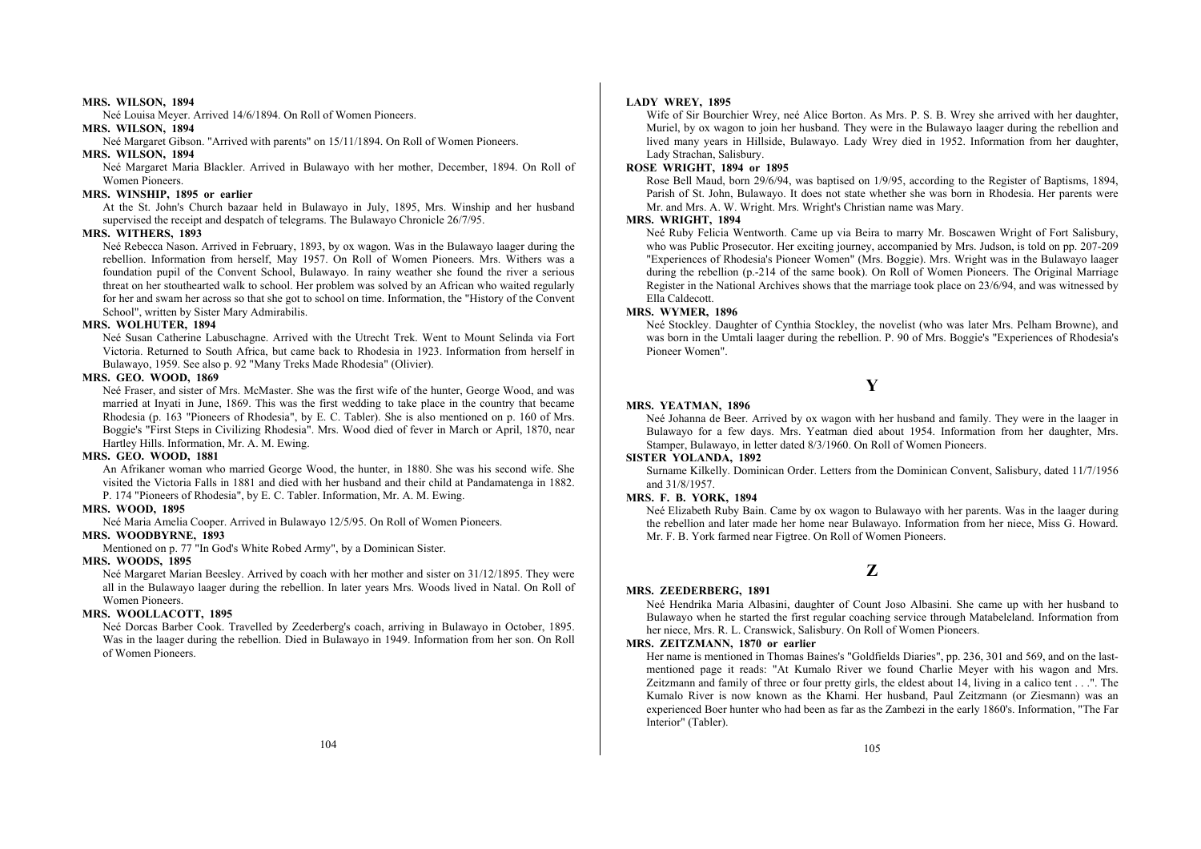**MRS. WILSON, 1894**

Neé Louisa Meyer. Arrived 14/6/1894. On Roll of Women Pioneers.

**MRS. WILSON, 1894**

Neé Margaret Gibson. "Arrived with parents" on 15/11/1894. On Roll of Women Pioneers.

**MRS. WILSON, 1894**

Neé Margaret Maria Blackler. Arrived in Bulawayo with her mother, December, 1894. On Roll of Women Pioneers.

**MRS. WINSHIP, 1895 or earlier**

At the St. John's Church bazaar held in Bulawayo in July, 1895, Mrs. Winship and her husband supervised the receipt and despatch of telegrams. The Bulawayo Chronicle 26/7/95.

**MRS. WITHERS, 1893**

Neé Rebecca Nason. Arrived in February, 1893, by ox wagon. Was in the Bulawayo laager during the rebellion. Information from herself, May 1957. On Roll of Women Pioneers. Mrs. Withers was a foundation pupil of the Convent School, Bulawayo. In rainy weather she found the river a serious threat on her stouthearted walk to school. Her problem was solved by an African who waited regularly for her and swam her across so that she got to school on time. Information, the "History of the Convent School", written by Sister Mary Admirabilis.

**MRS. WOLHUTER, 1894**

Neé Susan Catherine Labuschagne. Arrived with the Utrecht Trek. Went to Mount Selinda via Fort Victoria. Returned to South Africa, but came back to Rhodesia in 1923. Information from herself in Bulawayo, 1959. See also p. 92 "Many Treks Made Rhodesia" (Olivier).

**MRS. GEO. WOOD, 1869**

Neé Fraser, and sister of Mrs. McMaster. She was the first wife of the hunter, George Wood, and was married at Inyati in June, 1869. This was the first wedding to take place in the country that became Rhodesia (p. 163 "Pioneers of Rhodesia", by E. C. Tabler). She is also mentioned on p. 160 of Mrs. Boggie's "First Steps in Civilizing Rhodesia". Mrs. Wood died of fever in March or April, 1870, near Hartley Hills. Information, Mr. A. M. Ewing.

**MRS. GEO. WOOD, 1881**

An Afrikaner woman who married George Wood, the hunter, in 1880. She was his second wife. She visited the Victoria Falls in 1881 and died with her husband and their child at Pandamatenga in 1882. P. 174 "Pioneers of Rhodesia", by E. C. Tabler. Information, Mr. A. M. Ewing.

**MRS. WOOD, 1895**

Neé Maria Amelia Cooper. Arrived in Bulawayo 12/5/95. On Roll of Women Pioneers.

**MRS. WOODBYRNE, 1893**

Mentioned on p. 77 "In God's White Robed Army", by a Dominican Sister.

**MRS. WOODS, 1895**

Neé Margaret Marian Beesley. Arrived by coach with her mother and sister on 31/12/1895. They were all in the Bulawayo laager during the rebellion. In later years Mrs. Woods lived in Natal. On Roll of Women Pioneers.

**MRS. WOOLLACOTT, 1895**

Neé Dorcas Barber Cook. Travelled by Zeederberg's coach, arriving in Bulawayo in October, 1895. Was in the laager during the rebellion. Died in Bulawayo in 1949. Information from her son. On Roll of Women Pioneers.

**LADY WREY, 1895**

Wife of Sir Bourchier Wrey, neé Alice Borton. As Mrs. P. S. B. Wrey she arrived with her daughter, Muriel, by ox wagon to join her husband. They were in the Bulawayo laager during the rebellion and lived many years in Hillside, Bulawayo. Lady Wrey died in 1952. Information from her daughter, Lady Strachan, Salisbury.

**ROSE WRIGHT, 1894 or 1895**

Rose Bell Maud, born 29/6/94, was baptised on 1/9/95, according to the Register of Baptisms, 1894, Parish of St. John, Bulawayo. It does not state whether she was born in Rhodesia. Her parents were Mr. and Mrs. A. W. Wright. Mrs. Wright's Christian name was Mary.

**MRS. WRIGHT, 1894**

Neé Ruby Felicia Wentworth. Came up via Beira to marry Mr. Boscawen Wright of Fort Salisbury, who was Public Prosecutor. Her exciting journey, accompanied by Mrs. Judson, is told on pp. 207-209 "Experiences of Rhodesia's Pioneer Women" (Mrs. Boggie). Mrs. Wright was in the Bulawayo laager during the rebellion (p.-214 of the same book). On Roll of Women Pioneers. The Original Marriage Register in the National Archives shows that the marriage took place on 23/6/94, and was witnessed by Ella Caldecott.

**MRS. WYMER, 1896**

Neé Stockley. Daughter of Cynthia Stockley, the novelist (who was later Mrs. Pelham Browne), and was born in the Umtali laager during the rebellion. P. 90 of Mrs. Boggie's "Experiences of Rhodesia's Pioneer Women".

## Y

**MRS. YEATMAN, 1896**

Neé Johanna de Beer. Arrived by ox wagon with her husband and family. They were in the laager in Bulawayo for a few days. Mrs. Yeatman died about 1954. Information from her daughter, Mrs. Stamper, Bulawayo, in letter dated 8/3/1960. On Roll of Women Pioneers.

**SISTER YOLANDA, 1892**

Surname Kilkelly. Dominican Order. Letters from the Dominican Convent, Salisbury, dated 11/7/1956 and 31/8/1957.

**MRS. F. B. YORK, 1894**

Neé Elizabeth Ruby Bain. Came by ox wagon to Bulawayo with her parents. Was in the laager during the rebellion and later made her home near Bulawayo. Information from her niece, Miss G. Howard. Mr. F. B. York farmed near Figtree. On Roll of Women Pioneers.

## Z

**MRS. ZEEDERBERG, 1891**

Neé Hendrika Maria Albasini, daughter of Count Joso Albasini. She came up with her husband to Bulawayo when he started the first regular coaching service through Matabeleland. Information from her niece, Mrs. R. L. Cranswick, Salisbury. On Roll of Women Pioneers.

**MRS. ZEITZMANN, 1870 or earlier**

Her name is mentioned in Thomas Baines's "Goldfields Diaries", pp. 236, 301 and 569, and on the last-mentioned page it reads: "At Kumalo River we found Charlie Meyer with his wagon and Mrs. Zeitzmann and family of three or four pretty girls, the eldest about 14, living in a calico tent . . .". The Kumalo River is now known as the Khami. Her husband, Paul Zeitzmann (or Ziesmann) was an experienced Boer hunter who had been as far as the Zambezi in the early 1860's. Information, "The Far Interior" (Tabler).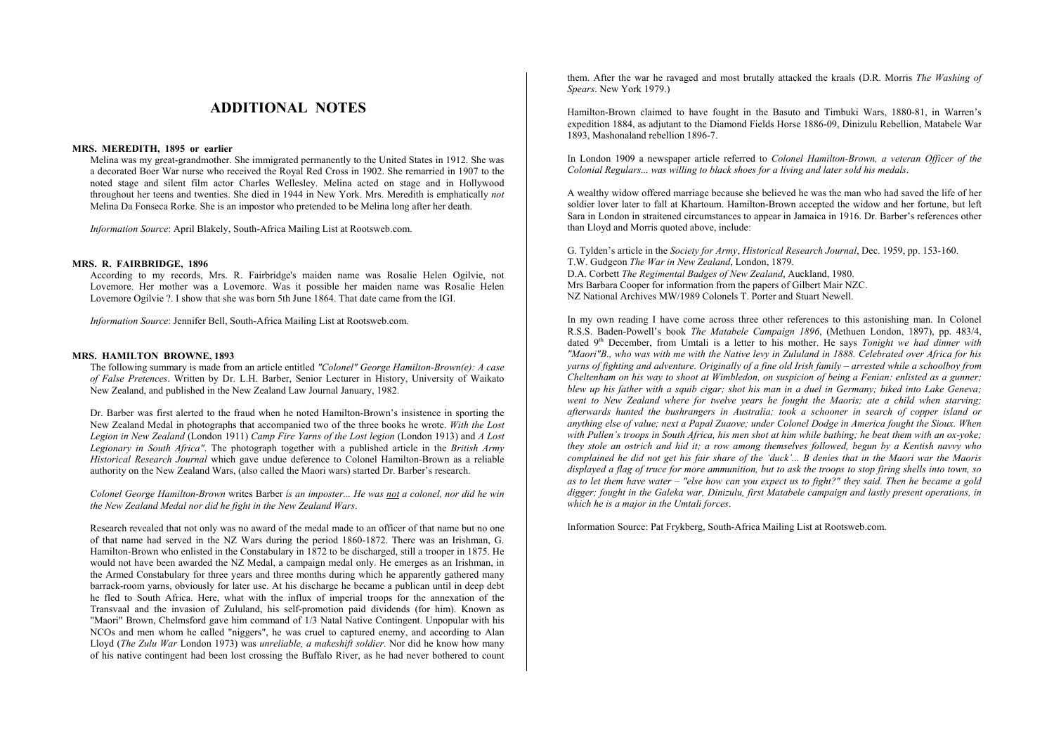# ADDITIONAL NOTES

**MRS. MEREDITH, 1895 or earlier**

Melina was my great-grandmother. She immigrated permanently to the United States in 1912. She was a decorated Boer War nurse who received the Royal Red Cross in 1902. She remarried in 1907 to the noted stage and silent film actor Charles Wellesley. Melina acted on stage and in Hollywood throughout her teens and twenties. She died in 1944 in New York. Mrs. Meredith is emphatically *not* Melina Da Fonseca Rorke. She is an impostor who pretended to be Melina long after her death.

*Information Source*: April Blakely, South-Africa Mailing List at Rootsweb.com.

**MRS. R. FAIRBRIDGE, 1896**

According to my records, Mrs. R. Fairbridge's maiden name was Rosalie Helen Ogilvie, not Lovemore. Her mother was a Lovemore. Was it possible her maiden name was Rosalie Helen Lovemore Ogilvie ?. I show that she was born 5th June 1864. That date came from the IGI.

*Information Source*: Jennifer Bell, South-Africa Mailing List at Rootsweb.com.

**MRS. HAMILTON BROWNE, 1893**

The following summary is made from an article entitled *"Colonel" George Hamilton-Brown(e): A case of False Pretences*. Written by Dr. L.H. Barber, Senior Lecturer in History, University of Waikato New Zealand, and published in the New Zealand Law Journal January, 1982.

Dr. Barber was first alerted to the fraud when he noted Hamilton-Brown's insistence in sporting the New Zealand Medal in photographs that accompanied two of the three books he wrote. *With the Lost Legion in New Zealand* (London 1911) *Camp Fire Yarns of the Lost legion* (London 1913) and *A Lost Legionary in South Africa"*. The photograph together with a published article in the *British Army Historical Research Journal* which gave undue deference to Colonel Hamilton-Brown as a reliable authority on the New Zealand Wars, (also called the Maori wars) started Dr. Barber's research.

*Colonel George Hamilton-Brown* writes Barber *is an imposter... He was not a colonel, nor did he win the New Zealand Medal nor did he fight in the New Zealand Wars*.

Research revealed that not only was no award of the medal made to an officer of that name but no one of that name had served in the NZ Wars during the period 1860-1872. There was an Irishman, G. Hamilton-Brown who enlisted in the Constabulary in 1872 to be discharged, still a trooper in 1875. He would not have been awarded the NZ Medal, a campaign medal only. He emerges as an Irishman, in the Armed Constabulary for three years and three months during which he apparently gathered many barrack-room yarns, obviously for later use. At his discharge he became a publican until in deep debt he fled to South Africa. Here, what with the influx of imperial troops for the annexation of the Transvaal and the invasion of Zululand, his self-promotion paid dividends (for him). Known as "Maori" Brown, Chelmsford gave him command of 1/3 Natal Native Contingent. Unpopular with his NCOs and men whom he called "niggers", he was cruel to captured enemy, and according to Alan Lloyd (*The Zulu War* London 1973) was *unreliable, a makeshift soldier*. Nor did he know how many of his native contingent had been lost crossing the Buffalo River, as he had never bothered to count them. After the war he ravaged and most brutally attacked the kraals (D.R. Morris *The Washing of Spears*. New York 1979.)

Hamilton-Brown claimed to have fought in the Basuto and Timbuki Wars, 1880-81, in Warren's expedition 1884, as adjutant to the Diamond Fields Horse 1886-09, Dinizulu Rebellion, Matabele War 1893, Mashonaland rebellion 1896-7.

In London 1909 a newspaper article referred to *Colonel Hamilton-Brown, a veteran Officer of the Colonial Regulars... was willing to black shoes for a living and later sold his medals*.

A wealthy widow offered marriage because she believed he was the man who had saved the life of her soldier lover later to fall at Khartoum. Hamilton-Brown accepted the widow and her fortune, but left Sara in London in straitened circumstances to appear in Jamaica in 1916. Dr. Barber's references other than Lloyd and Morris quoted above, include:

G. Tylden's article in the *Society for Army*, *Historical Research Journal*, Dec. 1959, pp. 153-160.
T.W. Gudgeon *The War in New Zealand*, London, 1879.
D.A. Corbett *The Regimental Badges of New Zealand*, Auckland, 1980.
Mrs Barbara Cooper for information from the papers of Gilbert Mair NZC.
NZ National Archives MW/1989 Colonels T. Porter and Stuart Newell.

In my own reading I have come across three other references to this astonishing man. In Colonel R.S.S. Baden-Powell's book *The Matabele Campaign 1896*, (Methuen London, 1897), pp. 483/4, dated 9th December, from Umtali is a letter to his mother. He says *Tonight we had dinner with "Maori"B., who was with me with the Native levy in Zululand in 1888. Celebrated over Africa for his yarns of fighting and adventure. Originally of a fine old Irish family – arrested while a schoolboy from Cheltenham on his way to shoot at Wimbledon, on suspicion of being a Fenian: enlisted as a gunner; blew up his father with a squib cigar; shot his man in a duel in Germany; biked into Lake Geneva; went to New Zealand where for twelve years he fought the Maoris; ate a child when starving; afterwards hunted the bushrangers in Australia; took a schooner in search of copper island or anything else of value; next a Papal Zuaove; under Colonel Dodge in America fought the Sioux. When with Pullen's troops in South Africa, his men shot at him while bathing; he beat them with an ox-yoke; they stole an ostrich and hid it; a row among themselves followed, begun by a Kentish navvy who complained he did not get his fair share of the 'duck'... B denies that in the Maori war the Maoris displayed a flag of truce for more ammunition, but to ask the troops to stop firing shells into town, so as to let them have water – "else how can you expect us to fight?" they said. Then he became a gold digger; fought in the Galeka war, Dinizulu, first Matabele campaign and lastly present operations, in which he is a major in the Umtali forces*.

Information Source: Pat Frykberg, South-Africa Mailing List at Rootsweb.com.